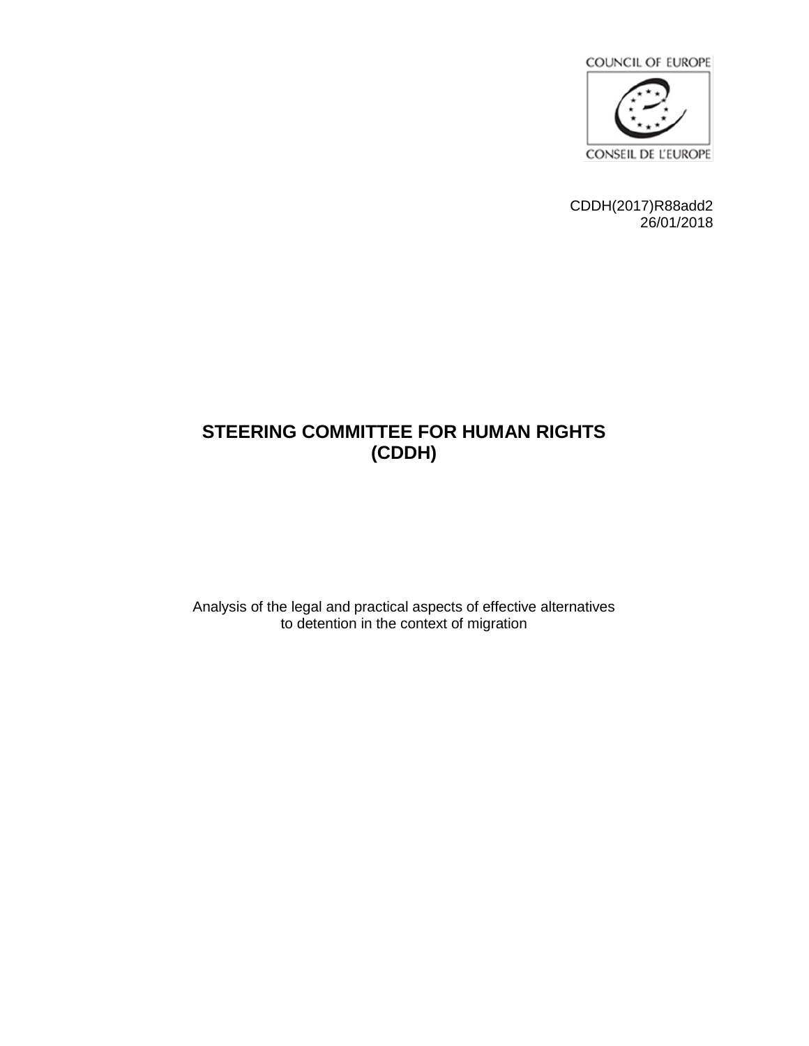COUNCIL OF EUROPE

CONSEIL DE L'EUROPE

CDDH(2017)R88add2
26/01/2018

# STEERING COMMITTEE FOR HUMAN RIGHTS (CDDH)

Analysis of the legal and practical aspects of effective alternatives to detention in the context of migration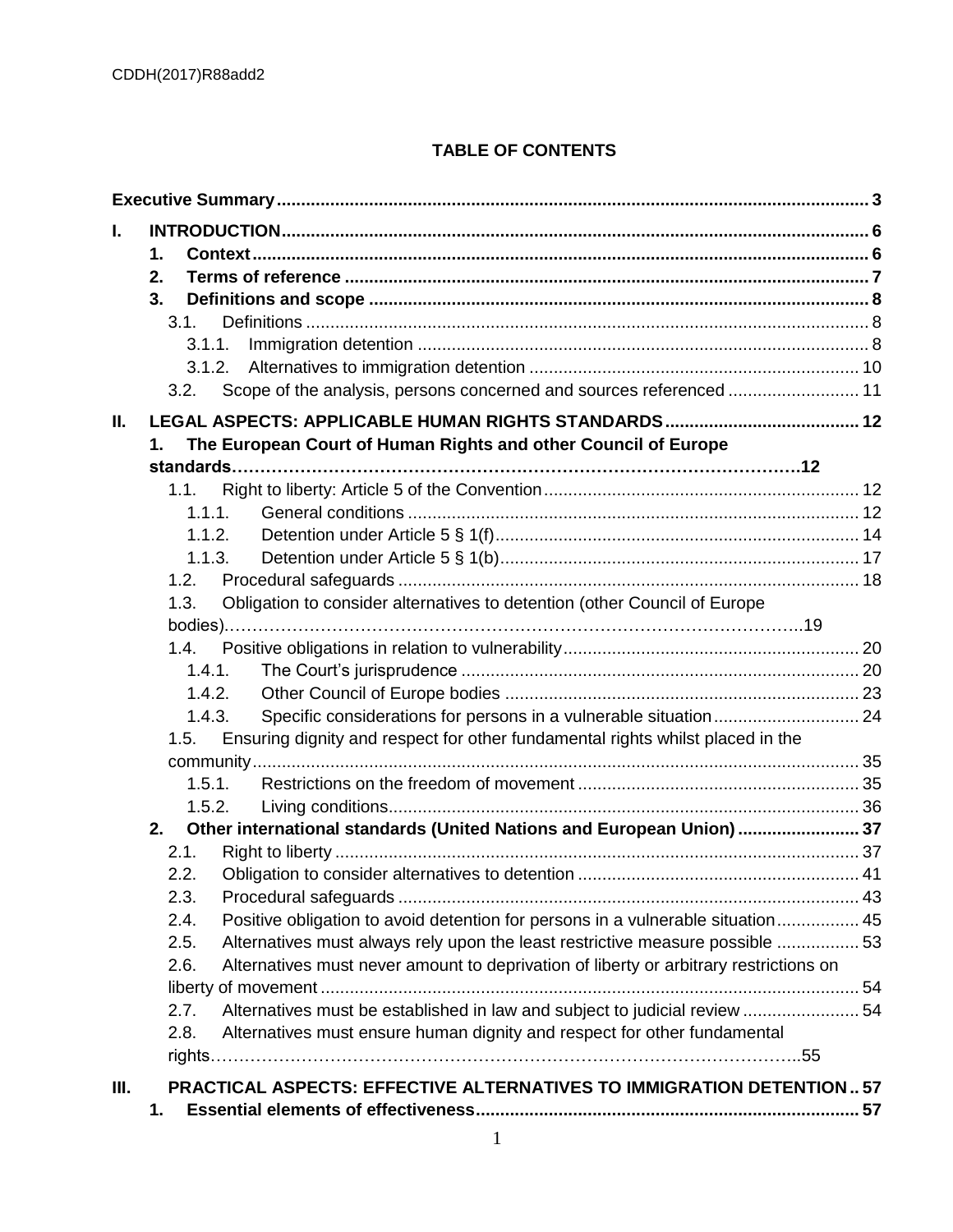## TABLE OF CONTENTS

**Executive Summary** ........ 3

**I. INTRODUCTION** ........ 6

- **1. Context** ........ 6
- **2. Terms of reference** ........ 7
- **3. Definitions and scope** ........ 8
  - 3.1. Definitions ........ 8
    - 3.1.1. Immigration detention ........ 8
    - 3.1.2. Alternatives to immigration detention ........ 10
  - 3.2. Scope of the analysis, persons concerned and sources referenced ........ 11

**II. LEGAL ASPECTS: APPLICABLE HUMAN RIGHTS STANDARDS** ........ 12

- **1. The European Court of Human Rights and other Council of Europe standards** ........ 12
  - 1.1. Right to liberty: Article 5 of the Convention ........ 12
    - 1.1.1. General conditions ........ 12
    - 1.1.2. Detention under Article 5 § 1(f) ........ 14
    - 1.1.3. Detention under Article 5 § 1(b) ........ 17
  - 1.2. Procedural safeguards ........ 18
  - 1.3. Obligation to consider alternatives to detention (other Council of Europe bodies) ........ 19
  - 1.4. Positive obligations in relation to vulnerability ........ 20
    - 1.4.1. The Court's jurisprudence ........ 20
    - 1.4.2. Other Council of Europe bodies ........ 23
    - 1.4.3. Specific considerations for persons in a vulnerable situation ........ 24
  - 1.5. Ensuring dignity and respect for other fundamental rights whilst placed in the community ........ 35
    - 1.5.1. Restrictions on the freedom of movement ........ 35
    - 1.5.2. Living conditions ........ 36
- **2. Other international standards (United Nations and European Union)** ........ 37
  - 2.1. Right to liberty ........ 37
  - 2.2. Obligation to consider alternatives to detention ........ 41
  - 2.3. Procedural safeguards ........ 43
  - 2.4. Positive obligation to avoid detention for persons in a vulnerable situation ........ 45
  - 2.5. Alternatives must always rely upon the least restrictive measure possible ........ 53
  - 2.6. Alternatives must never amount to deprivation of liberty or arbitrary restrictions on liberty of movement ........ 54
  - 2.7. Alternatives must be established in law and subject to judicial review ........ 54
  - 2.8. Alternatives must ensure human dignity and respect for other fundamental rights ........ 55

**III. PRACTICAL ASPECTS: EFFECTIVE ALTERNATIVES TO IMMIGRATION DETENTION** ........ 57

- **1. Essential elements of effectiveness** ........ 57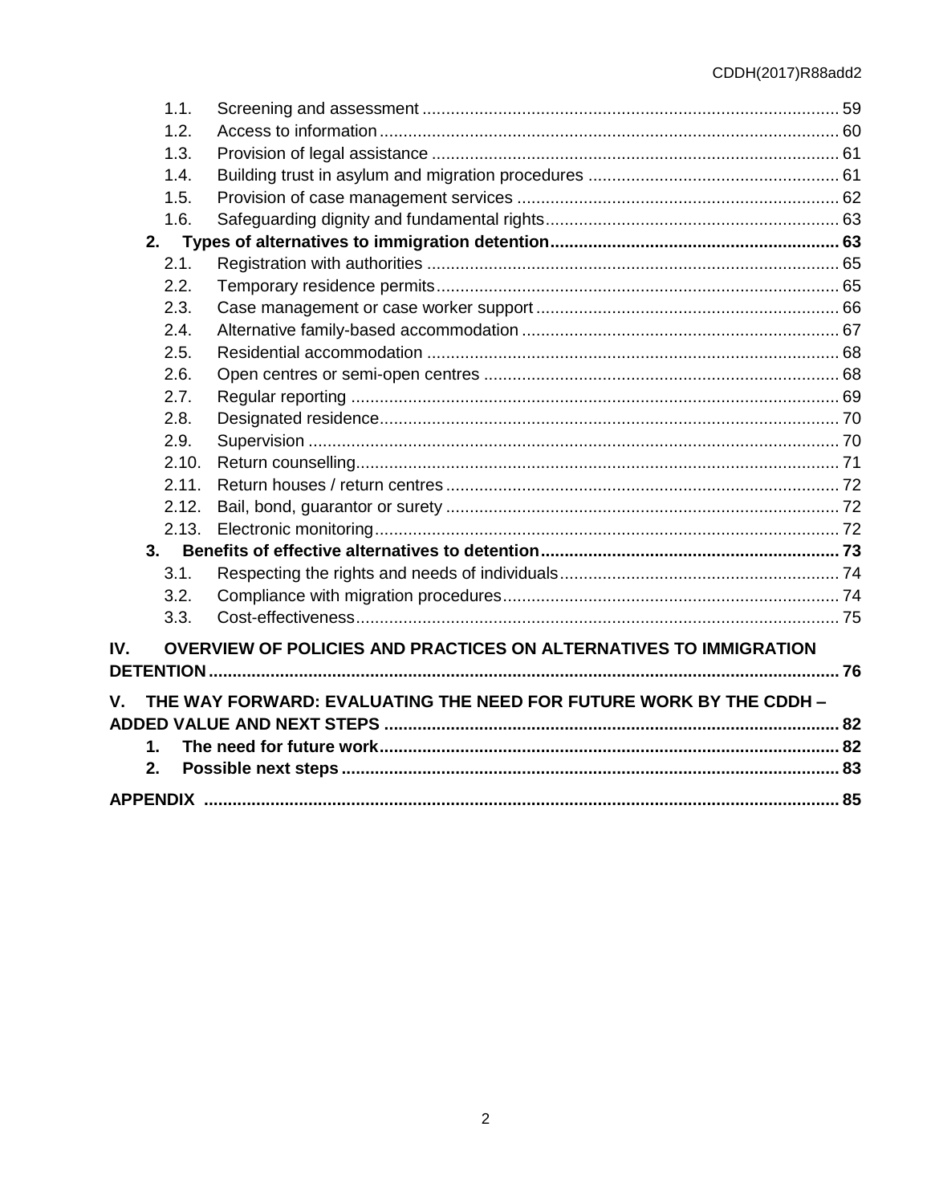1.1. Screening and assessment ... 59
1.2. Access to information ... 60
1.3. Provision of legal assistance ... 61
1.4. Building trust in asylum and migration procedures ... 61
1.5. Provision of case management services ... 62
1.6. Safeguarding dignity and fundamental rights ... 63

**2. Types of alternatives to immigration detention ... 63**

2.1. Registration with authorities ... 65
2.2. Temporary residence permits ... 65
2.3. Case management or case worker support ... 66
2.4. Alternative family-based accommodation ... 67
2.5. Residential accommodation ... 68
2.6. Open centres or semi-open centres ... 68
2.7. Regular reporting ... 69
2.8. Designated residence ... 70
2.9. Supervision ... 70
2.10. Return counselling ... 71
2.11. Return houses / return centres ... 72
2.12. Bail, bond, guarantor or surety ... 72
2.13. Electronic monitoring ... 72

**3. Benefits of effective alternatives to detention ... 73**

3.1. Respecting the rights and needs of individuals ... 74
3.2. Compliance with migration procedures ... 74
3.3. Cost-effectiveness ... 75

**IV. OVERVIEW OF POLICIES AND PRACTICES ON ALTERNATIVES TO IMMIGRATION DETENTION ... 76**

**V. THE WAY FORWARD: EVALUATING THE NEED FOR FUTURE WORK BY THE CDDH – ADDED VALUE AND NEXT STEPS ... 82**

**1. The need for future work ... 82**

**2. Possible next steps ... 83**

**APPENDIX ... 85**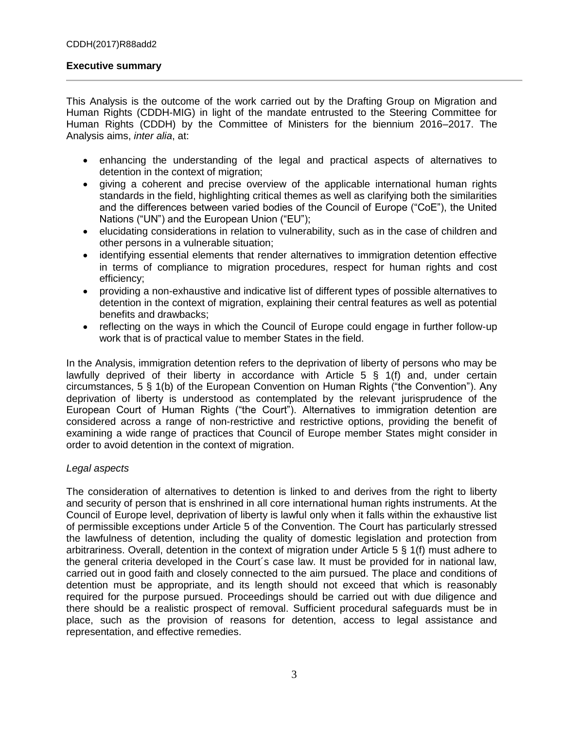## Executive summary

This Analysis is the outcome of the work carried out by the Drafting Group on Migration and Human Rights (CDDH-MIG) in light of the mandate entrusted to the Steering Committee for Human Rights (CDDH) by the Committee of Ministers for the biennium 2016–2017. The Analysis aims, *inter alia*, at:

- enhancing the understanding of the legal and practical aspects of alternatives to detention in the context of migration;
- giving a coherent and precise overview of the applicable international human rights standards in the field, highlighting critical themes as well as clarifying both the similarities and the differences between varied bodies of the Council of Europe ("CoE"), the United Nations ("UN") and the European Union ("EU");
- elucidating considerations in relation to vulnerability, such as in the case of children and other persons in a vulnerable situation;
- identifying essential elements that render alternatives to immigration detention effective in terms of compliance to migration procedures, respect for human rights and cost efficiency;
- providing a non-exhaustive and indicative list of different types of possible alternatives to detention in the context of migration, explaining their central features as well as potential benefits and drawbacks;
- reflecting on the ways in which the Council of Europe could engage in further follow-up work that is of practical value to member States in the field.

In the Analysis, immigration detention refers to the deprivation of liberty of persons who may be lawfully deprived of their liberty in accordance with Article 5 § 1(f) and, under certain circumstances, 5 § 1(b) of the European Convention on Human Rights ("the Convention"). Any deprivation of liberty is understood as contemplated by the relevant jurisprudence of the European Court of Human Rights ("the Court"). Alternatives to immigration detention are considered across a range of non-restrictive and restrictive options, providing the benefit of examining a wide range of practices that Council of Europe member States might consider in order to avoid detention in the context of migration.

*Legal aspects*

The consideration of alternatives to detention is linked to and derives from the right to liberty and security of person that is enshrined in all core international human rights instruments. At the Council of Europe level, deprivation of liberty is lawful only when it falls within the exhaustive list of permissible exceptions under Article 5 of the Convention. The Court has particularly stressed the lawfulness of detention, including the quality of domestic legislation and protection from arbitrariness. Overall, detention in the context of migration under Article 5 § 1(f) must adhere to the general criteria developed in the Court´s case law. It must be provided for in national law, carried out in good faith and closely connected to the aim pursued. The place and conditions of detention must be appropriate, and its length should not exceed that which is reasonably required for the purpose pursued. Proceedings should be carried out with due diligence and there should be a realistic prospect of removal. Sufficient procedural safeguards must be in place, such as the provision of reasons for detention, access to legal assistance and representation, and effective remedies.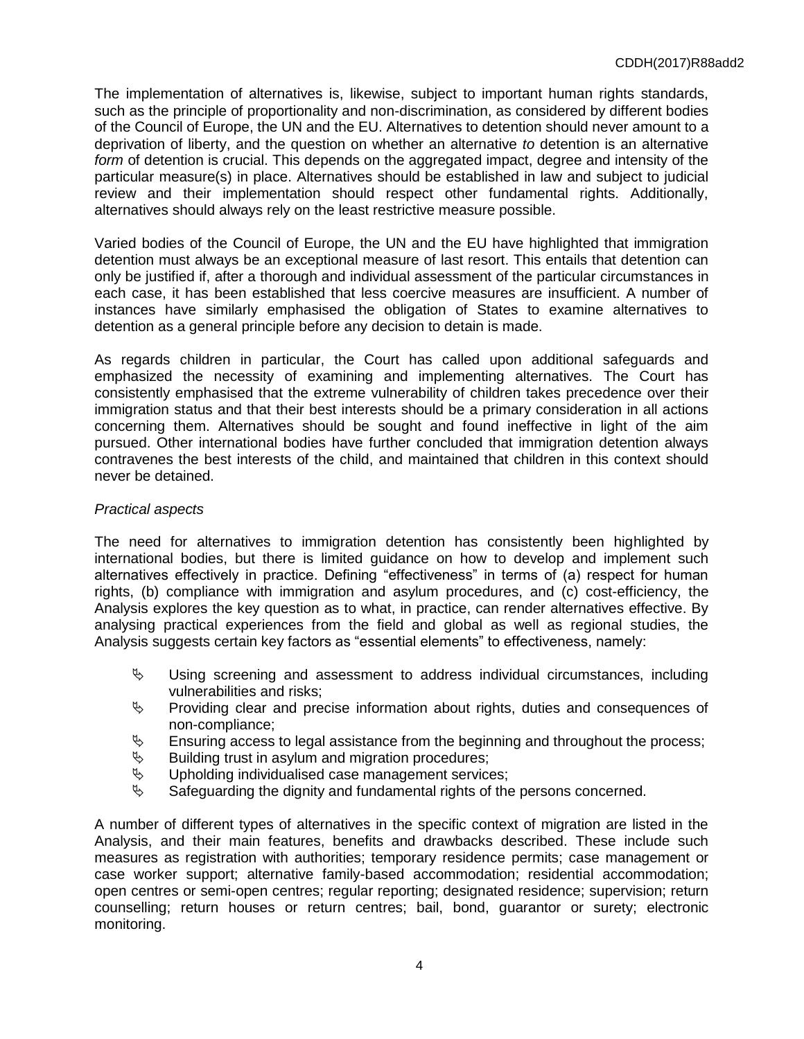The implementation of alternatives is, likewise, subject to important human rights standards, such as the principle of proportionality and non-discrimination, as considered by different bodies of the Council of Europe, the UN and the EU. Alternatives to detention should never amount to a deprivation of liberty, and the question on whether an alternative *to* detention is an alternative *form* of detention is crucial. This depends on the aggregated impact, degree and intensity of the particular measure(s) in place. Alternatives should be established in law and subject to judicial review and their implementation should respect other fundamental rights. Additionally, alternatives should always rely on the least restrictive measure possible.

Varied bodies of the Council of Europe, the UN and the EU have highlighted that immigration detention must always be an exceptional measure of last resort. This entails that detention can only be justified if, after a thorough and individual assessment of the particular circumstances in each case, it has been established that less coercive measures are insufficient. A number of instances have similarly emphasised the obligation of States to examine alternatives to detention as a general principle before any decision to detain is made.

As regards children in particular, the Court has called upon additional safeguards and emphasized the necessity of examining and implementing alternatives. The Court has consistently emphasised that the extreme vulnerability of children takes precedence over their immigration status and that their best interests should be a primary consideration in all actions concerning them. Alternatives should be sought and found ineffective in light of the aim pursued. Other international bodies have further concluded that immigration detention always contravenes the best interests of the child, and maintained that children in this context should never be detained.

*Practical aspects*

The need for alternatives to immigration detention has consistently been highlighted by international bodies, but there is limited guidance on how to develop and implement such alternatives effectively in practice. Defining "effectiveness" in terms of (a) respect for human rights, (b) compliance with immigration and asylum procedures, and (c) cost-efficiency, the Analysis explores the key question as to what, in practice, can render alternatives effective. By analysing practical experiences from the field and global as well as regional studies, the Analysis suggests certain key factors as "essential elements" to effectiveness, namely:

- Using screening and assessment to address individual circumstances, including vulnerabilities and risks;
- Providing clear and precise information about rights, duties and consequences of non-compliance;
- Ensuring access to legal assistance from the beginning and throughout the process;
- Building trust in asylum and migration procedures;
- Upholding individualised case management services;
- Safeguarding the dignity and fundamental rights of the persons concerned.

A number of different types of alternatives in the specific context of migration are listed in the Analysis, and their main features, benefits and drawbacks described. These include such measures as registration with authorities; temporary residence permits; case management or case worker support; alternative family-based accommodation; residential accommodation; open centres or semi-open centres; regular reporting; designated residence; supervision; return counselling; return houses or return centres; bail, bond, guarantor or surety; electronic monitoring.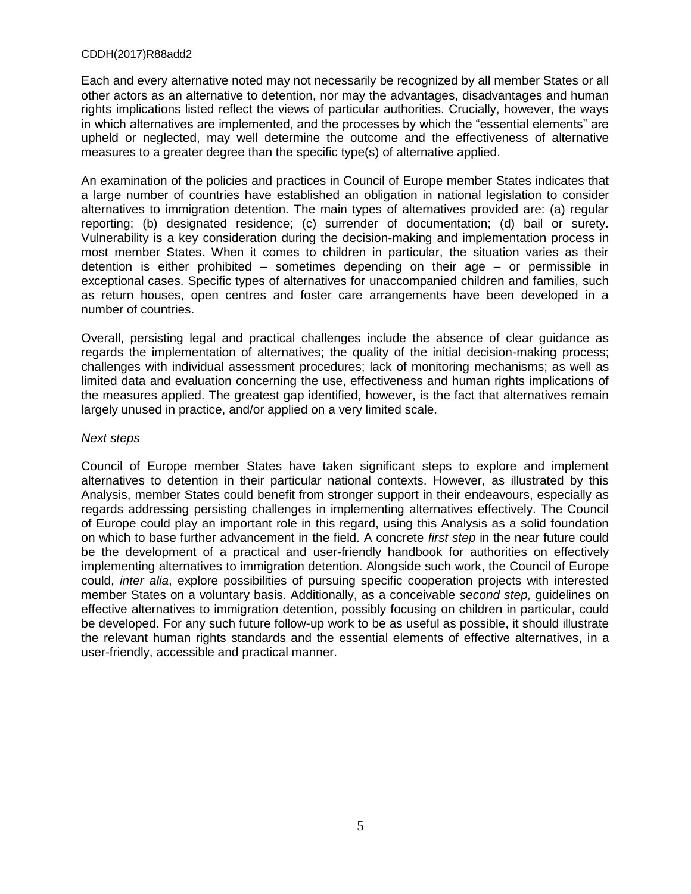Each and every alternative noted may not necessarily be recognized by all member States or all other actors as an alternative to detention, nor may the advantages, disadvantages and human rights implications listed reflect the views of particular authorities. Crucially, however, the ways in which alternatives are implemented, and the processes by which the "essential elements" are upheld or neglected, may well determine the outcome and the effectiveness of alternative measures to a greater degree than the specific type(s) of alternative applied.

An examination of the policies and practices in Council of Europe member States indicates that a large number of countries have established an obligation in national legislation to consider alternatives to immigration detention. The main types of alternatives provided are: (a) regular reporting; (b) designated residence; (c) surrender of documentation; (d) bail or surety. Vulnerability is a key consideration during the decision-making and implementation process in most member States. When it comes to children in particular, the situation varies as their detention is either prohibited – sometimes depending on their age – or permissible in exceptional cases. Specific types of alternatives for unaccompanied children and families, such as return houses, open centres and foster care arrangements have been developed in a number of countries.

Overall, persisting legal and practical challenges include the absence of clear guidance as regards the implementation of alternatives; the quality of the initial decision-making process; challenges with individual assessment procedures; lack of monitoring mechanisms; as well as limited data and evaluation concerning the use, effectiveness and human rights implications of the measures applied. The greatest gap identified, however, is the fact that alternatives remain largely unused in practice, and/or applied on a very limited scale.

*Next steps*

Council of Europe member States have taken significant steps to explore and implement alternatives to detention in their particular national contexts. However, as illustrated by this Analysis, member States could benefit from stronger support in their endeavours, especially as regards addressing persisting challenges in implementing alternatives effectively. The Council of Europe could play an important role in this regard, using this Analysis as a solid foundation on which to base further advancement in the field. A concrete *first step* in the near future could be the development of a practical and user-friendly handbook for authorities on effectively implementing alternatives to immigration detention. Alongside such work, the Council of Europe could, *inter alia*, explore possibilities of pursuing specific cooperation projects with interested member States on a voluntary basis. Additionally, as a conceivable *second step,* guidelines on effective alternatives to immigration detention, possibly focusing on children in particular, could be developed. For any such future follow-up work to be as useful as possible, it should illustrate the relevant human rights standards and the essential elements of effective alternatives, in a user-friendly, accessible and practical manner.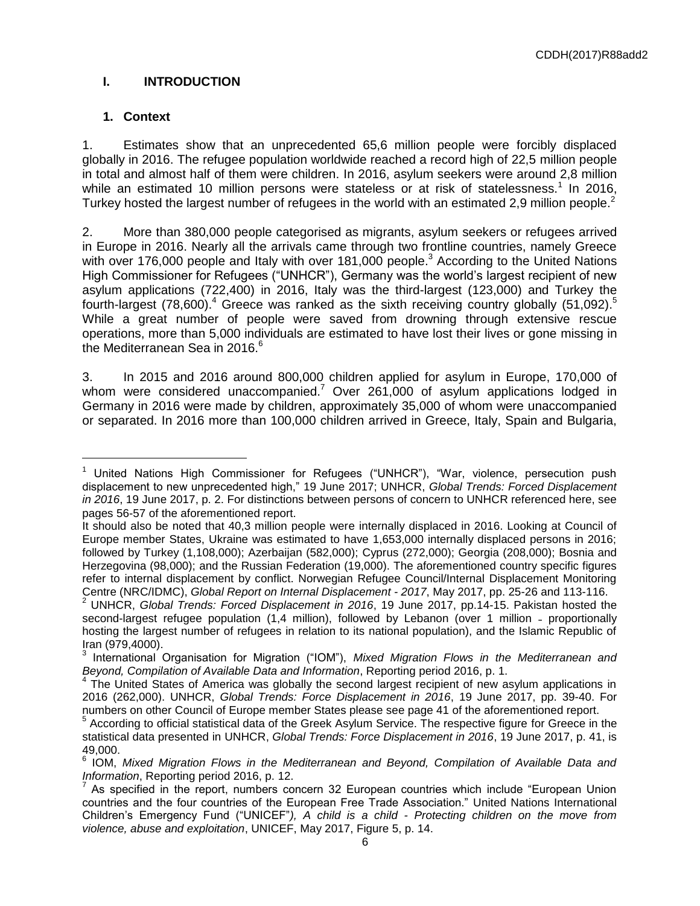## I. INTRODUCTION

### 1. Context

1. Estimates show that an unprecedented 65,6 million people were forcibly displaced globally in 2016. The refugee population worldwide reached a record high of 22,5 million people in total and almost half of them were children. In 2016, asylum seekers were around 2,8 million while an estimated 10 million persons were stateless or at risk of statelessness.[1] In 2016, Turkey hosted the largest number of refugees in the world with an estimated 2,9 million people.[2]

2. More than 380,000 people categorised as migrants, asylum seekers or refugees arrived in Europe in 2016. Nearly all the arrivals came through two frontline countries, namely Greece with over 176,000 people and Italy with over 181,000 people.[3] According to the United Nations High Commissioner for Refugees ("UNHCR"), Germany was the world's largest recipient of new asylum applications (722,400) in 2016, Italy was the third-largest (123,000) and Turkey the fourth-largest (78,600).[4] Greece was ranked as the sixth receiving country globally (51,092).[5] While a great number of people were saved from drowning through extensive rescue operations, more than 5,000 individuals are estimated to have lost their lives or gone missing in the Mediterranean Sea in 2016.[6]

3. In 2015 and 2016 around 800,000 children applied for asylum in Europe, 170,000 of whom were considered unaccompanied.[7] Over 261,000 of asylum applications lodged in Germany in 2016 were made by children, approximately 35,000 of whom were unaccompanied or separated. In 2016 more than 100,000 children arrived in Greece, Italy, Spain and Bulgaria,

---

[1] United Nations High Commissioner for Refugees ("UNHCR"), "War, violence, persecution push displacement to new unprecedented high," 19 June 2017; UNHCR, *Global Trends: Forced Displacement in 2016*, 19 June 2017, p. 2. For distinctions between persons of concern to UNHCR referenced here, see pages 56-57 of the aforementioned report.
It should also be noted that 40,3 million people were internally displaced in 2016. Looking at Council of Europe member States, Ukraine was estimated to have 1,653,000 internally displaced persons in 2016; followed by Turkey (1,108,000); Azerbaijan (582,000); Cyprus (272,000); Georgia (208,000); Bosnia and Herzegovina (98,000); and the Russian Federation (19,000). The aforementioned country specific figures refer to internal displacement by conflict. Norwegian Refugee Council/Internal Displacement Monitoring Centre (NRC/IDMC), *Global Report on Internal Displacement - 2017*, May 2017, pp. 25-26 and 113-116.

[2] UNHCR, *Global Trends: Forced Displacement in 2016*, 19 June 2017, pp.14-15. Pakistan hosted the second-largest refugee population (1,4 million), followed by Lebanon (over 1 million - proportionally hosting the largest number of refugees in relation to its national population), and the Islamic Republic of Iran (979,4000).

[3] International Organisation for Migration ("IOM"), *Mixed Migration Flows in the Mediterranean and Beyond, Compilation of Available Data and Information*, Reporting period 2016, p. 1.

[4] The United States of America was globally the second largest recipient of new asylum applications in 2016 (262,000). UNHCR, *Global Trends: Force Displacement in 2016*, 19 June 2017, pp. 39-40. For numbers on other Council of Europe member States please see page 41 of the aforementioned report.

[5] According to official statistical data of the Greek Asylum Service. The respective figure for Greece in the statistical data presented in UNHCR, *Global Trends: Force Displacement in 2016*, 19 June 2017, p. 41, is 49,000.

[6] IOM, *Mixed Migration Flows in the Mediterranean and Beyond, Compilation of Available Data and Information*, Reporting period 2016, p. 12.

[7] As specified in the report, numbers concern 32 European countries which include "European Union countries and the four countries of the European Free Trade Association." United Nations International Children's Emergency Fund ("UNICEF"*), A child is a child - Protecting children on the move from violence, abuse and exploitation*, UNICEF, May 2017, Figure 5, p. 14.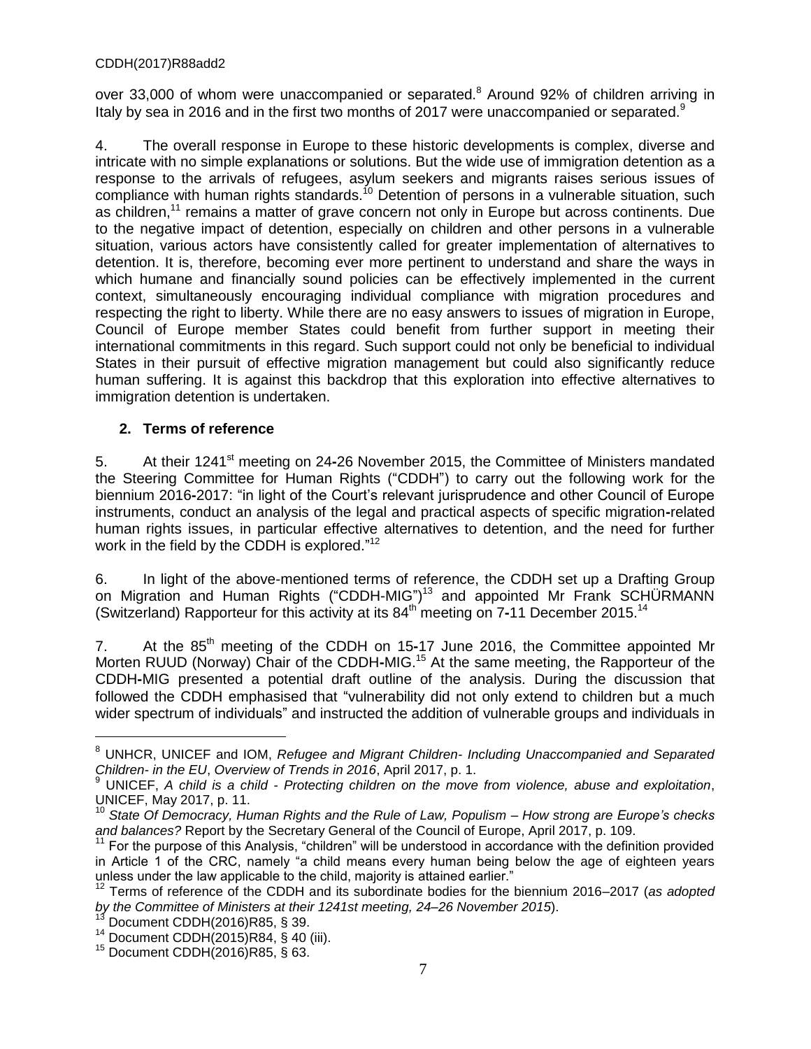over 33,000 of whom were unaccompanied or separated.[8] Around 92% of children arriving in Italy by sea in 2016 and in the first two months of 2017 were unaccompanied or separated.[9]

4. The overall response in Europe to these historic developments is complex, diverse and intricate with no simple explanations or solutions. But the wide use of immigration detention as a response to the arrivals of refugees, asylum seekers and migrants raises serious issues of compliance with human rights standards.[10] Detention of persons in a vulnerable situation, such as children,[11] remains a matter of grave concern not only in Europe but across continents. Due to the negative impact of detention, especially on children and other persons in a vulnerable situation, various actors have consistently called for greater implementation of alternatives to detention. It is, therefore, becoming ever more pertinent to understand and share the ways in which humane and financially sound policies can be effectively implemented in the current context, simultaneously encouraging individual compliance with migration procedures and respecting the right to liberty. While there are no easy answers to issues of migration in Europe, Council of Europe member States could benefit from further support in meeting their international commitments in this regard. Such support could not only be beneficial to individual States in their pursuit of effective migration management but could also significantly reduce human suffering. It is against this backdrop that this exploration into effective alternatives to immigration detention is undertaken.

## 2. Terms of reference

5. At their 1241st meeting on 24-26 November 2015, the Committee of Ministers mandated the Steering Committee for Human Rights ("CDDH") to carry out the following work for the biennium 2016-2017: "in light of the Court's relevant jurisprudence and other Council of Europe instruments, conduct an analysis of the legal and practical aspects of specific migration-related human rights issues, in particular effective alternatives to detention, and the need for further work in the field by the CDDH is explored."[12]

6. In light of the above-mentioned terms of reference, the CDDH set up a Drafting Group on Migration and Human Rights ("CDDH-MIG")[13] and appointed Mr Frank SCHÜRMANN (Switzerland) Rapporteur for this activity at its 84th meeting on 7-11 December 2015.[14]

7. At the 85th meeting of the CDDH on 15-17 June 2016, the Committee appointed Mr Morten RUUD (Norway) Chair of the CDDH-MIG.[15] At the same meeting, the Rapporteur of the CDDH-MIG presented a potential draft outline of the analysis. During the discussion that followed the CDDH emphasised that "vulnerability did not only extend to children but a much wider spectrum of individuals" and instructed the addition of vulnerable groups and individuals in

---

[8] UNHCR, UNICEF and IOM, *Refugee and Migrant Children- Including Unaccompanied and Separated Children- in the EU*, *Overview of Trends in 2016*, April 2017, p. 1.

[9] UNICEF, *A child is a child - Protecting children on the move from violence, abuse and exploitation*, UNICEF, May 2017, p. 11.

[10] *State Of Democracy, Human Rights and the Rule of Law, Populism – How strong are Europe's checks and balances?* Report by the Secretary General of the Council of Europe, April 2017, p. 109.

[11] For the purpose of this Analysis, "children" will be understood in accordance with the definition provided in Article 1 of the CRC, namely "a child means every human being below the age of eighteen years unless under the law applicable to the child, majority is attained earlier."

[12] Terms of reference of the CDDH and its subordinate bodies for the biennium 2016–2017 (*as adopted by the Committee of Ministers at their 1241st meeting, 24–26 November 2015*).

[13] Document CDDH(2016)R85, § 39.

[14] Document CDDH(2015)R84, § 40 (iii).

[15] Document CDDH(2016)R85, § 63.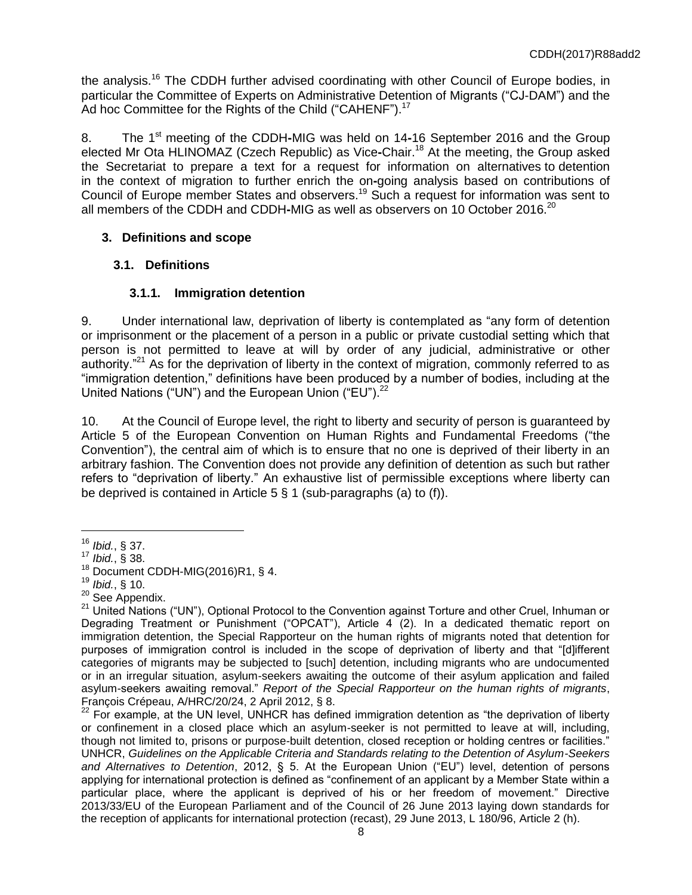the analysis.[16] The CDDH further advised coordinating with other Council of Europe bodies, in particular the Committee of Experts on Administrative Detention of Migrants ("CJ-DAM") and the Ad hoc Committee for the Rights of the Child ("CAHENF").[17]

8. The 1st meeting of the CDDH-MIG was held on 14-16 September 2016 and the Group elected Mr Ota HLINOMAZ (Czech Republic) as Vice-Chair.[18] At the meeting, the Group asked the Secretariat to prepare a text for a request for information on alternatives to detention in the context of migration to further enrich the on-going analysis based on contributions of Council of Europe member States and observers.[19] Such a request for information was sent to all members of the CDDH and CDDH-MIG as well as observers on 10 October 2016.[20]

## 3. Definitions and scope

### 3.1. Definitions

#### 3.1.1. Immigration detention

9. Under international law, deprivation of liberty is contemplated as "any form of detention or imprisonment or the placement of a person in a public or private custodial setting which that person is not permitted to leave at will by order of any judicial, administrative or other authority."[21] As for the deprivation of liberty in the context of migration, commonly referred to as "immigration detention," definitions have been produced by a number of bodies, including at the United Nations ("UN") and the European Union ("EU").[22]

10. At the Council of Europe level, the right to liberty and security of person is guaranteed by Article 5 of the European Convention on Human Rights and Fundamental Freedoms ("the Convention"), the central aim of which is to ensure that no one is deprived of their liberty in an arbitrary fashion. The Convention does not provide any definition of detention as such but rather refers to "deprivation of liberty." An exhaustive list of permissible exceptions where liberty can be deprived is contained in Article 5 § 1 (sub-paragraphs (a) to (f)).

---

[16] *Ibid.*, § 37.

[17] *Ibid.*, § 38.

[18] Document CDDH-MIG(2016)R1, § 4.

[19] *Ibid.*, § 10.

[20] See Appendix.

[21] United Nations ("UN"), Optional Protocol to the Convention against Torture and other Cruel, Inhuman or Degrading Treatment or Punishment ("OPCAT"), Article 4 (2). In a dedicated thematic report on immigration detention, the Special Rapporteur on the human rights of migrants noted that detention for purposes of immigration control is included in the scope of deprivation of liberty and that "[d]ifferent categories of migrants may be subjected to [such] detention, including migrants who are undocumented or in an irregular situation, asylum-seekers awaiting the outcome of their asylum application and failed asylum-seekers awaiting removal." *Report of the Special Rapporteur on the human rights of migrants*, François Crépeau, A/HRC/20/24, 2 April 2012, § 8.

[22] For example, at the UN level, UNHCR has defined immigration detention as "the deprivation of liberty or confinement in a closed place which an asylum-seeker is not permitted to leave at will, including, though not limited to, prisons or purpose-built detention, closed reception or holding centres or facilities." UNHCR, *Guidelines on the Applicable Criteria and Standards relating to the Detention of Asylum-Seekers and Alternatives to Detention*, 2012, § 5. At the European Union ("EU") level, detention of persons applying for international protection is defined as "confinement of an applicant by a Member State within a particular place, where the applicant is deprived of his or her freedom of movement." Directive 2013/33/EU of the European Parliament and of the Council of 26 June 2013 laying down standards for the reception of applicants for international protection (recast), 29 June 2013, L 180/96, Article 2 (h).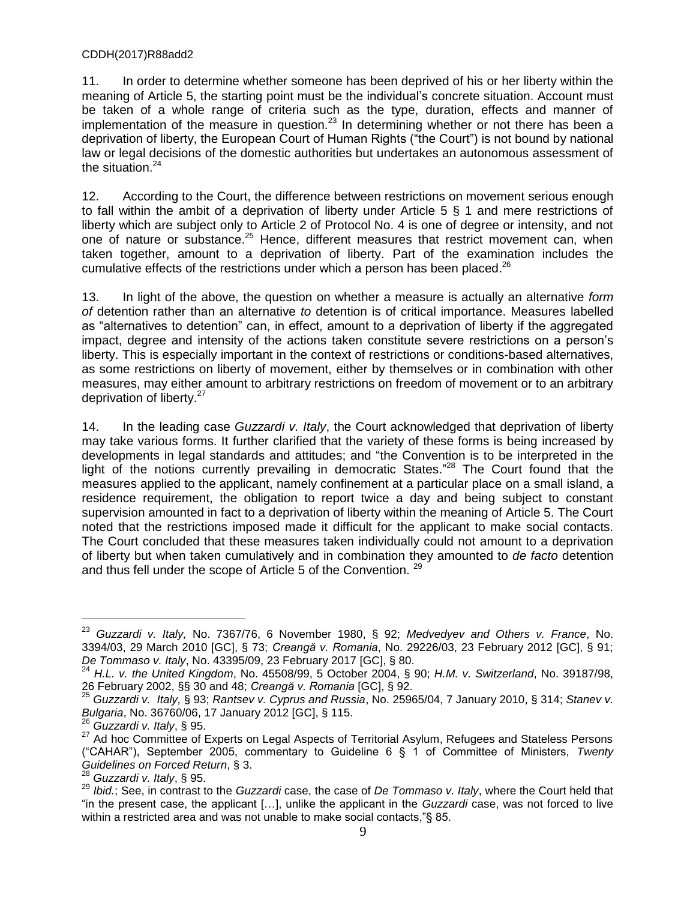11. In order to determine whether someone has been deprived of his or her liberty within the meaning of Article 5, the starting point must be the individual's concrete situation. Account must be taken of a whole range of criteria such as the type, duration, effects and manner of implementation of the measure in question.[23] In determining whether or not there has been a deprivation of liberty, the European Court of Human Rights ("the Court") is not bound by national law or legal decisions of the domestic authorities but undertakes an autonomous assessment of the situation.[24]

12. According to the Court, the difference between restrictions on movement serious enough to fall within the ambit of a deprivation of liberty under Article 5 § 1 and mere restrictions of liberty which are subject only to Article 2 of Protocol No. 4 is one of degree or intensity, and not one of nature or substance.[25] Hence, different measures that restrict movement can, when taken together, amount to a deprivation of liberty. Part of the examination includes the cumulative effects of the restrictions under which a person has been placed.[26]

13. In light of the above, the question on whether a measure is actually an alternative *form of* detention rather than an alternative *to* detention is of critical importance. Measures labelled as "alternatives to detention" can, in effect, amount to a deprivation of liberty if the aggregated impact, degree and intensity of the actions taken constitute severe restrictions on a person's liberty. This is especially important in the context of restrictions or conditions-based alternatives, as some restrictions on liberty of movement, either by themselves or in combination with other measures, may either amount to arbitrary restrictions on freedom of movement or to an arbitrary deprivation of liberty.[27]

14. In the leading case *Guzzardi v. Italy*, the Court acknowledged that deprivation of liberty may take various forms. It further clarified that the variety of these forms is being increased by developments in legal standards and attitudes; and "the Convention is to be interpreted in the light of the notions currently prevailing in democratic States."[28] The Court found that the measures applied to the applicant, namely confinement at a particular place on a small island, a residence requirement, the obligation to report twice a day and being subject to constant supervision amounted in fact to a deprivation of liberty within the meaning of Article 5. The Court noted that the restrictions imposed made it difficult for the applicant to make social contacts. The Court concluded that these measures taken individually could not amount to a deprivation of liberty but when taken cumulatively and in combination they amounted to *de facto* detention and thus fell under the scope of Article 5 of the Convention. [29]

---

[23] *Guzzardi v. Italy,* No. 7367/76, 6 November 1980, § 92; *Medvedyev and Others v. France*, No. 3394/03, 29 March 2010 [GC], § 73; *Creangă v. Romania*, No. 29226/03, 23 February 2012 [GC], § 91; *De Tommaso v. Italy*, No. 43395/09, 23 February 2017 [GC], § 80.

[24] *H.L. v. the United Kingdom*, No. 45508/99, 5 October 2004, § 90; *H.M. v. Switzerland*, No. 39187/98, 26 February 2002, §§ 30 and 48; *Creangă v. Romania* [GC], § 92.

[25] *Guzzardi v. Italy,* § 93; *Rantsev v. Cyprus and Russia*, No. 25965/04, 7 January 2010, § 314; *Stanev v. Bulgaria*, No. 36760/06, 17 January 2012 [GC], § 115.

[26] *Guzzardi v. Italy*, § 95.

[27] Ad hoc Committee of Experts on Legal Aspects of Territorial Asylum, Refugees and Stateless Persons ("CAHAR"), September 2005, commentary to Guideline 6 § 1 of Committee of Ministers, *Twenty Guidelines on Forced Return*, § 3.

[28] *Guzzardi v. Italy*, § 95.

[29] *Ibid.*; See, in contrast to the *Guzzardi* case, the case of *De Tommaso v. Italy*, where the Court held that "in the present case, the applicant […], unlike the applicant in the *Guzzardi* case, was not forced to live within a restricted area and was not unable to make social contacts,"§ 85.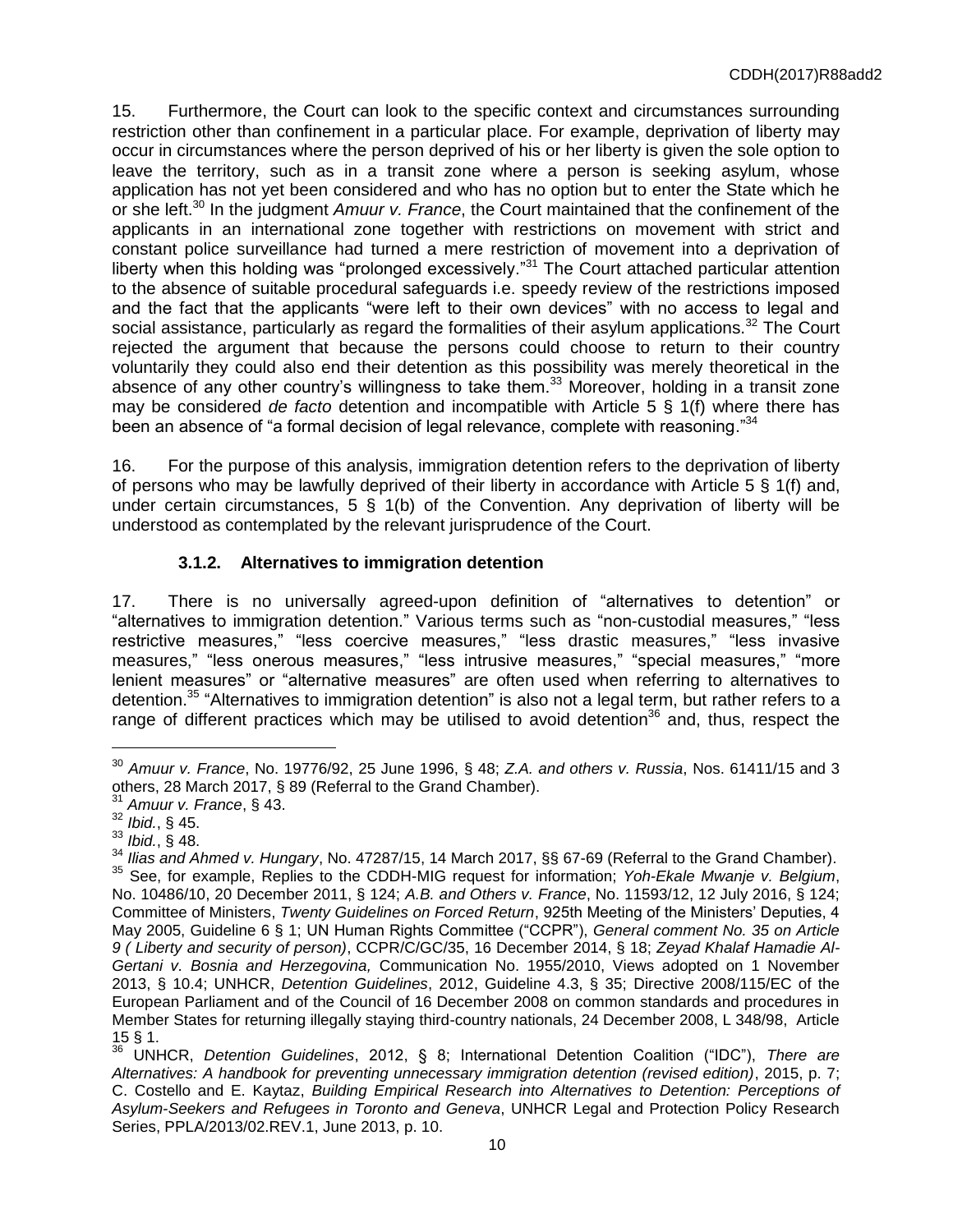15. Furthermore, the Court can look to the specific context and circumstances surrounding restriction other than confinement in a particular place. For example, deprivation of liberty may occur in circumstances where the person deprived of his or her liberty is given the sole option to leave the territory, such as in a transit zone where a person is seeking asylum, whose application has not yet been considered and who has no option but to enter the State which he or she left.[30] In the judgment *Amuur v. France*, the Court maintained that the confinement of the applicants in an international zone together with restrictions on movement with strict and constant police surveillance had turned a mere restriction of movement into a deprivation of liberty when this holding was "prolonged excessively."[31] The Court attached particular attention to the absence of suitable procedural safeguards i.e. speedy review of the restrictions imposed and the fact that the applicants "were left to their own devices" with no access to legal and social assistance, particularly as regard the formalities of their asylum applications.[32] The Court rejected the argument that because the persons could choose to return to their country voluntarily they could also end their detention as this possibility was merely theoretical in the absence of any other country's willingness to take them.[33] Moreover, holding in a transit zone may be considered *de facto* detention and incompatible with Article 5 § 1(f) where there has been an absence of "a formal decision of legal relevance, complete with reasoning."[34]

16. For the purpose of this analysis, immigration detention refers to the deprivation of liberty of persons who may be lawfully deprived of their liberty in accordance with Article 5 § 1(f) and, under certain circumstances, 5 § 1(b) of the Convention. Any deprivation of liberty will be understood as contemplated by the relevant jurisprudence of the Court.

#### 3.1.2. Alternatives to immigration detention

17. There is no universally agreed-upon definition of "alternatives to detention" or "alternatives to immigration detention." Various terms such as "non-custodial measures," "less restrictive measures," "less coercive measures," "less drastic measures," "less invasive measures," "less onerous measures," "less intrusive measures," "special measures," "more lenient measures" or "alternative measures" are often used when referring to alternatives to detention.[35] "Alternatives to immigration detention" is also not a legal term, but rather refers to a range of different practices which may be utilised to avoid detention[36] and, thus, respect the

---

[30] *Amuur v. France*, No. 19776/92, 25 June 1996, § 48; *Z.A. and others v. Russia*, Nos. 61411/15 and 3 others, 28 March 2017, § 89 (Referral to the Grand Chamber).

[31] *Amuur v. France*, § 43.

[32] *Ibid.*, § 45.

[33] *Ibid.*, § 48.

[34] *Ilias and Ahmed v. Hungary*, No. 47287/15, 14 March 2017, §§ 67-69 (Referral to the Grand Chamber).

[35] See, for example, Replies to the CDDH-MIG request for information; *Yoh-Ekale Mwanje v. Belgium*, No. 10486/10, 20 December 2011, § 124; *A.B. and Others v. France*, No. 11593/12, 12 July 2016, § 124; Committee of Ministers, *Twenty Guidelines on Forced Return*, 925th Meeting of the Ministers' Deputies, 4 May 2005, Guideline 6 § 1; UN Human Rights Committee ("CCPR"), *General comment No. 35 on Article 9 ( Liberty and security of person)*, CCPR/C/GC/35, 16 December 2014, § 18; *Zeyad Khalaf Hamadie Al-Gertani v. Bosnia and Herzegovina,* Communication No. 1955/2010, Views adopted on 1 November 2013, § 10.4; UNHCR, *Detention Guidelines*, 2012, Guideline 4.3, § 35; Directive 2008/115/EC of the European Parliament and of the Council of 16 December 2008 on common standards and procedures in Member States for returning illegally staying third-country nationals, 24 December 2008, L 348/98, Article 15 § 1.

[36] UNHCR, *Detention Guidelines*, 2012, § 8; International Detention Coalition ("IDC"), *There are Alternatives: A handbook for preventing unnecessary immigration detention (revised edition)*, 2015, p. 7; C. Costello and E. Kaytaz, *Building Empirical Research into Alternatives to Detention: Perceptions of Asylum-Seekers and Refugees in Toronto and Geneva*, UNHCR Legal and Protection Policy Research Series, PPLA/2013/02.REV.1, June 2013, p. 10.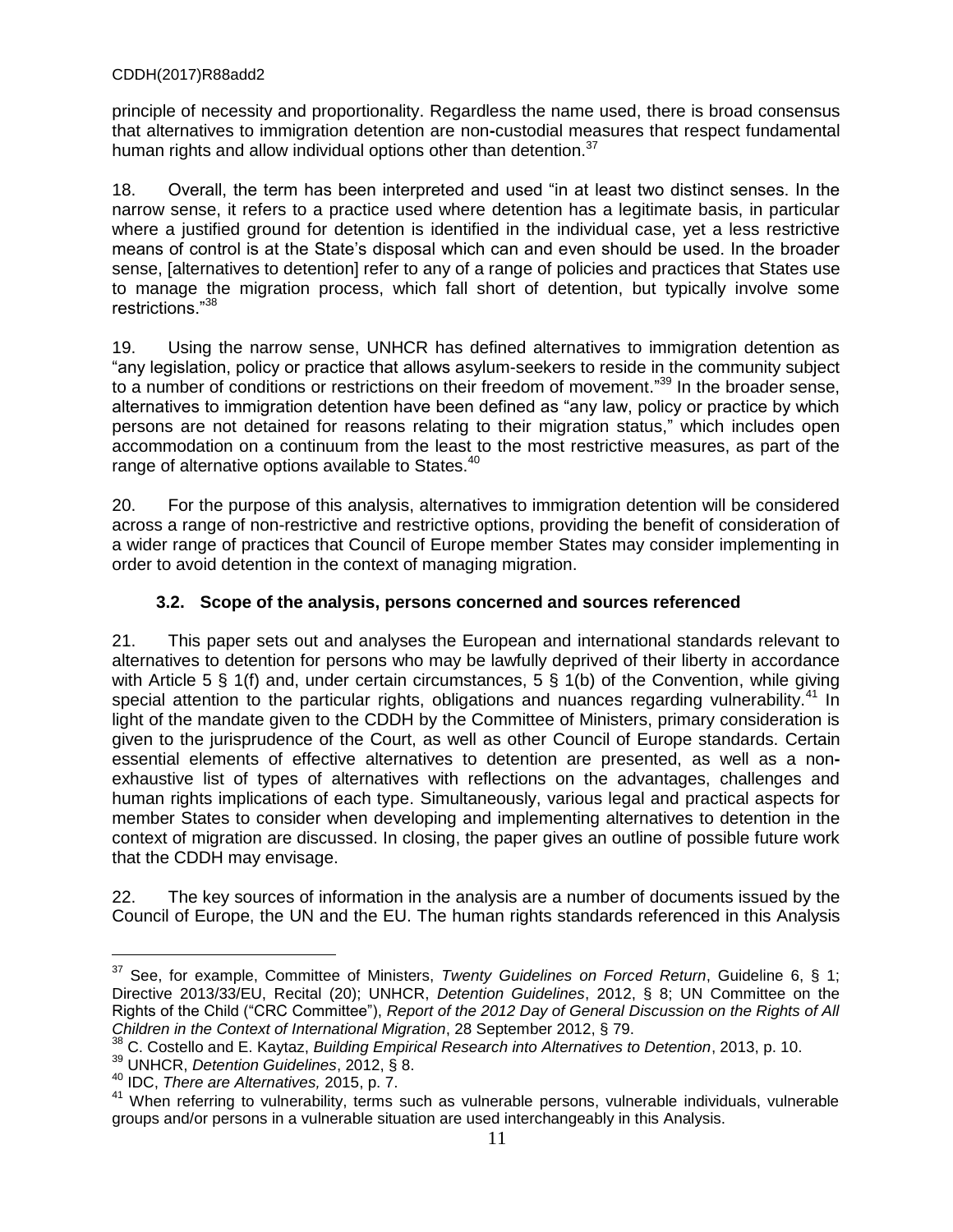principle of necessity and proportionality. Regardless the name used, there is broad consensus that alternatives to immigration detention are non-custodial measures that respect fundamental human rights and allow individual options other than detention.[37]

18. Overall, the term has been interpreted and used "in at least two distinct senses. In the narrow sense, it refers to a practice used where detention has a legitimate basis, in particular where a justified ground for detention is identified in the individual case, yet a less restrictive means of control is at the State's disposal which can and even should be used. In the broader sense, [alternatives to detention] refer to any of a range of policies and practices that States use to manage the migration process, which fall short of detention, but typically involve some restrictions."[38]

19. Using the narrow sense, UNHCR has defined alternatives to immigration detention as "any legislation, policy or practice that allows asylum-seekers to reside in the community subject to a number of conditions or restrictions on their freedom of movement."[39] In the broader sense, alternatives to immigration detention have been defined as "any law, policy or practice by which persons are not detained for reasons relating to their migration status," which includes open accommodation on a continuum from the least to the most restrictive measures, as part of the range of alternative options available to States.[40]

20. For the purpose of this analysis, alternatives to immigration detention will be considered across a range of non-restrictive and restrictive options, providing the benefit of consideration of a wider range of practices that Council of Europe member States may consider implementing in order to avoid detention in the context of managing migration.

### 3.2. Scope of the analysis, persons concerned and sources referenced

21. This paper sets out and analyses the European and international standards relevant to alternatives to detention for persons who may be lawfully deprived of their liberty in accordance with Article 5 § 1(f) and, under certain circumstances, 5 § 1(b) of the Convention, while giving special attention to the particular rights, obligations and nuances regarding vulnerability.[41] In light of the mandate given to the CDDH by the Committee of Ministers, primary consideration is given to the jurisprudence of the Court, as well as other Council of Europe standards. Certain essential elements of effective alternatives to detention are presented, as well as a non-exhaustive list of types of alternatives with reflections on the advantages, challenges and human rights implications of each type. Simultaneously, various legal and practical aspects for member States to consider when developing and implementing alternatives to detention in the context of migration are discussed. In closing, the paper gives an outline of possible future work that the CDDH may envisage.

22. The key sources of information in the analysis are a number of documents issued by the Council of Europe, the UN and the EU. The human rights standards referenced in this Analysis

---

[37] See, for example, Committee of Ministers, *Twenty Guidelines on Forced Return*, Guideline 6, § 1; Directive 2013/33/EU, Recital (20); UNHCR, *Detention Guidelines*, 2012, § 8; UN Committee on the Rights of the Child ("CRC Committee"), *Report of the 2012 Day of General Discussion on the Rights of All Children in the Context of International Migration*, 28 September 2012, § 79.

[38] C. Costello and E. Kaytaz, *Building Empirical Research into Alternatives to Detention*, 2013, p. 10.

[39] UNHCR, *Detention Guidelines*, 2012, § 8.

[40] IDC, *There are Alternatives,* 2015, p. 7.

[41] When referring to vulnerability, terms such as vulnerable persons, vulnerable individuals, vulnerable groups and/or persons in a vulnerable situation are used interchangeably in this Analysis.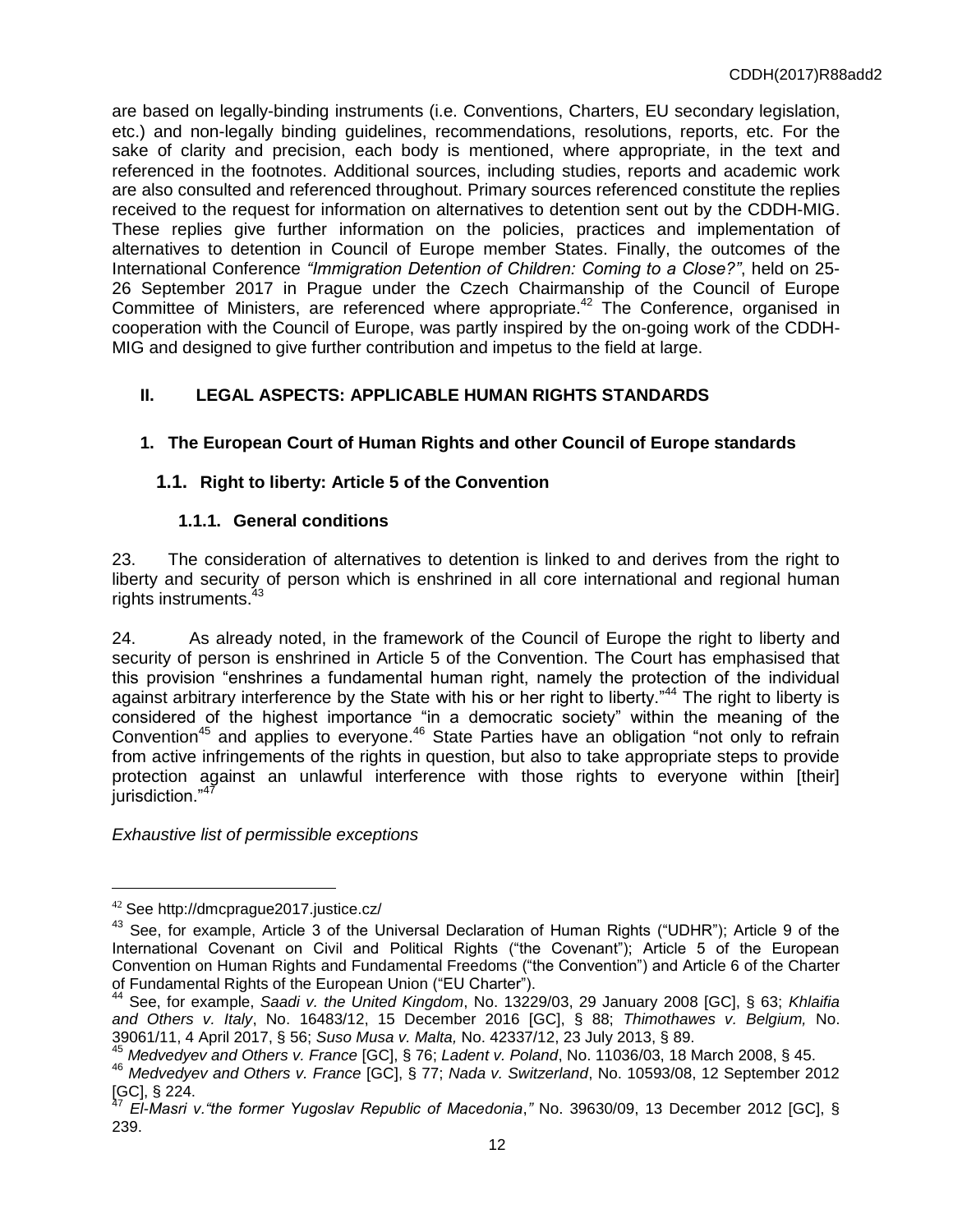are based on legally-binding instruments (i.e. Conventions, Charters, EU secondary legislation, etc.) and non-legally binding guidelines, recommendations, resolutions, reports, etc. For the sake of clarity and precision, each body is mentioned, where appropriate, in the text and referenced in the footnotes. Additional sources, including studies, reports and academic work are also consulted and referenced throughout. Primary sources referenced constitute the replies received to the request for information on alternatives to detention sent out by the CDDH-MIG. These replies give further information on the policies, practices and implementation of alternatives to detention in Council of Europe member States. Finally, the outcomes of the International Conference *"Immigration Detention of Children: Coming to a Close?"*, held on 25-26 September 2017 in Prague under the Czech Chairmanship of the Council of Europe Committee of Ministers, are referenced where appropriate.[42] The Conference, organised in cooperation with the Council of Europe, was partly inspired by the on-going work of the CDDH-MIG and designed to give further contribution and impetus to the field at large.

## II. LEGAL ASPECTS: APPLICABLE HUMAN RIGHTS STANDARDS

### 1. The European Court of Human Rights and other Council of Europe standards

#### 1.1. Right to liberty: Article 5 of the Convention

##### 1.1.1. General conditions

23. The consideration of alternatives to detention is linked to and derives from the right to liberty and security of person which is enshrined in all core international and regional human rights instruments.[43]

24. As already noted, in the framework of the Council of Europe the right to liberty and security of person is enshrined in Article 5 of the Convention. The Court has emphasised that this provision "enshrines a fundamental human right, namely the protection of the individual against arbitrary interference by the State with his or her right to liberty."[44] The right to liberty is considered of the highest importance "in a democratic society" within the meaning of the Convention[45] and applies to everyone.[46] State Parties have an obligation "not only to refrain from active infringements of the rights in question, but also to take appropriate steps to provide protection against an unlawful interference with those rights to everyone within [their] jurisdiction."[47]

*Exhaustive list of permissible exceptions*

---

[42] See http://dmcprague2017.justice.cz/

[43] See, for example, Article 3 of the Universal Declaration of Human Rights ("UDHR"); Article 9 of the International Covenant on Civil and Political Rights ("the Covenant"); Article 5 of the European Convention on Human Rights and Fundamental Freedoms ("the Convention") and Article 6 of the Charter of Fundamental Rights of the European Union ("EU Charter").

[44] See, for example, *Saadi v. the United Kingdom*, No. 13229/03, 29 January 2008 [GC], § 63; *Khlaifia and Others v. Italy*, No. 16483/12, 15 December 2016 [GC], § 88; *Thimothawes v. Belgium,* No. 39061/11, 4 April 2017, § 56; *Suso Musa v. Malta,* No. 42337/12, 23 July 2013, § 89.

[45] *Medvedyev and Others v. France* [GC], § 76; *Ladent v. Poland*, No. 11036/03, 18 March 2008, § 45.

[46] *Medvedyev and Others v. France* [GC], § 77; *Nada v. Switzerland*, No. 10593/08, 12 September 2012 [GC], § 224.

[47] *El-Masri v."the former Yugoslav Republic of Macedonia*,*"* No. 39630/09, 13 December 2012 [GC], § 239.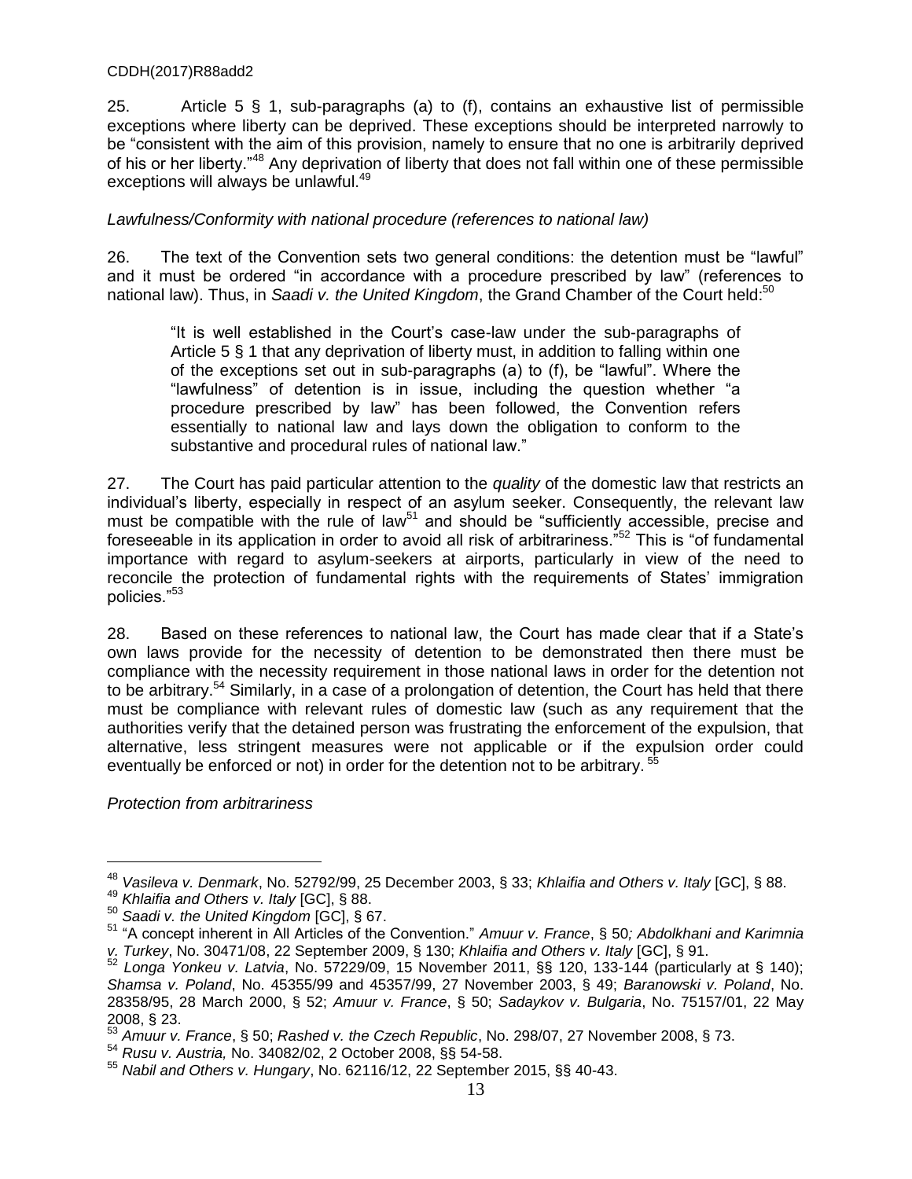25. Article 5 § 1, sub-paragraphs (a) to (f), contains an exhaustive list of permissible exceptions where liberty can be deprived. These exceptions should be interpreted narrowly to be "consistent with the aim of this provision, namely to ensure that no one is arbitrarily deprived of his or her liberty."[48] Any deprivation of liberty that does not fall within one of these permissible exceptions will always be unlawful.[49]

*Lawfulness/Conformity with national procedure (references to national law)*

26. The text of the Convention sets two general conditions: the detention must be "lawful" and it must be ordered "in accordance with a procedure prescribed by law" (references to national law). Thus, in *Saadi v. the United Kingdom*, the Grand Chamber of the Court held:[50]

> "It is well established in the Court's case-law under the sub-paragraphs of Article 5 § 1 that any deprivation of liberty must, in addition to falling within one of the exceptions set out in sub-paragraphs (a) to (f), be "lawful". Where the "lawfulness" of detention is in issue, including the question whether "a procedure prescribed by law" has been followed, the Convention refers essentially to national law and lays down the obligation to conform to the substantive and procedural rules of national law."

27. The Court has paid particular attention to the *quality* of the domestic law that restricts an individual's liberty, especially in respect of an asylum seeker. Consequently, the relevant law must be compatible with the rule of law[51] and should be "sufficiently accessible, precise and foreseeable in its application in order to avoid all risk of arbitrariness."[52] This is "of fundamental importance with regard to asylum-seekers at airports, particularly in view of the need to reconcile the protection of fundamental rights with the requirements of States' immigration policies."[53]

28. Based on these references to national law, the Court has made clear that if a State's own laws provide for the necessity of detention to be demonstrated then there must be compliance with the necessity requirement in those national laws in order for the detention not to be arbitrary.[54] Similarly, in a case of a prolongation of detention, the Court has held that there must be compliance with relevant rules of domestic law (such as any requirement that the authorities verify that the detained person was frustrating the enforcement of the expulsion, that alternative, less stringent measures were not applicable or if the expulsion order could eventually be enforced or not) in order for the detention not to be arbitrary.[55]

*Protection from arbitrariness*

---

[48] *Vasileva v. Denmark*, No. 52792/99, 25 December 2003, § 33; *Khlaifia and Others v. Italy* [GC], § 88.

[49] *Khlaifia and Others v. Italy* [GC], § 88.

[50] *Saadi v. the United Kingdom* [GC], § 67.

[51] "A concept inherent in All Articles of the Convention." *Amuur v. France*, § 50*; Abdolkhani and Karimnia v. Turkey*, No. 30471/08, 22 September 2009, § 130; *Khlaifia and Others v. Italy* [GC], § 91.

[52] *Longa Yonkeu v. Latvia*, No. 57229/09, 15 November 2011, §§ 120, 133-144 (particularly at § 140); *Shamsa v. Poland*, No. 45355/99 and 45357/99, 27 November 2003, § 49; *Baranowski v. Poland*, No. 28358/95, 28 March 2000, § 52; *Amuur v. France*, § 50; *Sadaykov v. Bulgaria*, No. 75157/01, 22 May 2008, § 23.

[53] *Amuur v. France*, § 50; *Rashed v. the Czech Republic*, No. 298/07, 27 November 2008, § 73.

[54] *Rusu v. Austria,* No. 34082/02, 2 October 2008, §§ 54-58.

[55] *Nabil and Others v. Hungary*, No. 62116/12, 22 September 2015, §§ 40-43.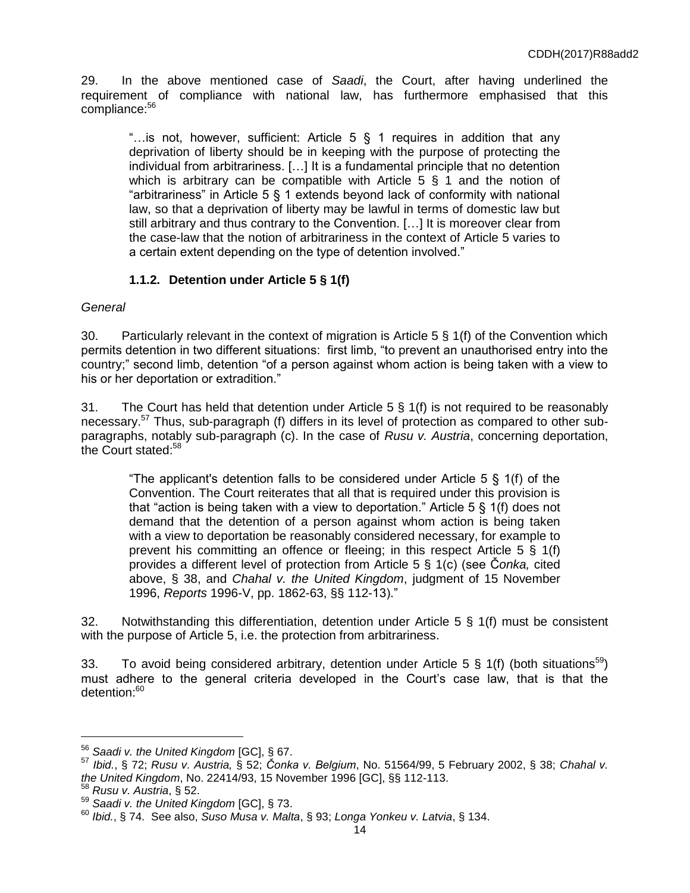29. In the above mentioned case of *Saadi*, the Court, after having underlined the requirement of compliance with national law, has furthermore emphasised that this compliance:[56]

> "…is not, however, sufficient: Article 5 § 1 requires in addition that any deprivation of liberty should be in keeping with the purpose of protecting the individual from arbitrariness. […] It is a fundamental principle that no detention which is arbitrary can be compatible with Article 5 § 1 and the notion of "arbitrariness" in Article 5 § 1 extends beyond lack of conformity with national law, so that a deprivation of liberty may be lawful in terms of domestic law but still arbitrary and thus contrary to the Convention. […] It is moreover clear from the case-law that the notion of arbitrariness in the context of Article 5 varies to a certain extent depending on the type of detention involved."

### 1.1.2. Detention under Article 5 § 1(f)

*General*

30. Particularly relevant in the context of migration is Article 5 § 1(f) of the Convention which permits detention in two different situations: first limb, "to prevent an unauthorised entry into the country;" second limb, detention "of a person against whom action is being taken with a view to his or her deportation or extradition."

31. The Court has held that detention under Article 5 § 1(f) is not required to be reasonably necessary.[57] Thus, sub-paragraph (f) differs in its level of protection as compared to other sub-paragraphs, notably sub-paragraph (c). In the case of *Rusu v. Austria*, concerning deportation, the Court stated:[58]

> "The applicant's detention falls to be considered under Article 5 § 1(f) of the Convention. The Court reiterates that all that is required under this provision is that "action is being taken with a view to deportation." Article 5 § 1(f) does not demand that the detention of a person against whom action is being taken with a view to deportation be reasonably considered necessary, for example to prevent his committing an offence or fleeing; in this respect Article 5 § 1(f) provides a different level of protection from Article 5 § 1(c) (see *Čonka,* cited above, § 38, and *Chahal v. the United Kingdom*, judgment of 15 November 1996, *Reports* 1996-V, pp. 1862-63, §§ 112-13)."

32. Notwithstanding this differentiation, detention under Article 5 § 1(f) must be consistent with the purpose of Article 5, i.e. the protection from arbitrariness.

33. To avoid being considered arbitrary, detention under Article 5 § 1(f) (both situations[59]) must adhere to the general criteria developed in the Court's case law, that is that the detention:[60]

---

[56] *Saadi v. the United Kingdom* [GC], § 67.

[57] *Ibid.*, § 72; *Rusu v. Austria,* § 52; *Čonka v. Belgium*, No. 51564/99, 5 February 2002, § 38; *Chahal v. the United Kingdom*, No. 22414/93, 15 November 1996 [GC], §§ 112-113.

[58] *Rusu v. Austria*, § 52.

[59] *Saadi v. the United Kingdom* [GC], § 73.

[60] *Ibid.*, § 74. See also, *Suso Musa v. Malta*, § 93; *Longa Yonkeu v. Latvia*, § 134.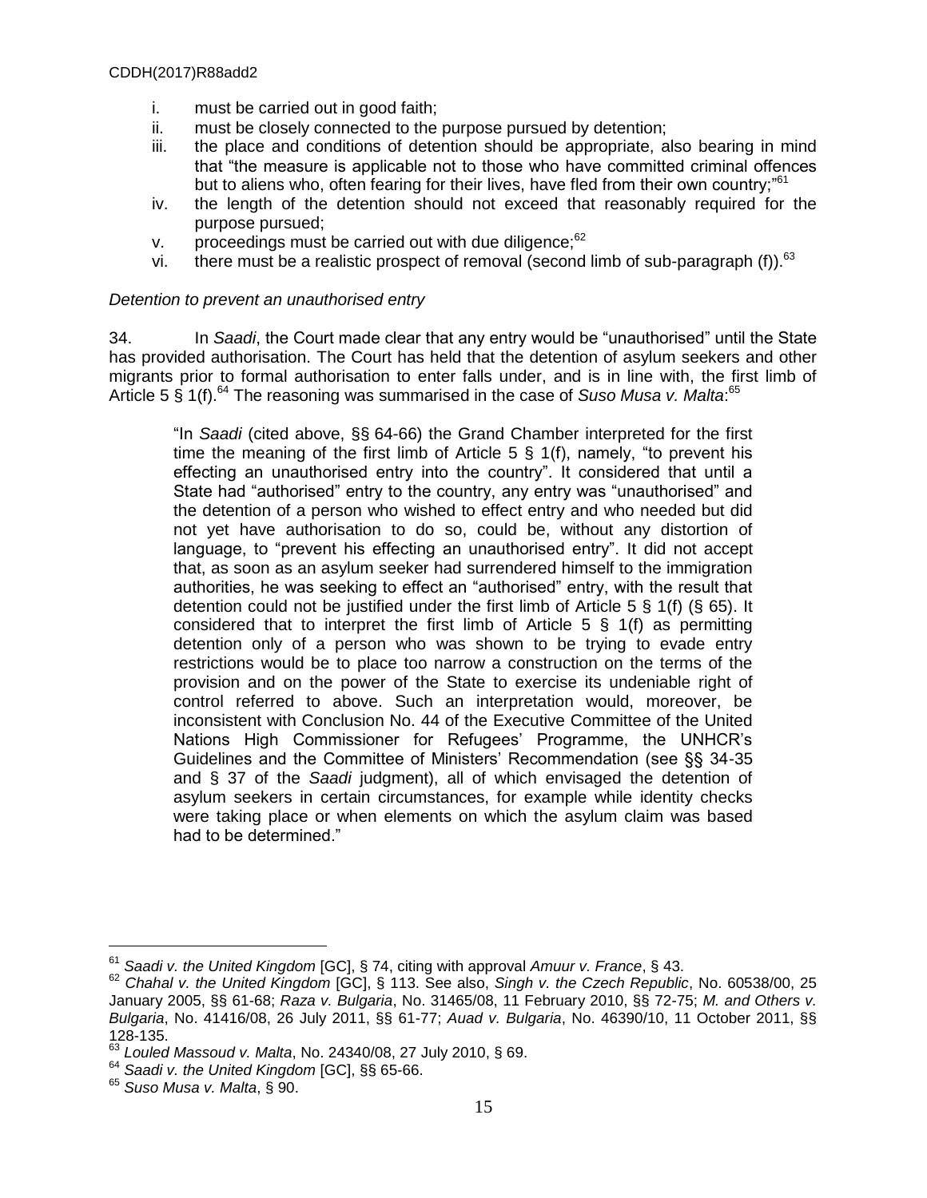i. must be carried out in good faith;
ii. must be closely connected to the purpose pursued by detention;
iii. the place and conditions of detention should be appropriate, also bearing in mind that "the measure is applicable not to those who have committed criminal offences but to aliens who, often fearing for their lives, have fled from their own country;"[61]
iv. the length of the detention should not exceed that reasonably required for the purpose pursued;
v. proceedings must be carried out with due diligence;[62]
vi. there must be a realistic prospect of removal (second limb of sub-paragraph (f)).[63]

*Detention to prevent an unauthorised entry*

34. In *Saadi*, the Court made clear that any entry would be "unauthorised" until the State has provided authorisation. The Court has held that the detention of asylum seekers and other migrants prior to formal authorisation to enter falls under, and is in line with, the first limb of Article 5 § 1(f).[64] The reasoning was summarised in the case of *Suso Musa v. Malta*:[65]

> "In *Saadi* (cited above, §§ 64-66) the Grand Chamber interpreted for the first time the meaning of the first limb of Article 5 § 1(f), namely, "to prevent his effecting an unauthorised entry into the country". It considered that until a State had "authorised" entry to the country, any entry was "unauthorised" and the detention of a person who wished to effect entry and who needed but did not yet have authorisation to do so, could be, without any distortion of language, to "prevent his effecting an unauthorised entry". It did not accept that, as soon as an asylum seeker had surrendered himself to the immigration authorities, he was seeking to effect an "authorised" entry, with the result that detention could not be justified under the first limb of Article 5 § 1(f) (§ 65). It considered that to interpret the first limb of Article 5 § 1(f) as permitting detention only of a person who was shown to be trying to evade entry restrictions would be to place too narrow a construction on the terms of the provision and on the power of the State to exercise its undeniable right of control referred to above. Such an interpretation would, moreover, be inconsistent with Conclusion No. 44 of the Executive Committee of the United Nations High Commissioner for Refugees' Programme, the UNHCR's Guidelines and the Committee of Ministers' Recommendation (see §§ 34-35 and § 37 of the *Saadi* judgment), all of which envisaged the detention of asylum seekers in certain circumstances, for example while identity checks were taking place or when elements on which the asylum claim was based had to be determined."

---

[61] *Saadi v. the United Kingdom* [GC], § 74, citing with approval *Amuur v. France*, § 43.

[62] *Chahal v. the United Kingdom* [GC], § 113. See also, *Singh v. the Czech Republic*, No. 60538/00, 25 January 2005, §§ 61-68; *Raza v. Bulgaria*, No. 31465/08, 11 February 2010, §§ 72-75; *M. and Others v. Bulgaria*, No. 41416/08, 26 July 2011, §§ 61-77; *Auad v. Bulgaria*, No. 46390/10, 11 October 2011, §§ 128-135.

[63] *Louled Massoud v. Malta*, No. 24340/08, 27 July 2010, § 69.

[64] *Saadi v. the United Kingdom* [GC], §§ 65-66.

[65] *Suso Musa v. Malta*, § 90.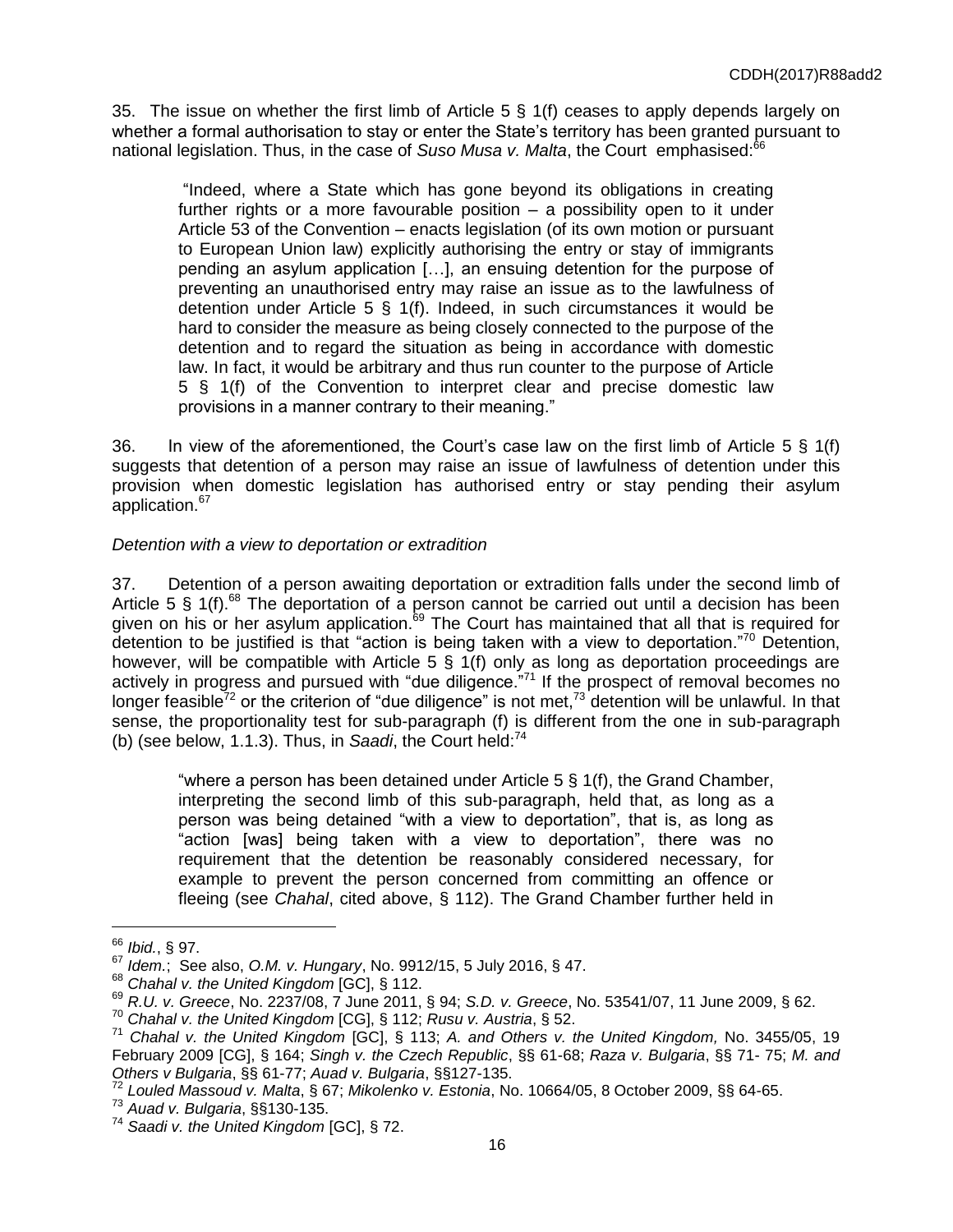35. The issue on whether the first limb of Article 5 § 1(f) ceases to apply depends largely on whether a formal authorisation to stay or enter the State's territory has been granted pursuant to national legislation. Thus, in the case of *Suso Musa v. Malta*, the Court emphasised:[66]

> "Indeed, where a State which has gone beyond its obligations in creating further rights or a more favourable position – a possibility open to it under Article 53 of the Convention – enacts legislation (of its own motion or pursuant to European Union law) explicitly authorising the entry or stay of immigrants pending an asylum application […], an ensuing detention for the purpose of preventing an unauthorised entry may raise an issue as to the lawfulness of detention under Article 5 § 1(f). Indeed, in such circumstances it would be hard to consider the measure as being closely connected to the purpose of the detention and to regard the situation as being in accordance with domestic law. In fact, it would be arbitrary and thus run counter to the purpose of Article 5 § 1(f) of the Convention to interpret clear and precise domestic law provisions in a manner contrary to their meaning."

36. In view of the aforementioned, the Court's case law on the first limb of Article 5 § 1(f) suggests that detention of a person may raise an issue of lawfulness of detention under this provision when domestic legislation has authorised entry or stay pending their asylum application.[67]

*Detention with a view to deportation or extradition*

37. Detention of a person awaiting deportation or extradition falls under the second limb of Article 5 § 1(f).[68] The deportation of a person cannot be carried out until a decision has been given on his or her asylum application.[69] The Court has maintained that all that is required for detention to be justified is that "action is being taken with a view to deportation."[70] Detention, however, will be compatible with Article 5 § 1(f) only as long as deportation proceedings are actively in progress and pursued with "due diligence."[71] If the prospect of removal becomes no longer feasible[72] or the criterion of "due diligence" is not met,[73] detention will be unlawful. In that sense, the proportionality test for sub-paragraph (f) is different from the one in sub-paragraph (b) (see below, 1.1.3). Thus, in *Saadi*, the Court held:[74]

> "where a person has been detained under Article 5 § 1(f), the Grand Chamber, interpreting the second limb of this sub-paragraph, held that, as long as a person was being detained "with a view to deportation", that is, as long as "action [was] being taken with a view to deportation", there was no requirement that the detention be reasonably considered necessary, for example to prevent the person concerned from committing an offence or fleeing (see *Chahal*, cited above, § 112). The Grand Chamber further held in

---

[66] *Ibid.*, § 97.

[67] *Idem.*; See also, *O.M. v. Hungary*, No. 9912/15, 5 July 2016, § 47.

[68] *Chahal v. the United Kingdom* [GC], § 112.

[69] *R.U. v. Greece*, No. 2237/08, 7 June 2011, § 94; *S.D. v. Greece*, No. 53541/07, 11 June 2009, § 62.

[70] *Chahal v. the United Kingdom* [CG], § 112; *Rusu v. Austria*, § 52.

[71] *Chahal v. the United Kingdom* [GC], § 113; *A. and Others v. the United Kingdom,* No. 3455/05, 19 February 2009 [CG], § 164; *Singh v. the Czech Republic*, §§ 61-68; *Raza v. Bulgaria*, §§ 71- 75; *M. and Others v Bulgaria*, §§ 61-77; *Auad v. Bulgaria*, §§127-135.

[72] *Louled Massoud v. Malta*, § 67; *Mikolenko v. Estonia*, No. 10664/05, 8 October 2009, §§ 64-65.

[73] *Auad v. Bulgaria*, §§130-135.

[74] *Saadi v. the United Kingdom* [GC], § 72.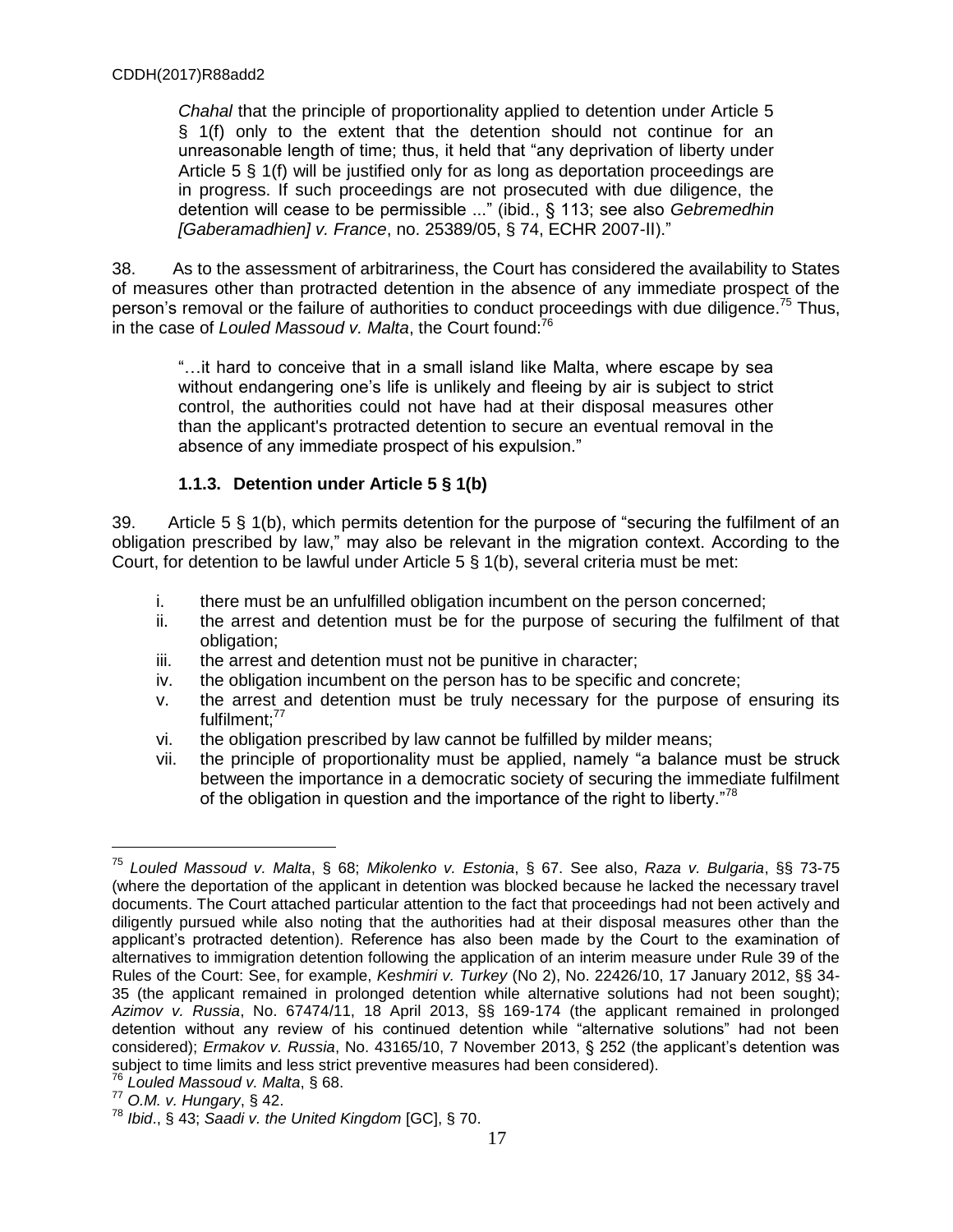*Chahal* that the principle of proportionality applied to detention under Article 5 § 1(f) only to the extent that the detention should not continue for an unreasonable length of time; thus, it held that "any deprivation of liberty under Article 5 § 1(f) will be justified only for as long as deportation proceedings are in progress. If such proceedings are not prosecuted with due diligence, the detention will cease to be permissible ..." (ibid., § 113; see also *Gebremedhin [Gaberamadhien] v. France*, no. 25389/05, § 74, ECHR 2007-II)."

38. As to the assessment of arbitrariness, the Court has considered the availability to States of measures other than protracted detention in the absence of any immediate prospect of the person's removal or the failure of authorities to conduct proceedings with due diligence.[75] Thus, in the case of *Louled Massoud v. Malta*, the Court found:[76]

> "…it hard to conceive that in a small island like Malta, where escape by sea without endangering one's life is unlikely and fleeing by air is subject to strict control, the authorities could not have had at their disposal measures other than the applicant's protracted detention to secure an eventual removal in the absence of any immediate prospect of his expulsion."

### 1.1.3. Detention under Article 5 § 1(b)

39. Article 5 § 1(b), which permits detention for the purpose of "securing the fulfilment of an obligation prescribed by law," may also be relevant in the migration context. According to the Court, for detention to be lawful under Article 5 § 1(b), several criteria must be met:

i. there must be an unfulfilled obligation incumbent on the person concerned;
ii. the arrest and detention must be for the purpose of securing the fulfilment of that obligation;
iii. the arrest and detention must not be punitive in character;
iv. the obligation incumbent on the person has to be specific and concrete;
v. the arrest and detention must be truly necessary for the purpose of ensuring its fulfilment;[77]
vi. the obligation prescribed by law cannot be fulfilled by milder means;
vii. the principle of proportionality must be applied, namely "a balance must be struck between the importance in a democratic society of securing the immediate fulfilment of the obligation in question and the importance of the right to liberty."[78]

---

[75] *Louled Massoud v. Malta*, § 68; *Mikolenko v. Estonia*, § 67. See also, *Raza v. Bulgaria*, §§ 73-75 (where the deportation of the applicant in detention was blocked because he lacked the necessary travel documents. The Court attached particular attention to the fact that proceedings had not been actively and diligently pursued while also noting that the authorities had at their disposal measures other than the applicant's protracted detention). Reference has also been made by the Court to the examination of alternatives to immigration detention following the application of an interim measure under Rule 39 of the Rules of the Court: See, for example, *Keshmiri v. Turkey* (No 2), No. 22426/10, 17 January 2012, §§ 34-35 (the applicant remained in prolonged detention while alternative solutions had not been sought); *Azimov v. Russia*, No. 67474/11, 18 April 2013, §§ 169-174 (the applicant remained in prolonged detention without any review of his continued detention while "alternative solutions" had not been considered); *Ermakov v. Russia*, No. 43165/10, 7 November 2013, § 252 (the applicant's detention was subject to time limits and less strict preventive measures had been considered).

[76] *Louled Massoud v. Malta*, § 68.

[77] *O.M. v. Hungary*, § 42.

[78] *Ibid*., § 43; *Saadi v. the United Kingdom* [GC], § 70.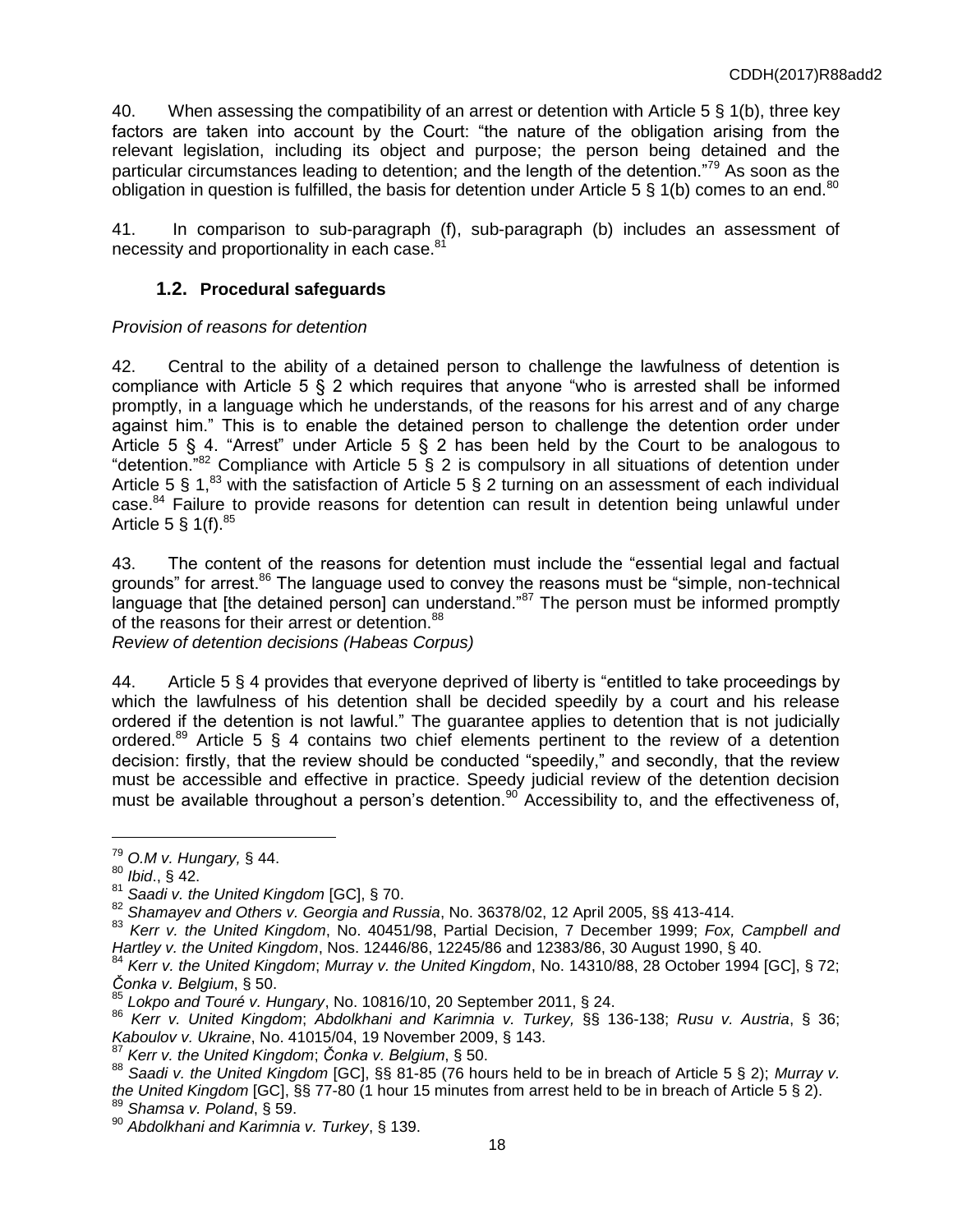40. When assessing the compatibility of an arrest or detention with Article 5 § 1(b), three key factors are taken into account by the Court: "the nature of the obligation arising from the relevant legislation, including its object and purpose; the person being detained and the particular circumstances leading to detention; and the length of the detention."[79] As soon as the obligation in question is fulfilled, the basis for detention under Article 5 § 1(b) comes to an end.[80]

41. In comparison to sub-paragraph (f), sub-paragraph (b) includes an assessment of necessity and proportionality in each case.[81]

### 1.2. Procedural safeguards

*Provision of reasons for detention*

42. Central to the ability of a detained person to challenge the lawfulness of detention is compliance with Article 5 § 2 which requires that anyone "who is arrested shall be informed promptly, in a language which he understands, of the reasons for his arrest and of any charge against him." This is to enable the detained person to challenge the detention order under Article 5 § 4. "Arrest" under Article 5 § 2 has been held by the Court to be analogous to "detention."[82] Compliance with Article 5 § 2 is compulsory in all situations of detention under Article 5 § 1,[83] with the satisfaction of Article 5 § 2 turning on an assessment of each individual case.[84] Failure to provide reasons for detention can result in detention being unlawful under Article 5 § 1(f).[85]

43. The content of the reasons for detention must include the "essential legal and factual grounds" for arrest.[86] The language used to convey the reasons must be "simple, non-technical language that [the detained person] can understand."[87] The person must be informed promptly of the reasons for their arrest or detention.[88]

*Review of detention decisions (Habeas Corpus)*

44. Article 5 § 4 provides that everyone deprived of liberty is "entitled to take proceedings by which the lawfulness of his detention shall be decided speedily by a court and his release ordered if the detention is not lawful." The guarantee applies to detention that is not judicially ordered.[89] Article 5 § 4 contains two chief elements pertinent to the review of a detention decision: firstly, that the review should be conducted "speedily," and secondly, that the review must be accessible and effective in practice. Speedy judicial review of the detention decision must be available throughout a person's detention.[90] Accessibility to, and the effectiveness of,

---

[79] *O.M v. Hungary,* § 44.

[80] *Ibid*., § 42.

[81] *Saadi v. the United Kingdom* [GC], § 70.

[82] *Shamayev and Others v. Georgia and Russia*, No. 36378/02, 12 April 2005, §§ 413-414.

[83] *Kerr v. the United Kingdom*, No. 40451/98, Partial Decision, 7 December 1999; *Fox, Campbell and Hartley v. the United Kingdom*, Nos. 12446/86, 12245/86 and 12383/86, 30 August 1990, § 40.

[84] *Kerr v. the United Kingdom*; *Murray v. the United Kingdom*, No. 14310/88, 28 October 1994 [GC], § 72; *Čonka v. Belgium*, § 50.

[85] *Lokpo and Touré v. Hungary*, No. 10816/10, 20 September 2011, § 24.

[86] *Kerr v. United Kingdom*; *Abdolkhani and Karimnia v. Turkey,* §§ 136-138; *Rusu v. Austria*, § 36; *Kaboulov v. Ukraine*, No. 41015/04, 19 November 2009, § 143.

[87] *Kerr v. the United Kingdom*; *Čonka v. Belgium*, § 50.

[88] *Saadi v. the United Kingdom* [GC], §§ 81-85 (76 hours held to be in breach of Article 5 § 2); *Murray v. the United Kingdom* [GC], §§ 77-80 (1 hour 15 minutes from arrest held to be in breach of Article 5 § 2).

[89] *Shamsa v. Poland*, § 59.

[90] *Abdolkhani and Karimnia v. Turkey*, § 139.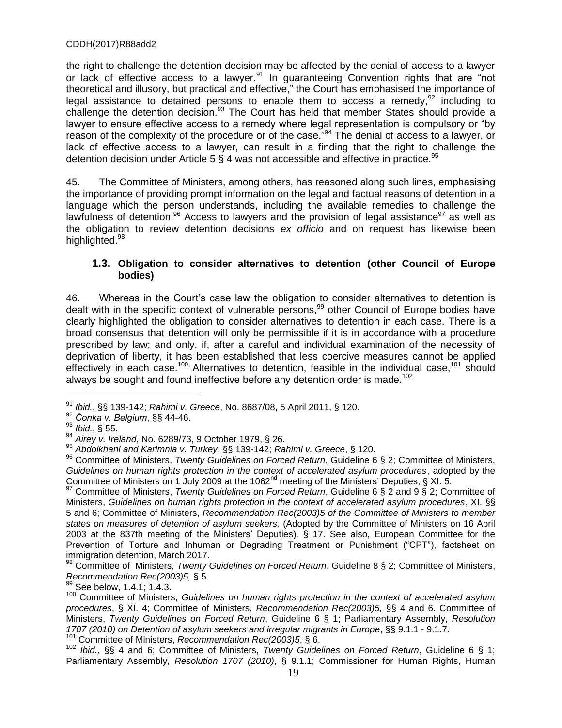the right to challenge the detention decision may be affected by the denial of access to a lawyer or lack of effective access to a lawyer.[91] In guaranteeing Convention rights that are "not theoretical and illusory, but practical and effective," the Court has emphasised the importance of legal assistance to detained persons to enable them to access a remedy,[92] including to challenge the detention decision.[93] The Court has held that member States should provide a lawyer to ensure effective access to a remedy where legal representation is compulsory or "by reason of the complexity of the procedure or of the case."[94] The denial of access to a lawyer, or lack of effective access to a lawyer, can result in a finding that the right to challenge the detention decision under Article 5 § 4 was not accessible and effective in practice.[95]

45. The Committee of Ministers, among others, has reasoned along such lines, emphasising the importance of providing prompt information on the legal and factual reasons of detention in a language which the person understands, including the available remedies to challenge the lawfulness of detention.[96] Access to lawyers and the provision of legal assistance[97] as well as the obligation to review detention decisions *ex officio* and on request has likewise been highlighted.[98]

### 1.3. Obligation to consider alternatives to detention (other Council of Europe bodies)

46. Whereas in the Court's case law the obligation to consider alternatives to detention is dealt with in the specific context of vulnerable persons,[99] other Council of Europe bodies have clearly highlighted the obligation to consider alternatives to detention in each case. There is a broad consensus that detention will only be permissible if it is in accordance with a procedure prescribed by law; and only, if, after a careful and individual examination of the necessity of deprivation of liberty, it has been established that less coercive measures cannot be applied effectively in each case.[100] Alternatives to detention, feasible in the individual case,[101] should always be sought and found ineffective before any detention order is made.[102]

---

[91] *Ibid.*, §§ 139-142; *Rahimi v. Greece*, No. 8687/08, 5 April 2011, § 120.

[92] *Čonka v. Belgium*, §§ 44-46.

[93] *Ibid.*, § 55.

[94] *Airey v. Ireland*, No. 6289/73, 9 October 1979, § 26.

[95] *Abdolkhani and Karimnia v. Turkey*, §§ 139-142; *Rahimi v. Greece*, § 120.

[96] Committee of Ministers, *Twenty Guidelines on Forced Return*, Guideline 6 § 2; Committee of Ministers, *Guidelines on human rights protection in the context of accelerated asylum procedures*, adopted by the Committee of Ministers on 1 July 2009 at the 1062nd meeting of the Ministers' Deputies, § XI. 5.

[97] Committee of Ministers, *Twenty Guidelines on Forced Return*, Guideline 6 § 2 and 9 § 2; Committee of Ministers, *Guidelines on human rights protection in the context of accelerated asylum procedures*, XI. §§ 5 and 6; Committee of Ministers, *Recommendation Rec(2003)5 of the Committee of Ministers to member states on measures of detention of asylum seekers,* (Adopted by the Committee of Ministers on 16 April 2003 at the 837th meeting of the Ministers' Deputies)*,* § 17. See also, European Committee for the Prevention of Torture and Inhuman or Degrading Treatment or Punishment ("CPT"), factsheet on immigration detention, March 2017.

[98] Committee of Ministers, *Twenty Guidelines on Forced Return*, Guideline 8 § 2; Committee of Ministers, *Recommendation Rec(2003)5,* § 5.

[99] See below, 1.4.1; 1.4.3.

[100] Committee of Ministers, *Guidelines on human rights protection in the context of accelerated asylum procedures*, § XI. 4; Committee of Ministers, *Recommendation Rec(2003)5,* §§ 4 and 6. Committee of Ministers, *Twenty Guidelines on Forced Return*, Guideline 6 § 1; Parliamentary Assembly, *Resolution 1707 (2010) on Detention of asylum seekers and irregular migrants in Europe*, §§ 9.1.1 - 9.1.7.

[101] Committee of Ministers, *Recommendation Rec(2003)5*, § 6.

[102] *Ibid.,* §§ 4 and 6; Committee of Ministers, *Twenty Guidelines on Forced Return*, Guideline 6 § 1; Parliamentary Assembly, *Resolution 1707 (2010)*, § 9.1.1; Commissioner for Human Rights, Human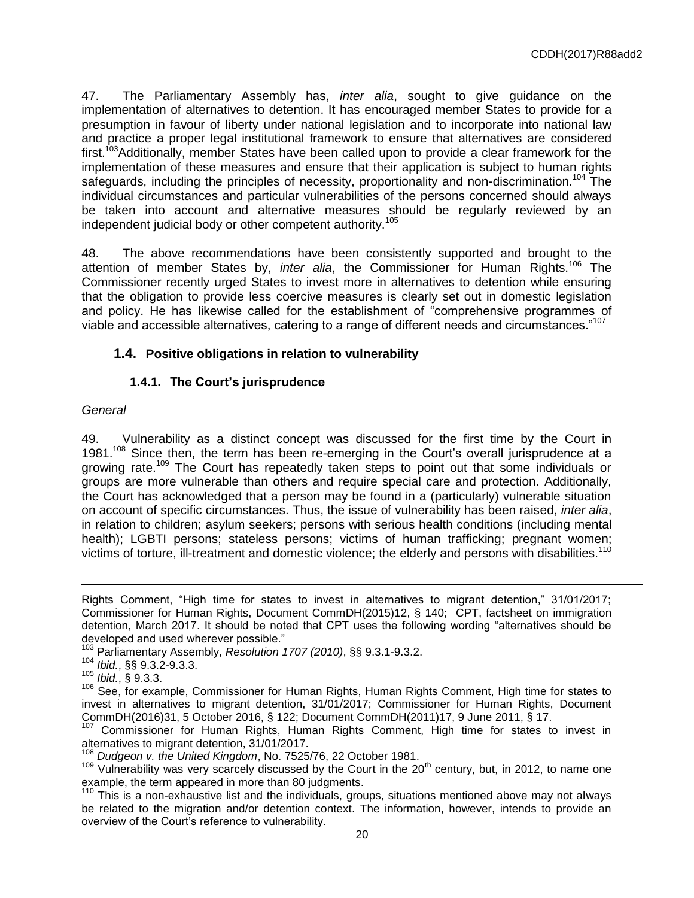47. The Parliamentary Assembly has, *inter alia*, sought to give guidance on the implementation of alternatives to detention. It has encouraged member States to provide for a presumption in favour of liberty under national legislation and to incorporate into national law and practice a proper legal institutional framework to ensure that alternatives are considered first.[103]Additionally, member States have been called upon to provide a clear framework for the implementation of these measures and ensure that their application is subject to human rights safeguards, including the principles of necessity, proportionality and non-discrimination.[104] The individual circumstances and particular vulnerabilities of the persons concerned should always be taken into account and alternative measures should be regularly reviewed by an independent judicial body or other competent authority.[105]

48. The above recommendations have been consistently supported and brought to the attention of member States by, *inter alia*, the Commissioner for Human Rights.[106] The Commissioner recently urged States to invest more in alternatives to detention while ensuring that the obligation to provide less coercive measures is clearly set out in domestic legislation and policy. He has likewise called for the establishment of "comprehensive programmes of viable and accessible alternatives, catering to a range of different needs and circumstances."[107]

## 1.4. Positive obligations in relation to vulnerability

### 1.4.1. The Court's jurisprudence

*General*

49. Vulnerability as a distinct concept was discussed for the first time by the Court in 1981.[108] Since then, the term has been re-emerging in the Court's overall jurisprudence at a growing rate.[109] The Court has repeatedly taken steps to point out that some individuals or groups are more vulnerable than others and require special care and protection. Additionally, the Court has acknowledged that a person may be found in a (particularly) vulnerable situation on account of specific circumstances. Thus, the issue of vulnerability has been raised, *inter alia*, in relation to children; asylum seekers; persons with serious health conditions (including mental health); LGBTI persons; stateless persons; victims of human trafficking; pregnant women; victims of torture, ill-treatment and domestic violence; the elderly and persons with disabilities.[110]

---

Rights Comment, "High time for states to invest in alternatives to migrant detention," 31/01/2017; Commissioner for Human Rights, Document CommDH(2015)12, § 140; CPT, factsheet on immigration detention, March 2017. It should be noted that CPT uses the following wording "alternatives should be developed and used wherever possible."

[103] Parliamentary Assembly, *Resolution 1707 (2010)*, §§ 9.3.1-9.3.2.

[104] *Ibid.*, §§ 9.3.2-9.3.3.

[105] *Ibid.*, § 9.3.3.

[106] See, for example, Commissioner for Human Rights, Human Rights Comment, High time for states to invest in alternatives to migrant detention, 31/01/2017; Commissioner for Human Rights, Document CommDH(2016)31, 5 October 2016, § 122; Document CommDH(2011)17, 9 June 2011, § 17.

[107] Commissioner for Human Rights, Human Rights Comment, High time for states to invest in alternatives to migrant detention, 31/01/2017.

[108] *Dudgeon v. the United Kingdom*, No. 7525/76, 22 October 1981.

[109] Vulnerability was very scarcely discussed by the Court in the 20th century, but, in 2012, to name one example, the term appeared in more than 80 judgments.

[110] This is a non-exhaustive list and the individuals, groups, situations mentioned above may not always be related to the migration and/or detention context. The information, however, intends to provide an overview of the Court's reference to vulnerability.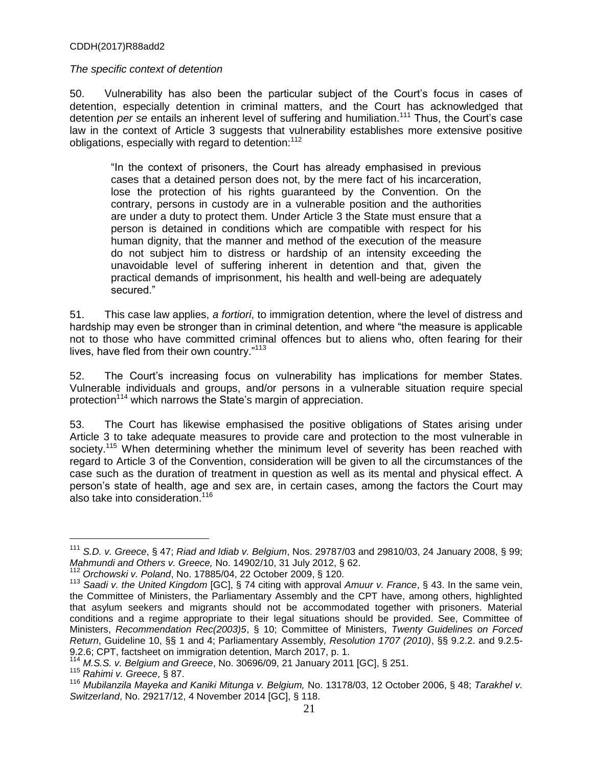*The specific context of detention*

50. Vulnerability has also been the particular subject of the Court's focus in cases of detention, especially detention in criminal matters, and the Court has acknowledged that detention *per se* entails an inherent level of suffering and humiliation.[111] Thus, the Court's case law in the context of Article 3 suggests that vulnerability establishes more extensive positive obligations, especially with regard to detention:[112]

> "In the context of prisoners, the Court has already emphasised in previous cases that a detained person does not, by the mere fact of his incarceration, lose the protection of his rights guaranteed by the Convention. On the contrary, persons in custody are in a vulnerable position and the authorities are under a duty to protect them. Under Article 3 the State must ensure that a person is detained in conditions which are compatible with respect for his human dignity, that the manner and method of the execution of the measure do not subject him to distress or hardship of an intensity exceeding the unavoidable level of suffering inherent in detention and that, given the practical demands of imprisonment, his health and well-being are adequately secured."

51. This case law applies, *a fortiori*, to immigration detention, where the level of distress and hardship may even be stronger than in criminal detention, and where "the measure is applicable not to those who have committed criminal offences but to aliens who, often fearing for their lives, have fled from their own country."[113]

52. The Court's increasing focus on vulnerability has implications for member States. Vulnerable individuals and groups, and/or persons in a vulnerable situation require special protection[114] which narrows the State's margin of appreciation.

53. The Court has likewise emphasised the positive obligations of States arising under Article 3 to take adequate measures to provide care and protection to the most vulnerable in society.[115] When determining whether the minimum level of severity has been reached with regard to Article 3 of the Convention, consideration will be given to all the circumstances of the case such as the duration of treatment in question as well as its mental and physical effect. A person's state of health, age and sex are, in certain cases, among the factors the Court may also take into consideration.[116]

---

[111] *S.D. v. Greece*, § 47; *Riad and Idiab v. Belgium*, Nos. 29787/03 and 29810/03, 24 January 2008, § 99; *Mahmundi and Others v. Greece,* No. 14902/10, 31 July 2012, § 62.

[112] *Orchowski v. Poland*, No. 17885/04, 22 October 2009, § 120.

[113] *Saadi v. the United Kingdom* [GC], § 74 citing with approval *Amuur v. France*, § 43. In the same vein, the Committee of Ministers, the Parliamentary Assembly and the CPT have, among others, highlighted that asylum seekers and migrants should not be accommodated together with prisoners. Material conditions and a regime appropriate to their legal situations should be provided. See, Committee of Ministers, *Recommendation Rec(2003)5*, § 10; Committee of Ministers, *Twenty Guidelines on Forced Return*, Guideline 10, §§ 1 and 4; Parliamentary Assembly, *Resolution 1707 (2010)*, §§ 9.2.2. and 9.2.5-9.2.6; CPT, factsheet on immigration detention, March 2017, p. 1.

[114] *M.S.S. v. Belgium and Greece*, No. 30696/09, 21 January 2011 [GC], § 251.

[115] *Rahimi v. Greece*, § 87.

[116] *Mubilanzila Mayeka and Kaniki Mitunga v. Belgium,* No. 13178/03, 12 October 2006, § 48; *Tarakhel v. Switzerland*, No. 29217/12, 4 November 2014 [GC], § 118.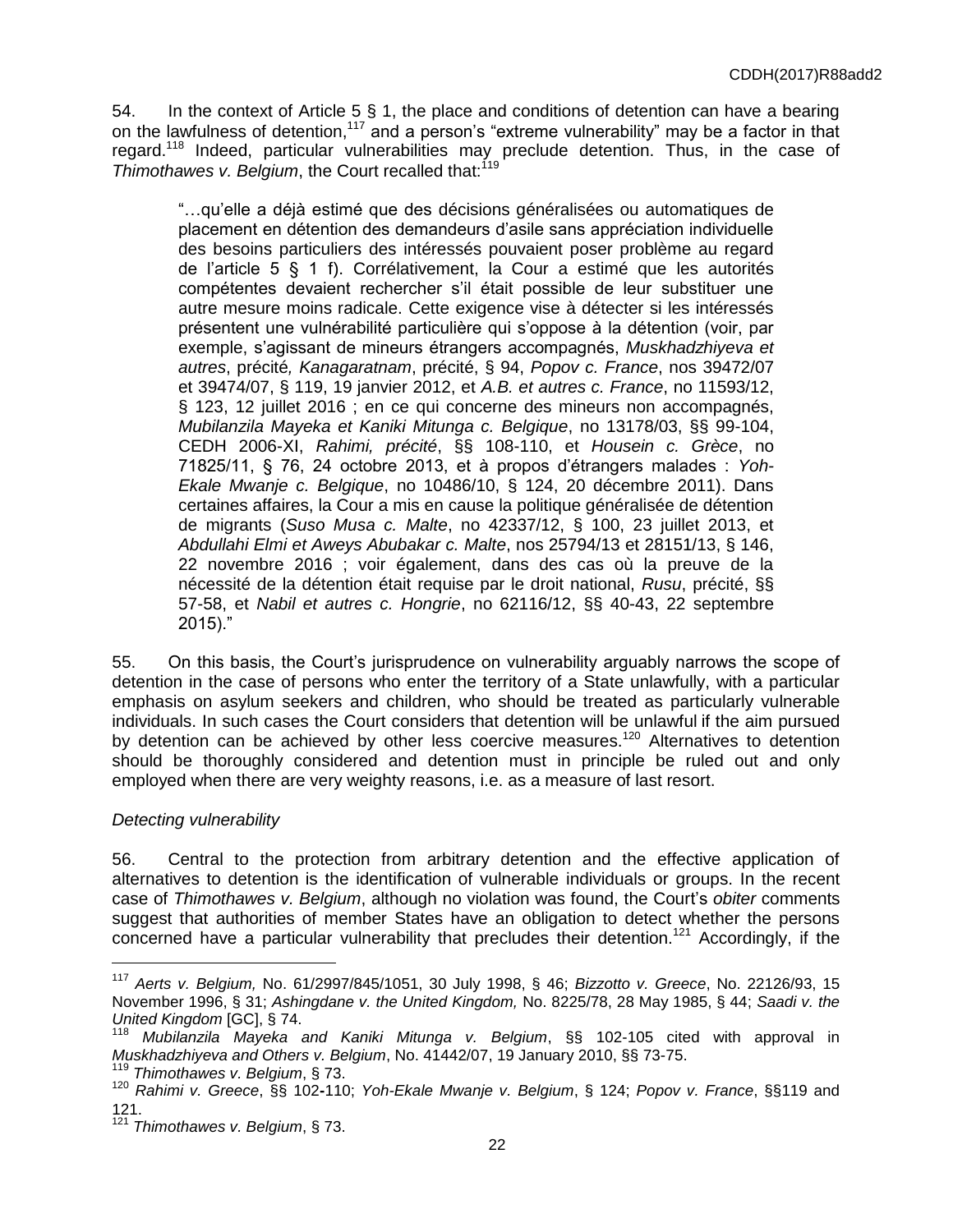54. In the context of Article 5 § 1, the place and conditions of detention can have a bearing on the lawfulness of detention,[117] and a person's "extreme vulnerability" may be a factor in that regard.[118] Indeed, particular vulnerabilities may preclude detention. Thus, in the case of *Thimothawes v. Belgium*, the Court recalled that:[119]

> "…qu'elle a déjà estimé que des décisions généralisées ou automatiques de placement en détention des demandeurs d'asile sans appréciation individuelle des besoins particuliers des intéressés pouvaient poser problème au regard de l'article 5 § 1 f). Corrélativement, la Cour a estimé que les autorités compétentes devaient rechercher s'il était possible de leur substituer une autre mesure moins radicale. Cette exigence vise à détecter si les intéressés présentent une vulnérabilité particulière qui s'oppose à la détention (voir, par exemple, s'agissant de mineurs étrangers accompagnés, *Muskhadzhiyeva et autres*, précité*, Kanagaratnam*, précité, § 94, *Popov c. France*, nos 39472/07 et 39474/07, § 119, 19 janvier 2012, et *A.B. et autres c. France*, no 11593/12, § 123, 12 juillet 2016 ; en ce qui concerne des mineurs non accompagnés, *Mubilanzila Mayeka et Kaniki Mitunga c. Belgique*, no 13178/03, §§ 99-104, CEDH 2006-XI, *Rahimi, précité*, §§ 108-110, et *Housein c. Grèce*, no 71825/11, § 76, 24 octobre 2013, et à propos d'étrangers malades : *Yoh-Ekale Mwanje c. Belgique*, no 10486/10, § 124, 20 décembre 2011). Dans certaines affaires, la Cour a mis en cause la politique généralisée de détention de migrants (*Suso Musa c. Malte*, no 42337/12, § 100, 23 juillet 2013, et *Abdullahi Elmi et Aweys Abubakar c. Malte*, nos 25794/13 et 28151/13, § 146, 22 novembre 2016 ; voir également, dans des cas où la preuve de la nécessité de la détention était requise par le droit national, *Rusu*, précité, §§ 57-58, et *Nabil et autres c. Hongrie*, no 62116/12, §§ 40-43, 22 septembre 2015)."

55. On this basis, the Court's jurisprudence on vulnerability arguably narrows the scope of detention in the case of persons who enter the territory of a State unlawfully, with a particular emphasis on asylum seekers and children, who should be treated as particularly vulnerable individuals. In such cases the Court considers that detention will be unlawful if the aim pursued by detention can be achieved by other less coercive measures.[120] Alternatives to detention should be thoroughly considered and detention must in principle be ruled out and only employed when there are very weighty reasons, i.e. as a measure of last resort.

*Detecting vulnerability*

56. Central to the protection from arbitrary detention and the effective application of alternatives to detention is the identification of vulnerable individuals or groups. In the recent case of *Thimothawes v. Belgium*, although no violation was found, the Court's *obiter* comments suggest that authorities of member States have an obligation to detect whether the persons concerned have a particular vulnerability that precludes their detention.[121] Accordingly, if the

---

[117] *Aerts v. Belgium,* No. 61/2997/845/1051, 30 July 1998, § 46; *Bizzotto v. Greece*, No. 22126/93, 15 November 1996, § 31; *Ashingdane v. the United Kingdom,* No. 8225/78, 28 May 1985, § 44; *Saadi v. the United Kingdom* [GC], § 74.

[118] *Mubilanzila Mayeka and Kaniki Mitunga v. Belgium*, §§ 102-105 cited with approval in *Muskhadzhiyeva and Others v. Belgium*, No. 41442/07, 19 January 2010, §§ 73-75.

[119] *Thimothawes v. Belgium*, § 73.

[120] *Rahimi v. Greece*, §§ 102-110; *Yoh-Ekale Mwanje v. Belgium*, § 124; *Popov v. France*, §§119 and 121.

[121] *Thimothawes v. Belgium*, § 73.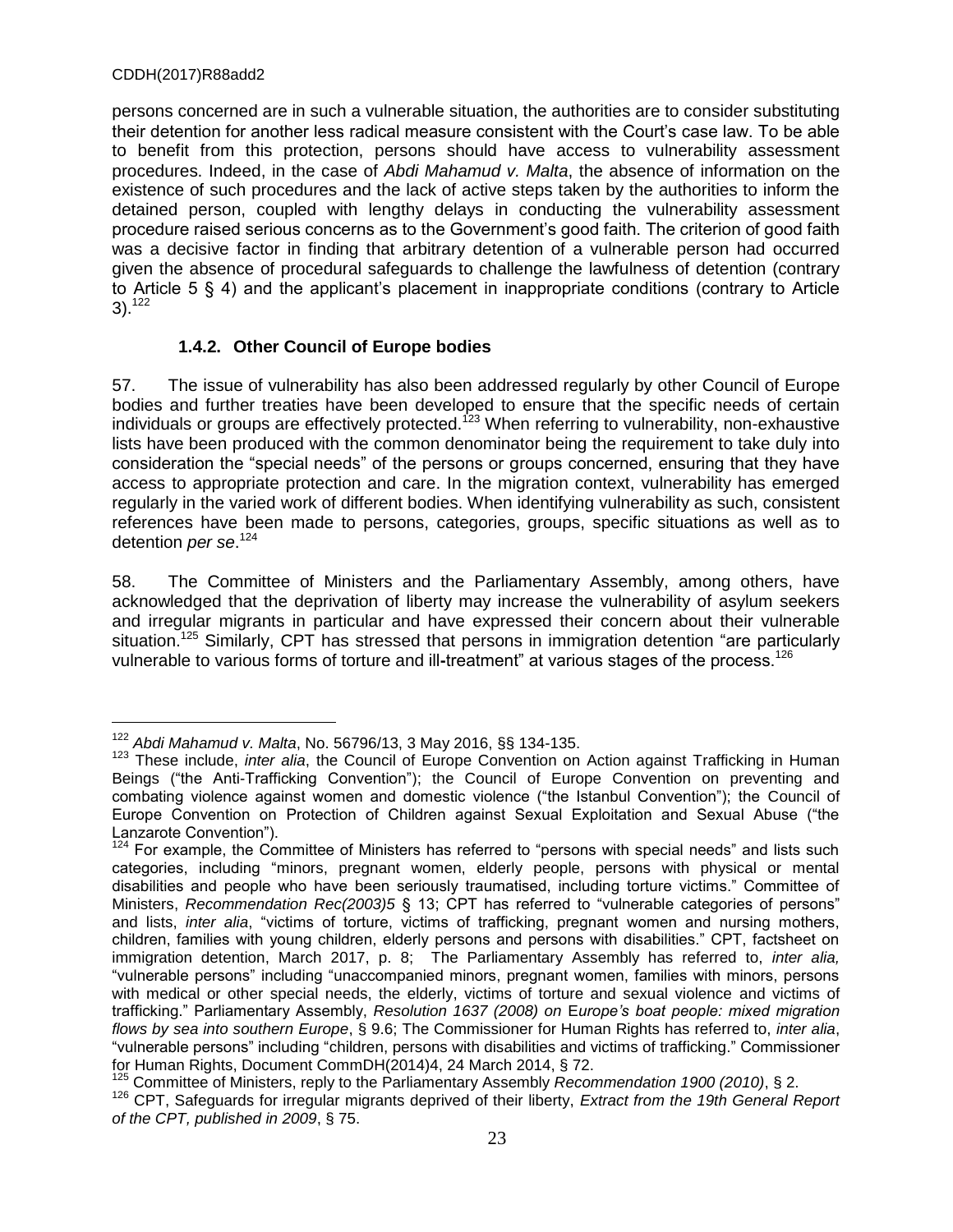persons concerned are in such a vulnerable situation, the authorities are to consider substituting their detention for another less radical measure consistent with the Court's case law. To be able to benefit from this protection, persons should have access to vulnerability assessment procedures. Indeed, in the case of *Abdi Mahamud v. Malta*, the absence of information on the existence of such procedures and the lack of active steps taken by the authorities to inform the detained person, coupled with lengthy delays in conducting the vulnerability assessment procedure raised serious concerns as to the Government's good faith. The criterion of good faith was a decisive factor in finding that arbitrary detention of a vulnerable person had occurred given the absence of procedural safeguards to challenge the lawfulness of detention (contrary to Article 5 § 4) and the applicant's placement in inappropriate conditions (contrary to Article 3).[122]

### 1.4.2. Other Council of Europe bodies

57. The issue of vulnerability has also been addressed regularly by other Council of Europe bodies and further treaties have been developed to ensure that the specific needs of certain individuals or groups are effectively protected.[123] When referring to vulnerability, non-exhaustive lists have been produced with the common denominator being the requirement to take duly into consideration the "special needs" of the persons or groups concerned, ensuring that they have access to appropriate protection and care. In the migration context, vulnerability has emerged regularly in the varied work of different bodies. When identifying vulnerability as such, consistent references have been made to persons, categories, groups, specific situations as well as to detention *per se*.[124]

58. The Committee of Ministers and the Parliamentary Assembly, among others, have acknowledged that the deprivation of liberty may increase the vulnerability of asylum seekers and irregular migrants in particular and have expressed their concern about their vulnerable situation.[125] Similarly, CPT has stressed that persons in immigration detention "are particularly vulnerable to various forms of torture and ill-treatment" at various stages of the process.[126]

---

[122] *Abdi Mahamud v. Malta*, No. 56796/13, 3 May 2016, §§ 134-135.

[123] These include, *inter alia*, the Council of Europe Convention on Action against Trafficking in Human Beings ("the Anti-Trafficking Convention"); the Council of Europe Convention on preventing and combating violence against women and domestic violence ("the Istanbul Convention"); the Council of Europe Convention on Protection of Children against Sexual Exploitation and Sexual Abuse ("the Lanzarote Convention").

[124] For example, the Committee of Ministers has referred to "persons with special needs" and lists such categories, including "minors, pregnant women, elderly people, persons with physical or mental disabilities and people who have been seriously traumatised, including torture victims." Committee of Ministers, *Recommendation Rec(2003)5* § 13; CPT has referred to "vulnerable categories of persons" and lists, *inter alia*, "victims of torture, victims of trafficking, pregnant women and nursing mothers, children, families with young children, elderly persons and persons with disabilities." CPT, factsheet on immigration detention, March 2017, p. 8; The Parliamentary Assembly has referred to, *inter alia,* "vulnerable persons" including "unaccompanied minors, pregnant women, families with minors, persons with medical or other special needs, the elderly, victims of torture and sexual violence and victims of trafficking." Parliamentary Assembly, *Resolution 1637 (2008) on Europe's boat people: mixed migration flows by sea into southern Europe*, § 9.6; The Commissioner for Human Rights has referred to, *inter alia*, "vulnerable persons" including "children, persons with disabilities and victims of trafficking." Commissioner for Human Rights, Document CommDH(2014)4, 24 March 2014, § 72.

[125] Committee of Ministers, reply to the Parliamentary Assembly *Recommendation 1900 (2010)*, § 2.

[126] CPT, Safeguards for irregular migrants deprived of their liberty, *Extract from the 19th General Report of the CPT, published in 2009*, § 75.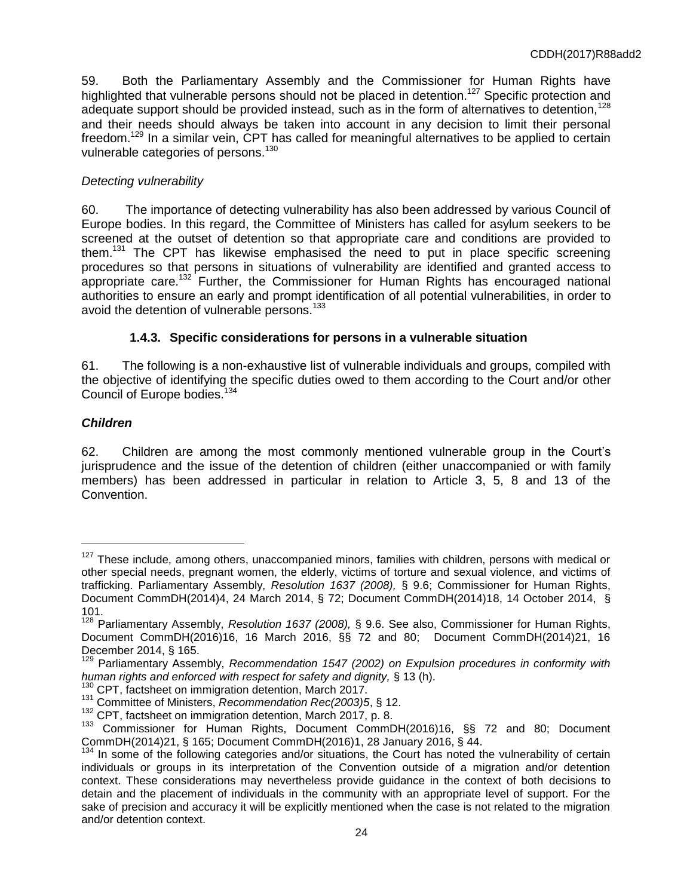59. Both the Parliamentary Assembly and the Commissioner for Human Rights have highlighted that vulnerable persons should not be placed in detention.[127] Specific protection and adequate support should be provided instead, such as in the form of alternatives to detention,[128] and their needs should always be taken into account in any decision to limit their personal freedom.[129] In a similar vein, CPT has called for meaningful alternatives to be applied to certain vulnerable categories of persons.[130]

*Detecting vulnerability*

60. The importance of detecting vulnerability has also been addressed by various Council of Europe bodies. In this regard, the Committee of Ministers has called for asylum seekers to be screened at the outset of detention so that appropriate care and conditions are provided to them.[131] The CPT has likewise emphasised the need to put in place specific screening procedures so that persons in situations of vulnerability are identified and granted access to appropriate care.[132] Further, the Commissioner for Human Rights has encouraged national authorities to ensure an early and prompt identification of all potential vulnerabilities, in order to avoid the detention of vulnerable persons.[133]

### 1.4.3. Specific considerations for persons in a vulnerable situation

61. The following is a non-exhaustive list of vulnerable individuals and groups, compiled with the objective of identifying the specific duties owed to them according to the Court and/or other Council of Europe bodies.[134]

***Children***

62. Children are among the most commonly mentioned vulnerable group in the Court's jurisprudence and the issue of the detention of children (either unaccompanied or with family members) has been addressed in particular in relation to Article 3, 5, 8 and 13 of the Convention.

---

[127] These include, among others, unaccompanied minors, families with children, persons with medical or other special needs, pregnant women, the elderly, victims of torture and sexual violence, and victims of trafficking. Parliamentary Assembly, *Resolution 1637 (2008),* § 9.6; Commissioner for Human Rights, Document CommDH(2014)4, 24 March 2014, § 72; Document CommDH(2014)18, 14 October 2014, § 101.

[128] Parliamentary Assembly, *Resolution 1637 (2008),* § 9.6. See also, Commissioner for Human Rights, Document CommDH(2016)16, 16 March 2016, §§ 72 and 80; Document CommDH(2014)21, 16 December 2014, § 165.

[129] Parliamentary Assembly, *Recommendation 1547 (2002) on Expulsion procedures in conformity with human rights and enforced with respect for safety and dignity,* § 13 (h).

[130] CPT, factsheet on immigration detention, March 2017.

[131] Committee of Ministers, *Recommendation Rec(2003)5*, § 12.

[132] CPT, factsheet on immigration detention, March 2017, p. 8.

[133] Commissioner for Human Rights, Document CommDH(2016)16, §§ 72 and 80; Document CommDH(2014)21, § 165; Document CommDH(2016)1, 28 January 2016, § 44.

[134] In some of the following categories and/or situations, the Court has noted the vulnerability of certain individuals or groups in its interpretation of the Convention outside of a migration and/or detention context. These considerations may nevertheless provide guidance in the context of both decisions to detain and the placement of individuals in the community with an appropriate level of support. For the sake of precision and accuracy it will be explicitly mentioned when the case is not related to the migration and/or detention context.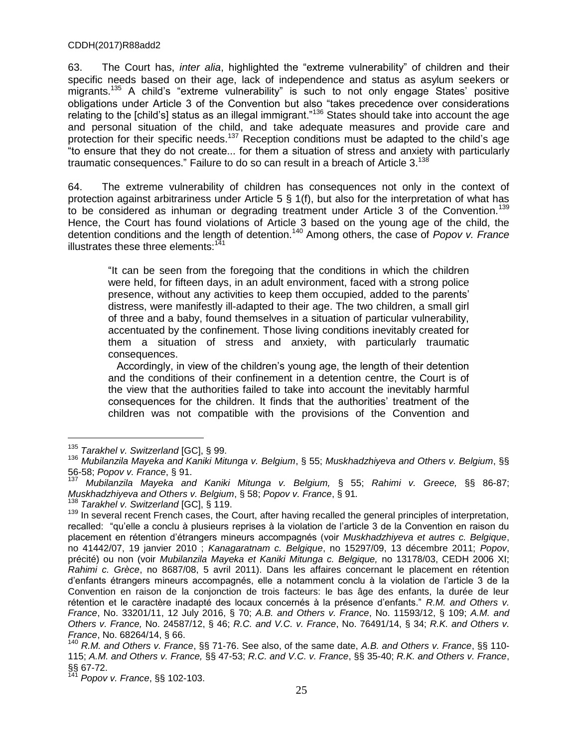63. The Court has, *inter alia*, highlighted the "extreme vulnerability" of children and their specific needs based on their age, lack of independence and status as asylum seekers or migrants.[135] A child's "extreme vulnerability" is such to not only engage States' positive obligations under Article 3 of the Convention but also "takes precedence over considerations relating to the [child's] status as an illegal immigrant."[136] States should take into account the age and personal situation of the child, and take adequate measures and provide care and protection for their specific needs.[137] Reception conditions must be adapted to the child's age "to ensure that they do not create... for them a situation of stress and anxiety with particularly traumatic consequences." Failure to do so can result in a breach of Article 3.[138]

64. The extreme vulnerability of children has consequences not only in the context of protection against arbitrariness under Article 5 § 1(f), but also for the interpretation of what has to be considered as inhuman or degrading treatment under Article 3 of the Convention.[139] Hence, the Court has found violations of Article 3 based on the young age of the child, the detention conditions and the length of detention.[140] Among others, the case of *Popov v. France* illustrates these three elements:[141]

> "It can be seen from the foregoing that the conditions in which the children were held, for fifteen days, in an adult environment, faced with a strong police presence, without any activities to keep them occupied, added to the parents' distress, were manifestly ill-adapted to their age. The two children, a small girl of three and a baby, found themselves in a situation of particular vulnerability, accentuated by the confinement. Those living conditions inevitably created for them a situation of stress and anxiety, with particularly traumatic consequences.
>
> Accordingly, in view of the children's young age, the length of their detention and the conditions of their confinement in a detention centre, the Court is of the view that the authorities failed to take into account the inevitably harmful consequences for the children. It finds that the authorities' treatment of the children was not compatible with the provisions of the Convention and

---

[135] *Tarakhel v. Switzerland* [GC], § 99.

[136] *Mubilanzila Mayeka and Kaniki Mitunga v. Belgium*, § 55; *Muskhadzhiyeva and Others v. Belgium*, §§ 56-58; *Popov v. France*, § 91.

[137] *Mubilanzila Mayeka and Kaniki Mitunga v. Belgium,* § 55; *Rahimi v. Greece,* §§ 86-87; *Muskhadzhiyeva and Others v. Belgium*, § 58; *Popov v. France*, § 91*.*

[138] *Tarakhel v. Switzerland* [GC], § 119.

[139] In several recent French cases, the Court, after having recalled the general principles of interpretation, recalled: "qu'elle a conclu à plusieurs reprises à la violation de l'article 3 de la Convention en raison du placement en rétention d'étrangers mineurs accompagnés (voir *Muskhadzhiyeva et autres c. Belgique*, no 41442/07, 19 janvier 2010 ; *Kanagaratnam c. Belgique*, no 15297/09, 13 décembre 2011; *Popov*, précité) ou non (voir *Mubilanzila Mayeka et Kaniki Mitunga c. Belgique,* no 13178/03, CEDH 2006 XI; *Rahimi c. Grèce*, no 8687/08, 5 avril 2011). Dans les affaires concernant le placement en rétention d'enfants étrangers mineurs accompagnés, elle a notamment conclu à la violation de l'article 3 de la Convention en raison de la conjonction de trois facteurs: le bas âge des enfants, la durée de leur rétention et le caractère inadapté des locaux concernés à la présence d'enfants." *R.M. and Others v. France*, No. 33201/11, 12 July 2016, § 70; *A.B. and Others v. France*, No. 11593/12, § 109; *A.M. and Others v. France,* No. 24587/12, § 46; *R.C. and V.C. v. France*, No. 76491/14, § 34; *R.K. and Others v. France*, No. 68264/14, § 66.

[140] *R.M. and Others v. France*, §§ 71-76. See also, of the same date, *A.B. and Others v. France*, §§ 110-115; *A.M. and Others v. France,* §§ 47-53; *R.C. and V.C. v. France*, §§ 35-40; *R.K. and Others v. France*, §§ 67-72.

[141] *Popov v. France*, §§ 102-103.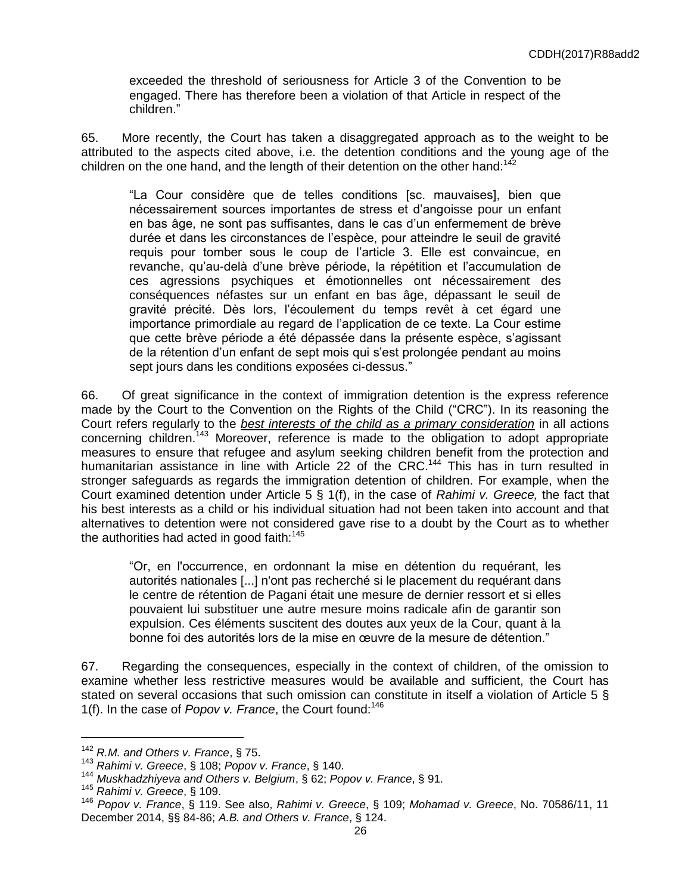exceeded the threshold of seriousness for Article 3 of the Convention to be engaged. There has therefore been a violation of that Article in respect of the children."

65. More recently, the Court has taken a disaggregated approach as to the weight to be attributed to the aspects cited above, i.e. the detention conditions and the young age of the children on the one hand, and the length of their detention on the other hand:[142]

> "La Cour considère que de telles conditions [sc. mauvaises], bien que nécessairement sources importantes de stress et d'angoisse pour un enfant en bas âge, ne sont pas suffisantes, dans le cas d'un enfermement de brève durée et dans les circonstances de l'espèce, pour atteindre le seuil de gravité requis pour tomber sous le coup de l'article 3. Elle est convaincue, en revanche, qu'au-delà d'une brève période, la répétition et l'accumulation de ces agressions psychiques et émotionnelles ont nécessairement des conséquences néfastes sur un enfant en bas âge, dépassant le seuil de gravité précité. Dès lors, l'écoulement du temps revêt à cet égard une importance primordiale au regard de l'application de ce texte. La Cour estime que cette brève période a été dépassée dans la présente espèce, s'agissant de la rétention d'un enfant de sept mois qui s'est prolongée pendant au moins sept jours dans les conditions exposées ci-dessus."

66. Of great significance in the context of immigration detention is the express reference made by the Court to the Convention on the Rights of the Child ("CRC"). In its reasoning the Court refers regularly to the ***best interests of the child as a primary consideration*** in all actions concerning children.[143] Moreover, reference is made to the obligation to adopt appropriate measures to ensure that refugee and asylum seeking children benefit from the protection and humanitarian assistance in line with Article 22 of the CRC.[144] This has in turn resulted in stronger safeguards as regards the immigration detention of children. For example, when the Court examined detention under Article 5 § 1(f), in the case of *Rahimi v. Greece,* the fact that his best interests as a child or his individual situation had not been taken into account and that alternatives to detention were not considered gave rise to a doubt by the Court as to whether the authorities had acted in good faith:[145]

> "Or, en l'occurrence, en ordonnant la mise en détention du requérant, les autorités nationales [...] n'ont pas recherché si le placement du requérant dans le centre de rétention de Pagani était une mesure de dernier ressort et si elles pouvaient lui substituer une autre mesure moins radicale afin de garantir son expulsion. Ces éléments suscitent des doutes aux yeux de la Cour, quant à la bonne foi des autorités lors de la mise en œuvre de la mesure de détention."

67. Regarding the consequences, especially in the context of children, of the omission to examine whether less restrictive measures would be available and sufficient, the Court has stated on several occasions that such omission can constitute in itself a violation of Article 5 § 1(f). In the case of *Popov v. France*, the Court found:[146]

---

[142] *R.M. and Others v. France*, § 75.

[143] *Rahimi v. Greece*, § 108; *Popov v. France*, § 140.

[144] *Muskhadzhiyeva and Others v. Belgium*, § 62; *Popov v. France*, § 91.

[145] *Rahimi v. Greece*, § 109.

[146] *Popov v. France*, § 119. See also, *Rahimi v. Greece*, § 109; *Mohamad v. Greece*, No. 70586/11, 11 December 2014, §§ 84-86; *A.B. and Others v. France*, § 124.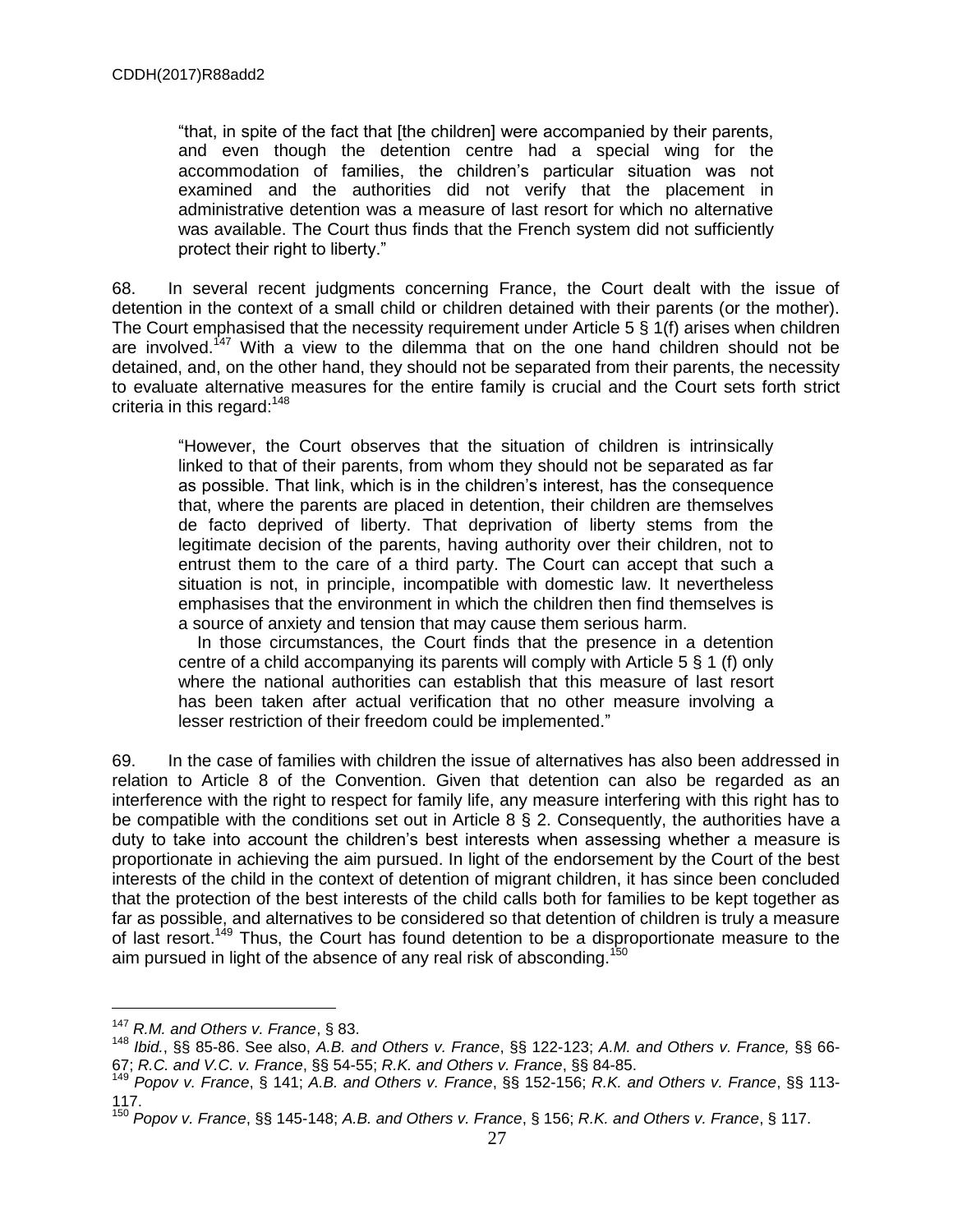> "that, in spite of the fact that [the children] were accompanied by their parents, and even though the detention centre had a special wing for the accommodation of families, the children's particular situation was not examined and the authorities did not verify that the placement in administrative detention was a measure of last resort for which no alternative was available. The Court thus finds that the French system did not sufficiently protect their right to liberty."

68. In several recent judgments concerning France, the Court dealt with the issue of detention in the context of a small child or children detained with their parents (or the mother). The Court emphasised that the necessity requirement under Article 5 § 1(f) arises when children are involved.[147] With a view to the dilemma that on the one hand children should not be detained, and, on the other hand, they should not be separated from their parents, the necessity to evaluate alternative measures for the entire family is crucial and the Court sets forth strict criteria in this regard:[148]

> "However, the Court observes that the situation of children is intrinsically linked to that of their parents, from whom they should not be separated as far as possible. That link, which is in the children's interest, has the consequence that, where the parents are placed in detention, their children are themselves de facto deprived of liberty. That deprivation of liberty stems from the legitimate decision of the parents, having authority over their children, not to entrust them to the care of a third party. The Court can accept that such a situation is not, in principle, incompatible with domestic law. It nevertheless emphasises that the environment in which the children then find themselves is a source of anxiety and tension that may cause them serious harm.
>
> In those circumstances, the Court finds that the presence in a detention centre of a child accompanying its parents will comply with Article 5 § 1 (f) only where the national authorities can establish that this measure of last resort has been taken after actual verification that no other measure involving a lesser restriction of their freedom could be implemented."

69. In the case of families with children the issue of alternatives has also been addressed in relation to Article 8 of the Convention. Given that detention can also be regarded as an interference with the right to respect for family life, any measure interfering with this right has to be compatible with the conditions set out in Article 8 § 2. Consequently, the authorities have a duty to take into account the children's best interests when assessing whether a measure is proportionate in achieving the aim pursued. In light of the endorsement by the Court of the best interests of the child in the context of detention of migrant children, it has since been concluded that the protection of the best interests of the child calls both for families to be kept together as far as possible, and alternatives to be considered so that detention of children is truly a measure of last resort.[149] Thus, the Court has found detention to be a disproportionate measure to the aim pursued in light of the absence of any real risk of absconding.[150]

---

[147] *R.M. and Others v. France*, § 83.

[148] *Ibid.*, §§ 85-86. See also, *A.B. and Others v. France*, §§ 122-123; *A.M. and Others v. France,* §§ 66-67; *R.C. and V.C. v. France*, §§ 54-55; *R.K. and Others v. France*, §§ 84-85.

[149] *Popov v. France*, § 141; *A.B. and Others v. France*, §§ 152-156; *R.K. and Others v. France*, §§ 113-117.

[150] *Popov v. France*, §§ 145-148; *A.B. and Others v. France*, § 156; *R.K. and Others v. France*, § 117.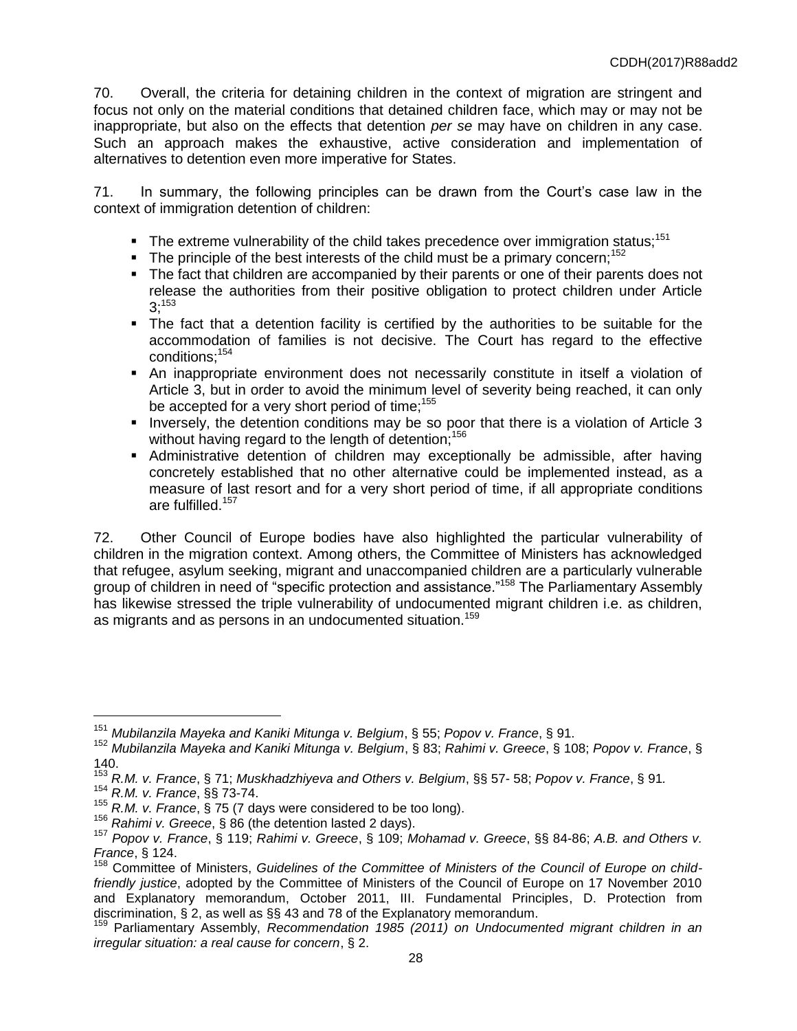70. Overall, the criteria for detaining children in the context of migration are stringent and focus not only on the material conditions that detained children face, which may or may not be inappropriate, but also on the effects that detention *per se* may have on children in any case. Such an approach makes the exhaustive, active consideration and implementation of alternatives to detention even more imperative for States.

71. In summary, the following principles can be drawn from the Court's case law in the context of immigration detention of children:

- The extreme vulnerability of the child takes precedence over immigration status;[151]
- The principle of the best interests of the child must be a primary concern;[152]
- The fact that children are accompanied by their parents or one of their parents does not release the authorities from their positive obligation to protect children under Article 3;[153]
- The fact that a detention facility is certified by the authorities to be suitable for the accommodation of families is not decisive. The Court has regard to the effective conditions;[154]
- An inappropriate environment does not necessarily constitute in itself a violation of Article 3, but in order to avoid the minimum level of severity being reached, it can only be accepted for a very short period of time;[155]
- Inversely, the detention conditions may be so poor that there is a violation of Article 3 without having regard to the length of detention;[156]
- Administrative detention of children may exceptionally be admissible, after having concretely established that no other alternative could be implemented instead, as a measure of last resort and for a very short period of time, if all appropriate conditions are fulfilled.[157]

72. Other Council of Europe bodies have also highlighted the particular vulnerability of children in the migration context. Among others, the Committee of Ministers has acknowledged that refugee, asylum seeking, migrant and unaccompanied children are a particularly vulnerable group of children in need of "specific protection and assistance."[158] The Parliamentary Assembly has likewise stressed the triple vulnerability of undocumented migrant children i.e. as children, as migrants and as persons in an undocumented situation.[159]

---

[151] *Mubilanzila Mayeka and Kaniki Mitunga v. Belgium*, § 55; *Popov v. France*, § 91.

[152] *Mubilanzila Mayeka and Kaniki Mitunga v. Belgium*, § 83; *Rahimi v. Greece*, § 108; *Popov v. France*, § 140.

[153] *R.M. v. France*, § 71; *Muskhadzhiyeva and Others v. Belgium*, §§ 57- 58; *Popov v. France*, § 91.

[154] *R.M. v. France*, §§ 73-74.

[155] *R.M. v. France*, § 75 (7 days were considered to be too long).

[156] *Rahimi v. Greece*, § 86 (the detention lasted 2 days).

[157] *Popov v. France*, § 119; *Rahimi v. Greece*, § 109; *Mohamad v. Greece*, §§ 84-86; *A.B. and Others v. France*, § 124.

[158] Committee of Ministers, *Guidelines of the Committee of Ministers of the Council of Europe on child-friendly justice*, adopted by the Committee of Ministers of the Council of Europe on 17 November 2010 and Explanatory memorandum, October 2011, III. Fundamental Principles, D. Protection from discrimination, § 2, as well as §§ 43 and 78 of the Explanatory memorandum.

[159] Parliamentary Assembly, *Recommendation 1985 (2011) on Undocumented migrant children in an irregular situation: a real cause for concern*, § 2.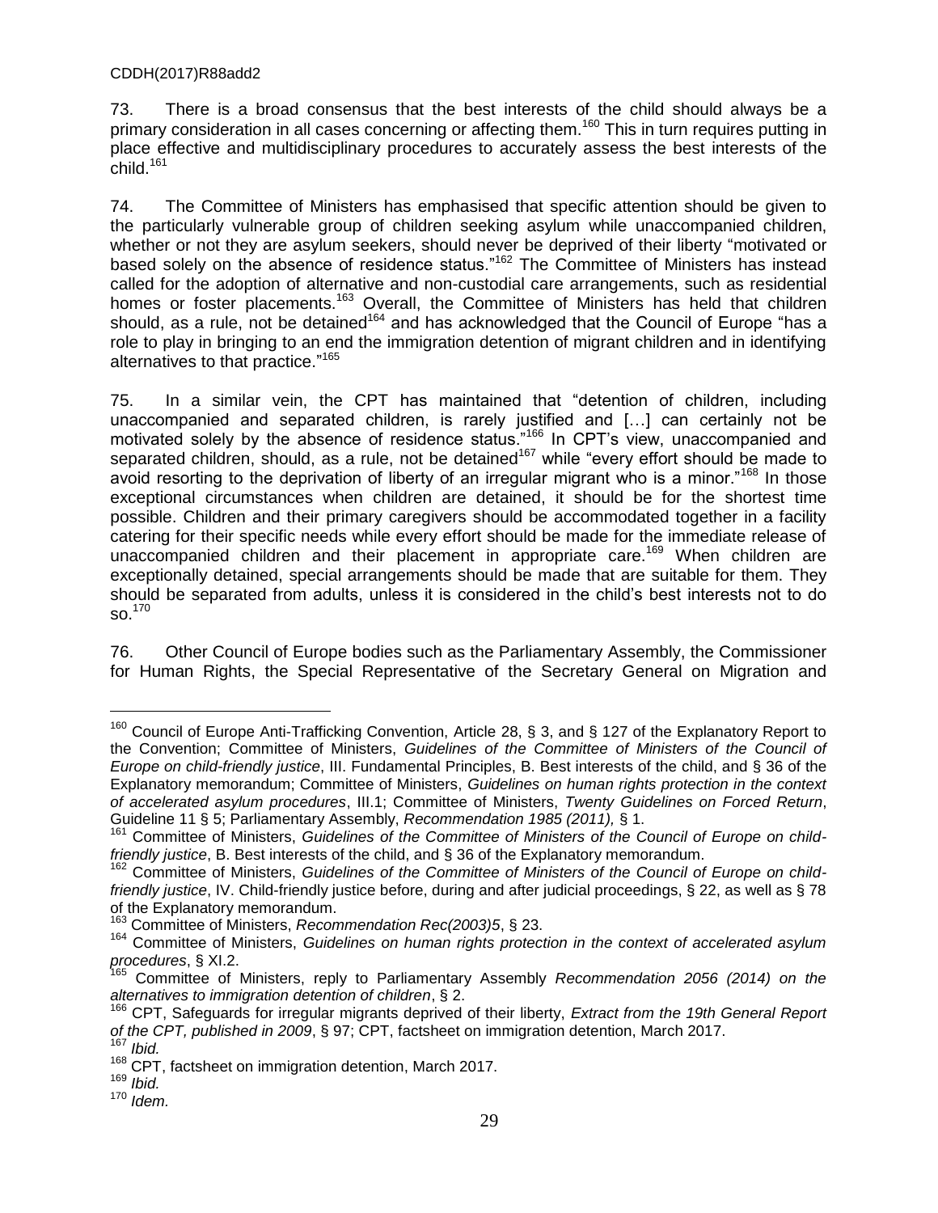73. There is a broad consensus that the best interests of the child should always be a primary consideration in all cases concerning or affecting them.[160] This in turn requires putting in place effective and multidisciplinary procedures to accurately assess the best interests of the child.[161]

74. The Committee of Ministers has emphasised that specific attention should be given to the particularly vulnerable group of children seeking asylum while unaccompanied children, whether or not they are asylum seekers, should never be deprived of their liberty "motivated or based solely on the absence of residence status."[162] The Committee of Ministers has instead called for the adoption of alternative and non-custodial care arrangements, such as residential homes or foster placements.[163] Overall, the Committee of Ministers has held that children should, as a rule, not be detained[164] and has acknowledged that the Council of Europe "has a role to play in bringing to an end the immigration detention of migrant children and in identifying alternatives to that practice."[165]

75. In a similar vein, the CPT has maintained that "detention of children, including unaccompanied and separated children, is rarely justified and […] can certainly not be motivated solely by the absence of residence status."[166] In CPT's view, unaccompanied and separated children, should, as a rule, not be detained[167] while "every effort should be made to avoid resorting to the deprivation of liberty of an irregular migrant who is a minor."[168] In those exceptional circumstances when children are detained, it should be for the shortest time possible. Children and their primary caregivers should be accommodated together in a facility catering for their specific needs while every effort should be made for the immediate release of unaccompanied children and their placement in appropriate care.[169] When children are exceptionally detained, special arrangements should be made that are suitable for them. They should be separated from adults, unless it is considered in the child's best interests not to do so.[170]

76. Other Council of Europe bodies such as the Parliamentary Assembly, the Commissioner for Human Rights, the Special Representative of the Secretary General on Migration and

---

[160] Council of Europe Anti-Trafficking Convention, Article 28, § 3, and § 127 of the Explanatory Report to the Convention; Committee of Ministers, *Guidelines of the Committee of Ministers of the Council of Europe on child-friendly justice*, III. Fundamental Principles, B. Best interests of the child, and § 36 of the Explanatory memorandum; Committee of Ministers, *Guidelines on human rights protection in the context of accelerated asylum procedures*, III.1; Committee of Ministers, *Twenty Guidelines on Forced Return*, Guideline 11 § 5; Parliamentary Assembly, *Recommendation 1985 (2011),* § 1.

[161] Committee of Ministers, *Guidelines of the Committee of Ministers of the Council of Europe on child-friendly justice*, B. Best interests of the child, and § 36 of the Explanatory memorandum.

[162] Committee of Ministers, *Guidelines of the Committee of Ministers of the Council of Europe on child-friendly justice*, IV. Child-friendly justice before, during and after judicial proceedings, § 22, as well as § 78 of the Explanatory memorandum.

[163] Committee of Ministers, *Recommendation Rec(2003)5*, § 23.

[164] Committee of Ministers, *Guidelines on human rights protection in the context of accelerated asylum procedures*, § XI.2.

[165] Committee of Ministers, reply to Parliamentary Assembly *Recommendation 2056 (2014) on the alternatives to immigration detention of children*, § 2.

[166] CPT, Safeguards for irregular migrants deprived of their liberty, *Extract from the 19th General Report of the CPT, published in 2009*, § 97; CPT, factsheet on immigration detention, March 2017.

[167] *Ibid.*

[168] CPT, factsheet on immigration detention, March 2017.

[169] *Ibid.*

[170] *Idem.*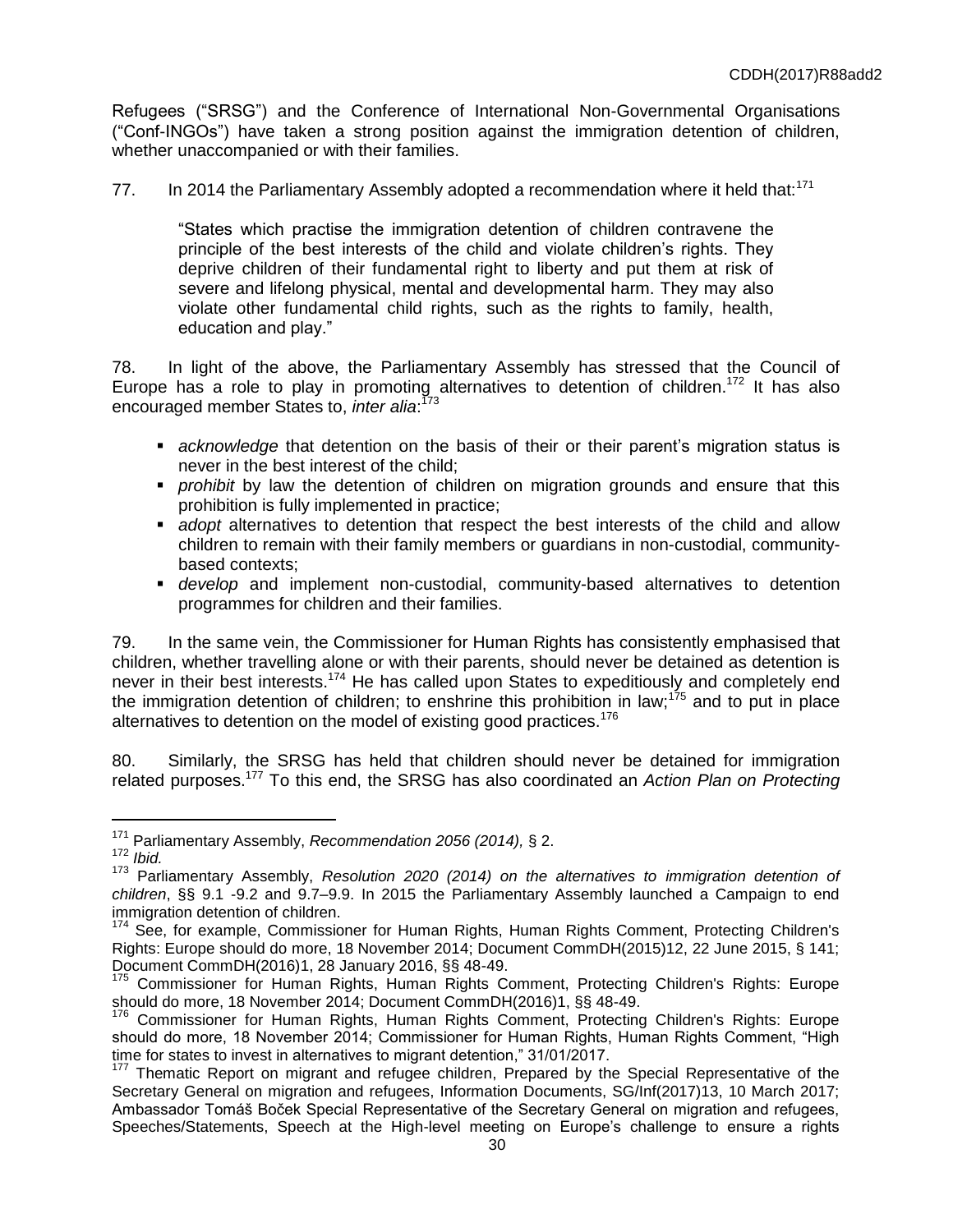Refugees ("SRSG") and the Conference of International Non-Governmental Organisations ("Conf-INGOs") have taken a strong position against the immigration detention of children, whether unaccompanied or with their families.

77. In 2014 the Parliamentary Assembly adopted a recommendation where it held that:[171]

> "States which practise the immigration detention of children contravene the principle of the best interests of the child and violate children's rights. They deprive children of their fundamental right to liberty and put them at risk of severe and lifelong physical, mental and developmental harm. They may also violate other fundamental child rights, such as the rights to family, health, education and play."

78. In light of the above, the Parliamentary Assembly has stressed that the Council of Europe has a role to play in promoting alternatives to detention of children.[172] It has also encouraged member States to, *inter alia*:[173]

- *acknowledge* that detention on the basis of their or their parent's migration status is never in the best interest of the child;
- *prohibit* by law the detention of children on migration grounds and ensure that this prohibition is fully implemented in practice;
- *adopt* alternatives to detention that respect the best interests of the child and allow children to remain with their family members or guardians in non-custodial, community-based contexts;
- *develop* and implement non-custodial, community-based alternatives to detention programmes for children and their families.

79. In the same vein, the Commissioner for Human Rights has consistently emphasised that children, whether travelling alone or with their parents, should never be detained as detention is never in their best interests.[174] He has called upon States to expeditiously and completely end the immigration detention of children; to enshrine this prohibition in law;[175] and to put in place alternatives to detention on the model of existing good practices.[176]

80. Similarly, the SRSG has held that children should never be detained for immigration related purposes.[177] To this end, the SRSG has also coordinated an *Action Plan on Protecting*

---

[171] Parliamentary Assembly, *Recommendation 2056 (2014),* § 2.

[172] *Ibid.*

[173] Parliamentary Assembly, *Resolution 2020 (2014) on the alternatives to immigration detention of children*, §§ 9.1 -9.2 and 9.7–9.9. In 2015 the Parliamentary Assembly launched a Campaign to end immigration detention of children.

[174] See, for example, Commissioner for Human Rights, Human Rights Comment, Protecting Children's Rights: Europe should do more, 18 November 2014; Document CommDH(2015)12, 22 June 2015, § 141; Document CommDH(2016)1, 28 January 2016, §§ 48-49.

[175] Commissioner for Human Rights, Human Rights Comment, Protecting Children's Rights: Europe should do more, 18 November 2014; Document CommDH(2016)1, §§ 48-49.

[176] Commissioner for Human Rights, Human Rights Comment, Protecting Children's Rights: Europe should do more, 18 November 2014; Commissioner for Human Rights, Human Rights Comment, "High time for states to invest in alternatives to migrant detention," 31/01/2017.

[177] Thematic Report on migrant and refugee children, Prepared by the Special Representative of the Secretary General on migration and refugees, Information Documents, SG/Inf(2017)13, 10 March 2017; Ambassador Tomáš Boček Special Representative of the Secretary General on migration and refugees, Speeches/Statements, Speech at the High-level meeting on Europe's challenge to ensure a rights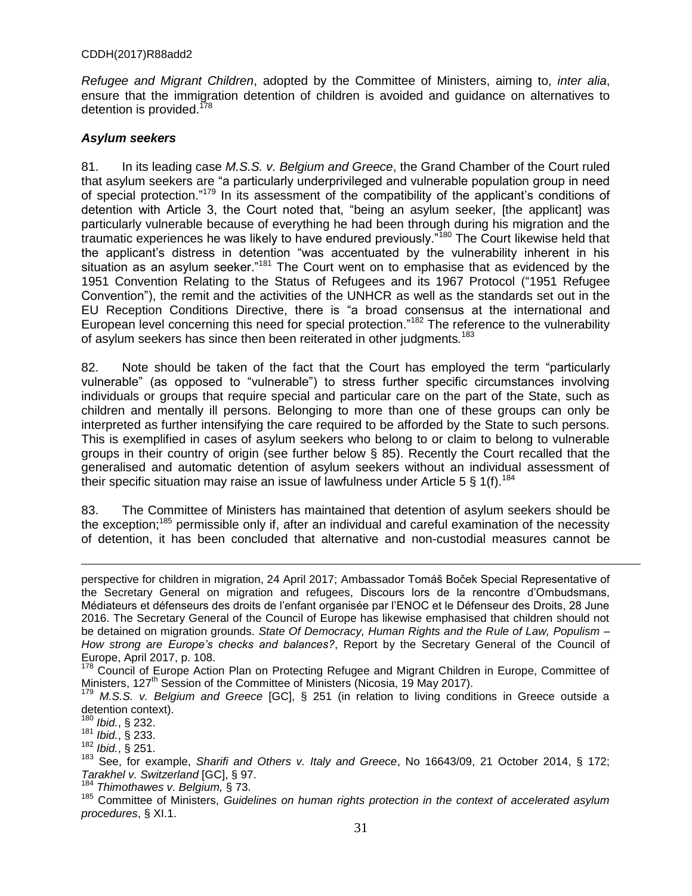*Refugee and Migrant Children*, adopted by the Committee of Ministers, aiming to, *inter alia*, ensure that the immigration detention of children is avoided and guidance on alternatives to detention is provided.[178]

### *Asylum seekers*

81. In its leading case *M.S.S. v. Belgium and Greece*, the Grand Chamber of the Court ruled that asylum seekers are "a particularly underprivileged and vulnerable population group in need of special protection."[179] In its assessment of the compatibility of the applicant's conditions of detention with Article 3, the Court noted that, "being an asylum seeker, [the applicant] was particularly vulnerable because of everything he had been through during his migration and the traumatic experiences he was likely to have endured previously."[180] The Court likewise held that the applicant's distress in detention "was accentuated by the vulnerability inherent in his situation as an asylum seeker."[181] The Court went on to emphasise that as evidenced by the 1951 Convention Relating to the Status of Refugees and its 1967 Protocol ("1951 Refugee Convention"), the remit and the activities of the UNHCR as well as the standards set out in the EU Reception Conditions Directive, there is "a broad consensus at the international and European level concerning this need for special protection."[182] The reference to the vulnerability of asylum seekers has since then been reiterated in other judgments.[183]

82. Note should be taken of the fact that the Court has employed the term "particularly vulnerable" (as opposed to "vulnerable") to stress further specific circumstances involving individuals or groups that require special and particular care on the part of the State, such as children and mentally ill persons. Belonging to more than one of these groups can only be interpreted as further intensifying the care required to be afforded by the State to such persons. This is exemplified in cases of asylum seekers who belong to or claim to belong to vulnerable groups in their country of origin (see further below § 85). Recently the Court recalled that the generalised and automatic detention of asylum seekers without an individual assessment of their specific situation may raise an issue of lawfulness under Article 5 § 1(f).[184]

83. The Committee of Ministers has maintained that detention of asylum seekers should be the exception;[185] permissible only if, after an individual and careful examination of the necessity of detention, it has been concluded that alternative and non-custodial measures cannot be

---

perspective for children in migration, 24 April 2017; Ambassador Tomáš Boček Special Representative of the Secretary General on migration and refugees, Discours lors de la rencontre d'Ombudsmans, Médiateurs et défenseurs des droits de l'enfant organisée par l'ENOC et le Défenseur des Droits, 28 June 2016. The Secretary General of the Council of Europe has likewise emphasised that children should not be detained on migration grounds. *State Of Democracy, Human Rights and the Rule of Law, Populism – How strong are Europe's checks and balances?*, Report by the Secretary General of the Council of Europe, April 2017, p. 108.

[178] Council of Europe Action Plan on Protecting Refugee and Migrant Children in Europe, Committee of Ministers, 127th Session of the Committee of Ministers (Nicosia, 19 May 2017).

[179] *M.S.S. v. Belgium and Greece* [GC], § 251 (in relation to living conditions in Greece outside a detention context).

[180] *Ibid.*, § 232.

[181] *Ibid.*, § 233.

[182] *Ibid.*, § 251.

[183] See, for example, *Sharifi and Others v. Italy and Greece*, No 16643/09, 21 October 2014, § 172; *Tarakhel v. Switzerland* [GC], § 97.

[184] *Thimothawes v. Belgium,* § 73.

[185] Committee of Ministers, *Guidelines on human rights protection in the context of accelerated asylum procedures*, § XI.1.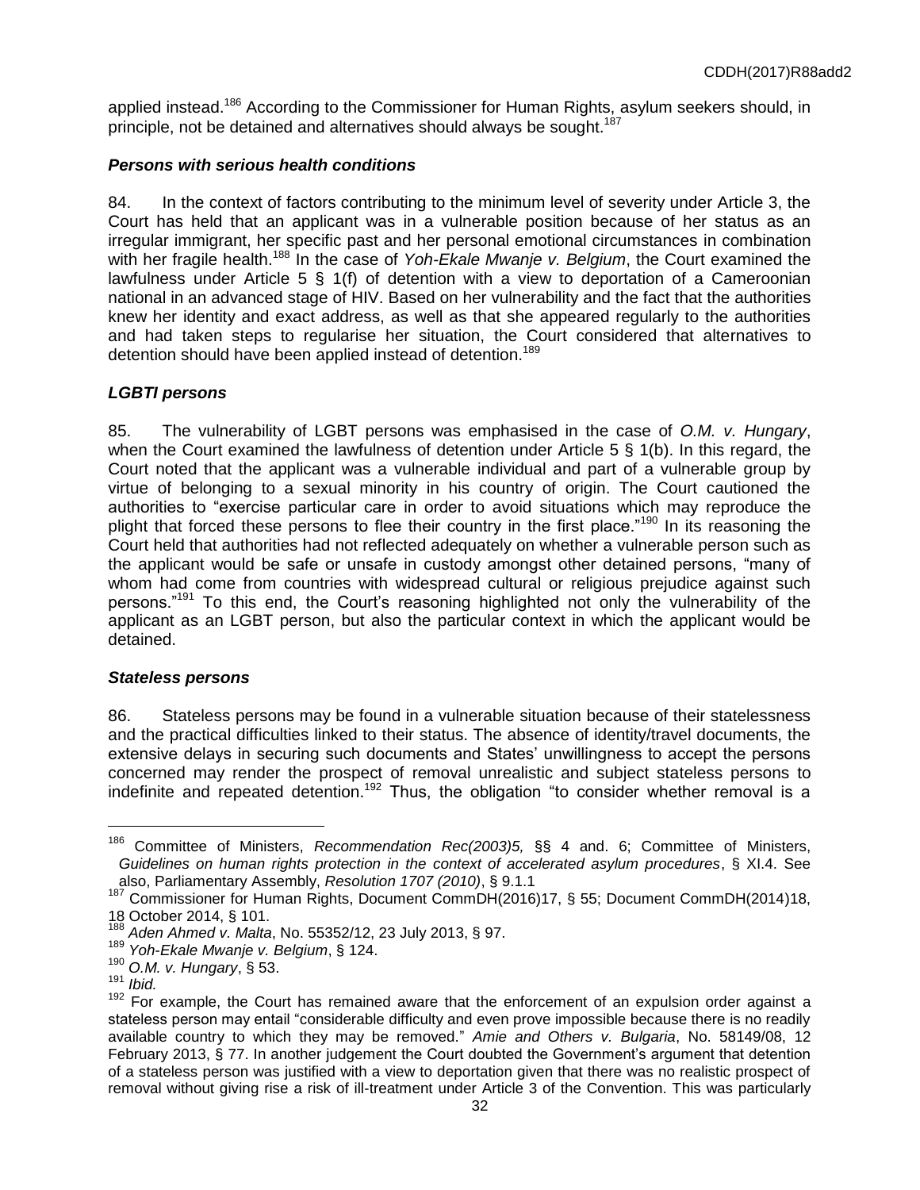applied instead.[186] According to the Commissioner for Human Rights, asylum seekers should, in principle, not be detained and alternatives should always be sought.[187]

### *Persons with serious health conditions*

84. In the context of factors contributing to the minimum level of severity under Article 3, the Court has held that an applicant was in a vulnerable position because of her status as an irregular immigrant, her specific past and her personal emotional circumstances in combination with her fragile health.[188] In the case of *Yoh-Ekale Mwanje v. Belgium*, the Court examined the lawfulness under Article 5 § 1(f) of detention with a view to deportation of a Cameroonian national in an advanced stage of HIV. Based on her vulnerability and the fact that the authorities knew her identity and exact address, as well as that she appeared regularly to the authorities and had taken steps to regularise her situation, the Court considered that alternatives to detention should have been applied instead of detention.[189]

### *LGBTI persons*

85. The vulnerability of LGBT persons was emphasised in the case of *O.M. v. Hungary*, when the Court examined the lawfulness of detention under Article 5 § 1(b). In this regard, the Court noted that the applicant was a vulnerable individual and part of a vulnerable group by virtue of belonging to a sexual minority in his country of origin. The Court cautioned the authorities to "exercise particular care in order to avoid situations which may reproduce the plight that forced these persons to flee their country in the first place."[190] In its reasoning the Court held that authorities had not reflected adequately on whether a vulnerable person such as the applicant would be safe or unsafe in custody amongst other detained persons, "many of whom had come from countries with widespread cultural or religious prejudice against such persons."[191] To this end, the Court's reasoning highlighted not only the vulnerability of the applicant as an LGBT person, but also the particular context in which the applicant would be detained.

### *Stateless persons*

86. Stateless persons may be found in a vulnerable situation because of their statelessness and the practical difficulties linked to their status. The absence of identity/travel documents, the extensive delays in securing such documents and States' unwillingness to accept the persons concerned may render the prospect of removal unrealistic and subject stateless persons to indefinite and repeated detention.[192] Thus, the obligation "to consider whether removal is a

---

[186] Committee of Ministers, *Recommendation Rec(2003)5,* §§ 4 and. 6; Committee of Ministers, *Guidelines on human rights protection in the context of accelerated asylum procedures*, § XI.4. See also, Parliamentary Assembly, *Resolution 1707 (2010)*, § 9.1.1

[187] Commissioner for Human Rights, Document CommDH(2016)17, § 55; Document CommDH(2014)18, 18 October 2014, § 101.

[188] *Aden Ahmed v. Malta*, No. 55352/12, 23 July 2013, § 97.

[189] *Yoh-Ekale Mwanje v. Belgium*, § 124.

[190] *O.M. v. Hungary*, § 53.

[191] *Ibid.*

[192] For example, the Court has remained aware that the enforcement of an expulsion order against a stateless person may entail "considerable difficulty and even prove impossible because there is no readily available country to which they may be removed." *Amie and Others v. Bulgaria*, No. 58149/08, 12 February 2013, § 77. In another judgement the Court doubted the Government's argument that detention of a stateless person was justified with a view to deportation given that there was no realistic prospect of removal without giving rise a risk of ill-treatment under Article 3 of the Convention. This was particularly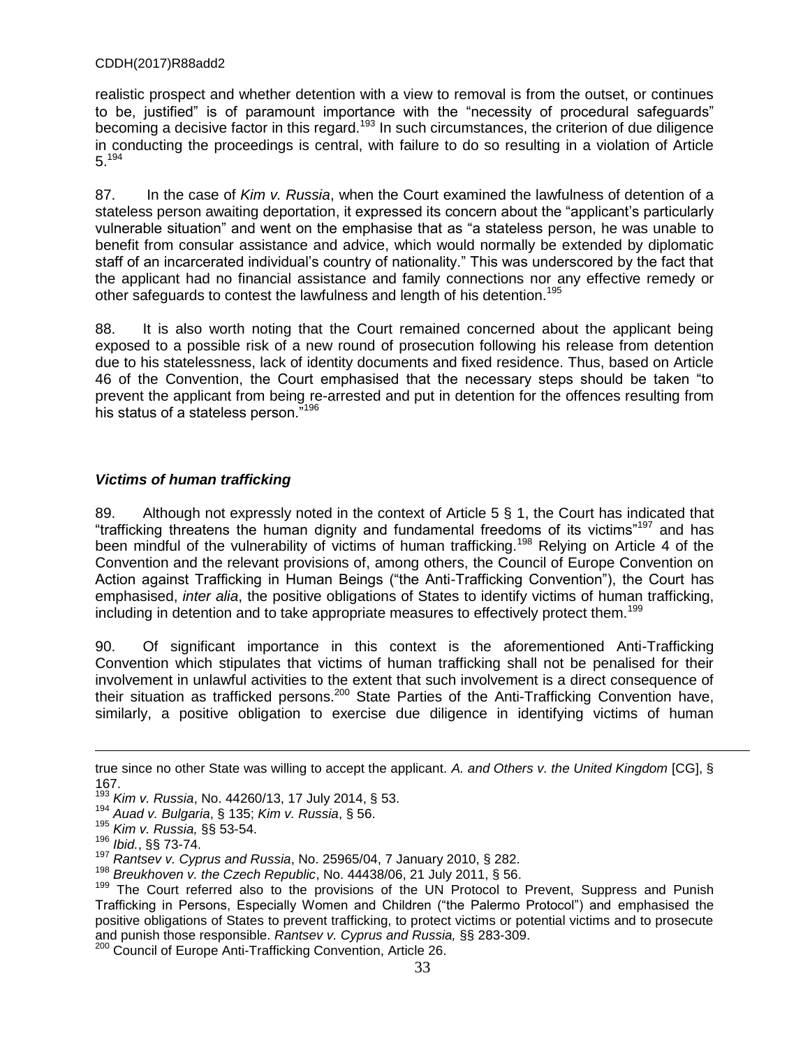realistic prospect and whether detention with a view to removal is from the outset, or continues to be, justified" is of paramount importance with the "necessity of procedural safeguards" becoming a decisive factor in this regard.[193] In such circumstances, the criterion of due diligence in conducting the proceedings is central, with failure to do so resulting in a violation of Article 5.[194]

87. In the case of *Kim v. Russia*, when the Court examined the lawfulness of detention of a stateless person awaiting deportation, it expressed its concern about the "applicant's particularly vulnerable situation" and went on the emphasise that as "a stateless person, he was unable to benefit from consular assistance and advice, which would normally be extended by diplomatic staff of an incarcerated individual's country of nationality." This was underscored by the fact that the applicant had no financial assistance and family connections nor any effective remedy or other safeguards to contest the lawfulness and length of his detention.[195]

88. It is also worth noting that the Court remained concerned about the applicant being exposed to a possible risk of a new round of prosecution following his release from detention due to his statelessness, lack of identity documents and fixed residence. Thus, based on Article 46 of the Convention, the Court emphasised that the necessary steps should be taken "to prevent the applicant from being re-arrested and put in detention for the offences resulting from his status of a stateless person."[196]

### *Victims of human trafficking*

89. Although not expressly noted in the context of Article 5 § 1, the Court has indicated that "trafficking threatens the human dignity and fundamental freedoms of its victims"[197] and has been mindful of the vulnerability of victims of human trafficking.[198] Relying on Article 4 of the Convention and the relevant provisions of, among others, the Council of Europe Convention on Action against Trafficking in Human Beings ("the Anti-Trafficking Convention"), the Court has emphasised, *inter alia*, the positive obligations of States to identify victims of human trafficking, including in detention and to take appropriate measures to effectively protect them.[199]

90. Of significant importance in this context is the aforementioned Anti-Trafficking Convention which stipulates that victims of human trafficking shall not be penalised for their involvement in unlawful activities to the extent that such involvement is a direct consequence of their situation as trafficked persons.[200] State Parties of the Anti-Trafficking Convention have, similarly, a positive obligation to exercise due diligence in identifying victims of human

---

true since no other State was willing to accept the applicant. *A. and Others v. the United Kingdom* [CG], § 167.

[193] *Kim v. Russia*, No. 44260/13, 17 July 2014, § 53.

[194] *Auad v. Bulgaria*, § 135; *Kim v. Russia*, § 56.

[195] *Kim v. Russia,* §§ 53-54.

[196] *Ibid.*, §§ 73-74.

[197] *Rantsev v. Cyprus and Russia*, No. 25965/04, 7 January 2010, § 282.

[198] *Breukhoven v. the Czech Republic*, No. 44438/06, 21 July 2011, § 56.

[199] The Court referred also to the provisions of the UN Protocol to Prevent, Suppress and Punish Trafficking in Persons, Especially Women and Children ("the Palermo Protocol") and emphasised the positive obligations of States to prevent trafficking, to protect victims or potential victims and to prosecute and punish those responsible. *Rantsev v. Cyprus and Russia,* §§ 283-309.

[200] Council of Europe Anti-Trafficking Convention, Article 26.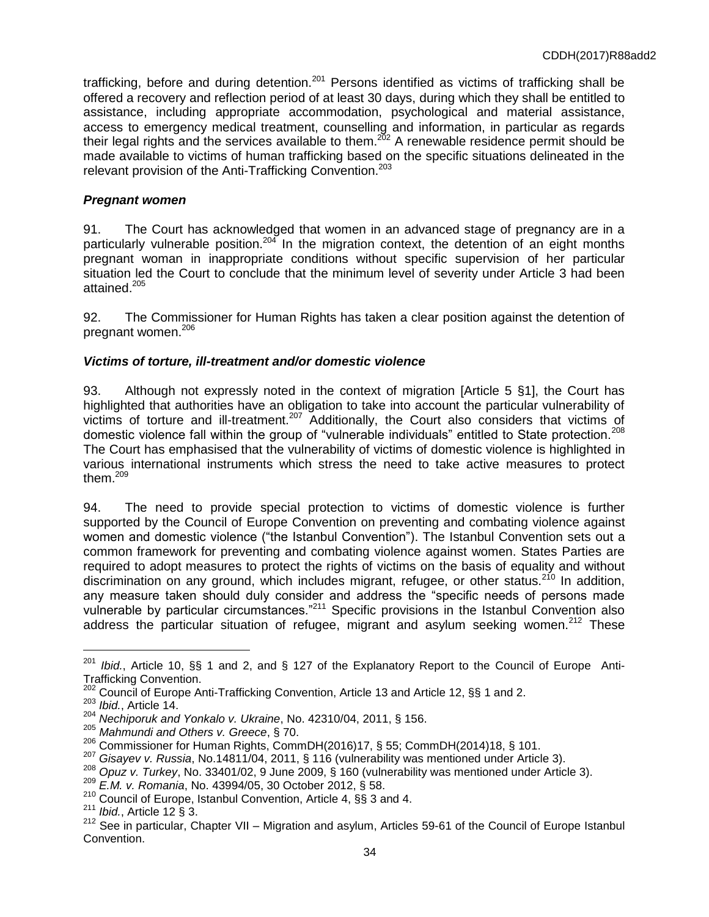trafficking, before and during detention.[201] Persons identified as victims of trafficking shall be offered a recovery and reflection period of at least 30 days, during which they shall be entitled to assistance, including appropriate accommodation, psychological and material assistance, access to emergency medical treatment, counselling and information, in particular as regards their legal rights and the services available to them.[202] A renewable residence permit should be made available to victims of human trafficking based on the specific situations delineated in the relevant provision of the Anti-Trafficking Convention.[203]

### *Pregnant women*

91. The Court has acknowledged that women in an advanced stage of pregnancy are in a particularly vulnerable position.[204] In the migration context, the detention of an eight months pregnant woman in inappropriate conditions without specific supervision of her particular situation led the Court to conclude that the minimum level of severity under Article 3 had been attained.[205]

92. The Commissioner for Human Rights has taken a clear position against the detention of pregnant women.[206]

### *Victims of torture, ill-treatment and/or domestic violence*

93. Although not expressly noted in the context of migration [Article 5 §1], the Court has highlighted that authorities have an obligation to take into account the particular vulnerability of victims of torture and ill-treatment.[207] Additionally, the Court also considers that victims of domestic violence fall within the group of "vulnerable individuals" entitled to State protection.[208] The Court has emphasised that the vulnerability of victims of domestic violence is highlighted in various international instruments which stress the need to take active measures to protect them.[209]

94. The need to provide special protection to victims of domestic violence is further supported by the Council of Europe Convention on preventing and combating violence against women and domestic violence ("the Istanbul Convention"). The Istanbul Convention sets out a common framework for preventing and combating violence against women. States Parties are required to adopt measures to protect the rights of victims on the basis of equality and without discrimination on any ground, which includes migrant, refugee, or other status.[210] In addition, any measure taken should duly consider and address the "specific needs of persons made vulnerable by particular circumstances."[211] Specific provisions in the Istanbul Convention also address the particular situation of refugee, migrant and asylum seeking women.[212] These

---

[201] *Ibid.*, Article 10, §§ 1 and 2, and § 127 of the Explanatory Report to the Council of Europe Anti-Trafficking Convention.

[202] Council of Europe Anti-Trafficking Convention, Article 13 and Article 12, §§ 1 and 2.

[203] *Ibid.*, Article 14.

[204] *Nechiporuk and Yonkalo v. Ukraine*, No. 42310/04, 2011, § 156.

[205] *Mahmundi and Others v. Greece*, § 70.

[206] Commissioner for Human Rights, CommDH(2016)17, § 55; CommDH(2014)18, § 101.

[207] *Gisayev v. Russia*, No.14811/04, 2011, § 116 (vulnerability was mentioned under Article 3).

[208] *Opuz v. Turkey*, No. 33401/02, 9 June 2009, § 160 (vulnerability was mentioned under Article 3).

[209] *E.M. v. Romania*, No. 43994/05, 30 October 2012, § 58.

[210] Council of Europe, Istanbul Convention, Article 4, §§ 3 and 4.

[211] *Ibid.*, Article 12 § 3.

[212] See in particular, Chapter VII – Migration and asylum, Articles 59-61 of the Council of Europe Istanbul Convention.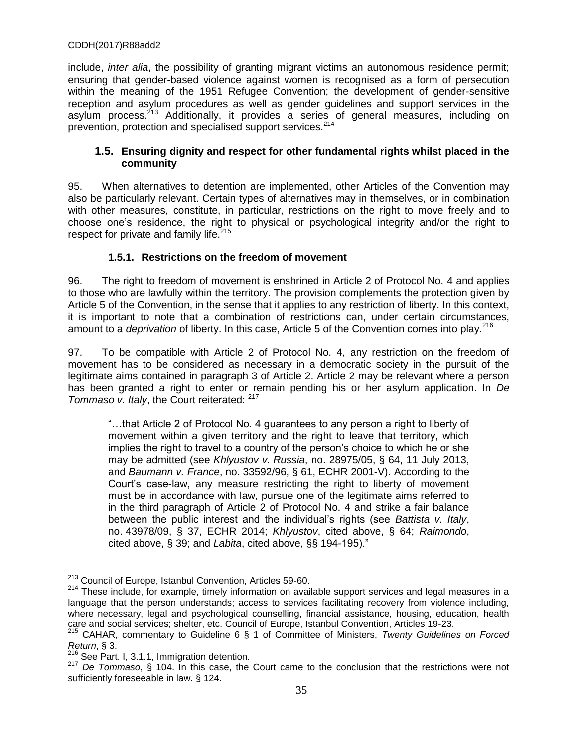include, *inter alia*, the possibility of granting migrant victims an autonomous residence permit; ensuring that gender-based violence against women is recognised as a form of persecution within the meaning of the 1951 Refugee Convention; the development of gender-sensitive reception and asylum procedures as well as gender guidelines and support services in the asylum process.[213] Additionally, it provides a series of general measures, including on prevention, protection and specialised support services.[214]

### 1.5. Ensuring dignity and respect for other fundamental rights whilst placed in the community

95. When alternatives to detention are implemented, other Articles of the Convention may also be particularly relevant. Certain types of alternatives may in themselves, or in combination with other measures, constitute, in particular, restrictions on the right to move freely and to choose one's residence, the right to physical or psychological integrity and/or the right to respect for private and family life.[215]

#### 1.5.1. Restrictions on the freedom of movement

96. The right to freedom of movement is enshrined in Article 2 of Protocol No. 4 and applies to those who are lawfully within the territory. The provision complements the protection given by Article 5 of the Convention, in the sense that it applies to any restriction of liberty. In this context, it is important to note that a combination of restrictions can, under certain circumstances, amount to a *deprivation* of liberty. In this case, Article 5 of the Convention comes into play.[216]

97. To be compatible with Article 2 of Protocol No. 4, any restriction on the freedom of movement has to be considered as necessary in a democratic society in the pursuit of the legitimate aims contained in paragraph 3 of Article 2. Article 2 may be relevant where a person has been granted a right to enter or remain pending his or her asylum application. In *De Tommaso v. Italy*, the Court reiterated: [217]

> "…that Article 2 of Protocol No. 4 guarantees to any person a right to liberty of movement within a given territory and the right to leave that territory, which implies the right to travel to a country of the person's choice to which he or she may be admitted (see *Khlyustov v. Russia*, no. 28975/05, § 64, 11 July 2013, and *Baumann v. France*, no. 33592/96, § 61, ECHR 2001-V). According to the Court's case-law, any measure restricting the right to liberty of movement must be in accordance with law, pursue one of the legitimate aims referred to in the third paragraph of Article 2 of Protocol No. 4 and strike a fair balance between the public interest and the individual's rights (see *Battista v. Italy*, no. 43978/09, § 37, ECHR 2014; *Khlyustov*, cited above, § 64; *Raimondo*, cited above, § 39; and *Labita*, cited above, §§ 194-195)."

---

[213] Council of Europe, Istanbul Convention, Articles 59-60.

[214] These include, for example, timely information on available support services and legal measures in a language that the person understands; access to services facilitating recovery from violence including, where necessary, legal and psychological counselling, financial assistance, housing, education, health care and social services; shelter, etc. Council of Europe, Istanbul Convention, Articles 19-23.

[215] CAHAR, commentary to Guideline 6 § 1 of Committee of Ministers, *Twenty Guidelines on Forced Return*, § 3.

[216] See Part. I, 3.1.1, Immigration detention.

[217] *De Tommaso*, § 104. In this case, the Court came to the conclusion that the restrictions were not sufficiently foreseeable in law. § 124.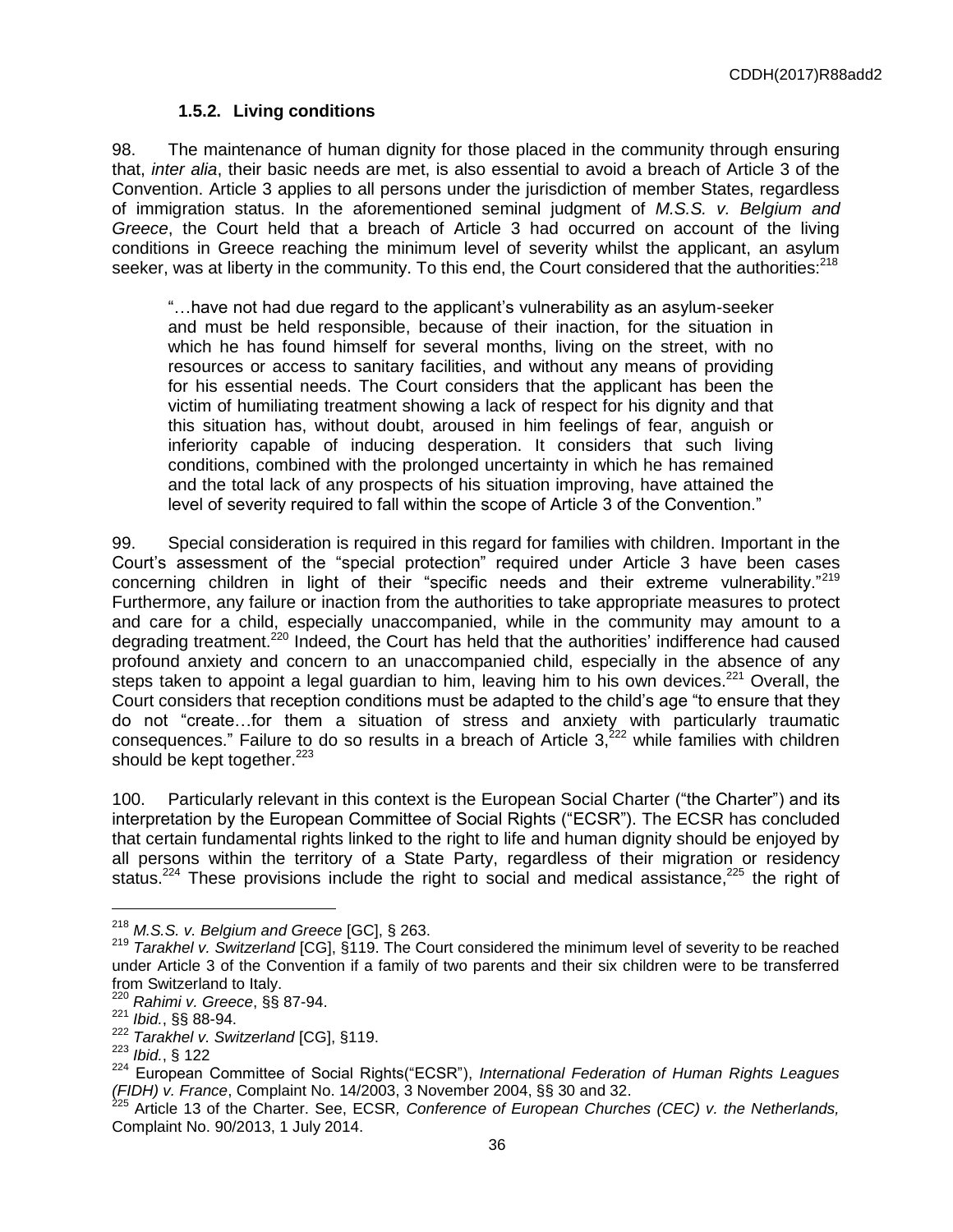### 1.5.2. Living conditions

98. The maintenance of human dignity for those placed in the community through ensuring that, *inter alia*, their basic needs are met, is also essential to avoid a breach of Article 3 of the Convention. Article 3 applies to all persons under the jurisdiction of member States, regardless of immigration status. In the aforementioned seminal judgment of *M.S.S. v. Belgium and Greece*, the Court held that a breach of Article 3 had occurred on account of the living conditions in Greece reaching the minimum level of severity whilst the applicant, an asylum seeker, was at liberty in the community. To this end, the Court considered that the authorities:[218]

> "…have not had due regard to the applicant's vulnerability as an asylum-seeker and must be held responsible, because of their inaction, for the situation in which he has found himself for several months, living on the street, with no resources or access to sanitary facilities, and without any means of providing for his essential needs. The Court considers that the applicant has been the victim of humiliating treatment showing a lack of respect for his dignity and that this situation has, without doubt, aroused in him feelings of fear, anguish or inferiority capable of inducing desperation. It considers that such living conditions, combined with the prolonged uncertainty in which he has remained and the total lack of any prospects of his situation improving, have attained the level of severity required to fall within the scope of Article 3 of the Convention."

99. Special consideration is required in this regard for families with children. Important in the Court's assessment of the "special protection" required under Article 3 have been cases concerning children in light of their "specific needs and their extreme vulnerability."[219] Furthermore, any failure or inaction from the authorities to take appropriate measures to protect and care for a child, especially unaccompanied, while in the community may amount to a degrading treatment.[220] Indeed, the Court has held that the authorities' indifference had caused profound anxiety and concern to an unaccompanied child, especially in the absence of any steps taken to appoint a legal guardian to him, leaving him to his own devices.[221] Overall, the Court considers that reception conditions must be adapted to the child's age "to ensure that they do not "create…for them a situation of stress and anxiety with particularly traumatic consequences." Failure to do so results in a breach of Article 3,[222] while families with children should be kept together.[223]

100. Particularly relevant in this context is the European Social Charter ("the Charter") and its interpretation by the European Committee of Social Rights ("ECSR"). The ECSR has concluded that certain fundamental rights linked to the right to life and human dignity should be enjoyed by all persons within the territory of a State Party, regardless of their migration or residency status.[224] These provisions include the right to social and medical assistance,[225] the right of

---

[218] *M.S.S. v. Belgium and Greece* [GC], § 263.

[219] *Tarakhel v. Switzerland* [CG], §119. The Court considered the minimum level of severity to be reached under Article 3 of the Convention if a family of two parents and their six children were to be transferred from Switzerland to Italy.

[220] *Rahimi v. Greece*, §§ 87-94.

[221] *Ibid.*, §§ 88-94.

[222] *Tarakhel v. Switzerland* [CG], §119.

[223] *Ibid.*, § 122

[224] European Committee of Social Rights("ECSR"), *International Federation of Human Rights Leagues (FIDH) v. France*, Complaint No. 14/2003, 3 November 2004, §§ 30 and 32.

[225] Article 13 of the Charter. See, ECSR, *Conference of European Churches (CEC) v. the Netherlands,* Complaint No. 90/2013, 1 July 2014.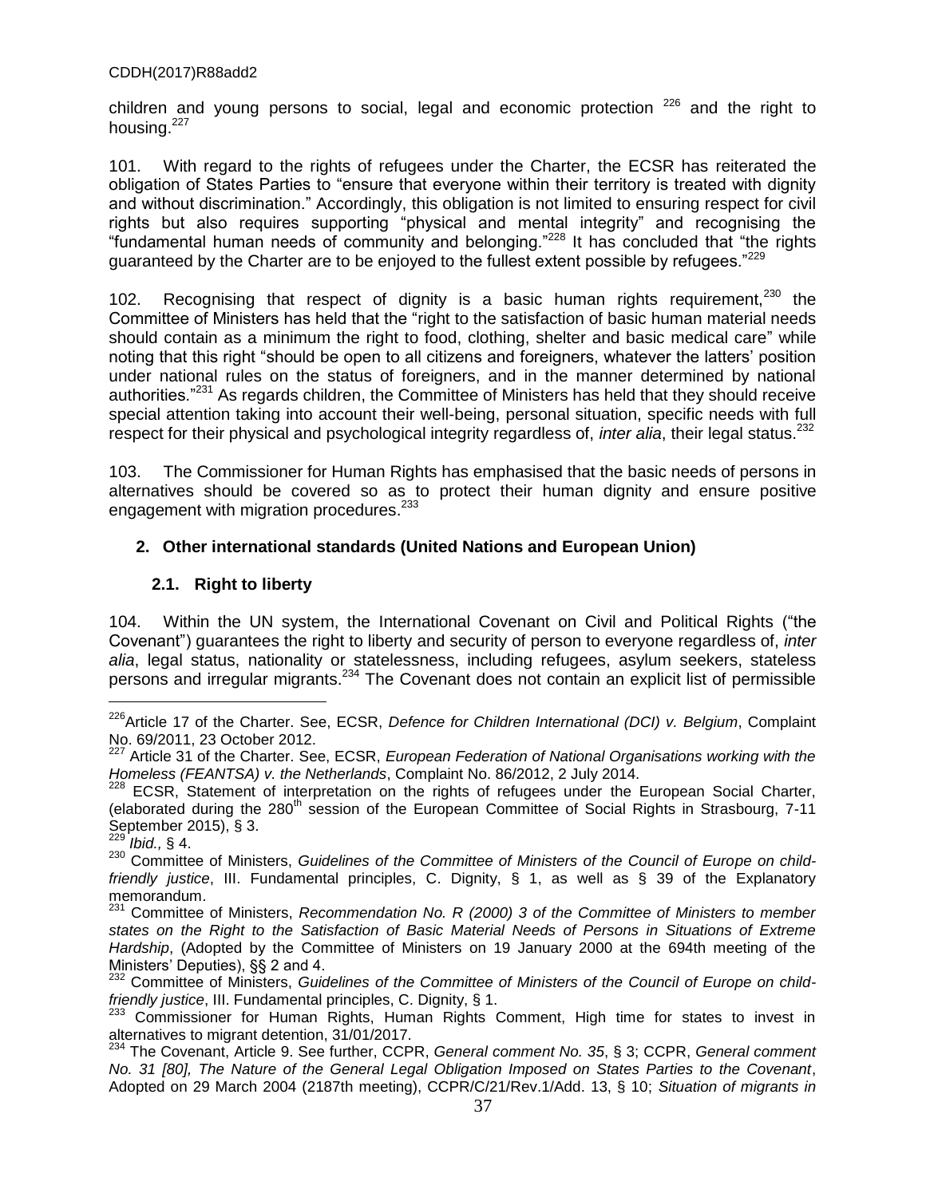children and young persons to social, legal and economic protection [226] and the right to housing.[227]

101. With regard to the rights of refugees under the Charter, the ECSR has reiterated the obligation of States Parties to "ensure that everyone within their territory is treated with dignity and without discrimination." Accordingly, this obligation is not limited to ensuring respect for civil rights but also requires supporting "physical and mental integrity" and recognising the "fundamental human needs of community and belonging."[228] It has concluded that "the rights guaranteed by the Charter are to be enjoyed to the fullest extent possible by refugees."[229]

102. Recognising that respect of dignity is a basic human rights requirement,[230] the Committee of Ministers has held that the "right to the satisfaction of basic human material needs should contain as a minimum the right to food, clothing, shelter and basic medical care" while noting that this right "should be open to all citizens and foreigners, whatever the latters' position under national rules on the status of foreigners, and in the manner determined by national authorities."[231] As regards children, the Committee of Ministers has held that they should receive special attention taking into account their well-being, personal situation, specific needs with full respect for their physical and psychological integrity regardless of, *inter alia*, their legal status.[232]

103. The Commissioner for Human Rights has emphasised that the basic needs of persons in alternatives should be covered so as to protect their human dignity and ensure positive engagement with migration procedures.[233]

## 2. Other international standards (United Nations and European Union)

### 2.1. Right to liberty

104. Within the UN system, the International Covenant on Civil and Political Rights ("the Covenant") guarantees the right to liberty and security of person to everyone regardless of, *inter alia*, legal status, nationality or statelessness, including refugees, asylum seekers, stateless persons and irregular migrants.[234] The Covenant does not contain an explicit list of permissible

---

[226] Article 17 of the Charter. See, ECSR, *Defence for Children International (DCI) v. Belgium*, Complaint No. 69/2011, 23 October 2012.

[227] Article 31 of the Charter. See, ECSR, *European Federation of National Organisations working with the Homeless (FEANTSA) v. the Netherlands*, Complaint No. 86/2012, 2 July 2014.

[228] ECSR, Statement of interpretation on the rights of refugees under the European Social Charter, (elaborated during the 280th session of the European Committee of Social Rights in Strasbourg, 7-11 September 2015), § 3.

[229] *Ibid.,* § 4.

[230] Committee of Ministers, *Guidelines of the Committee of Ministers of the Council of Europe on child-friendly justice*, III. Fundamental principles, C. Dignity, § 1, as well as § 39 of the Explanatory memorandum.

[231] Committee of Ministers, *Recommendation No. R (2000) 3 of the Committee of Ministers to member states on the Right to the Satisfaction of Basic Material Needs of Persons in Situations of Extreme Hardship*, (Adopted by the Committee of Ministers on 19 January 2000 at the 694th meeting of the Ministers' Deputies), §§ 2 and 4.

[232] Committee of Ministers, *Guidelines of the Committee of Ministers of the Council of Europe on child-friendly justice*, III. Fundamental principles, C. Dignity, § 1.

[233] Commissioner for Human Rights, Human Rights Comment, High time for states to invest in alternatives to migrant detention, 31/01/2017.

[234] The Covenant, Article 9. See further, CCPR, *General comment No. 35*, § 3; CCPR, *General comment No. 31 [80], The Nature of the General Legal Obligation Imposed on States Parties to the Covenant*, Adopted on 29 March 2004 (2187th meeting), CCPR/C/21/Rev.1/Add. 13, § 10; *Situation of migrants in*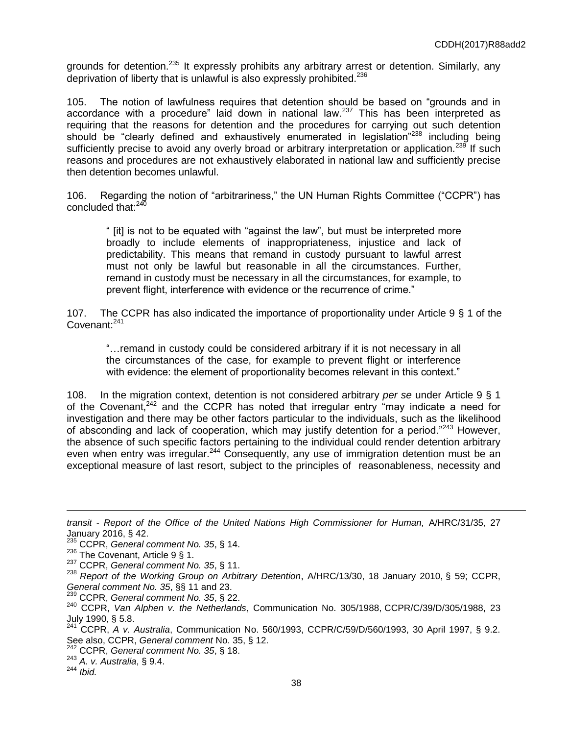grounds for detention.[235] It expressly prohibits any arbitrary arrest or detention. Similarly, any deprivation of liberty that is unlawful is also expressly prohibited.[236]

105. The notion of lawfulness requires that detention should be based on "grounds and in accordance with a procedure" laid down in national law.[237] This has been interpreted as requiring that the reasons for detention and the procedures for carrying out such detention should be "clearly defined and exhaustively enumerated in legislation"[238] including being sufficiently precise to avoid any overly broad or arbitrary interpretation or application.[239] If such reasons and procedures are not exhaustively elaborated in national law and sufficiently precise then detention becomes unlawful.

106. Regarding the notion of "arbitrariness," the UN Human Rights Committee ("CCPR") has concluded that:[240]

> " [it] is not to be equated with "against the law", but must be interpreted more broadly to include elements of inappropriateness, injustice and lack of predictability. This means that remand in custody pursuant to lawful arrest must not only be lawful but reasonable in all the circumstances. Further, remand in custody must be necessary in all the circumstances, for example, to prevent flight, interference with evidence or the recurrence of crime."

107. The CCPR has also indicated the importance of proportionality under Article 9 § 1 of the Covenant:[241]

> "…remand in custody could be considered arbitrary if it is not necessary in all the circumstances of the case, for example to prevent flight or interference with evidence: the element of proportionality becomes relevant in this context."

108. In the migration context, detention is not considered arbitrary *per se* under Article 9 § 1 of the Covenant,[242] and the CCPR has noted that irregular entry "may indicate a need for investigation and there may be other factors particular to the individuals, such as the likelihood of absconding and lack of cooperation, which may justify detention for a period."[243] However, the absence of such specific factors pertaining to the individual could render detention arbitrary even when entry was irregular.[244] Consequently, any use of immigration detention must be an exceptional measure of last resort, subject to the principles of reasonableness, necessity and

---

*transit - Report of the Office of the United Nations High Commissioner for Human,* A/HRC/31/35, 27 January 2016, § 42.

[235] CCPR, *General comment No. 35*, § 14.

[236] The Covenant, Article 9 § 1.

[237] CCPR, *General comment No. 35*, § 11.

[238] *Report of the Working Group on Arbitrary Detention*, A/HRC/13/30, 18 January 2010, § 59; CCPR, *General comment No. 35*, §§ 11 and 23.

[239] CCPR, *General comment No. 35*, § 22.

[240] CCPR, *Van Alphen v. the Netherlands*, Communication No. 305/1988, CCPR/C/39/D/305/1988, 23 July 1990, § 5.8.

[241] CCPR, *A v. Australia*, Communication No. 560/1993, CCPR/C/59/D/560/1993, 30 April 1997, § 9.2. See also, CCPR, *General comment* No. 35, § 12.

[242] CCPR, *General comment No. 35*, § 18.

[243] *A. v. Australia*, § 9.4.

[244] *Ibid.*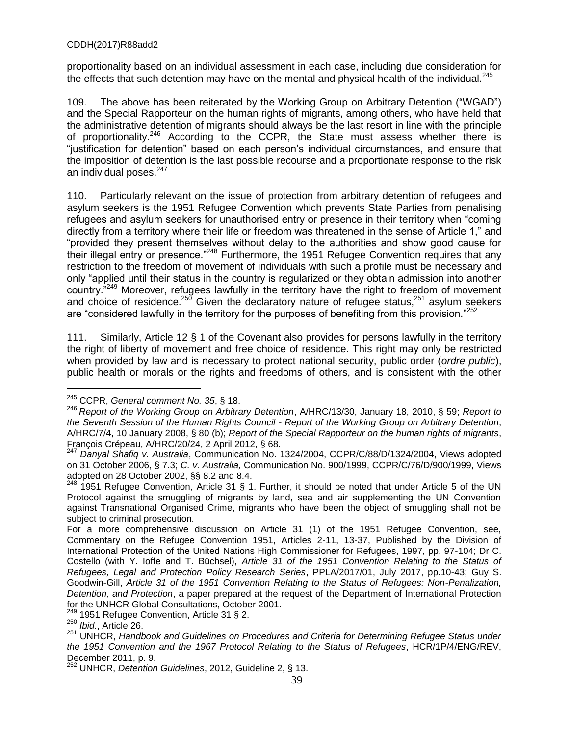proportionality based on an individual assessment in each case, including due consideration for the effects that such detention may have on the mental and physical health of the individual.[245]

109. The above has been reiterated by the Working Group on Arbitrary Detention ("WGAD") and the Special Rapporteur on the human rights of migrants, among others, who have held that the administrative detention of migrants should always be the last resort in line with the principle of proportionality.[246] According to the CCPR, the State must assess whether there is "justification for detention" based on each person's individual circumstances, and ensure that the imposition of detention is the last possible recourse and a proportionate response to the risk an individual poses.[247]

110. Particularly relevant on the issue of protection from arbitrary detention of refugees and asylum seekers is the 1951 Refugee Convention which prevents State Parties from penalising refugees and asylum seekers for unauthorised entry or presence in their territory when "coming directly from a territory where their life or freedom was threatened in the sense of Article 1," and "provided they present themselves without delay to the authorities and show good cause for their illegal entry or presence."[248] Furthermore, the 1951 Refugee Convention requires that any restriction to the freedom of movement of individuals with such a profile must be necessary and only "applied until their status in the country is regularized or they obtain admission into another country."[249] Moreover, refugees lawfully in the territory have the right to freedom of movement and choice of residence.[250] Given the declaratory nature of refugee status,[251] asylum seekers are "considered lawfully in the territory for the purposes of benefiting from this provision."[252]

111. Similarly, Article 12 § 1 of the Covenant also provides for persons lawfully in the territory the right of liberty of movement and free choice of residence. This right may only be restricted when provided by law and is necessary to protect national security, public order (*ordre public*), public health or morals or the rights and freedoms of others, and is consistent with the other

---

[245] CCPR, *General comment No. 35*, § 18.

[246] *Report of the Working Group on Arbitrary Detention*, A/HRC/13/30, January 18, 2010, § 59; *Report to the Seventh Session of the Human Rights Council - Report of the Working Group on Arbitrary Detention*, A/HRC/7/4, 10 January 2008, § 80 (b); *Report of the Special Rapporteur on the human rights of migrants*, François Crépeau, A/HRC/20/24, 2 April 2012, § 68.

[247] *Danyal Shafiq v. Australia*, Communication No. 1324/2004, CCPR/C/88/D/1324/2004, Views adopted on 31 October 2006, § 7.3; *C. v. Australia,* Communication No. 900/1999, CCPR/C/76/D/900/1999, Views adopted on 28 October 2002, §§ 8.2 and 8.4.

[248] 1951 Refugee Convention, Article 31 § 1. Further, it should be noted that under Article 5 of the UN Protocol against the smuggling of migrants by land, sea and air supplementing the UN Convention against Transnational Organised Crime, migrants who have been the object of smuggling shall not be subject to criminal prosecution.

For a more comprehensive discussion on Article 31 (1) of the 1951 Refugee Convention, see, Commentary on the Refugee Convention 1951, Articles 2-11, 13-37, Published by the Division of International Protection of the United Nations High Commissioner for Refugees, 1997, pp. 97-104; Dr C. Costello (with Y. Ioffe and T. Büchsel), *Article 31 of the 1951 Convention Relating to the Status of Refugees, Legal and Protection Policy Research Series*, PPLA/2017/01, July 2017, pp.10-43; Guy S. Goodwin-Gill, *Article 31 of the 1951 Convention Relating to the Status of Refugees: Non-Penalization, Detention, and Protection*, a paper prepared at the request of the Department of International Protection for the UNHCR Global Consultations, October 2001.

[249] 1951 Refugee Convention, Article 31 § 2.

[250] *Ibid.*, Article 26.

[251] UNHCR, *Handbook and Guidelines on Procedures and Criteria for Determining Refugee Status under the 1951 Convention and the 1967 Protocol Relating to the Status of Refugees*, HCR/1P/4/ENG/REV, December 2011, p. 9.

[252] UNHCR, *Detention Guidelines*, 2012, Guideline 2, § 13.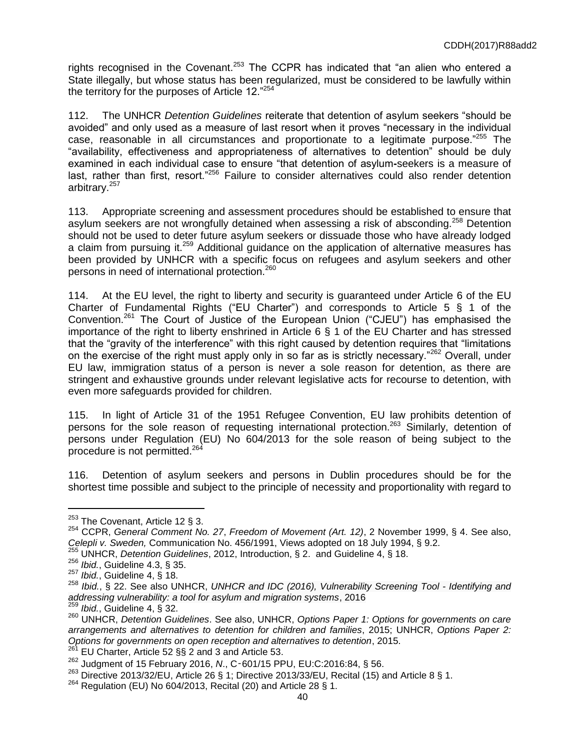rights recognised in the Covenant.[253] The CCPR has indicated that "an alien who entered a State illegally, but whose status has been regularized, must be considered to be lawfully within the territory for the purposes of Article 12."[254]

112. The UNHCR *Detention Guidelines* reiterate that detention of asylum seekers "should be avoided" and only used as a measure of last resort when it proves "necessary in the individual case, reasonable in all circumstances and proportionate to a legitimate purpose."[255] The "availability, effectiveness and appropriateness of alternatives to detention" should be duly examined in each individual case to ensure "that detention of asylum-seekers is a measure of last, rather than first, resort."[256] Failure to consider alternatives could also render detention arbitrary.[257]

113. Appropriate screening and assessment procedures should be established to ensure that asylum seekers are not wrongfully detained when assessing a risk of absconding.[258] Detention should not be used to deter future asylum seekers or dissuade those who have already lodged a claim from pursuing it.[259] Additional guidance on the application of alternative measures has been provided by UNHCR with a specific focus on refugees and asylum seekers and other persons in need of international protection.[260]

114. At the EU level, the right to liberty and security is guaranteed under Article 6 of the EU Charter of Fundamental Rights ("EU Charter") and corresponds to Article 5 § 1 of the Convention.[261] The Court of Justice of the European Union ("CJEU") has emphasised the importance of the right to liberty enshrined in Article 6 § 1 of the EU Charter and has stressed that the "gravity of the interference" with this right caused by detention requires that "limitations on the exercise of the right must apply only in so far as is strictly necessary."[262] Overall, under EU law, immigration status of a person is never a sole reason for detention, as there are stringent and exhaustive grounds under relevant legislative acts for recourse to detention, with even more safeguards provided for children.

115. In light of Article 31 of the 1951 Refugee Convention, EU law prohibits detention of persons for the sole reason of requesting international protection.[263] Similarly, detention of persons under Regulation (EU) No 604/2013 for the sole reason of being subject to the procedure is not permitted.[264]

116. Detention of asylum seekers and persons in Dublin procedures should be for the shortest time possible and subject to the principle of necessity and proportionality with regard to

---

[253] The Covenant, Article 12 § 3.

[254] CCPR, *General Comment No. 27*, *Freedom of Movement (Art. 12)*, 2 November 1999, § 4. See also, *Celepli v. Sweden,* Communication No. 456/1991, Views adopted on 18 July 1994, § 9.2.

[255] UNHCR, *Detention Guidelines*, 2012, Introduction, § 2. and Guideline 4, § 18.

[256] *Ibid.*, Guideline 4.3, § 35.

[257] *Ibid.*, Guideline 4, § 18.

[258] *Ibid.*, § 22. See also UNHCR, *UNHCR and IDC (2016), Vulnerability Screening Tool - Identifying and addressing vulnerability: a tool for asylum and migration systems*, 2016

[259] *Ibid.*, Guideline 4, § 32.

[260] UNHCR, *Detention Guidelines*. See also, UNHCR, *Options Paper 1: Options for governments on care arrangements and alternatives to detention for children and families*, 2015; UNHCR, *Options Paper 2: Options for governments on open reception and alternatives to detention*, 2015.

[261] EU Charter, Article 52 §§ 2 and 3 and Article 53.

[262] Judgment of 15 February 2016, *N.*, C‑601/15 PPU, EU:C:2016:84, § 56.

[263] Directive 2013/32/EU, Article 26 § 1; Directive 2013/33/EU, Recital (15) and Article 8 § 1.

[264] Regulation (EU) No 604/2013, Recital (20) and Article 28 § 1.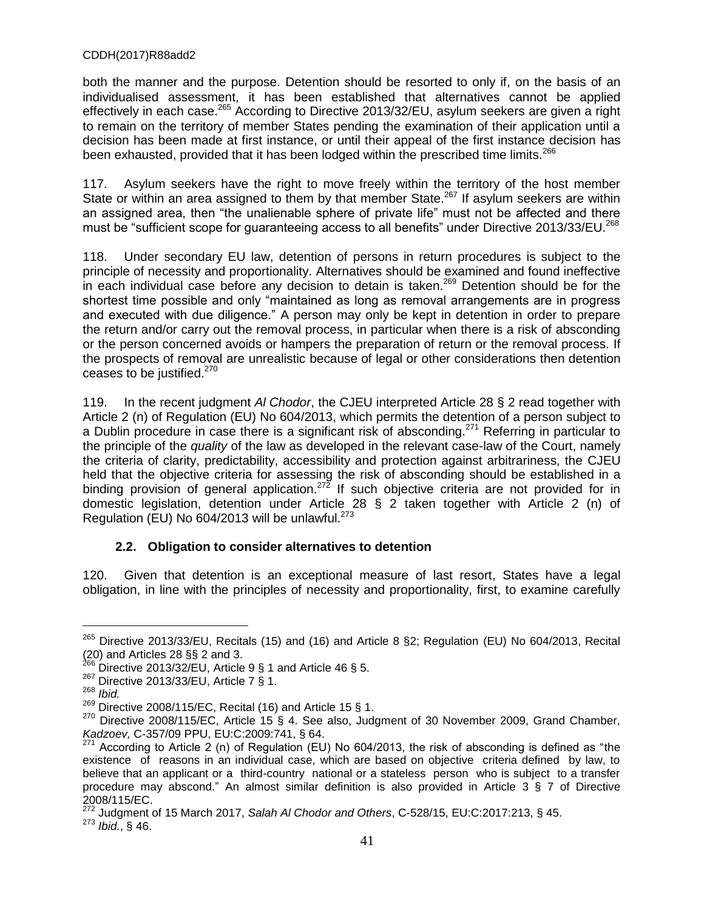both the manner and the purpose. Detention should be resorted to only if, on the basis of an individualised assessment, it has been established that alternatives cannot be applied effectively in each case.[265] According to Directive 2013/32/EU, asylum seekers are given a right to remain on the territory of member States pending the examination of their application until a decision has been made at first instance, or until their appeal of the first instance decision has been exhausted, provided that it has been lodged within the prescribed time limits.[266]

117. Asylum seekers have the right to move freely within the territory of the host member State or within an area assigned to them by that member State.[267] If asylum seekers are within an assigned area, then "the unalienable sphere of private life" must not be affected and there must be "sufficient scope for guaranteeing access to all benefits" under Directive 2013/33/EU.[268]

118. Under secondary EU law, detention of persons in return procedures is subject to the principle of necessity and proportionality. Alternatives should be examined and found ineffective in each individual case before any decision to detain is taken.[269] Detention should be for the shortest time possible and only "maintained as long as removal arrangements are in progress and executed with due diligence." A person may only be kept in detention in order to prepare the return and/or carry out the removal process, in particular when there is a risk of absconding or the person concerned avoids or hampers the preparation of return or the removal process. If the prospects of removal are unrealistic because of legal or other considerations then detention ceases to be justified.[270]

119. In the recent judgment *Al Chodor*, the CJEU interpreted Article 28 § 2 read together with Article 2 (n) of Regulation (EU) No 604/2013, which permits the detention of a person subject to a Dublin procedure in case there is a significant risk of absconding.[271] Referring in particular to the principle of the *quality* of the law as developed in the relevant case-law of the Court, namely the criteria of clarity, predictability, accessibility and protection against arbitrariness, the CJEU held that the objective criteria for assessing the risk of absconding should be established in a binding provision of general application.[272] If such objective criteria are not provided for in domestic legislation, detention under Article 28 § 2 taken together with Article 2 (n) of Regulation (EU) No 604/2013 will be unlawful.[273]

### 2.2. Obligation to consider alternatives to detention

120. Given that detention is an exceptional measure of last resort, States have a legal obligation, in line with the principles of necessity and proportionality, first, to examine carefully

---

[265] Directive 2013/33/EU, Recitals (15) and (16) and Article 8 §2; Regulation (EU) No 604/2013, Recital (20) and Articles 28 §§ 2 and 3.

[266] Directive 2013/32/EU, Article 9 § 1 and Article 46 § 5.

[267] Directive 2013/33/EU, Article 7 § 1.

[268] *Ibid.*

[269] Directive 2008/115/EC, Recital (16) and Article 15 § 1.

[270] Directive 2008/115/EC, Article 15 § 4. See also, Judgment of 30 November 2009, Grand Chamber, *Kadzoev,* C-357/09 PPU, EU:C:2009:741, § 64.

[271] According to Article 2 (n) of Regulation (EU) No 604/2013, the risk of absconding is defined as "the existence of reasons in an individual case, which are based on objective criteria defined by law, to believe that an applicant or a third-country national or a stateless person who is subject to a transfer procedure may abscond." An almost similar definition is also provided in Article 3 § 7 of Directive 2008/115/EC.

[272] Judgment of 15 March 2017, *Salah Al Chodor and Others*, C-528/15, EU:C:2017:213, § 45.

[273] *Ibid.*, § 46.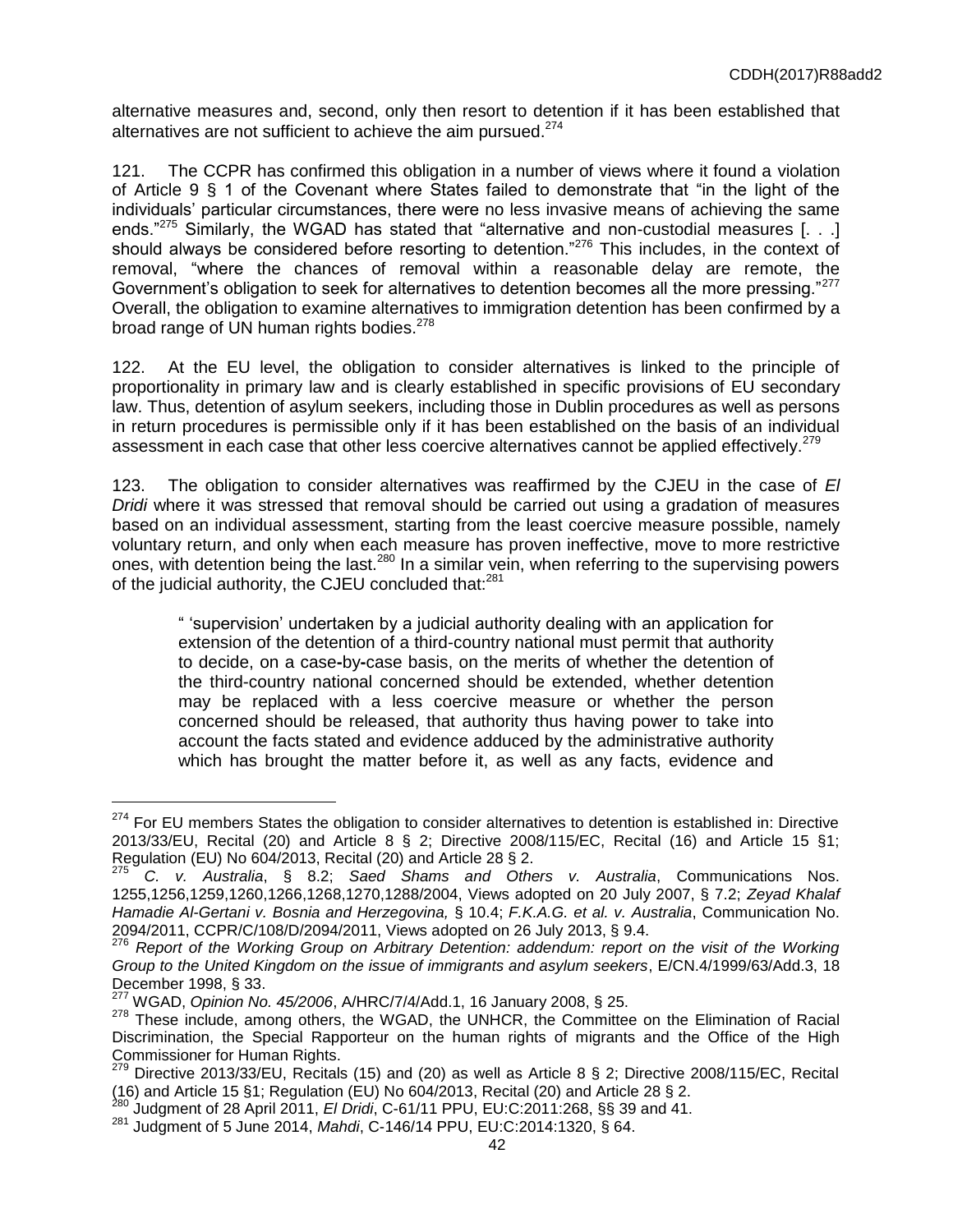alternative measures and, second, only then resort to detention if it has been established that alternatives are not sufficient to achieve the aim pursued.[274]

121. The CCPR has confirmed this obligation in a number of views where it found a violation of Article 9 § 1 of the Covenant where States failed to demonstrate that "in the light of the individuals' particular circumstances, there were no less invasive means of achieving the same ends."[275] Similarly, the WGAD has stated that "alternative and non-custodial measures [. . .] should always be considered before resorting to detention."[276] This includes, in the context of removal, "where the chances of removal within a reasonable delay are remote, the Government's obligation to seek for alternatives to detention becomes all the more pressing."[277] Overall, the obligation to examine alternatives to immigration detention has been confirmed by a broad range of UN human rights bodies.[278]

122. At the EU level, the obligation to consider alternatives is linked to the principle of proportionality in primary law and is clearly established in specific provisions of EU secondary law. Thus, detention of asylum seekers, including those in Dublin procedures as well as persons in return procedures is permissible only if it has been established on the basis of an individual assessment in each case that other less coercive alternatives cannot be applied effectively.[279]

123. The obligation to consider alternatives was reaffirmed by the CJEU in the case of *El Dridi* where it was stressed that removal should be carried out using a gradation of measures based on an individual assessment, starting from the least coercive measure possible, namely voluntary return, and only when each measure has proven ineffective, move to more restrictive ones, with detention being the last.[280] In a similar vein, when referring to the supervising powers of the judicial authority, the CJEU concluded that:[281]

> " 'supervision' undertaken by a judicial authority dealing with an application for extension of the detention of a third-country national must permit that authority to decide, on a case-by-case basis, on the merits of whether the detention of the third-country national concerned should be extended, whether detention may be replaced with a less coercive measure or whether the person concerned should be released, that authority thus having power to take into account the facts stated and evidence adduced by the administrative authority which has brought the matter before it, as well as any facts, evidence and

---

[274] For EU members States the obligation to consider alternatives to detention is established in: Directive 2013/33/EU, Recital (20) and Article 8 § 2; Directive 2008/115/EC, Recital (16) and Article 15 §1; Regulation (EU) No 604/2013, Recital (20) and Article 28 § 2.

[275] *C. v. Australia*, § 8.2; *Saed Shams and Others v. Australia*, Communications Nos. 1255,1256,1259,1260,1266,1268,1270,1288/2004, Views adopted on 20 July 2007, § 7.2; *Zeyad Khalaf Hamadie Al-Gertani v. Bosnia and Herzegovina,* § 10.4; *F.K.A.G. et al. v. Australia*, Communication No. 2094/2011, CCPR/C/108/D/2094/2011, Views adopted on 26 July 2013, § 9.4.

[276] *Report of the Working Group on Arbitrary Detention: addendum: report on the visit of the Working Group to the United Kingdom on the issue of immigrants and asylum seekers*, E/CN.4/1999/63/Add.3, 18 December 1998, § 33.

[277] WGAD, *Opinion No. 45/2006*, A/HRC/7/4/Add.1, 16 January 2008, § 25.

[278] These include, among others, the WGAD, the UNHCR, the Committee on the Elimination of Racial Discrimination, the Special Rapporteur on the human rights of migrants and the Office of the High Commissioner for Human Rights.

[279] Directive 2013/33/EU, Recitals (15) and (20) as well as Article 8 § 2; Directive 2008/115/EC, Recital (16) and Article 15 §1; Regulation (EU) No 604/2013, Recital (20) and Article 28 § 2.

[280] Judgment of 28 April 2011, *El Dridi*, C-61/11 PPU, EU:C:2011:268, §§ 39 and 41.

[281] Judgment of 5 June 2014, *Mahdi*, C-146/14 PPU, EU:C:2014:1320, § 64.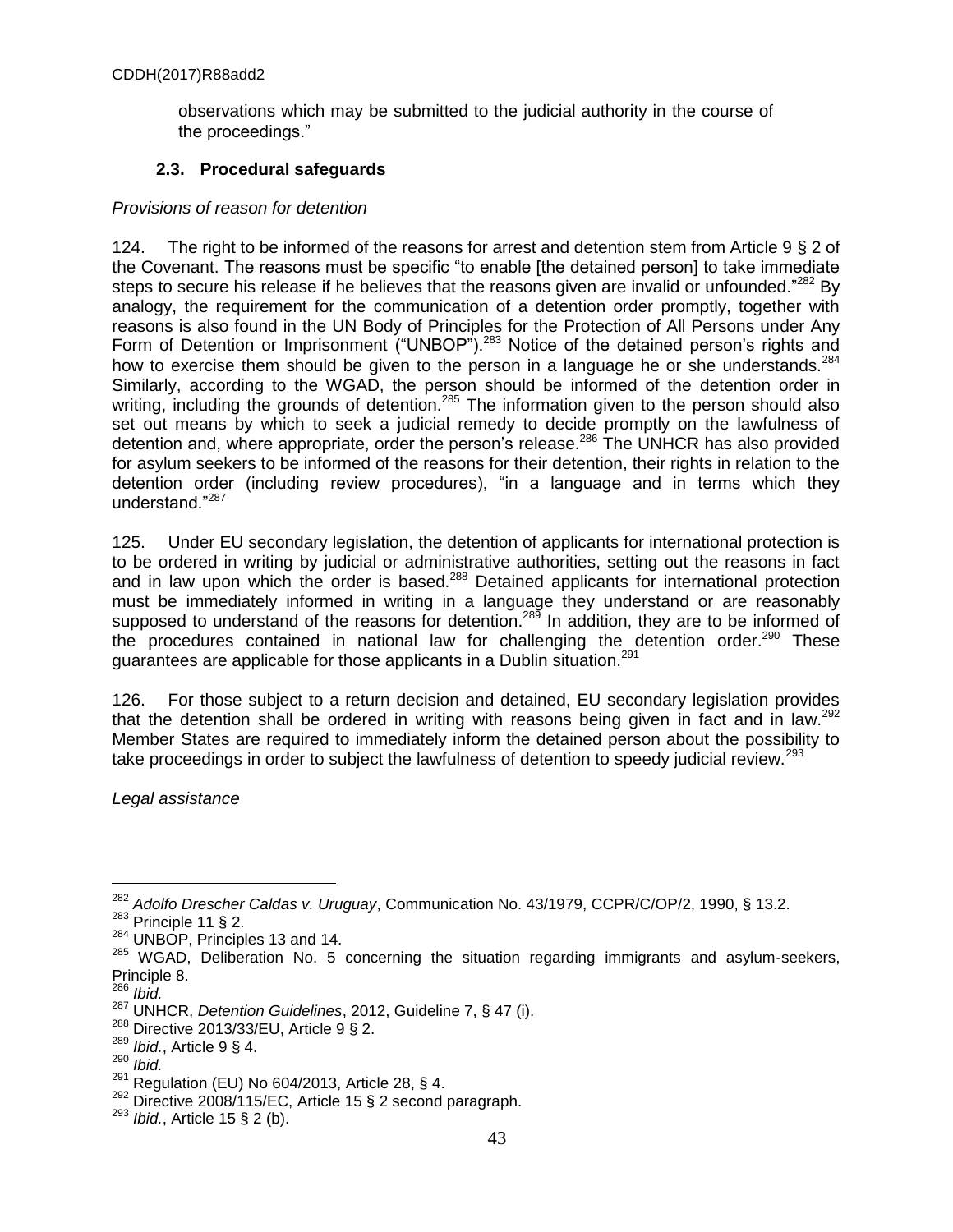observations which may be submitted to the judicial authority in the course of the proceedings."

### 2.3. Procedural safeguards

*Provisions of reason for detention*

124. The right to be informed of the reasons for arrest and detention stem from Article 9 § 2 of the Covenant. The reasons must be specific "to enable [the detained person] to take immediate steps to secure his release if he believes that the reasons given are invalid or unfounded."[282] By analogy, the requirement for the communication of a detention order promptly, together with reasons is also found in the UN Body of Principles for the Protection of All Persons under Any Form of Detention or Imprisonment ("UNBOP").[283] Notice of the detained person's rights and how to exercise them should be given to the person in a language he or she understands.[284] Similarly, according to the WGAD, the person should be informed of the detention order in writing, including the grounds of detention.[285] The information given to the person should also set out means by which to seek a judicial remedy to decide promptly on the lawfulness of detention and, where appropriate, order the person's release.[286] The UNHCR has also provided for asylum seekers to be informed of the reasons for their detention, their rights in relation to the detention order (including review procedures), "in a language and in terms which they understand."[287]

125. Under EU secondary legislation, the detention of applicants for international protection is to be ordered in writing by judicial or administrative authorities, setting out the reasons in fact and in law upon which the order is based.[288] Detained applicants for international protection must be immediately informed in writing in a language they understand or are reasonably supposed to understand of the reasons for detention.[289] In addition, they are to be informed of the procedures contained in national law for challenging the detention order.[290] These guarantees are applicable for those applicants in a Dublin situation.[291]

126. For those subject to a return decision and detained, EU secondary legislation provides that the detention shall be ordered in writing with reasons being given in fact and in law.[292] Member States are required to immediately inform the detained person about the possibility to take proceedings in order to subject the lawfulness of detention to speedy judicial review.[293]

*Legal assistance*

---

[282] *Adolfo Drescher Caldas v. Uruguay*, Communication No. 43/1979, CCPR/C/OP/2, 1990, § 13.2.
[283] Principle 11 § 2.
[284] UNBOP, Principles 13 and 14.
[285] WGAD, Deliberation No. 5 concerning the situation regarding immigrants and asylum-seekers, Principle 8.
[286] *Ibid.*
[287] UNHCR, *Detention Guidelines*, 2012, Guideline 7, § 47 (i).
[288] Directive 2013/33/EU, Article 9 § 2.
[289] *Ibid.*, Article 9 § 4.
[290] *Ibid.*
[291] Regulation (EU) No 604/2013, Article 28, § 4.
[292] Directive 2008/115/EC, Article 15 § 2 second paragraph.
[293] *Ibid.*, Article 15 § 2 (b).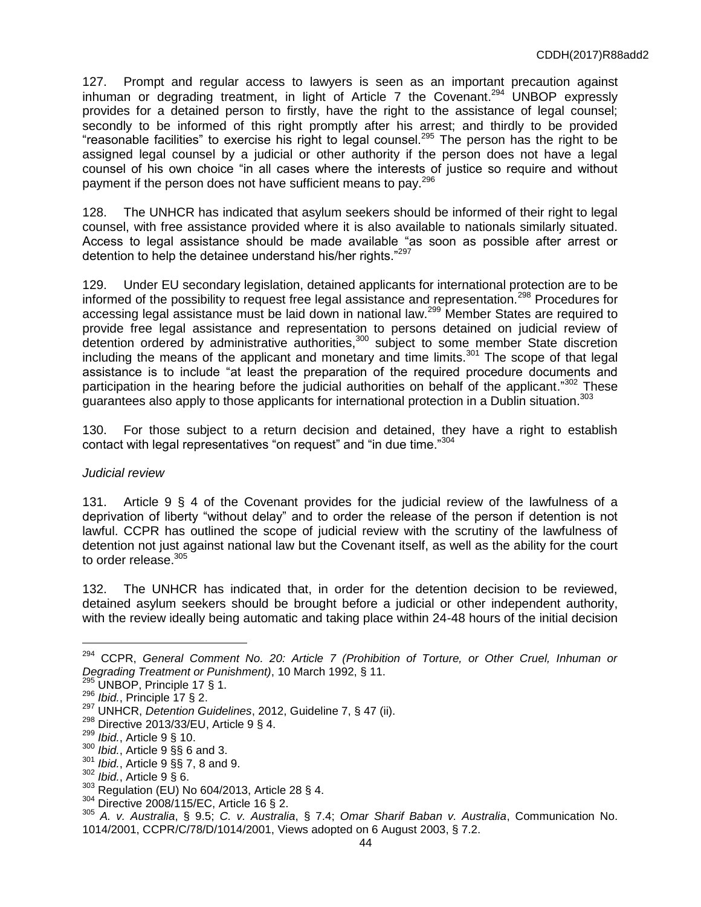127. Prompt and regular access to lawyers is seen as an important precaution against inhuman or degrading treatment, in light of Article 7 the Covenant.[294] UNBOP expressly provides for a detained person to firstly, have the right to the assistance of legal counsel; secondly to be informed of this right promptly after his arrest; and thirdly to be provided "reasonable facilities" to exercise his right to legal counsel.[295] The person has the right to be assigned legal counsel by a judicial or other authority if the person does not have a legal counsel of his own choice "in all cases where the interests of justice so require and without payment if the person does not have sufficient means to pay.[296]

128. The UNHCR has indicated that asylum seekers should be informed of their right to legal counsel, with free assistance provided where it is also available to nationals similarly situated. Access to legal assistance should be made available "as soon as possible after arrest or detention to help the detainee understand his/her rights."[297]

129. Under EU secondary legislation, detained applicants for international protection are to be informed of the possibility to request free legal assistance and representation.[298] Procedures for accessing legal assistance must be laid down in national law.[299] Member States are required to provide free legal assistance and representation to persons detained on judicial review of detention ordered by administrative authorities,[300] subject to some member State discretion including the means of the applicant and monetary and time limits.[301] The scope of that legal assistance is to include "at least the preparation of the required procedure documents and participation in the hearing before the judicial authorities on behalf of the applicant."[302] These guarantees also apply to those applicants for international protection in a Dublin situation.[303]

130. For those subject to a return decision and detained, they have a right to establish contact with legal representatives "on request" and "in due time."[304]

*Judicial review*

131. Article 9 § 4 of the Covenant provides for the judicial review of the lawfulness of a deprivation of liberty "without delay" and to order the release of the person if detention is not lawful. CCPR has outlined the scope of judicial review with the scrutiny of the lawfulness of detention not just against national law but the Covenant itself, as well as the ability for the court to order release.[305]

132. The UNHCR has indicated that, in order for the detention decision to be reviewed, detained asylum seekers should be brought before a judicial or other independent authority, with the review ideally being automatic and taking place within 24-48 hours of the initial decision

---

[294] CCPR, *General Comment No. 20: Article 7 (Prohibition of Torture, or Other Cruel, Inhuman or Degrading Treatment or Punishment)*, 10 March 1992, § 11.

[295] UNBOP, Principle 17 § 1.

[296] *Ibid.*, Principle 17 § 2.

[297] UNHCR, *Detention Guidelines*, 2012, Guideline 7, § 47 (ii).

[298] Directive 2013/33/EU, Article 9 § 4.

[299] *Ibid.*, Article 9 § 10.

[300] *Ibid.*, Article 9 §§ 6 and 3.

[301] *Ibid.*, Article 9 §§ 7, 8 and 9.

[302] *Ibid.*, Article 9 § 6.

[303] Regulation (EU) No 604/2013, Article 28 § 4.

[304] Directive 2008/115/EC, Article 16 § 2.

[305] *A. v. Australia*, § 9.5; *C. v. Australia*, § 7.4; *Omar Sharif Baban v. Australia*, Communication No. 1014/2001, CCPR/C/78/D/1014/2001, Views adopted on 6 August 2003, § 7.2.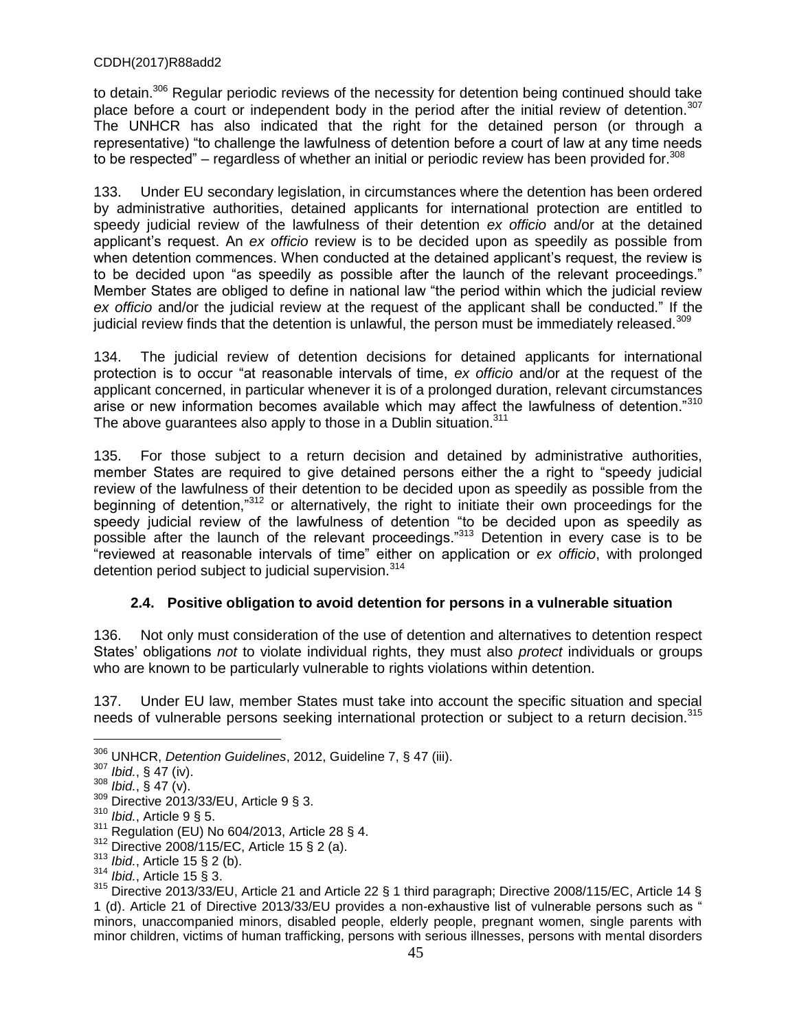to detain.[306] Regular periodic reviews of the necessity for detention being continued should take place before a court or independent body in the period after the initial review of detention.[307] The UNHCR has also indicated that the right for the detained person (or through a representative) "to challenge the lawfulness of detention before a court of law at any time needs to be respected" – regardless of whether an initial or periodic review has been provided for.[308]

133. Under EU secondary legislation, in circumstances where the detention has been ordered by administrative authorities, detained applicants for international protection are entitled to speedy judicial review of the lawfulness of their detention *ex officio* and/or at the detained applicant's request. An *ex officio* review is to be decided upon as speedily as possible from when detention commences. When conducted at the detained applicant's request, the review is to be decided upon "as speedily as possible after the launch of the relevant proceedings." Member States are obliged to define in national law "the period within which the judicial review *ex officio* and/or the judicial review at the request of the applicant shall be conducted." If the judicial review finds that the detention is unlawful, the person must be immediately released.[309]

134. The judicial review of detention decisions for detained applicants for international protection is to occur "at reasonable intervals of time, *ex officio* and/or at the request of the applicant concerned, in particular whenever it is of a prolonged duration, relevant circumstances arise or new information becomes available which may affect the lawfulness of detention."[310] The above guarantees also apply to those in a Dublin situation.[311]

135. For those subject to a return decision and detained by administrative authorities, member States are required to give detained persons either the a right to "speedy judicial review of the lawfulness of their detention to be decided upon as speedily as possible from the beginning of detention,"[312] or alternatively, the right to initiate their own proceedings for the speedy judicial review of the lawfulness of detention "to be decided upon as speedily as possible after the launch of the relevant proceedings."[313] Detention in every case is to be "reviewed at reasonable intervals of time" either on application or *ex officio*, with prolonged detention period subject to judicial supervision.[314]

### 2.4. Positive obligation to avoid detention for persons in a vulnerable situation

136. Not only must consideration of the use of detention and alternatives to detention respect States' obligations *not* to violate individual rights, they must also *protect* individuals or groups who are known to be particularly vulnerable to rights violations within detention.

137. Under EU law, member States must take into account the specific situation and special needs of vulnerable persons seeking international protection or subject to a return decision.[315]

---

[306] UNHCR, *Detention Guidelines*, 2012, Guideline 7, § 47 (iii).

[307] *Ibid.*, § 47 (iv).

[308] *Ibid.*, § 47 (v).

[309] Directive 2013/33/EU, Article 9 § 3.

[310] *Ibid.*, Article 9 § 5.

[311] Regulation (EU) No 604/2013, Article 28 § 4.

[312] Directive 2008/115/EC, Article 15 § 2 (a).

[313] *Ibid.*, Article 15 § 2 (b).

[314] *Ibid.*, Article 15 § 3.

[315] Directive 2013/33/EU, Article 21 and Article 22 § 1 third paragraph; Directive 2008/115/EC, Article 14 § 1 (d). Article 21 of Directive 2013/33/EU provides a non-exhaustive list of vulnerable persons such as " minors, unaccompanied minors, disabled people, elderly people, pregnant women, single parents with minor children, victims of human trafficking, persons with serious illnesses, persons with mental disorders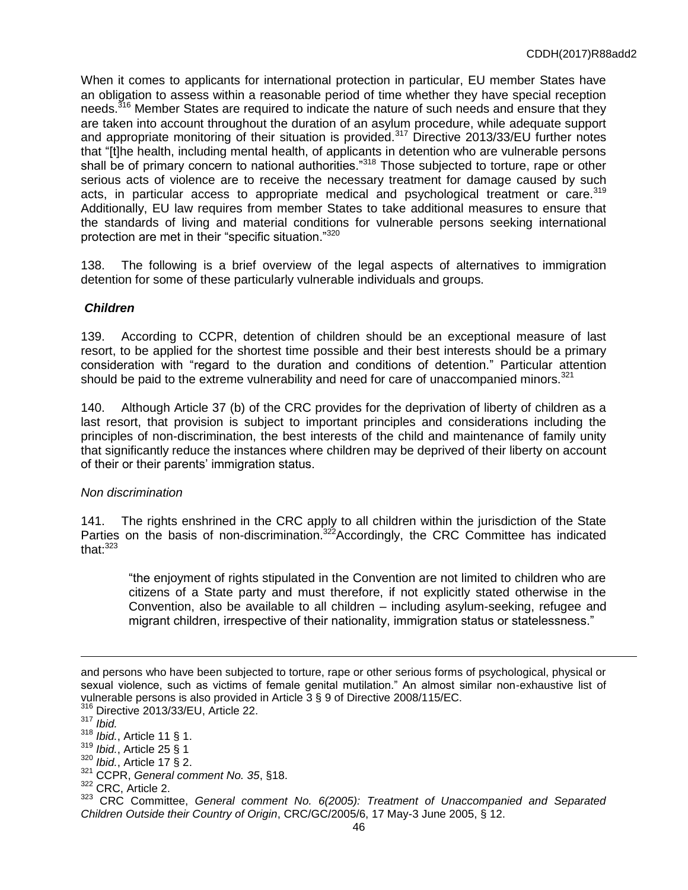When it comes to applicants for international protection in particular, EU member States have an obligation to assess within a reasonable period of time whether they have special reception needs.[316] Member States are required to indicate the nature of such needs and ensure that they are taken into account throughout the duration of an asylum procedure, while adequate support and appropriate monitoring of their situation is provided.[317] Directive 2013/33/EU further notes that "[t]he health, including mental health, of applicants in detention who are vulnerable persons shall be of primary concern to national authorities."[318] Those subjected to torture, rape or other serious acts of violence are to receive the necessary treatment for damage caused by such acts, in particular access to appropriate medical and psychological treatment or care.[319] Additionally, EU law requires from member States to take additional measures to ensure that the standards of living and material conditions for vulnerable persons seeking international protection are met in their "specific situation."[320]

138. The following is a brief overview of the legal aspects of alternatives to immigration detention for some of these particularly vulnerable individuals and groups.

***Children***

139. According to CCPR, detention of children should be an exceptional measure of last resort, to be applied for the shortest time possible and their best interests should be a primary consideration with "regard to the duration and conditions of detention." Particular attention should be paid to the extreme vulnerability and need for care of unaccompanied minors.[321]

140. Although Article 37 (b) of the CRC provides for the deprivation of liberty of children as a last resort, that provision is subject to important principles and considerations including the principles of non-discrimination, the best interests of the child and maintenance of family unity that significantly reduce the instances where children may be deprived of their liberty on account of their or their parents' immigration status.

*Non discrimination*

141. The rights enshrined in the CRC apply to all children within the jurisdiction of the State Parties on the basis of non-discrimination.[322]Accordingly, the CRC Committee has indicated that:[323]

> "the enjoyment of rights stipulated in the Convention are not limited to children who are citizens of a State party and must therefore, if not explicitly stated otherwise in the Convention, also be available to all children – including asylum-seeking, refugee and migrant children, irrespective of their nationality, immigration status or statelessness."

---

and persons who have been subjected to torture, rape or other serious forms of psychological, physical or sexual violence, such as victims of female genital mutilation." An almost similar non-exhaustive list of vulnerable persons is also provided in Article 3 § 9 of Directive 2008/115/EC.

[316] Directive 2013/33/EU, Article 22.

[317] *Ibid.*

[318] *Ibid.*, Article 11 § 1.

[319] *Ibid.*, Article 25 § 1

[320] *Ibid.*, Article 17 § 2.

[321] CCPR, *General comment No. 35*, §18.

[322] CRC, Article 2.

[323] CRC Committee, *General comment No. 6(2005): Treatment of Unaccompanied and Separated Children Outside their Country of Origin*, CRC/GC/2005/6, 17 May-3 June 2005, § 12.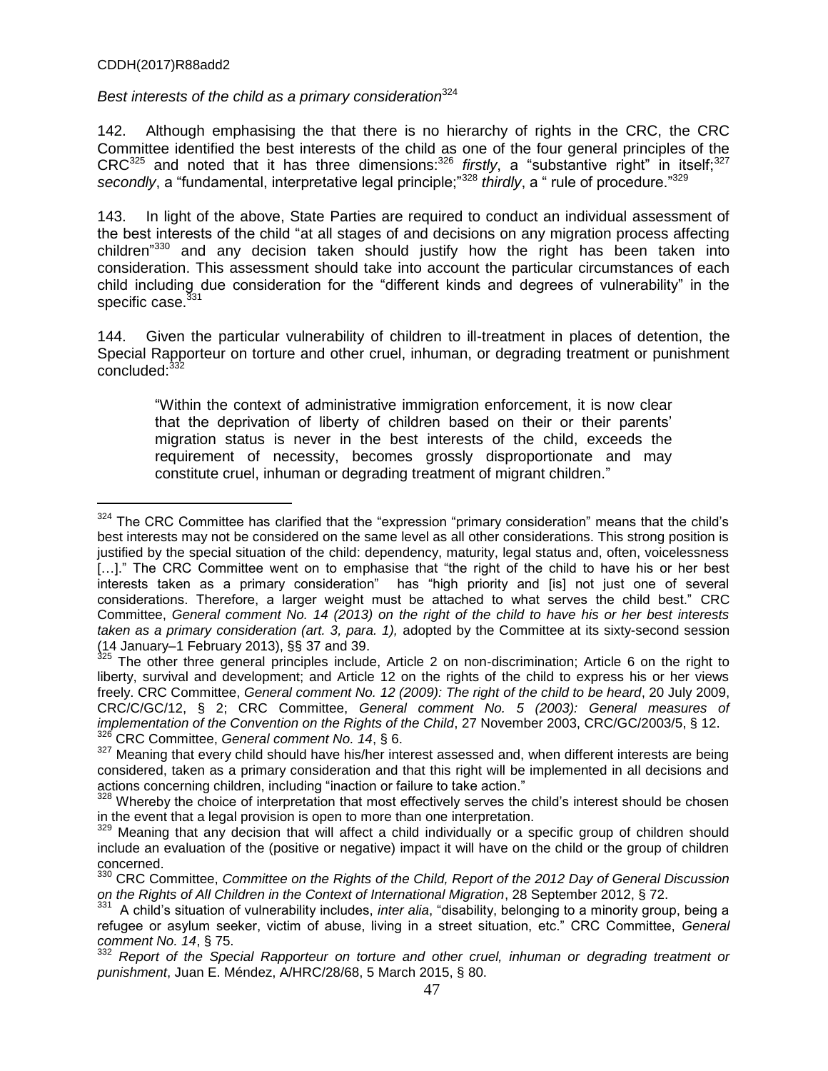*Best interests of the child as a primary consideration*[324]

142. Although emphasising the that there is no hierarchy of rights in the CRC, the CRC Committee identified the best interests of the child as one of the four general principles of the CRC[325] and noted that it has three dimensions:[326] *firstly*, a "substantive right" in itself;[327] *secondly*, a "fundamental, interpretative legal principle;"[328] *thirdly*, a " rule of procedure."[329]

143. In light of the above, State Parties are required to conduct an individual assessment of the best interests of the child "at all stages of and decisions on any migration process affecting children"[330] and any decision taken should justify how the right has been taken into consideration. This assessment should take into account the particular circumstances of each child including due consideration for the "different kinds and degrees of vulnerability" in the specific case.[331]

144. Given the particular vulnerability of children to ill-treatment in places of detention, the Special Rapporteur on torture and other cruel, inhuman, or degrading treatment or punishment concluded:[332]

> "Within the context of administrative immigration enforcement, it is now clear that the deprivation of liberty of children based on their or their parents' migration status is never in the best interests of the child, exceeds the requirement of necessity, becomes grossly disproportionate and may constitute cruel, inhuman or degrading treatment of migrant children."

---

[324] The CRC Committee has clarified that the "expression "primary consideration" means that the child's best interests may not be considered on the same level as all other considerations. This strong position is justified by the special situation of the child: dependency, maturity, legal status and, often, voicelessness […]." The CRC Committee went on to emphasise that "the right of the child to have his or her best interests taken as a primary consideration" has "high priority and [is] not just one of several considerations. Therefore, a larger weight must be attached to what serves the child best." CRC Committee, *General comment No. 14 (2013) on the right of the child to have his or her best interests taken as a primary consideration (art. 3, para. 1),* adopted by the Committee at its sixty-second session (14 January–1 February 2013), §§ 37 and 39.

[325] The other three general principles include, Article 2 on non-discrimination; Article 6 on the right to liberty, survival and development; and Article 12 on the rights of the child to express his or her views freely. CRC Committee, *General comment No. 12 (2009): The right of the child to be heard*, 20 July 2009, CRC/C/GC/12, § 2; CRC Committee, *General comment No. 5 (2003): General measures of implementation of the Convention on the Rights of the Child*, 27 November 2003, CRC/GC/2003/5, § 12.

[326] CRC Committee, *General comment No. 14*, § 6.

[327] Meaning that every child should have his/her interest assessed and, when different interests are being considered, taken as a primary consideration and that this right will be implemented in all decisions and actions concerning children, including "inaction or failure to take action."

[328] Whereby the choice of interpretation that most effectively serves the child's interest should be chosen in the event that a legal provision is open to more than one interpretation.

[329] Meaning that any decision that will affect a child individually or a specific group of children should include an evaluation of the (positive or negative) impact it will have on the child or the group of children concerned.

[330] CRC Committee, *Committee on the Rights of the Child, Report of the 2012 Day of General Discussion on the Rights of All Children in the Context of International Migration*, 28 September 2012, § 72.

[331] A child's situation of vulnerability includes, *inter alia*, "disability, belonging to a minority group, being a refugee or asylum seeker, victim of abuse, living in a street situation, etc." CRC Committee, *General comment No. 14*, § 75.

[332] *Report of the Special Rapporteur on torture and other cruel, inhuman or degrading treatment or punishment*, Juan E. Méndez, A/HRC/28/68, 5 March 2015, § 80.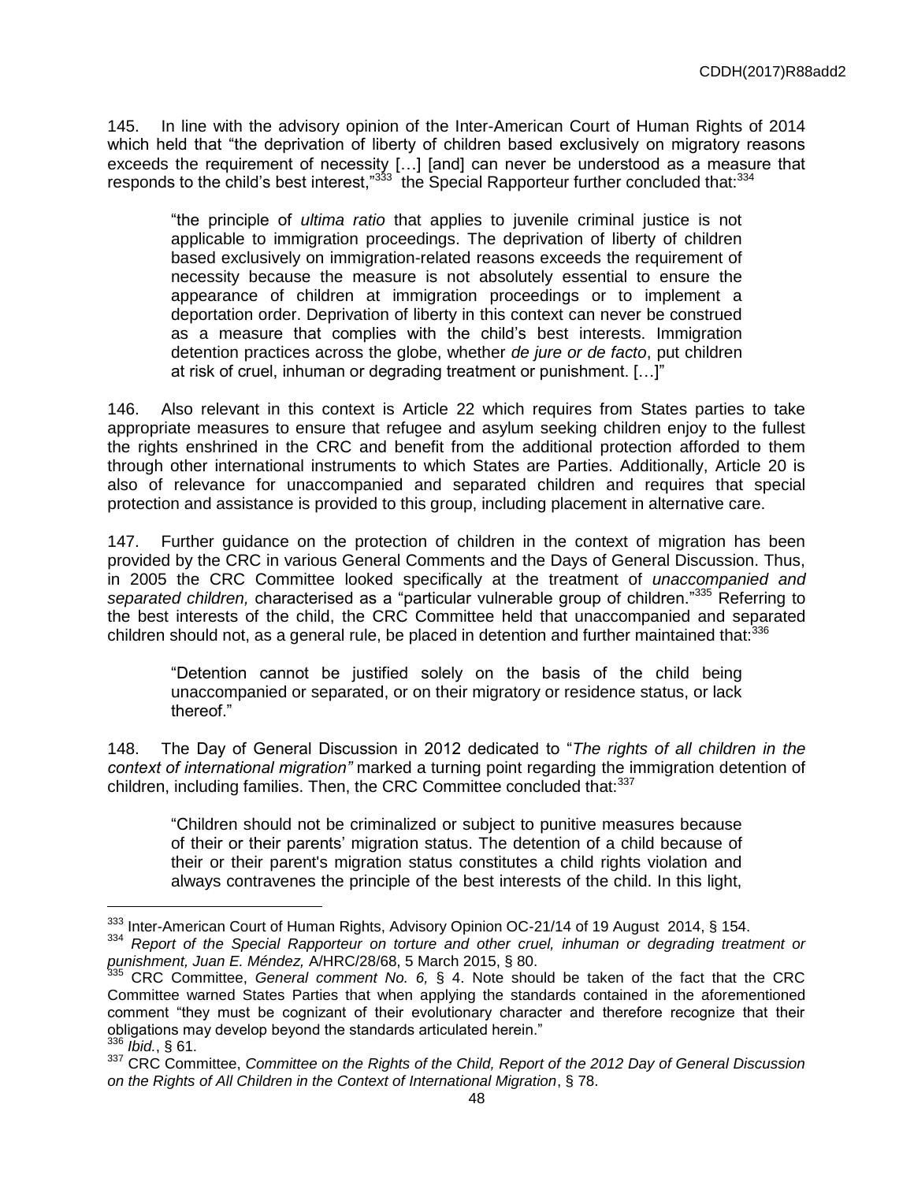145. In line with the advisory opinion of the Inter-American Court of Human Rights of 2014 which held that "the deprivation of liberty of children based exclusively on migratory reasons exceeds the requirement of necessity […] [and] can never be understood as a measure that responds to the child's best interest,"[333] the Special Rapporteur further concluded that:[334]

> "the principle of *ultima ratio* that applies to juvenile criminal justice is not applicable to immigration proceedings. The deprivation of liberty of children based exclusively on immigration-related reasons exceeds the requirement of necessity because the measure is not absolutely essential to ensure the appearance of children at immigration proceedings or to implement a deportation order. Deprivation of liberty in this context can never be construed as a measure that complies with the child's best interests. Immigration detention practices across the globe, whether *de jure or de facto*, put children at risk of cruel, inhuman or degrading treatment or punishment. […]"

146. Also relevant in this context is Article 22 which requires from States parties to take appropriate measures to ensure that refugee and asylum seeking children enjoy to the fullest the rights enshrined in the CRC and benefit from the additional protection afforded to them through other international instruments to which States are Parties. Additionally, Article 20 is also of relevance for unaccompanied and separated children and requires that special protection and assistance is provided to this group, including placement in alternative care.

147. Further guidance on the protection of children in the context of migration has been provided by the CRC in various General Comments and the Days of General Discussion. Thus, in 2005 the CRC Committee looked specifically at the treatment of *unaccompanied and separated children,* characterised as a "particular vulnerable group of children."[335] Referring to the best interests of the child, the CRC Committee held that unaccompanied and separated children should not, as a general rule, be placed in detention and further maintained that:[336]

> "Detention cannot be justified solely on the basis of the child being unaccompanied or separated, or on their migratory or residence status, or lack thereof."

148. The Day of General Discussion in 2012 dedicated to "*The rights of all children in the context of international migration"* marked a turning point regarding the immigration detention of children, including families. Then, the CRC Committee concluded that:[337]

> "Children should not be criminalized or subject to punitive measures because of their or their parents' migration status. The detention of a child because of their or their parent's migration status constitutes a child rights violation and always contravenes the principle of the best interests of the child. In this light,

---

[333] Inter-American Court of Human Rights, Advisory Opinion OC-21/14 of 19 August 2014, § 154.

[334] *Report of the Special Rapporteur on torture and other cruel, inhuman or degrading treatment or punishment, Juan E. Méndez,* A/HRC/28/68, 5 March 2015, § 80.

[335] CRC Committee, *General comment No. 6,* § 4. Note should be taken of the fact that the CRC Committee warned States Parties that when applying the standards contained in the aforementioned comment "they must be cognizant of their evolutionary character and therefore recognize that their obligations may develop beyond the standards articulated herein."

[336] *Ibid.*, § 61.

[337] CRC Committee, *Committee on the Rights of the Child, Report of the 2012 Day of General Discussion on the Rights of All Children in the Context of International Migration*, § 78.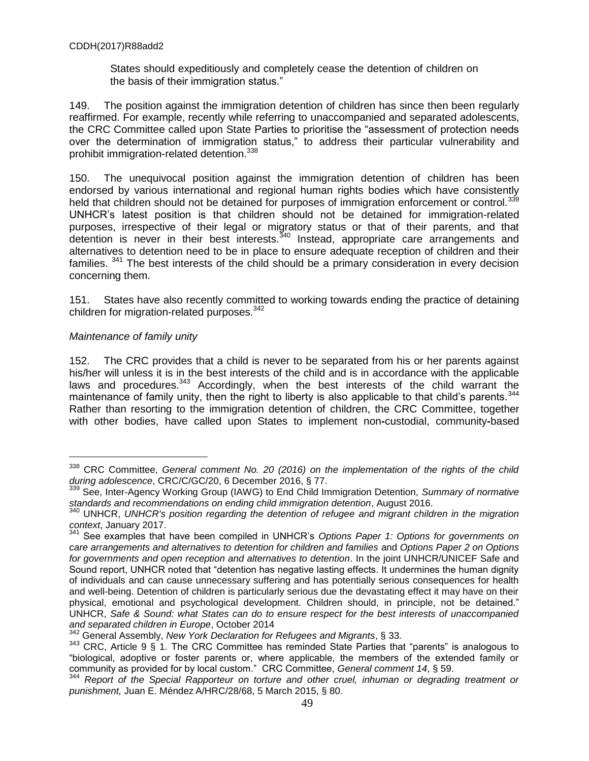States should expeditiously and completely cease the detention of children on the basis of their immigration status."

149. The position against the immigration detention of children has since then been regularly reaffirmed. For example, recently while referring to unaccompanied and separated adolescents, the CRC Committee called upon State Parties to prioritise the "assessment of protection needs over the determination of immigration status," to address their particular vulnerability and prohibit immigration-related detention.[338]

150. The unequivocal position against the immigration detention of children has been endorsed by various international and regional human rights bodies which have consistently held that children should not be detained for purposes of immigration enforcement or control.[339] UNHCR's latest position is that children should not be detained for immigration-related purposes, irrespective of their legal or migratory status or that of their parents, and that detention is never in their best interests.[340] Instead, appropriate care arrangements and alternatives to detention need to be in place to ensure adequate reception of children and their families. [341] The best interests of the child should be a primary consideration in every decision concerning them.

151. States have also recently committed to working towards ending the practice of detaining children for migration-related purposes.[342]

*Maintenance of family unity*

152. The CRC provides that a child is never to be separated from his or her parents against his/her will unless it is in the best interests of the child and is in accordance with the applicable laws and procedures.[343] Accordingly, when the best interests of the child warrant the maintenance of family unity, then the right to liberty is also applicable to that child's parents.[344] Rather than resorting to the immigration detention of children, the CRC Committee, together with other bodies, have called upon States to implement non-custodial, community-based

---

[338] CRC Committee, *General comment No. 20 (2016) on the implementation of the rights of the child during adolescence*, CRC/C/GC/20, 6 December 2016, § 77.

[339] See, Inter-Agency Working Group (IAWG) to End Child Immigration Detention, *Summary of normative standards and recommendations on ending child immigration detention*, August 2016.

[340] UNHCR, *UNHCR's position regarding the detention of refugee and migrant children in the migration context*, January 2017.

[341] See examples that have been compiled in UNHCR's *Options Paper 1: Options for governments on care arrangements and alternatives to detention for children and families* and *Options Paper 2 on Options for governments and open reception and alternatives to detention*. In the joint UNHCR/UNICEF Safe and Sound report, UNHCR noted that "detention has negative lasting effects. It undermines the human dignity of individuals and can cause unnecessary suffering and has potentially serious consequences for health and well-being. Detention of children is particularly serious due the devastating effect it may have on their physical, emotional and psychological development. Children should, in principle, not be detained." UNHCR, *Safe & Sound: what States can do to ensure respect for the best interests of unaccompanied and separated children in Europe*, October 2014

[342] General Assembly, *New York Declaration for Refugees and Migrants*, § 33.

[343] CRC, Article 9 § 1. The CRC Committee has reminded State Parties that "parents" is analogous to "biological, adoptive or foster parents or, where applicable, the members of the extended family or community as provided for by local custom." CRC Committee, *General comment 14*, § 59.

[344] *Report of the Special Rapporteur on torture and other cruel, inhuman or degrading treatment or punishment,* Juan E. Méndez A/HRC/28/68, 5 March 2015, § 80.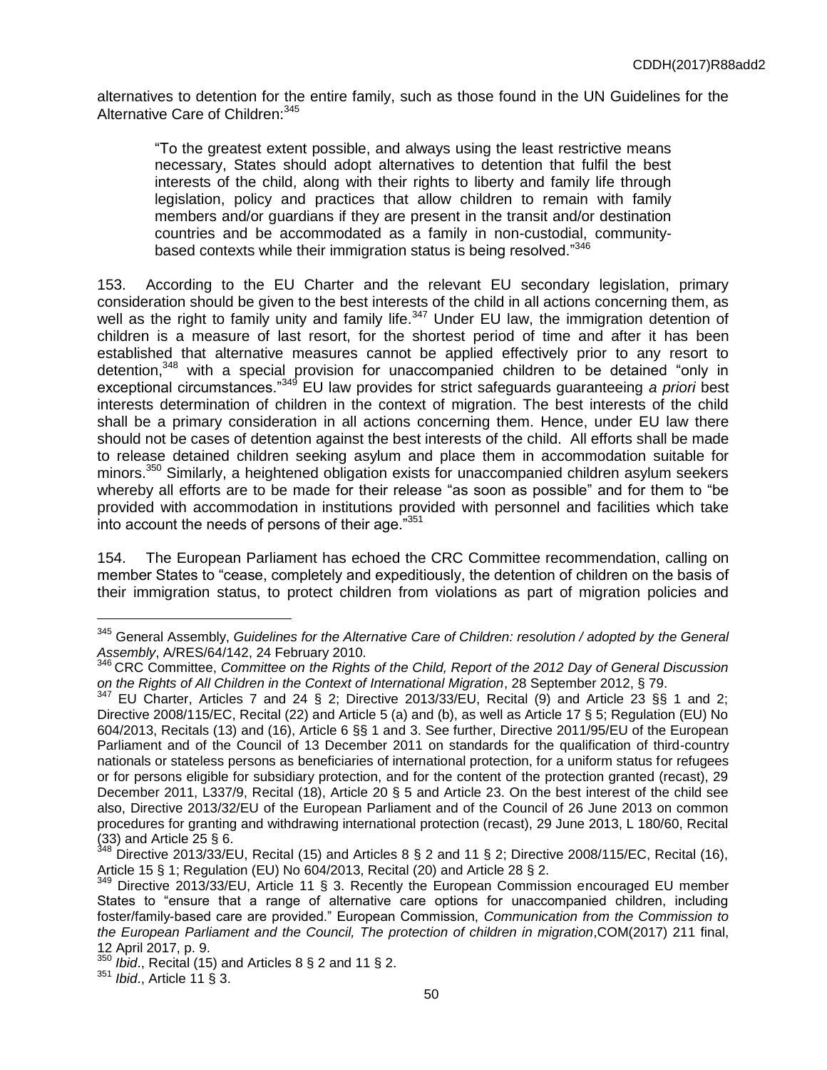alternatives to detention for the entire family, such as those found in the UN Guidelines for the Alternative Care of Children:[345]

> "To the greatest extent possible, and always using the least restrictive means necessary, States should adopt alternatives to detention that fulfil the best interests of the child, along with their rights to liberty and family life through legislation, policy and practices that allow children to remain with family members and/or guardians if they are present in the transit and/or destination countries and be accommodated as a family in non-custodial, community-based contexts while their immigration status is being resolved."[346]

153. According to the EU Charter and the relevant EU secondary legislation, primary consideration should be given to the best interests of the child in all actions concerning them, as well as the right to family unity and family life.[347] Under EU law, the immigration detention of children is a measure of last resort, for the shortest period of time and after it has been established that alternative measures cannot be applied effectively prior to any resort to detention,[348] with a special provision for unaccompanied children to be detained "only in exceptional circumstances."[349] EU law provides for strict safeguards guaranteeing *a priori* best interests determination of children in the context of migration. The best interests of the child shall be a primary consideration in all actions concerning them. Hence, under EU law there should not be cases of detention against the best interests of the child. All efforts shall be made to release detained children seeking asylum and place them in accommodation suitable for minors.[350] Similarly, a heightened obligation exists for unaccompanied children asylum seekers whereby all efforts are to be made for their release "as soon as possible" and for them to "be provided with accommodation in institutions provided with personnel and facilities which take into account the needs of persons of their age."[351]

154. The European Parliament has echoed the CRC Committee recommendation, calling on member States to "cease, completely and expeditiously, the detention of children on the basis of their immigration status, to protect children from violations as part of migration policies and

---

[345] General Assembly, *Guidelines for the Alternative Care of Children: resolution / adopted by the General Assembly*, A/RES/64/142, 24 February 2010.

[346] CRC Committee, *Committee on the Rights of the Child, Report of the 2012 Day of General Discussion on the Rights of All Children in the Context of International Migration*, 28 September 2012, § 79.

[347] EU Charter, Articles 7 and 24 § 2; Directive 2013/33/EU, Recital (9) and Article 23 §§ 1 and 2; Directive 2008/115/EC, Recital (22) and Article 5 (a) and (b), as well as Article 17 § 5; Regulation (EU) No 604/2013, Recitals (13) and (16), Article 6 §§ 1 and 3. See further, Directive 2011/95/EU of the European Parliament and of the Council of 13 December 2011 on standards for the qualification of third-country nationals or stateless persons as beneficiaries of international protection, for a uniform status for refugees or for persons eligible for subsidiary protection, and for the content of the protection granted (recast), 29 December 2011, L337/9, Recital (18), Article 20 § 5 and Article 23. On the best interest of the child see also, Directive 2013/32/EU of the European Parliament and of the Council of 26 June 2013 on common procedures for granting and withdrawing international protection (recast), 29 June 2013, L 180/60, Recital (33) and Article 25 § 6.

[348] Directive 2013/33/EU, Recital (15) and Articles 8 § 2 and 11 § 2; Directive 2008/115/EC, Recital (16), Article 15 § 1; Regulation (EU) No 604/2013, Recital (20) and Article 28 § 2.

[349] Directive 2013/33/EU, Article 11 § 3. Recently the European Commission encouraged EU member States to "ensure that a range of alternative care options for unaccompanied children, including foster/family-based care are provided." European Commission, *Communication from the Commission to the European Parliament and the Council, The protection of children in migration*,COM(2017) 211 final, 12 April 2017, p. 9.

[350] *Ibid*., Recital (15) and Articles 8 § 2 and 11 § 2.

[351] *Ibid*., Article 11 § 3.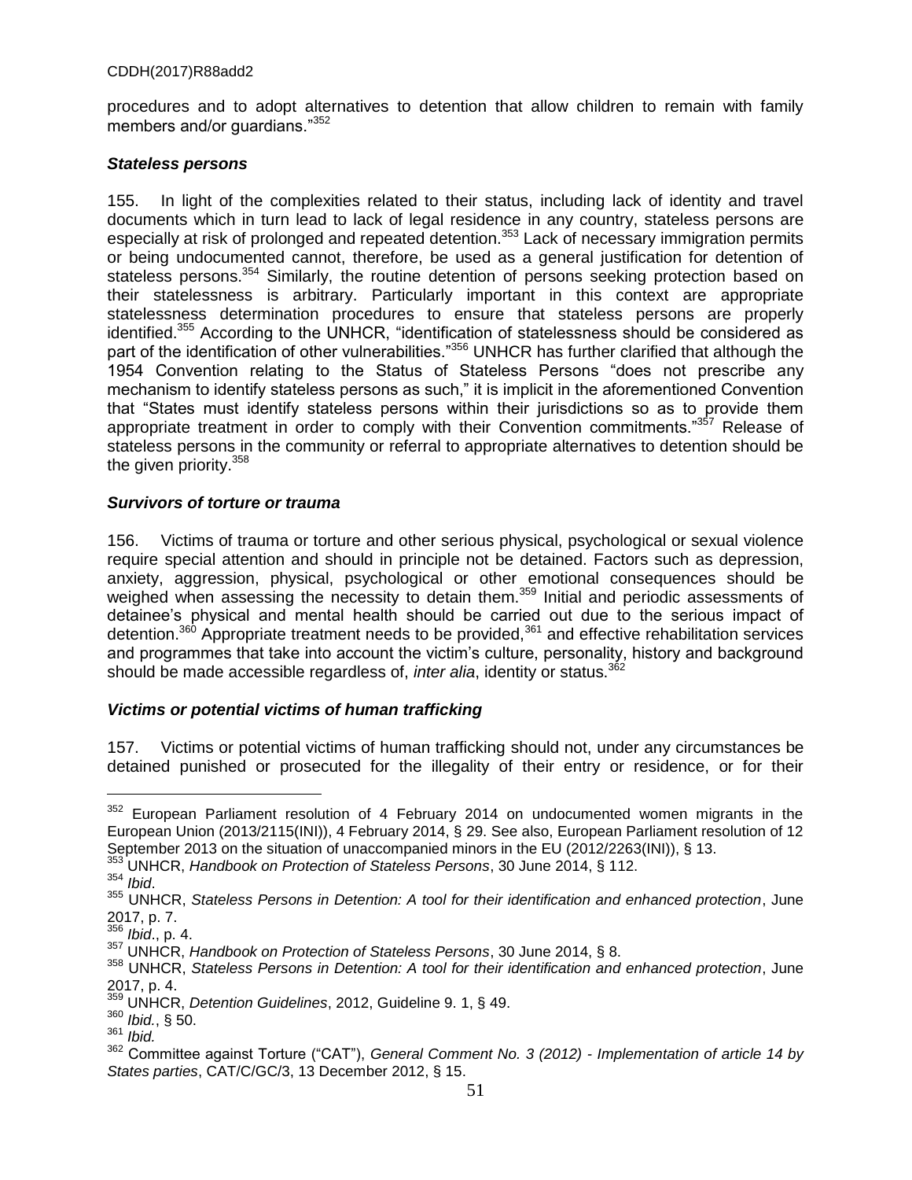procedures and to adopt alternatives to detention that allow children to remain with family members and/or guardians."[352]

### *Stateless persons*

155. In light of the complexities related to their status, including lack of identity and travel documents which in turn lead to lack of legal residence in any country, stateless persons are especially at risk of prolonged and repeated detention.[353] Lack of necessary immigration permits or being undocumented cannot, therefore, be used as a general justification for detention of stateless persons.[354] Similarly, the routine detention of persons seeking protection based on their statelessness is arbitrary. Particularly important in this context are appropriate statelessness determination procedures to ensure that stateless persons are properly identified.[355] According to the UNHCR, "identification of statelessness should be considered as part of the identification of other vulnerabilities."[356] UNHCR has further clarified that although the 1954 Convention relating to the Status of Stateless Persons "does not prescribe any mechanism to identify stateless persons as such," it is implicit in the aforementioned Convention that "States must identify stateless persons within their jurisdictions so as to provide them appropriate treatment in order to comply with their Convention commitments."[357] Release of stateless persons in the community or referral to appropriate alternatives to detention should be the given priority.[358]

### *Survivors of torture or trauma*

156. Victims of trauma or torture and other serious physical, psychological or sexual violence require special attention and should in principle not be detained. Factors such as depression, anxiety, aggression, physical, psychological or other emotional consequences should be weighed when assessing the necessity to detain them.[359] Initial and periodic assessments of detainee's physical and mental health should be carried out due to the serious impact of detention.[360] Appropriate treatment needs to be provided,[361] and effective rehabilitation services and programmes that take into account the victim's culture, personality, history and background should be made accessible regardless of, *inter alia*, identity or status.[362]

### *Victims or potential victims of human trafficking*

157. Victims or potential victims of human trafficking should not, under any circumstances be detained punished or prosecuted for the illegality of their entry or residence, or for their

---

[352] European Parliament resolution of 4 February 2014 on undocumented women migrants in the European Union (2013/2115(INI)), 4 February 2014, § 29. See also, European Parliament resolution of 12 September 2013 on the situation of unaccompanied minors in the EU (2012/2263(INI)), § 13.

[353] UNHCR, *Handbook on Protection of Stateless Persons*, 30 June 2014, § 112.

[354] *Ibid*.

[355] UNHCR, *Stateless Persons in Detention: A tool for their identification and enhanced protection*, June 2017, p. 7.

[356] *Ibid*., p. 4.

[357] UNHCR, *Handbook on Protection of Stateless Persons*, 30 June 2014, § 8.

[358] UNHCR, *Stateless Persons in Detention: A tool for their identification and enhanced protection*, June 2017, p. 4.

[359] UNHCR, *Detention Guidelines*, 2012, Guideline 9. 1, § 49.

[360] *Ibid.*, § 50.

[361] *Ibid.*

[362] Committee against Torture ("CAT"), *General Comment No. 3 (2012) - Implementation of article 14 by States parties*, CAT/C/GC/3, 13 December 2012, § 15.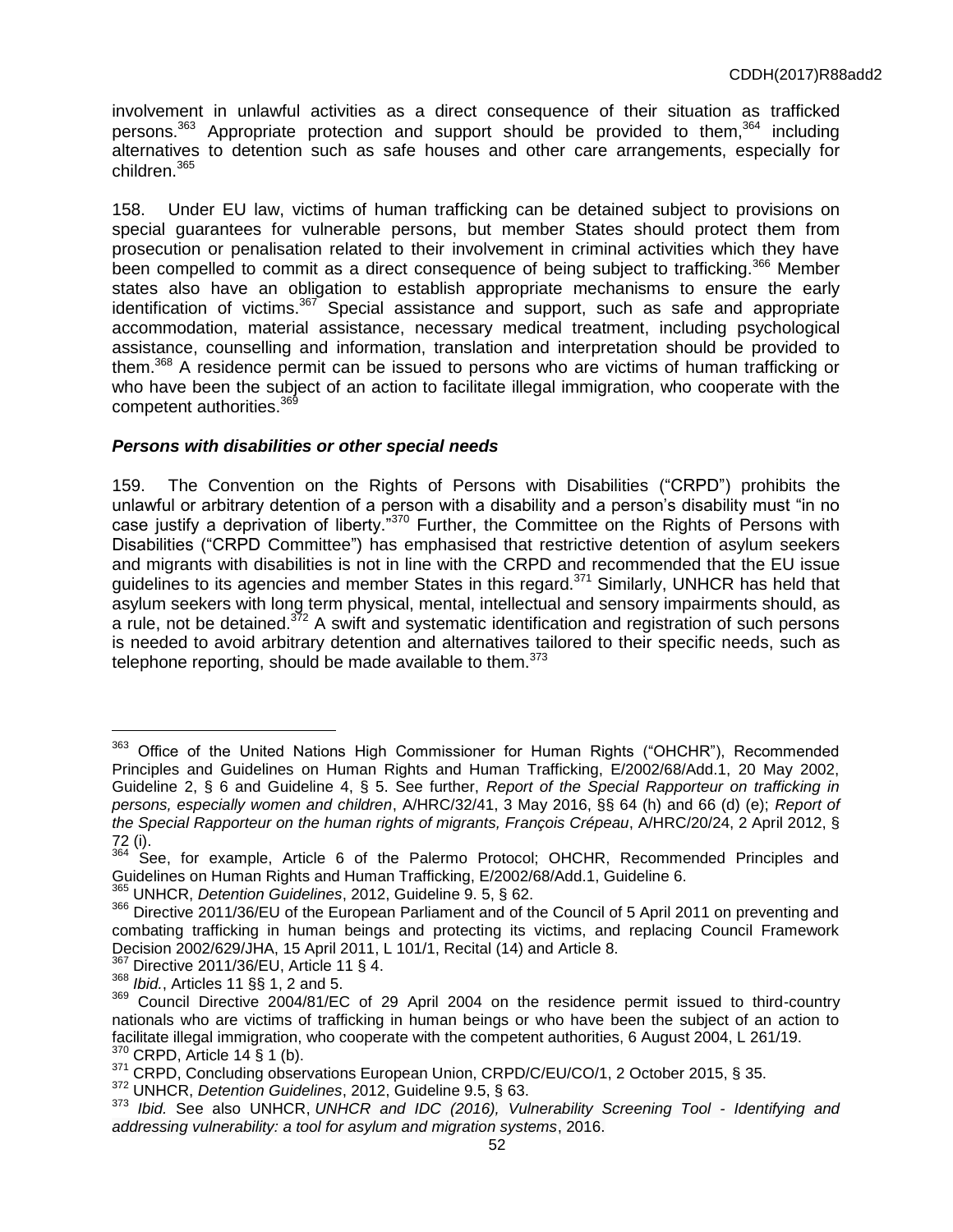involvement in unlawful activities as a direct consequence of their situation as trafficked persons.[363] Appropriate protection and support should be provided to them,[364] including alternatives to detention such as safe houses and other care arrangements, especially for children.[365]

158. Under EU law, victims of human trafficking can be detained subject to provisions on special guarantees for vulnerable persons, but member States should protect them from prosecution or penalisation related to their involvement in criminal activities which they have been compelled to commit as a direct consequence of being subject to trafficking.[366] Member states also have an obligation to establish appropriate mechanisms to ensure the early identification of victims.[367] Special assistance and support, such as safe and appropriate accommodation, material assistance, necessary medical treatment, including psychological assistance, counselling and information, translation and interpretation should be provided to them.[368] A residence permit can be issued to persons who are victims of human trafficking or who have been the subject of an action to facilitate illegal immigration, who cooperate with the competent authorities.[369]

### *Persons with disabilities or other special needs*

159. The Convention on the Rights of Persons with Disabilities ("CRPD") prohibits the unlawful or arbitrary detention of a person with a disability and a person's disability must "in no case justify a deprivation of liberty."[370] Further, the Committee on the Rights of Persons with Disabilities ("CRPD Committee") has emphasised that restrictive detention of asylum seekers and migrants with disabilities is not in line with the CRPD and recommended that the EU issue guidelines to its agencies and member States in this regard.[371] Similarly, UNHCR has held that asylum seekers with long term physical, mental, intellectual and sensory impairments should, as a rule, not be detained.[372] A swift and systematic identification and registration of such persons is needed to avoid arbitrary detention and alternatives tailored to their specific needs, such as telephone reporting, should be made available to them.[373]

---

[363] Office of the United Nations High Commissioner for Human Rights ("OHCHR"), Recommended Principles and Guidelines on Human Rights and Human Trafficking, E/2002/68/Add.1, 20 May 2002, Guideline 2, § 6 and Guideline 4, § 5. See further, *Report of the Special Rapporteur on trafficking in persons, especially women and children*, A/HRC/32/41, 3 May 2016, §§ 64 (h) and 66 (d) (e); *Report of the Special Rapporteur on the human rights of migrants, François Crépeau*, A/HRC/20/24, 2 April 2012, § 72 (i).

[364] See, for example, Article 6 of the Palermo Protocol; OHCHR, Recommended Principles and Guidelines on Human Rights and Human Trafficking, E/2002/68/Add.1, Guideline 6.

[365] UNHCR, *Detention Guidelines*, 2012, Guideline 9. 5, § 62.

[366] Directive 2011/36/EU of the European Parliament and of the Council of 5 April 2011 on preventing and combating trafficking in human beings and protecting its victims, and replacing Council Framework Decision 2002/629/JHA, 15 April 2011, L 101/1, Recital (14) and Article 8.

[367] Directive 2011/36/EU, Article 11 § 4.

[368] *Ibid.*, Articles 11 §§ 1, 2 and 5.

[369] Council Directive 2004/81/EC of 29 April 2004 on the residence permit issued to third-country nationals who are victims of trafficking in human beings or who have been the subject of an action to facilitate illegal immigration, who cooperate with the competent authorities, 6 August 2004, L 261/19.

[370] CRPD, Article 14 § 1 (b).

[371] CRPD, Concluding observations European Union, CRPD/C/EU/CO/1, 2 October 2015, § 35.

[372] UNHCR, *Detention Guidelines*, 2012, Guideline 9.5, § 63.

[373] *Ibid.* See also UNHCR, *UNHCR and IDC (2016), Vulnerability Screening Tool - Identifying and addressing vulnerability: a tool for asylum and migration systems*, 2016.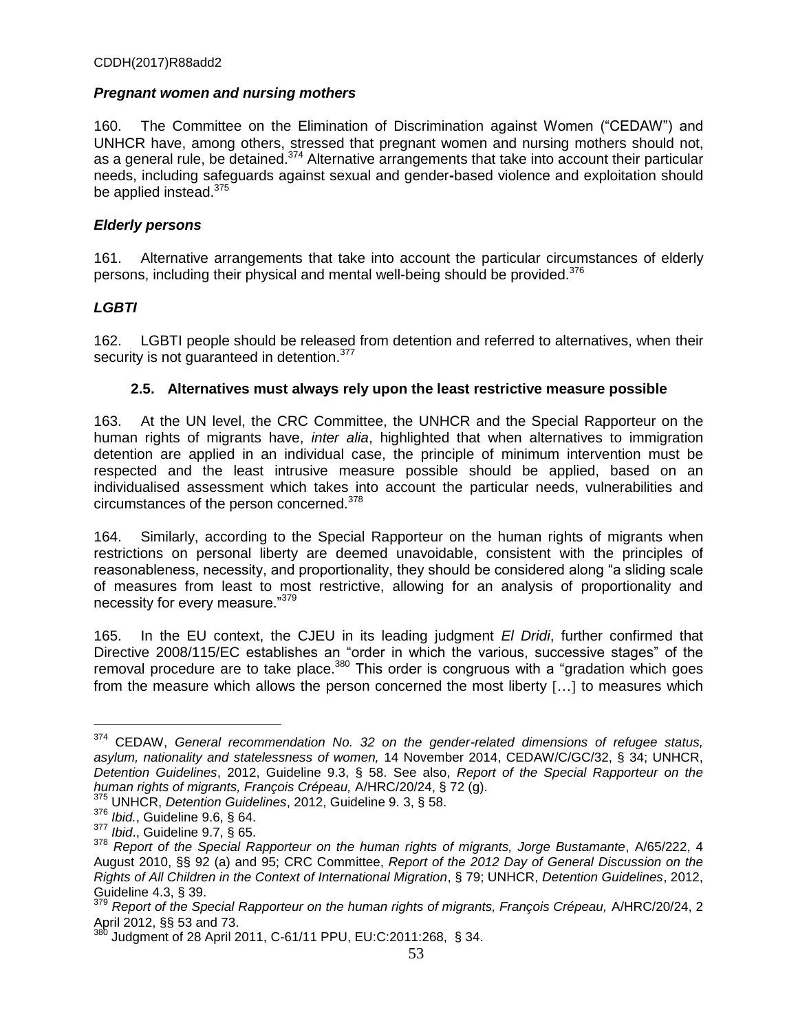### *Pregnant women and nursing mothers*

160. The Committee on the Elimination of Discrimination against Women ("CEDAW") and UNHCR have, among others, stressed that pregnant women and nursing mothers should not, as a general rule, be detained.[374] Alternative arrangements that take into account their particular needs, including safeguards against sexual and gender-based violence and exploitation should be applied instead.[375]

### *Elderly persons*

161. Alternative arrangements that take into account the particular circumstances of elderly persons, including their physical and mental well-being should be provided.[376]

### *LGBTI*

162. LGBTI people should be released from detention and referred to alternatives, when their security is not guaranteed in detention.[377]

## 2.5. Alternatives must always rely upon the least restrictive measure possible

163. At the UN level, the CRC Committee, the UNHCR and the Special Rapporteur on the human rights of migrants have, *inter alia*, highlighted that when alternatives to immigration detention are applied in an individual case, the principle of minimum intervention must be respected and the least intrusive measure possible should be applied, based on an individualised assessment which takes into account the particular needs, vulnerabilities and circumstances of the person concerned.[378]

164. Similarly, according to the Special Rapporteur on the human rights of migrants when restrictions on personal liberty are deemed unavoidable, consistent with the principles of reasonableness, necessity, and proportionality, they should be considered along "a sliding scale of measures from least to most restrictive, allowing for an analysis of proportionality and necessity for every measure."[379]

165. In the EU context, the CJEU in its leading judgment *El Dridi*, further confirmed that Directive 2008/115/EC establishes an "order in which the various, successive stages" of the removal procedure are to take place.[380] This order is congruous with a "gradation which goes from the measure which allows the person concerned the most liberty […] to measures which

---

[374] CEDAW, *General recommendation No. 32 on the gender-related dimensions of refugee status, asylum, nationality and statelessness of women,* 14 November 2014, CEDAW/C/GC/32, § 34; UNHCR, *Detention Guidelines*, 2012, Guideline 9.3, § 58. See also, *Report of the Special Rapporteur on the human rights of migrants, François Crépeau,* A/HRC/20/24, § 72 (g).

[375] UNHCR, *Detention Guidelines*, 2012, Guideline 9. 3, § 58.

[376] *Ibid.*, Guideline 9.6, § 64.

[377] *Ibid*., Guideline 9.7, § 65.

[378] *Report of the Special Rapporteur on the human rights of migrants, Jorge Bustamante*, A/65/222, 4 August 2010, §§ 92 (a) and 95; CRC Committee, *Report of the 2012 Day of General Discussion on the Rights of All Children in the Context of International Migration*, § 79; UNHCR, *Detention Guidelines*, 2012, Guideline 4.3, § 39.

[379] *Report of the Special Rapporteur on the human rights of migrants, François Crépeau,* A/HRC/20/24, 2 April 2012, §§ 53 and 73.

[380] Judgment of 28 April 2011, C-61/11 PPU, EU:C:2011:268, § 34.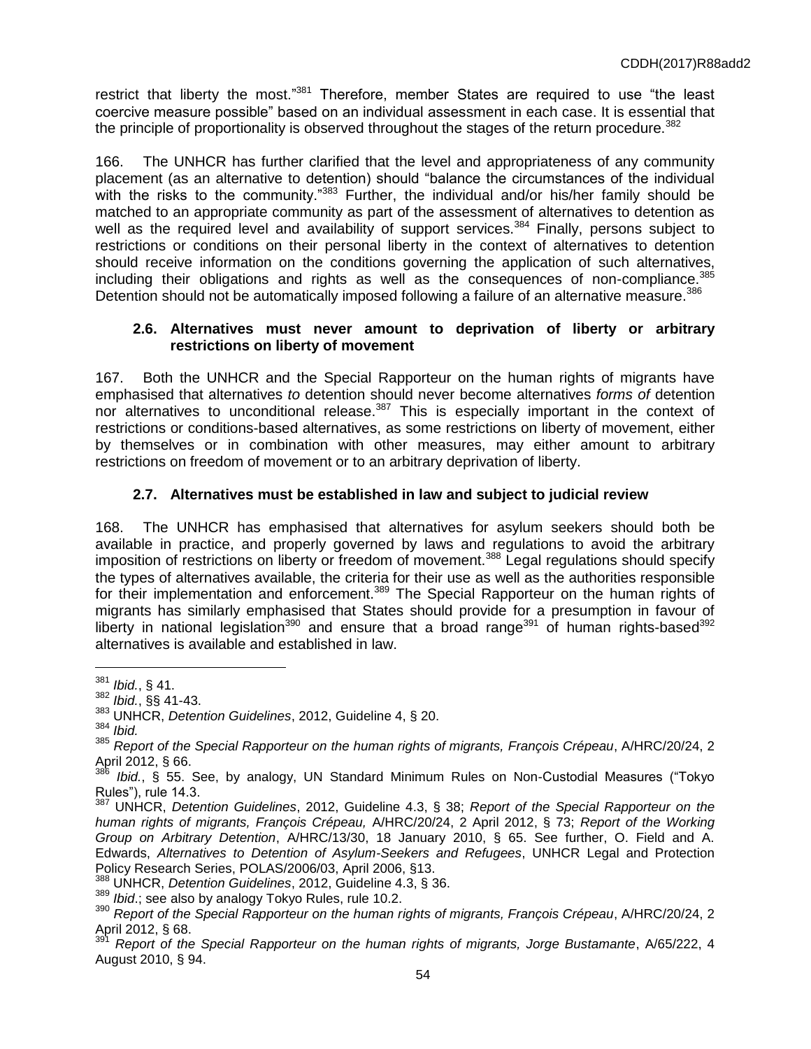restrict that liberty the most."[381] Therefore, member States are required to use "the least coercive measure possible" based on an individual assessment in each case. It is essential that the principle of proportionality is observed throughout the stages of the return procedure.[382]

166. The UNHCR has further clarified that the level and appropriateness of any community placement (as an alternative to detention) should "balance the circumstances of the individual with the risks to the community."[383] Further, the individual and/or his/her family should be matched to an appropriate community as part of the assessment of alternatives to detention as well as the required level and availability of support services.[384] Finally, persons subject to restrictions or conditions on their personal liberty in the context of alternatives to detention should receive information on the conditions governing the application of such alternatives, including their obligations and rights as well as the consequences of non-compliance.[385] Detention should not be automatically imposed following a failure of an alternative measure.[386]

### 2.6. Alternatives must never amount to deprivation of liberty or arbitrary restrictions on liberty of movement

167. Both the UNHCR and the Special Rapporteur on the human rights of migrants have emphasised that alternatives *to* detention should never become alternatives *forms of* detention nor alternatives to unconditional release.[387] This is especially important in the context of restrictions or conditions-based alternatives, as some restrictions on liberty of movement, either by themselves or in combination with other measures, may either amount to arbitrary restrictions on freedom of movement or to an arbitrary deprivation of liberty.

### 2.7. Alternatives must be established in law and subject to judicial review

168. The UNHCR has emphasised that alternatives for asylum seekers should both be available in practice, and properly governed by laws and regulations to avoid the arbitrary imposition of restrictions on liberty or freedom of movement.[388] Legal regulations should specify the types of alternatives available, the criteria for their use as well as the authorities responsible for their implementation and enforcement.[389] The Special Rapporteur on the human rights of migrants has similarly emphasised that States should provide for a presumption in favour of liberty in national legislation[390] and ensure that a broad range[391] of human rights-based[392] alternatives is available and established in law.

---

[381] *Ibid.*, § 41.

[382] *Ibid.*, §§ 41-43.

[383] UNHCR, *Detention Guidelines*, 2012, Guideline 4, § 20.

[384] *Ibid.*

[385] *Report of the Special Rapporteur on the human rights of migrants, François Crépeau*, A/HRC/20/24, 2 April 2012, § 66.

[386] *Ibid.*, § 55. See, by analogy, UN Standard Minimum Rules on Non-Custodial Measures ("Tokyo Rules"), rule 14.3.

[387] UNHCR, *Detention Guidelines*, 2012, Guideline 4.3, § 38; *Report of the Special Rapporteur on the human rights of migrants, François Crépeau,* A/HRC/20/24, 2 April 2012, § 73; *Report of the Working Group on Arbitrary Detention*, A/HRC/13/30, 18 January 2010, § 65. See further, O. Field and A. Edwards, *Alternatives to Detention of Asylum-Seekers and Refugees*, UNHCR Legal and Protection Policy Research Series, POLAS/2006/03, April 2006, §13.

[388] UNHCR, *Detention Guidelines*, 2012, Guideline 4.3, § 36.

[389] *Ibid*.; see also by analogy Tokyo Rules, rule 10.2.

[390] *Report of the Special Rapporteur on the human rights of migrants, François Crépeau*, A/HRC/20/24, 2 April 2012, § 68.

[391] *Report of the Special Rapporteur on the human rights of migrants, Jorge Bustamante*, A/65/222, 4 August 2010, § 94.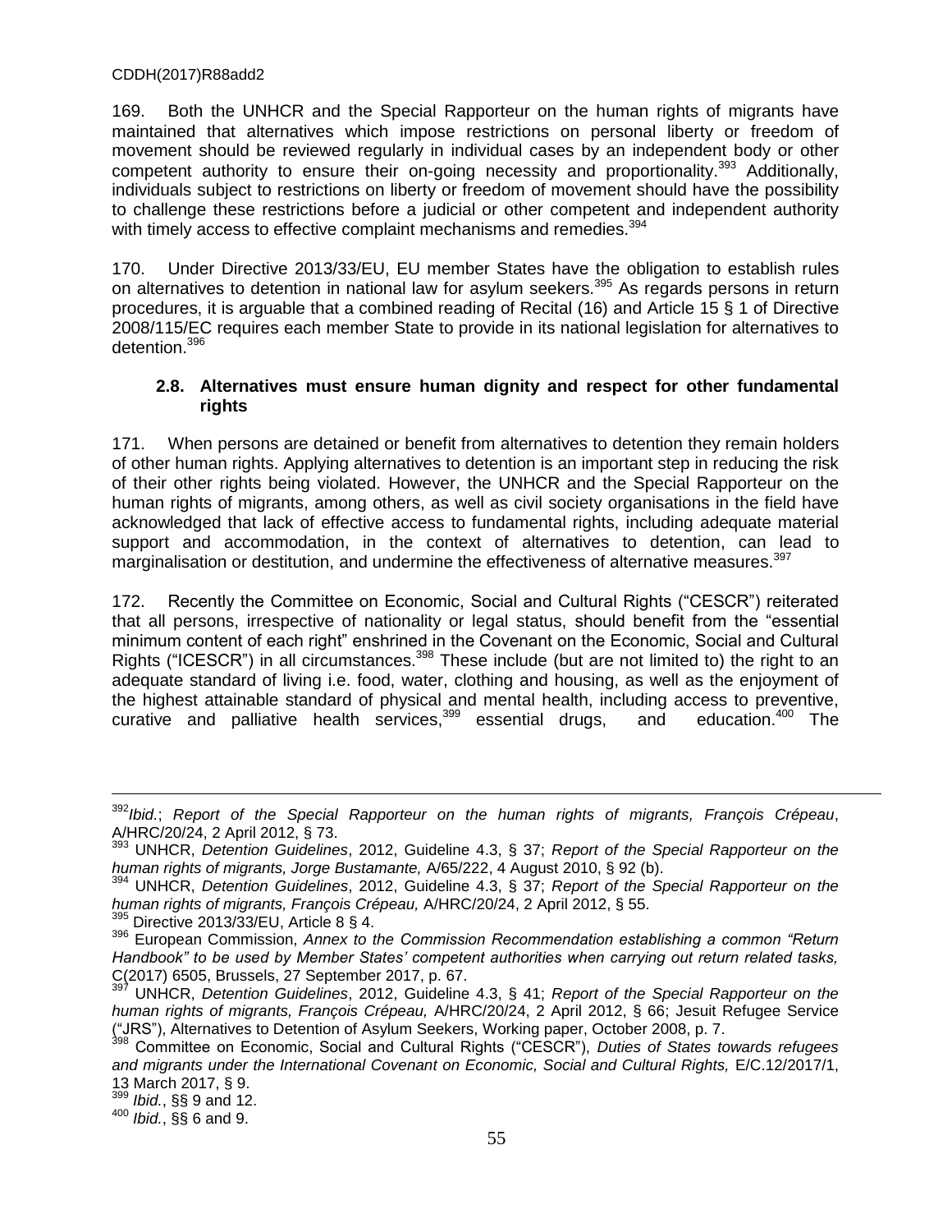169. Both the UNHCR and the Special Rapporteur on the human rights of migrants have maintained that alternatives which impose restrictions on personal liberty or freedom of movement should be reviewed regularly in individual cases by an independent body or other competent authority to ensure their on-going necessity and proportionality.[393] Additionally, individuals subject to restrictions on liberty or freedom of movement should have the possibility to challenge these restrictions before a judicial or other competent and independent authority with timely access to effective complaint mechanisms and remedies.[394]

170. Under Directive 2013/33/EU, EU member States have the obligation to establish rules on alternatives to detention in national law for asylum seekers.[395] As regards persons in return procedures, it is arguable that a combined reading of Recital (16) and Article 15 § 1 of Directive 2008/115/EC requires each member State to provide in its national legislation for alternatives to detention.[396]

### 2.8. Alternatives must ensure human dignity and respect for other fundamental rights

171. When persons are detained or benefit from alternatives to detention they remain holders of other human rights. Applying alternatives to detention is an important step in reducing the risk of their other rights being violated. However, the UNHCR and the Special Rapporteur on the human rights of migrants, among others, as well as civil society organisations in the field have acknowledged that lack of effective access to fundamental rights, including adequate material support and accommodation, in the context of alternatives to detention, can lead to marginalisation or destitution, and undermine the effectiveness of alternative measures.[397]

172. Recently the Committee on Economic, Social and Cultural Rights ("CESCR") reiterated that all persons, irrespective of nationality or legal status, should benefit from the "essential minimum content of each right" enshrined in the Covenant on the Economic, Social and Cultural Rights ("ICESCR") in all circumstances.[398] These include (but are not limited to) the right to an adequate standard of living i.e. food, water, clothing and housing, as well as the enjoyment of the highest attainable standard of physical and mental health, including access to preventive, curative and palliative health services,[399] essential drugs, and education.[400] The

---

[392] *Ibid.*; *Report of the Special Rapporteur on the human rights of migrants, François Crépeau*, A/HRC/20/24, 2 April 2012, § 73.

[393] UNHCR, *Detention Guidelines*, 2012, Guideline 4.3, § 37; *Report of the Special Rapporteur on the human rights of migrants, Jorge Bustamante,* A/65/222, 4 August 2010, § 92 (b).

[394] UNHCR, *Detention Guidelines*, 2012, Guideline 4.3, § 37; *Report of the Special Rapporteur on the human rights of migrants, François Crépeau,* A/HRC/20/24, 2 April 2012, § 55.

[395] Directive 2013/33/EU, Article 8 § 4.

[396] European Commission, *Annex to the Commission Recommendation establishing a common "Return Handbook" to be used by Member States' competent authorities when carrying out return related tasks,* C(2017) 6505, Brussels, 27 September 2017, p. 67.

[397] UNHCR, *Detention Guidelines*, 2012, Guideline 4.3, § 41; *Report of the Special Rapporteur on the human rights of migrants, François Crépeau,* A/HRC/20/24, 2 April 2012, § 66; Jesuit Refugee Service ("JRS"), Alternatives to Detention of Asylum Seekers, Working paper, October 2008, p. 7.

[398] Committee on Economic, Social and Cultural Rights ("CESCR"), *Duties of States towards refugees and migrants under the International Covenant on Economic, Social and Cultural Rights,* E/C.12/2017/1, 13 March 2017, § 9.

[399] *Ibid.*, §§ 9 and 12.

[400] *Ibid.*, §§ 6 and 9.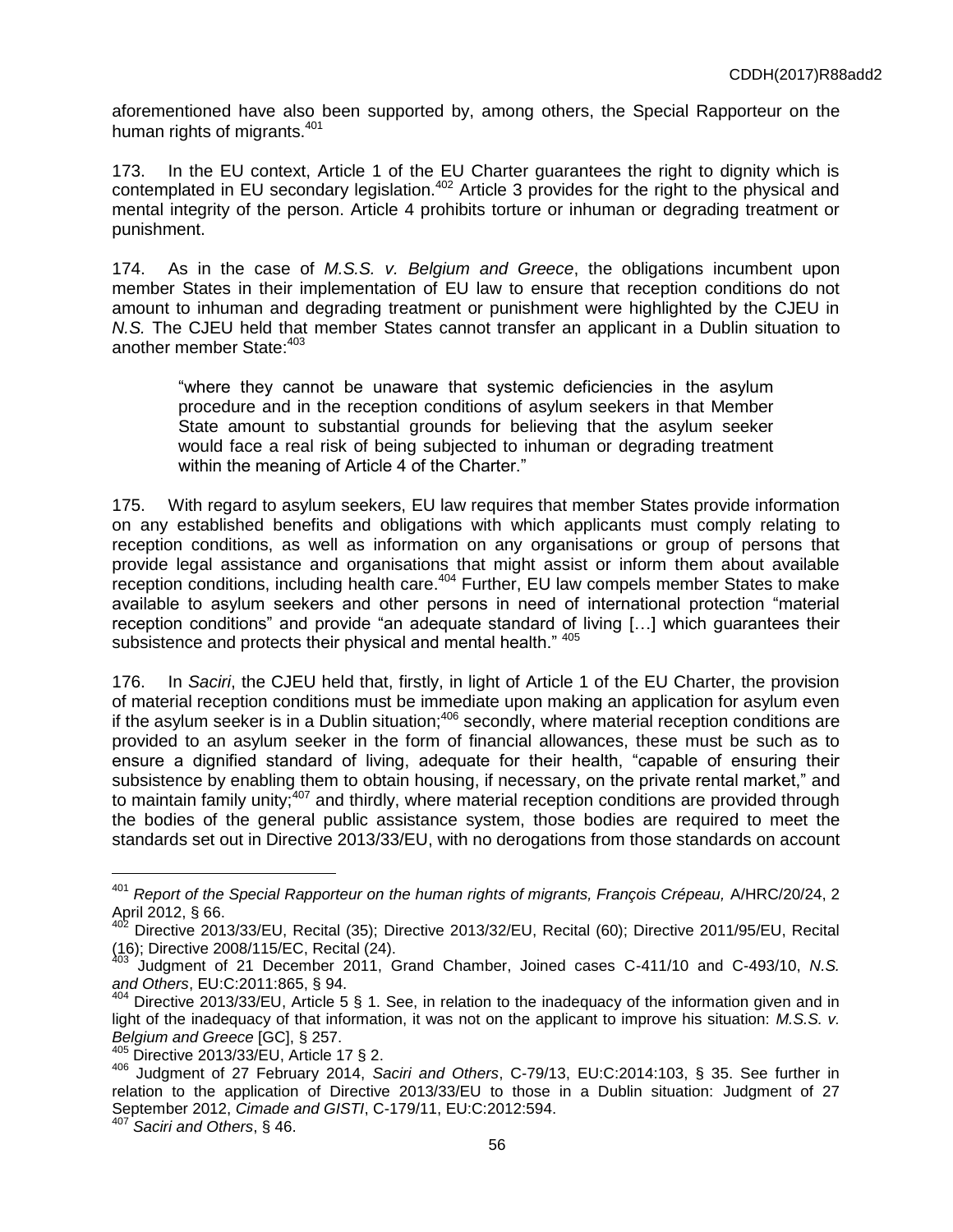aforementioned have also been supported by, among others, the Special Rapporteur on the human rights of migrants.[401]

173. In the EU context, Article 1 of the EU Charter guarantees the right to dignity which is contemplated in EU secondary legislation.[402] Article 3 provides for the right to the physical and mental integrity of the person. Article 4 prohibits torture or inhuman or degrading treatment or punishment.

174. As in the case of *M.S.S. v. Belgium and Greece*, the obligations incumbent upon member States in their implementation of EU law to ensure that reception conditions do not amount to inhuman and degrading treatment or punishment were highlighted by the CJEU in *N.S.* The CJEU held that member States cannot transfer an applicant in a Dublin situation to another member State:[403]

> "where they cannot be unaware that systemic deficiencies in the asylum procedure and in the reception conditions of asylum seekers in that Member State amount to substantial grounds for believing that the asylum seeker would face a real risk of being subjected to inhuman or degrading treatment within the meaning of Article 4 of the Charter."

175. With regard to asylum seekers, EU law requires that member States provide information on any established benefits and obligations with which applicants must comply relating to reception conditions, as well as information on any organisations or group of persons that provide legal assistance and organisations that might assist or inform them about available reception conditions, including health care.[404] Further, EU law compels member States to make available to asylum seekers and other persons in need of international protection "material reception conditions" and provide "an adequate standard of living […] which guarantees their subsistence and protects their physical and mental health." [405]

176. In *Saciri*, the CJEU held that, firstly, in light of Article 1 of the EU Charter, the provision of material reception conditions must be immediate upon making an application for asylum even if the asylum seeker is in a Dublin situation;[406] secondly, where material reception conditions are provided to an asylum seeker in the form of financial allowances, these must be such as to ensure a dignified standard of living, adequate for their health, "capable of ensuring their subsistence by enabling them to obtain housing, if necessary, on the private rental market," and to maintain family unity;[407] and thirdly, where material reception conditions are provided through the bodies of the general public assistance system, those bodies are required to meet the standards set out in Directive 2013/33/EU, with no derogations from those standards on account

---

[401] *Report of the Special Rapporteur on the human rights of migrants, François Crépeau,* A/HRC/20/24, 2 April 2012, § 66.

[402] Directive 2013/33/EU, Recital (35); Directive 2013/32/EU, Recital (60); Directive 2011/95/EU, Recital (16); Directive 2008/115/EC, Recital (24).

[403] Judgment of 21 December 2011, Grand Chamber, Joined cases C-411/10 and C-493/10, *N.S. and Others*, EU:C:2011:865, § 94.

[404] Directive 2013/33/EU, Article 5 § 1. See, in relation to the inadequacy of the information given and in light of the inadequacy of that information, it was not on the applicant to improve his situation: *M.S.S. v. Belgium and Greece* [GC], § 257.

[405] Directive 2013/33/EU, Article 17 § 2.

[406] Judgment of 27 February 2014, *Saciri and Others*, C-79/13, EU:C:2014:103, § 35. See further in relation to the application of Directive 2013/33/EU to those in a Dublin situation: Judgment of 27 September 2012, *Cimade and GISTI*, C-179/11, EU:C:2012:594.

[407] *Saciri and Others*, § 46.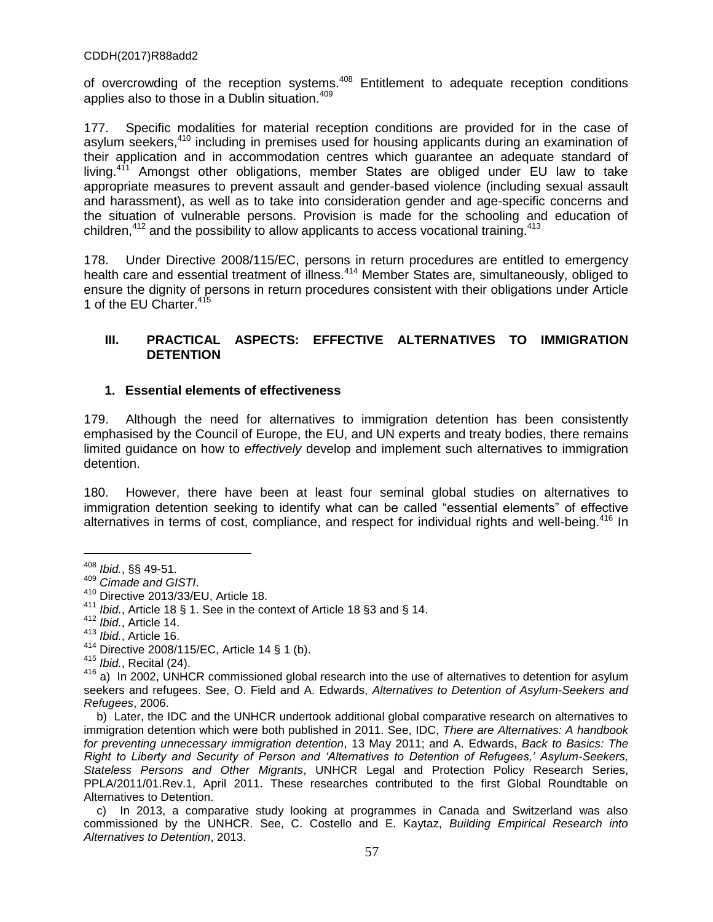of overcrowding of the reception systems.[408] Entitlement to adequate reception conditions applies also to those in a Dublin situation.[409]

177. Specific modalities for material reception conditions are provided for in the case of asylum seekers,[410] including in premises used for housing applicants during an examination of their application and in accommodation centres which guarantee an adequate standard of living.[411] Amongst other obligations, member States are obliged under EU law to take appropriate measures to prevent assault and gender-based violence (including sexual assault and harassment), as well as to take into consideration gender and age-specific concerns and the situation of vulnerable persons. Provision is made for the schooling and education of children,[412] and the possibility to allow applicants to access vocational training.[413]

178. Under Directive 2008/115/EC, persons in return procedures are entitled to emergency health care and essential treatment of illness.[414] Member States are, simultaneously, obliged to ensure the dignity of persons in return procedures consistent with their obligations under Article 1 of the EU Charter.[415]

## III. PRACTICAL ASPECTS: EFFECTIVE ALTERNATIVES TO IMMIGRATION DETENTION

### 1. Essential elements of effectiveness

179. Although the need for alternatives to immigration detention has been consistently emphasised by the Council of Europe, the EU, and UN experts and treaty bodies, there remains limited guidance on how to *effectively* develop and implement such alternatives to immigration detention.

180. However, there have been at least four seminal global studies on alternatives to immigration detention seeking to identify what can be called "essential elements" of effective alternatives in terms of cost, compliance, and respect for individual rights and well-being.[416] In

---

[408] *Ibid.*, §§ 49-51.

[409] *Cimade and GISTI*.

[410] Directive 2013/33/EU, Article 18.

[411] *Ibid.*, Article 18 § 1. See in the context of Article 18 §3 and § 14.

[412] *Ibid.*, Article 14.

[413] *Ibid.*, Article 16.

[414] Directive 2008/115/EC, Article 14 § 1 (b).

[415] *Ibid.*, Recital (24).

[416] a) In 2002, UNHCR commissioned global research into the use of alternatives to detention for asylum seekers and refugees. See, O. Field and A. Edwards, *Alternatives to Detention of Asylum-Seekers and Refugees*, 2006.

b) Later, the IDC and the UNHCR undertook additional global comparative research on alternatives to immigration detention which were both published in 2011. See, IDC, *There are Alternatives: A handbook for preventing unnecessary immigration detention*, 13 May 2011; and A. Edwards, *Back to Basics: The Right to Liberty and Security of Person and 'Alternatives to Detention of Refugees,' Asylum-Seekers, Stateless Persons and Other Migrants*, UNHCR Legal and Protection Policy Research Series, PPLA/2011/01.Rev.1, April 2011. These researches contributed to the first Global Roundtable on Alternatives to Detention.

c) In 2013, a comparative study looking at programmes in Canada and Switzerland was also commissioned by the UNHCR. See, C. Costello and E. Kaytaz, *Building Empirical Research into Alternatives to Detention*, 2013.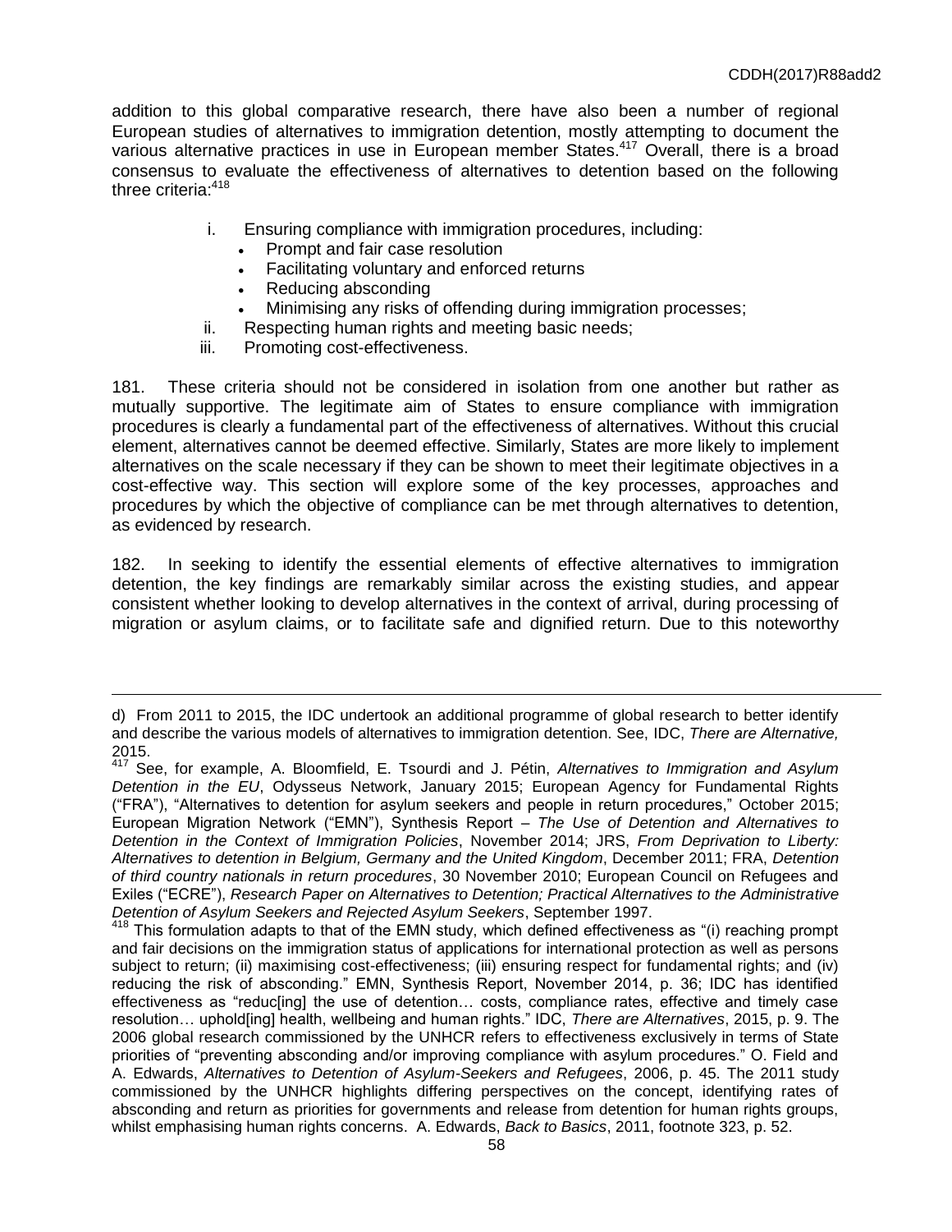addition to this global comparative research, there have also been a number of regional European studies of alternatives to immigration detention, mostly attempting to document the various alternative practices in use in European member States.[417] Overall, there is a broad consensus to evaluate the effectiveness of alternatives to detention based on the following three criteria:[418]

i. Ensuring compliance with immigration procedures, including:
   - Prompt and fair case resolution
   - Facilitating voluntary and enforced returns
   - Reducing absconding
   - Minimising any risks of offending during immigration processes;

ii. Respecting human rights and meeting basic needs;

iii. Promoting cost-effectiveness.

181. These criteria should not be considered in isolation from one another but rather as mutually supportive. The legitimate aim of States to ensure compliance with immigration procedures is clearly a fundamental part of the effectiveness of alternatives. Without this crucial element, alternatives cannot be deemed effective. Similarly, States are more likely to implement alternatives on the scale necessary if they can be shown to meet their legitimate objectives in a cost-effective way. This section will explore some of the key processes, approaches and procedures by which the objective of compliance can be met through alternatives to detention, as evidenced by research.

182. In seeking to identify the essential elements of effective alternatives to immigration detention, the key findings are remarkably similar across the existing studies, and appear consistent whether looking to develop alternatives in the context of arrival, during processing of migration or asylum claims, or to facilitate safe and dignified return. Due to this noteworthy

---

d) From 2011 to 2015, the IDC undertook an additional programme of global research to better identify and describe the various models of alternatives to immigration detention. See, IDC, *There are Alternative,* 2015.

[417] See, for example, A. Bloomfield, E. Tsourdi and J. Pétin, *Alternatives to Immigration and Asylum Detention in the EU*, Odysseus Network, January 2015; European Agency for Fundamental Rights ("FRA"), "Alternatives to detention for asylum seekers and people in return procedures," October 2015; European Migration Network ("EMN"), Synthesis Report – *The Use of Detention and Alternatives to Detention in the Context of Immigration Policies*, November 2014; JRS, *From Deprivation to Liberty: Alternatives to detention in Belgium, Germany and the United Kingdom*, December 2011; FRA, *Detention of third country nationals in return procedures*, 30 November 2010; European Council on Refugees and Exiles ("ECRE"), *Research Paper on Alternatives to Detention; Practical Alternatives to the Administrative Detention of Asylum Seekers and Rejected Asylum Seekers*, September 1997.

[418] This formulation adapts to that of the EMN study, which defined effectiveness as "(i) reaching prompt and fair decisions on the immigration status of applications for international protection as well as persons subject to return; (ii) maximising cost-effectiveness; (iii) ensuring respect for fundamental rights; and (iv) reducing the risk of absconding." EMN, Synthesis Report, November 2014, p. 36; IDC has identified effectiveness as "reduc[ing] the use of detention… costs, compliance rates, effective and timely case resolution… uphold[ing] health, wellbeing and human rights." IDC, *There are Alternatives*, 2015, p. 9. The 2006 global research commissioned by the UNHCR refers to effectiveness exclusively in terms of State priorities of "preventing absconding and/or improving compliance with asylum procedures." O. Field and A. Edwards, *Alternatives to Detention of Asylum-Seekers and Refugees*, 2006, p. 45. The 2011 study commissioned by the UNHCR highlights differing perspectives on the concept, identifying rates of absconding and return as priorities for governments and release from detention for human rights groups, whilst emphasising human rights concerns. A. Edwards, *Back to Basics*, 2011, footnote 323, p. 52.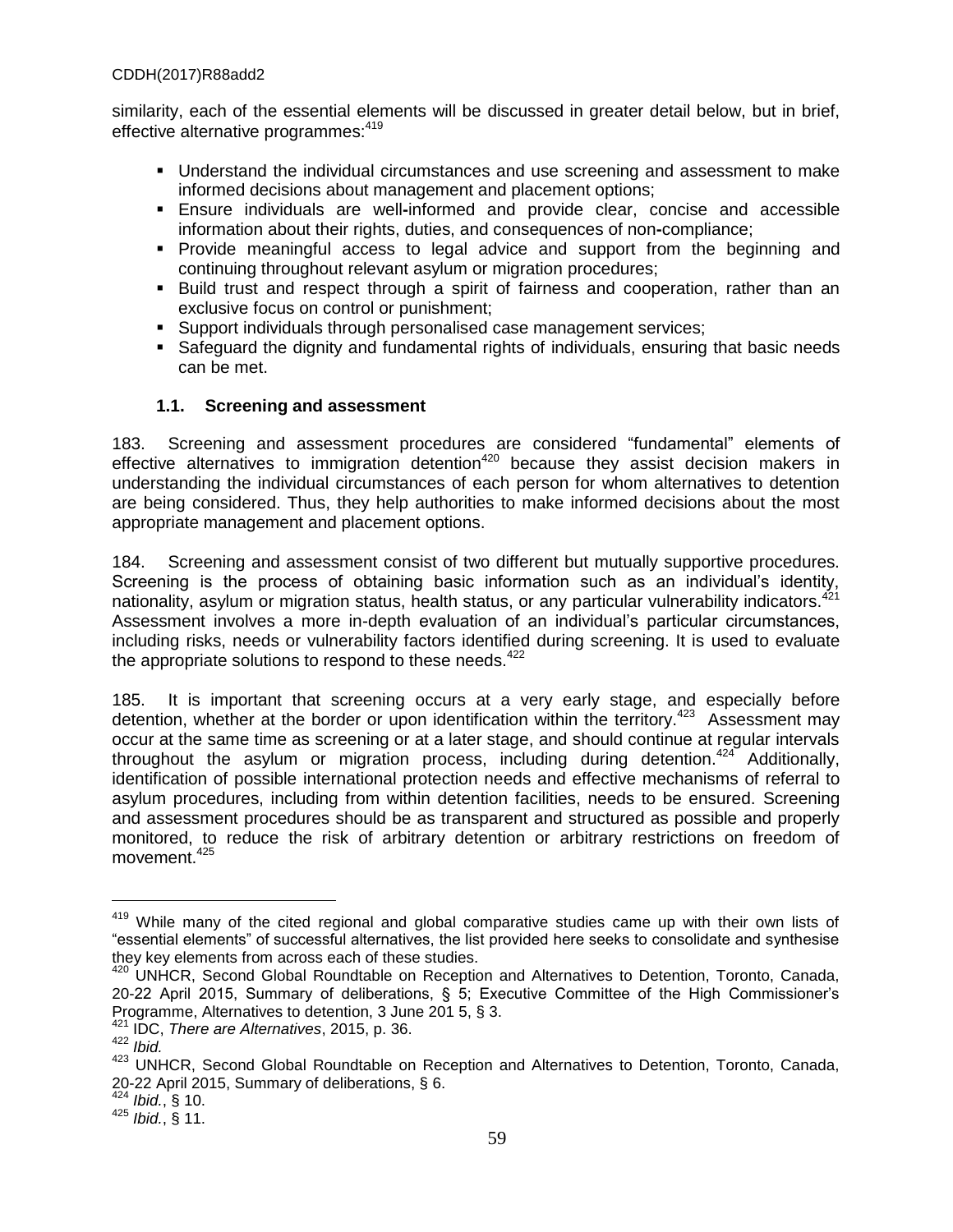similarity, each of the essential elements will be discussed in greater detail below, but in brief, effective alternative programmes:[419]

- Understand the individual circumstances and use screening and assessment to make informed decisions about management and placement options;
- Ensure individuals are well-informed and provide clear, concise and accessible information about their rights, duties, and consequences of non-compliance;
- Provide meaningful access to legal advice and support from the beginning and continuing throughout relevant asylum or migration procedures;
- Build trust and respect through a spirit of fairness and cooperation, rather than an exclusive focus on control or punishment;
- Support individuals through personalised case management services;
- Safeguard the dignity and fundamental rights of individuals, ensuring that basic needs can be met.

### 1.1. Screening and assessment

183. Screening and assessment procedures are considered "fundamental" elements of effective alternatives to immigration detention[420] because they assist decision makers in understanding the individual circumstances of each person for whom alternatives to detention are being considered. Thus, they help authorities to make informed decisions about the most appropriate management and placement options.

184. Screening and assessment consist of two different but mutually supportive procedures. Screening is the process of obtaining basic information such as an individual's identity, nationality, asylum or migration status, health status, or any particular vulnerability indicators.[421] Assessment involves a more in-depth evaluation of an individual's particular circumstances, including risks, needs or vulnerability factors identified during screening. It is used to evaluate the appropriate solutions to respond to these needs.[422]

185. It is important that screening occurs at a very early stage, and especially before detention, whether at the border or upon identification within the territory.[423] Assessment may occur at the same time as screening or at a later stage, and should continue at regular intervals throughout the asylum or migration process, including during detention.[424] Additionally, identification of possible international protection needs and effective mechanisms of referral to asylum procedures, including from within detention facilities, needs to be ensured. Screening and assessment procedures should be as transparent and structured as possible and properly monitored, to reduce the risk of arbitrary detention or arbitrary restrictions on freedom of movement.[425]

---

[419] While many of the cited regional and global comparative studies came up with their own lists of "essential elements" of successful alternatives, the list provided here seeks to consolidate and synthesise they key elements from across each of these studies.

[420] UNHCR, Second Global Roundtable on Reception and Alternatives to Detention, Toronto, Canada, 20-22 April 2015, Summary of deliberations, § 5; Executive Committee of the High Commissioner's Programme, Alternatives to detention, 3 June 201 5, § 3.

[421] IDC, *There are Alternatives*, 2015, p. 36.

[422] *Ibid.*

[423] UNHCR, Second Global Roundtable on Reception and Alternatives to Detention, Toronto, Canada, 20-22 April 2015, Summary of deliberations, § 6.

[424] *Ibid.*, § 10.

[425] *Ibid.*, § 11.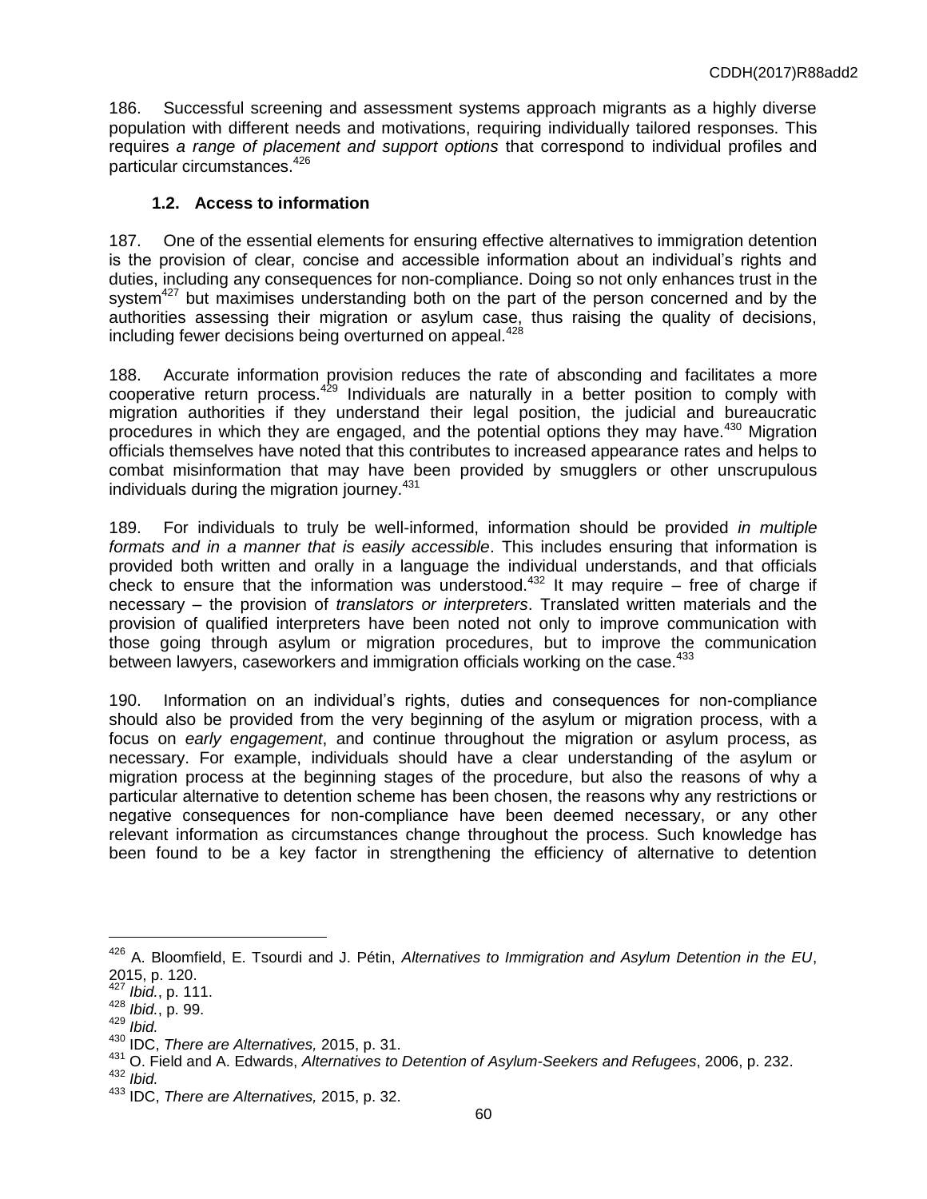186. Successful screening and assessment systems approach migrants as a highly diverse population with different needs and motivations, requiring individually tailored responses. This requires *a range of placement and support options* that correspond to individual profiles and particular circumstances.[426]

### 1.2. Access to information

187. One of the essential elements for ensuring effective alternatives to immigration detention is the provision of clear, concise and accessible information about an individual's rights and duties, including any consequences for non-compliance. Doing so not only enhances trust in the system[427] but maximises understanding both on the part of the person concerned and by the authorities assessing their migration or asylum case, thus raising the quality of decisions, including fewer decisions being overturned on appeal.[428]

188. Accurate information provision reduces the rate of absconding and facilitates a more cooperative return process.[429] Individuals are naturally in a better position to comply with migration authorities if they understand their legal position, the judicial and bureaucratic procedures in which they are engaged, and the potential options they may have.[430] Migration officials themselves have noted that this contributes to increased appearance rates and helps to combat misinformation that may have been provided by smugglers or other unscrupulous individuals during the migration journey.[431]

189. For individuals to truly be well-informed, information should be provided *in multiple formats and in a manner that is easily accessible*. This includes ensuring that information is provided both written and orally in a language the individual understands, and that officials check to ensure that the information was understood.[432] It may require – free of charge if necessary – the provision of *translators or interpreters*. Translated written materials and the provision of qualified interpreters have been noted not only to improve communication with those going through asylum or migration procedures, but to improve the communication between lawyers, caseworkers and immigration officials working on the case.[433]

190. Information on an individual's rights, duties and consequences for non-compliance should also be provided from the very beginning of the asylum or migration process, with a focus on *early engagement*, and continue throughout the migration or asylum process, as necessary. For example, individuals should have a clear understanding of the asylum or migration process at the beginning stages of the procedure, but also the reasons of why a particular alternative to detention scheme has been chosen, the reasons why any restrictions or negative consequences for non-compliance have been deemed necessary, or any other relevant information as circumstances change throughout the process. Such knowledge has been found to be a key factor in strengthening the efficiency of alternative to detention

---

[426] A. Bloomfield, E. Tsourdi and J. Pétin, *Alternatives to Immigration and Asylum Detention in the EU*, 2015, p. 120.

[427] *Ibid.*, p. 111.

[428] *Ibid.*, p. 99.

[429] *Ibid.*

[430] IDC, *There are Alternatives,* 2015, p. 31.

[431] O. Field and A. Edwards, *Alternatives to Detention of Asylum-Seekers and Refugees*, 2006, p. 232.

[432] *Ibid.*

[433] IDC, *There are Alternatives,* 2015, p. 32.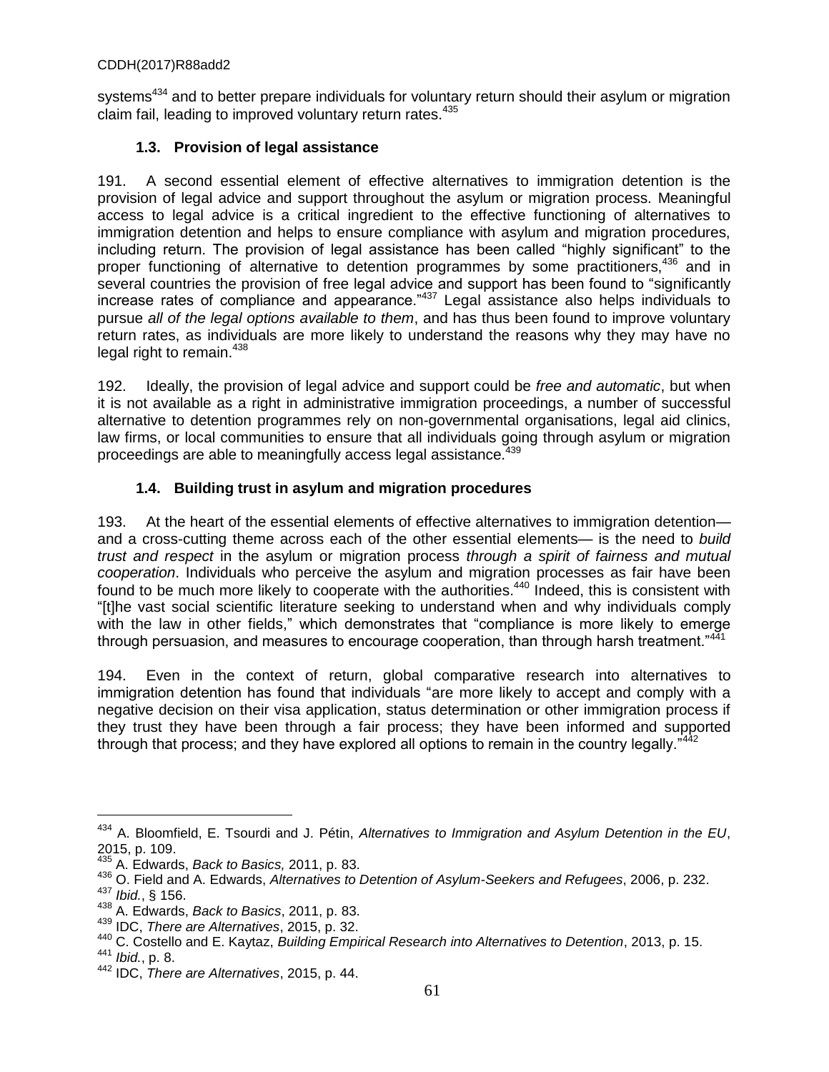systems[434] and to better prepare individuals for voluntary return should their asylum or migration claim fail, leading to improved voluntary return rates.[435]

### 1.3. Provision of legal assistance

191. A second essential element of effective alternatives to immigration detention is the provision of legal advice and support throughout the asylum or migration process. Meaningful access to legal advice is a critical ingredient to the effective functioning of alternatives to immigration detention and helps to ensure compliance with asylum and migration procedures, including return. The provision of legal assistance has been called "highly significant" to the proper functioning of alternative to detention programmes by some practitioners,[436] and in several countries the provision of free legal advice and support has been found to "significantly increase rates of compliance and appearance."[437] Legal assistance also helps individuals to pursue *all of the legal options available to them*, and has thus been found to improve voluntary return rates, as individuals are more likely to understand the reasons why they may have no legal right to remain.[438]

192. Ideally, the provision of legal advice and support could be *free and automatic*, but when it is not available as a right in administrative immigration proceedings, a number of successful alternative to detention programmes rely on non-governmental organisations, legal aid clinics, law firms, or local communities to ensure that all individuals going through asylum or migration proceedings are able to meaningfully access legal assistance.[439]

### 1.4. Building trust in asylum and migration procedures

193. At the heart of the essential elements of effective alternatives to immigration detention— and a cross-cutting theme across each of the other essential elements— is the need to *build trust and respect* in the asylum or migration process *through a spirit of fairness and mutual cooperation*. Individuals who perceive the asylum and migration processes as fair have been found to be much more likely to cooperate with the authorities.[440] Indeed, this is consistent with "[t]he vast social scientific literature seeking to understand when and why individuals comply with the law in other fields," which demonstrates that "compliance is more likely to emerge through persuasion, and measures to encourage cooperation, than through harsh treatment."[441]

194. Even in the context of return, global comparative research into alternatives to immigration detention has found that individuals "are more likely to accept and comply with a negative decision on their visa application, status determination or other immigration process if they trust they have been through a fair process; they have been informed and supported through that process; and they have explored all options to remain in the country legally."[442]

---

[434] A. Bloomfield, E. Tsourdi and J. Pétin, *Alternatives to Immigration and Asylum Detention in the EU*, 2015, p. 109.

[435] A. Edwards, *Back to Basics,* 2011, p. 83.

[436] O. Field and A. Edwards, *Alternatives to Detention of Asylum-Seekers and Refugees*, 2006, p. 232.

[437] *Ibid.*, § 156.

[438] A. Edwards, *Back to Basics*, 2011, p. 83.

[439] IDC, *There are Alternatives*, 2015, p. 32.

[440] C. Costello and E. Kaytaz, *Building Empirical Research into Alternatives to Detention*, 2013, p. 15.

[441] *Ibid.*, p. 8.

[442] IDC, *There are Alternatives*, 2015, p. 44.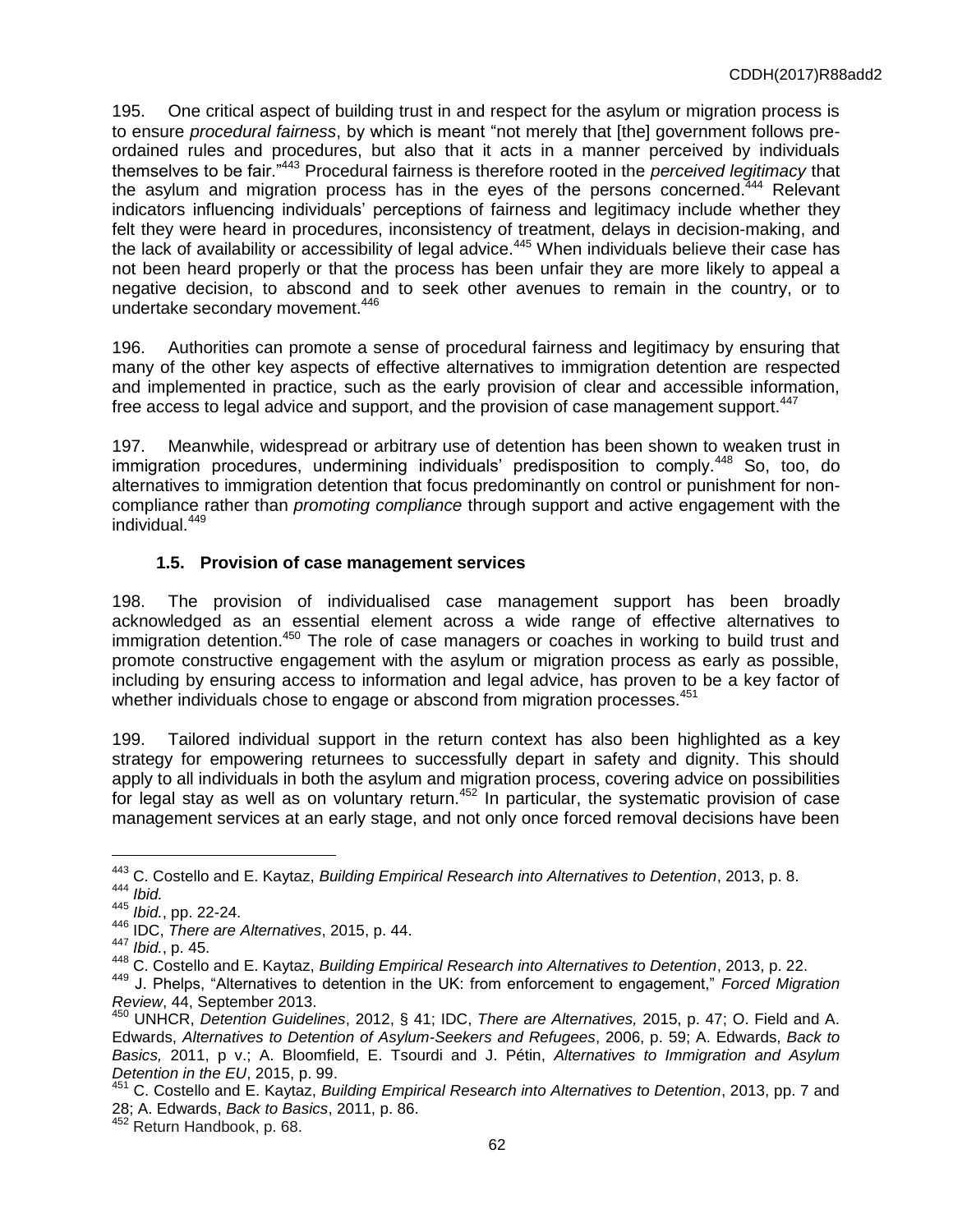195. One critical aspect of building trust in and respect for the asylum or migration process is to ensure *procedural fairness*, by which is meant "not merely that [the] government follows pre-ordained rules and procedures, but also that it acts in a manner perceived by individuals themselves to be fair."[443] Procedural fairness is therefore rooted in the *perceived legitimacy* that the asylum and migration process has in the eyes of the persons concerned.[444] Relevant indicators influencing individuals' perceptions of fairness and legitimacy include whether they felt they were heard in procedures, inconsistency of treatment, delays in decision-making, and the lack of availability or accessibility of legal advice.[445] When individuals believe their case has not been heard properly or that the process has been unfair they are more likely to appeal a negative decision, to abscond and to seek other avenues to remain in the country, or to undertake secondary movement.[446]

196. Authorities can promote a sense of procedural fairness and legitimacy by ensuring that many of the other key aspects of effective alternatives to immigration detention are respected and implemented in practice, such as the early provision of clear and accessible information, free access to legal advice and support, and the provision of case management support.[447]

197. Meanwhile, widespread or arbitrary use of detention has been shown to weaken trust in immigration procedures, undermining individuals' predisposition to comply.[448] So, too, do alternatives to immigration detention that focus predominantly on control or punishment for non-compliance rather than *promoting compliance* through support and active engagement with the individual.[449]

### 1.5. Provision of case management services

198. The provision of individualised case management support has been broadly acknowledged as an essential element across a wide range of effective alternatives to immigration detention.[450] The role of case managers or coaches in working to build trust and promote constructive engagement with the asylum or migration process as early as possible, including by ensuring access to information and legal advice, has proven to be a key factor of whether individuals chose to engage or abscond from migration processes.[451]

199. Tailored individual support in the return context has also been highlighted as a key strategy for empowering returnees to successfully depart in safety and dignity. This should apply to all individuals in both the asylum and migration process, covering advice on possibilities for legal stay as well as on voluntary return.[452] In particular, the systematic provision of case management services at an early stage, and not only once forced removal decisions have been

---

[443] C. Costello and E. Kaytaz, *Building Empirical Research into Alternatives to Detention*, 2013, p. 8.

[444] *Ibid.*

[445] *Ibid.*, pp. 22-24.

[446] IDC, *There are Alternatives*, 2015, p. 44.

[447] *Ibid.*, p. 45.

[448] C. Costello and E. Kaytaz, *Building Empirical Research into Alternatives to Detention*, 2013, p. 22.

[449] J. Phelps, "Alternatives to detention in the UK: from enforcement to engagement," *Forced Migration Review*, 44, September 2013.

[450] UNHCR, *Detention Guidelines*, 2012, § 41; IDC, *There are Alternatives,* 2015, p. 47; O. Field and A. Edwards, *Alternatives to Detention of Asylum-Seekers and Refugees*, 2006, p. 59; A. Edwards, *Back to Basics,* 2011, p v.; A. Bloomfield, E. Tsourdi and J. Pétin, *Alternatives to Immigration and Asylum Detention in the EU*, 2015, p. 99.

[451] C. Costello and E. Kaytaz, *Building Empirical Research into Alternatives to Detention*, 2013, pp. 7 and 28; A. Edwards, *Back to Basics*, 2011, p. 86.

[452] Return Handbook, p. 68.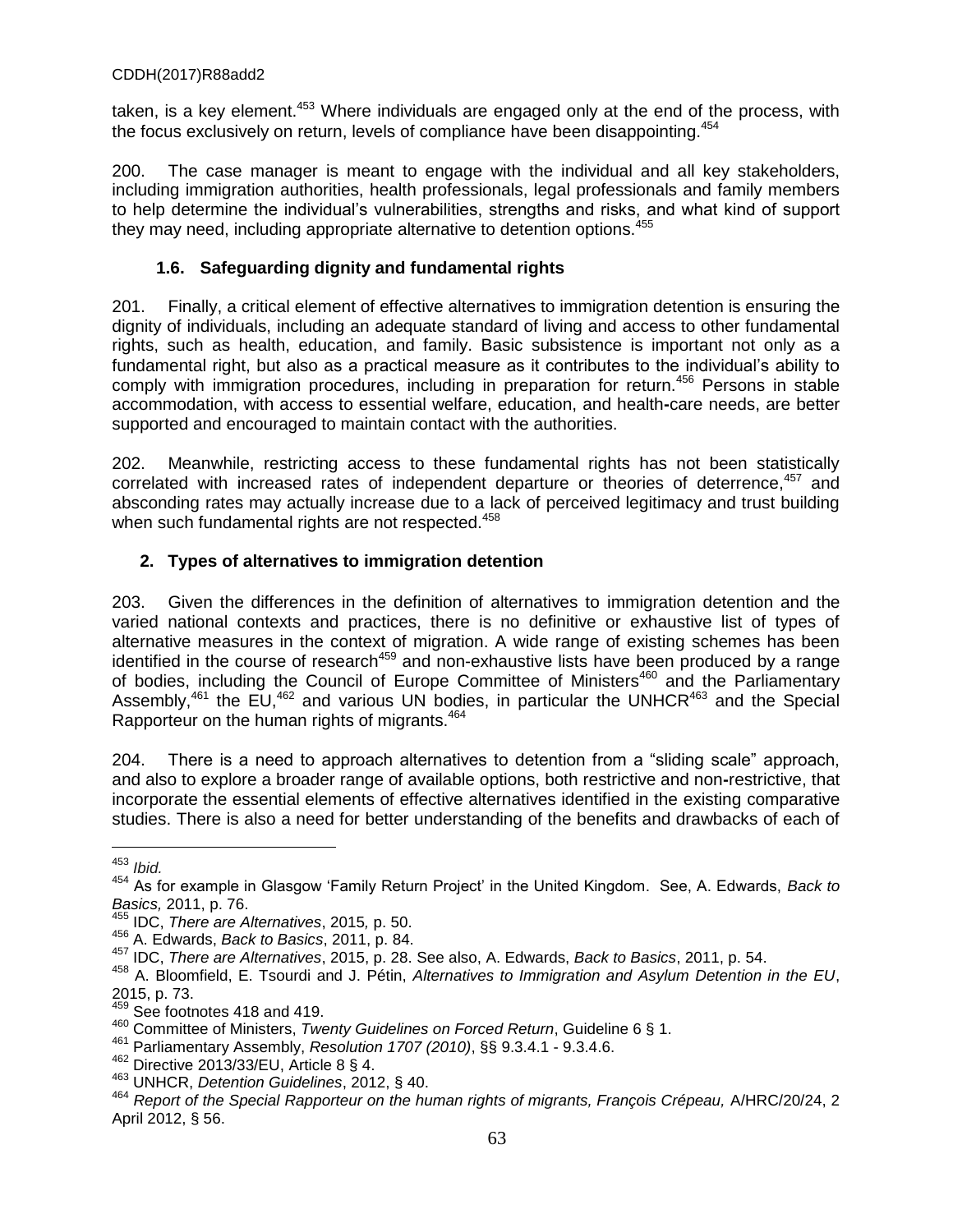taken, is a key element.[453] Where individuals are engaged only at the end of the process, with the focus exclusively on return, levels of compliance have been disappointing.[454]

200. The case manager is meant to engage with the individual and all key stakeholders, including immigration authorities, health professionals, legal professionals and family members to help determine the individual's vulnerabilities, strengths and risks, and what kind of support they may need, including appropriate alternative to detention options.[455]

### 1.6. Safeguarding dignity and fundamental rights

201. Finally, a critical element of effective alternatives to immigration detention is ensuring the dignity of individuals, including an adequate standard of living and access to other fundamental rights, such as health, education, and family. Basic subsistence is important not only as a fundamental right, but also as a practical measure as it contributes to the individual's ability to comply with immigration procedures, including in preparation for return.[456] Persons in stable accommodation, with access to essential welfare, education, and health-care needs, are better supported and encouraged to maintain contact with the authorities.

202. Meanwhile, restricting access to these fundamental rights has not been statistically correlated with increased rates of independent departure or theories of deterrence,[457] and absconding rates may actually increase due to a lack of perceived legitimacy and trust building when such fundamental rights are not respected.[458]

## 2. Types of alternatives to immigration detention

203. Given the differences in the definition of alternatives to immigration detention and the varied national contexts and practices, there is no definitive or exhaustive list of types of alternative measures in the context of migration. A wide range of existing schemes has been identified in the course of research[459] and non-exhaustive lists have been produced by a range of bodies, including the Council of Europe Committee of Ministers[460] and the Parliamentary Assembly,[461] the EU,[462] and various UN bodies, in particular the UNHCR[463] and the Special Rapporteur on the human rights of migrants.[464]

204. There is a need to approach alternatives to detention from a "sliding scale" approach, and also to explore a broader range of available options, both restrictive and non-restrictive, that incorporate the essential elements of effective alternatives identified in the existing comparative studies. There is also a need for better understanding of the benefits and drawbacks of each of

---

[453] *Ibid.*

[454] As for example in Glasgow 'Family Return Project' in the United Kingdom. See, A. Edwards, *Back to Basics,* 2011, p. 76.

[455] IDC, *There are Alternatives*, 2015*,* p. 50.

[456] A. Edwards, *Back to Basics*, 2011, p. 84.

[457] IDC, *There are Alternatives*, 2015, p. 28. See also, A. Edwards, *Back to Basics*, 2011, p. 54.

[458] A. Bloomfield, E. Tsourdi and J. Pétin, *Alternatives to Immigration and Asylum Detention in the EU*, 2015, p. 73.

[459] See footnotes 418 and 419.

[460] Committee of Ministers, *Twenty Guidelines on Forced Return*, Guideline 6 § 1.

[461] Parliamentary Assembly, *Resolution 1707 (2010)*, §§ 9.3.4.1 - 9.3.4.6.

[462] Directive 2013/33/EU, Article 8 § 4.

[463] UNHCR, *Detention Guidelines*, 2012, § 40.

[464] *Report of the Special Rapporteur on the human rights of migrants, François Crépeau,* A/HRC/20/24, 2 April 2012, § 56.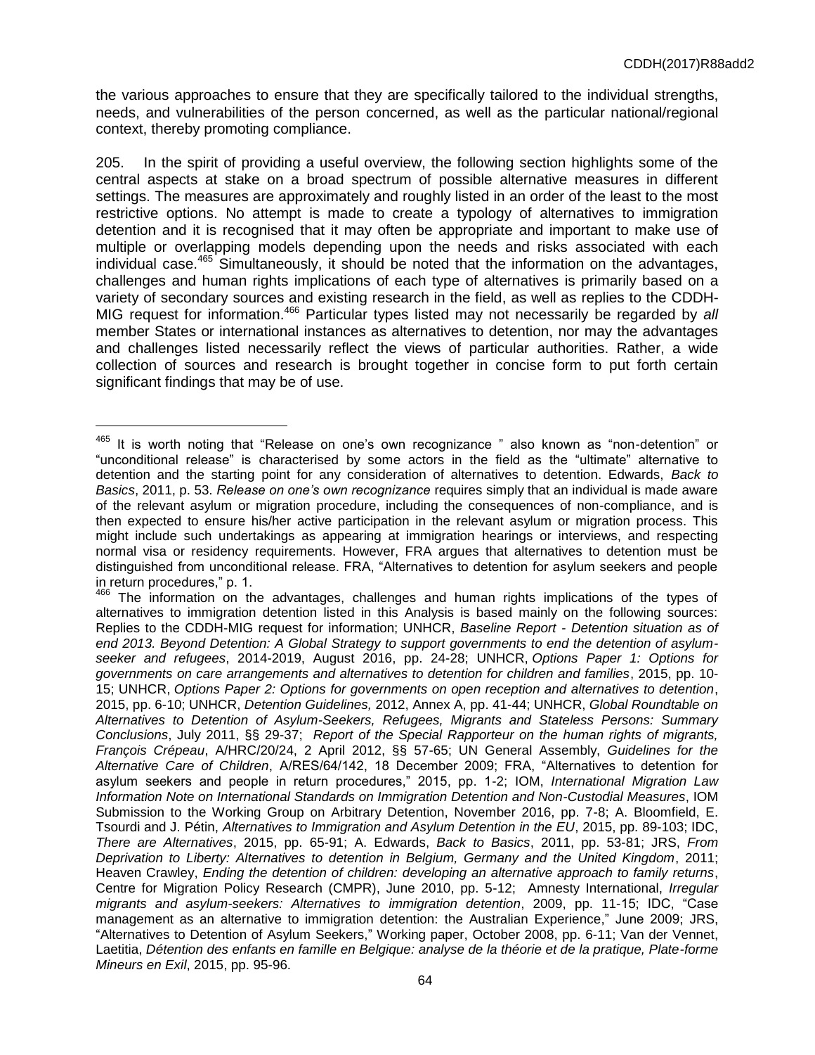the various approaches to ensure that they are specifically tailored to the individual strengths, needs, and vulnerabilities of the person concerned, as well as the particular national/regional context, thereby promoting compliance.

205. In the spirit of providing a useful overview, the following section highlights some of the central aspects at stake on a broad spectrum of possible alternative measures in different settings. The measures are approximately and roughly listed in an order of the least to the most restrictive options. No attempt is made to create a typology of alternatives to immigration detention and it is recognised that it may often be appropriate and important to make use of multiple or overlapping models depending upon the needs and risks associated with each individual case.[465] Simultaneously, it should be noted that the information on the advantages, challenges and human rights implications of each type of alternatives is primarily based on a variety of secondary sources and existing research in the field, as well as replies to the CDDH-MIG request for information.[466] Particular types listed may not necessarily be regarded by *all* member States or international instances as alternatives to detention, nor may the advantages and challenges listed necessarily reflect the views of particular authorities. Rather, a wide collection of sources and research is brought together in concise form to put forth certain significant findings that may be of use.

---

[465] It is worth noting that "Release on one's own recognizance " also known as "non-detention" or "unconditional release" is characterised by some actors in the field as the "ultimate" alternative to detention and the starting point for any consideration of alternatives to detention. Edwards, *Back to Basics*, 2011, p. 53. *Release on one's own recognizance* requires simply that an individual is made aware of the relevant asylum or migration procedure, including the consequences of non-compliance, and is then expected to ensure his/her active participation in the relevant asylum or migration process. This might include such undertakings as appearing at immigration hearings or interviews, and respecting normal visa or residency requirements. However, FRA argues that alternatives to detention must be distinguished from unconditional release. FRA, "Alternatives to detention for asylum seekers and people in return procedures," p. 1.

[466] The information on the advantages, challenges and human rights implications of the types of alternatives to immigration detention listed in this Analysis is based mainly on the following sources: Replies to the CDDH-MIG request for information; UNHCR, *Baseline Report - Detention situation as of end 2013. Beyond Detention: A Global Strategy to support governments to end the detention of asylum-seeker and refugees*, 2014-2019, August 2016, pp. 24-28; UNHCR, *Options Paper 1: Options for governments on care arrangements and alternatives to detention for children and families*, 2015, pp. 10-15; UNHCR, *Options Paper 2: Options for governments on open reception and alternatives to detention*, 2015, pp. 6-10; UNHCR, *Detention Guidelines,* 2012, Annex A, pp. 41-44; UNHCR, *Global Roundtable on Alternatives to Detention of Asylum-Seekers, Refugees, Migrants and Stateless Persons: Summary Conclusions*, July 2011, §§ 29-37; *Report of the Special Rapporteur on the human rights of migrants, François Crépeau*, A/HRC/20/24, 2 April 2012, §§ 57-65; UN General Assembly, *Guidelines for the Alternative Care of Children*, A/RES/64/142, 18 December 2009; FRA, "Alternatives to detention for asylum seekers and people in return procedures," 2015, pp. 1-2; IOM, *International Migration Law Information Note on International Standards on Immigration Detention and Non-Custodial Measures*, IOM Submission to the Working Group on Arbitrary Detention, November 2016, pp. 7-8; A. Bloomfield, E. Tsourdi and J. Pétin, *Alternatives to Immigration and Asylum Detention in the EU*, 2015, pp. 89-103; IDC, *There are Alternatives*, 2015, pp. 65-91; A. Edwards, *Back to Basics*, 2011, pp. 53-81; JRS, *From Deprivation to Liberty: Alternatives to detention in Belgium, Germany and the United Kingdom*, 2011; Heaven Crawley, *Ending the detention of children: developing an alternative approach to family returns*, Centre for Migration Policy Research (CMPR), June 2010, pp. 5-12; Amnesty International, *Irregular migrants and asylum-seekers: Alternatives to immigration detention*, 2009, pp. 11-15; IDC, "Case management as an alternative to immigration detention: the Australian Experience," June 2009; JRS, "Alternatives to Detention of Asylum Seekers," Working paper, October 2008, pp. 6-11; Van der Vennet, Laetitia, *Détention des enfants en famille en Belgique: analyse de la théorie et de la pratique, Plate-forme Mineurs en Exil*, 2015, pp. 95-96.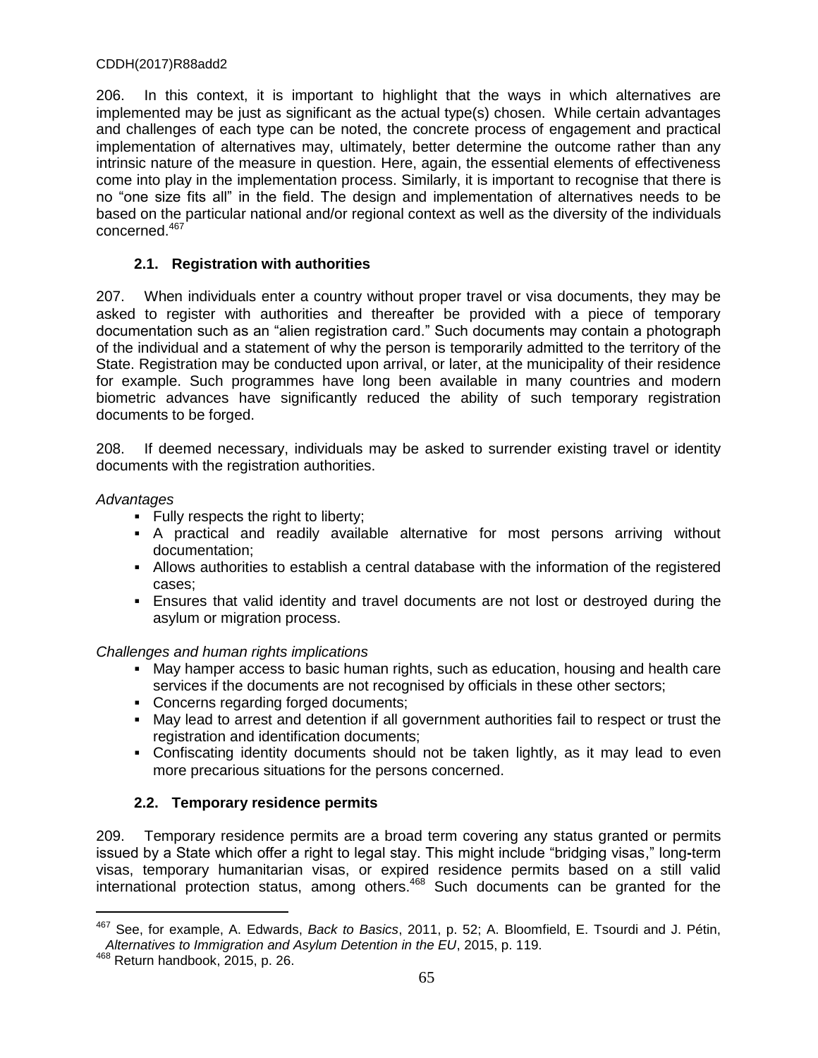206. In this context, it is important to highlight that the ways in which alternatives are implemented may be just as significant as the actual type(s) chosen. While certain advantages and challenges of each type can be noted, the concrete process of engagement and practical implementation of alternatives may, ultimately, better determine the outcome rather than any intrinsic nature of the measure in question. Here, again, the essential elements of effectiveness come into play in the implementation process. Similarly, it is important to recognise that there is no "one size fits all" in the field. The design and implementation of alternatives needs to be based on the particular national and/or regional context as well as the diversity of the individuals concerned.[467]

### 2.1. Registration with authorities

207. When individuals enter a country without proper travel or visa documents, they may be asked to register with authorities and thereafter be provided with a piece of temporary documentation such as an "alien registration card." Such documents may contain a photograph of the individual and a statement of why the person is temporarily admitted to the territory of the State. Registration may be conducted upon arrival, or later, at the municipality of their residence for example. Such programmes have long been available in many countries and modern biometric advances have significantly reduced the ability of such temporary registration documents to be forged.

208. If deemed necessary, individuals may be asked to surrender existing travel or identity documents with the registration authorities.

*Advantages*

- Fully respects the right to liberty;
- A practical and readily available alternative for most persons arriving without documentation;
- Allows authorities to establish a central database with the information of the registered cases;
- Ensures that valid identity and travel documents are not lost or destroyed during the asylum or migration process.

*Challenges and human rights implications*

- May hamper access to basic human rights, such as education, housing and health care services if the documents are not recognised by officials in these other sectors;
- Concerns regarding forged documents;
- May lead to arrest and detention if all government authorities fail to respect or trust the registration and identification documents;
- Confiscating identity documents should not be taken lightly, as it may lead to even more precarious situations for the persons concerned.

### 2.2. Temporary residence permits

209. Temporary residence permits are a broad term covering any status granted or permits issued by a State which offer a right to legal stay. This might include "bridging visas," long-term visas, temporary humanitarian visas, or expired residence permits based on a still valid international protection status, among others.[468] Such documents can be granted for the

---

[467] See, for example, A. Edwards, *Back to Basics*, 2011, p. 52; A. Bloomfield, E. Tsourdi and J. Pétin, *Alternatives to Immigration and Asylum Detention in the EU*, 2015, p. 119.

[468] Return handbook, 2015, p. 26.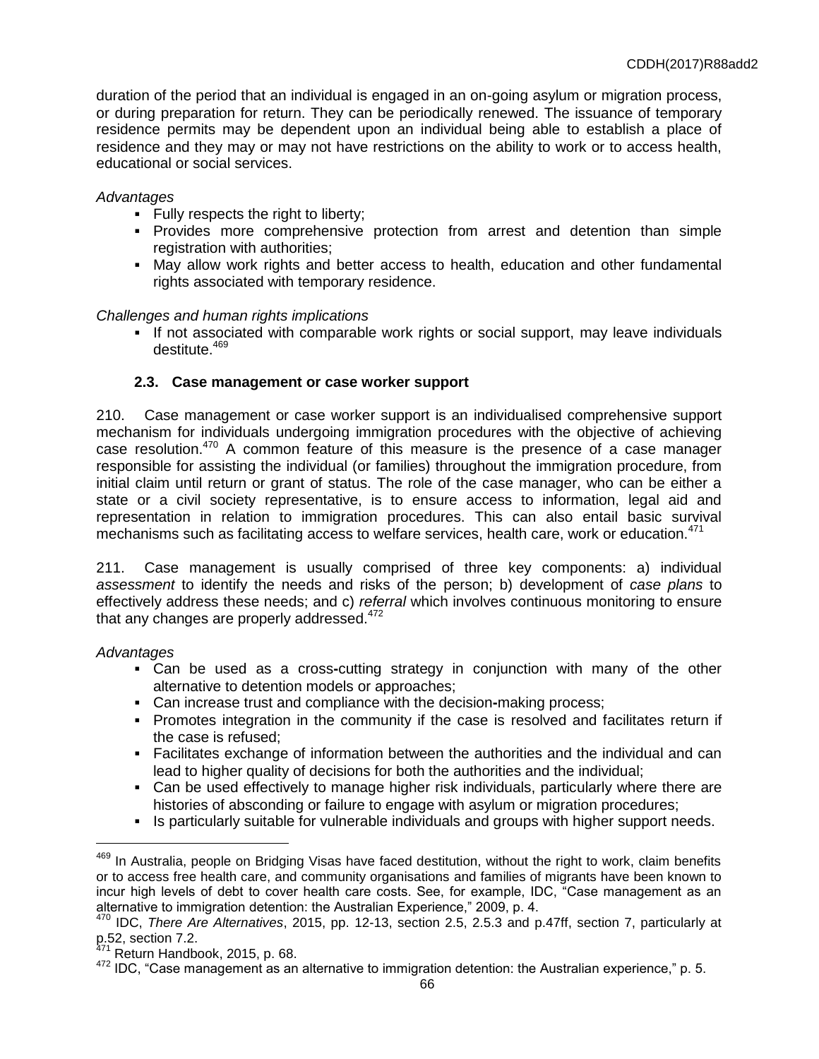duration of the period that an individual is engaged in an on-going asylum or migration process, or during preparation for return. They can be periodically renewed. The issuance of temporary residence permits may be dependent upon an individual being able to establish a place of residence and they may or may not have restrictions on the ability to work or to access health, educational or social services.

*Advantages*

- Fully respects the right to liberty;
- Provides more comprehensive protection from arrest and detention than simple registration with authorities;
- May allow work rights and better access to health, education and other fundamental rights associated with temporary residence.

*Challenges and human rights implications*

- If not associated with comparable work rights or social support, may leave individuals destitute.[469]

### 2.3. Case management or case worker support

210. Case management or case worker support is an individualised comprehensive support mechanism for individuals undergoing immigration procedures with the objective of achieving case resolution.[470] A common feature of this measure is the presence of a case manager responsible for assisting the individual (or families) throughout the immigration procedure, from initial claim until return or grant of status. The role of the case manager, who can be either a state or a civil society representative, is to ensure access to information, legal aid and representation in relation to immigration procedures. This can also entail basic survival mechanisms such as facilitating access to welfare services, health care, work or education.[471]

211. Case management is usually comprised of three key components: a) individual *assessment* to identify the needs and risks of the person; b) development of *case plans* to effectively address these needs; and c) *referral* which involves continuous monitoring to ensure that any changes are properly addressed.[472]

*Advantages*

- Can be used as a cross-cutting strategy in conjunction with many of the other alternative to detention models or approaches;
- Can increase trust and compliance with the decision-making process;
- Promotes integration in the community if the case is resolved and facilitates return if the case is refused;
- Facilitates exchange of information between the authorities and the individual and can lead to higher quality of decisions for both the authorities and the individual;
- Can be used effectively to manage higher risk individuals, particularly where there are histories of absconding or failure to engage with asylum or migration procedures;
- Is particularly suitable for vulnerable individuals and groups with higher support needs.

---

[469] In Australia, people on Bridging Visas have faced destitution, without the right to work, claim benefits or to access free health care, and community organisations and families of migrants have been known to incur high levels of debt to cover health care costs. See, for example, IDC, "Case management as an alternative to immigration detention: the Australian Experience," 2009, p. 4.

[470] IDC, *There Are Alternatives*, 2015, pp. 12-13, section 2.5, 2.5.3 and p.47ff, section 7, particularly at p.52, section 7.2.

[471] Return Handbook, 2015, p. 68.

[472] IDC, "Case management as an alternative to immigration detention: the Australian experience," p. 5.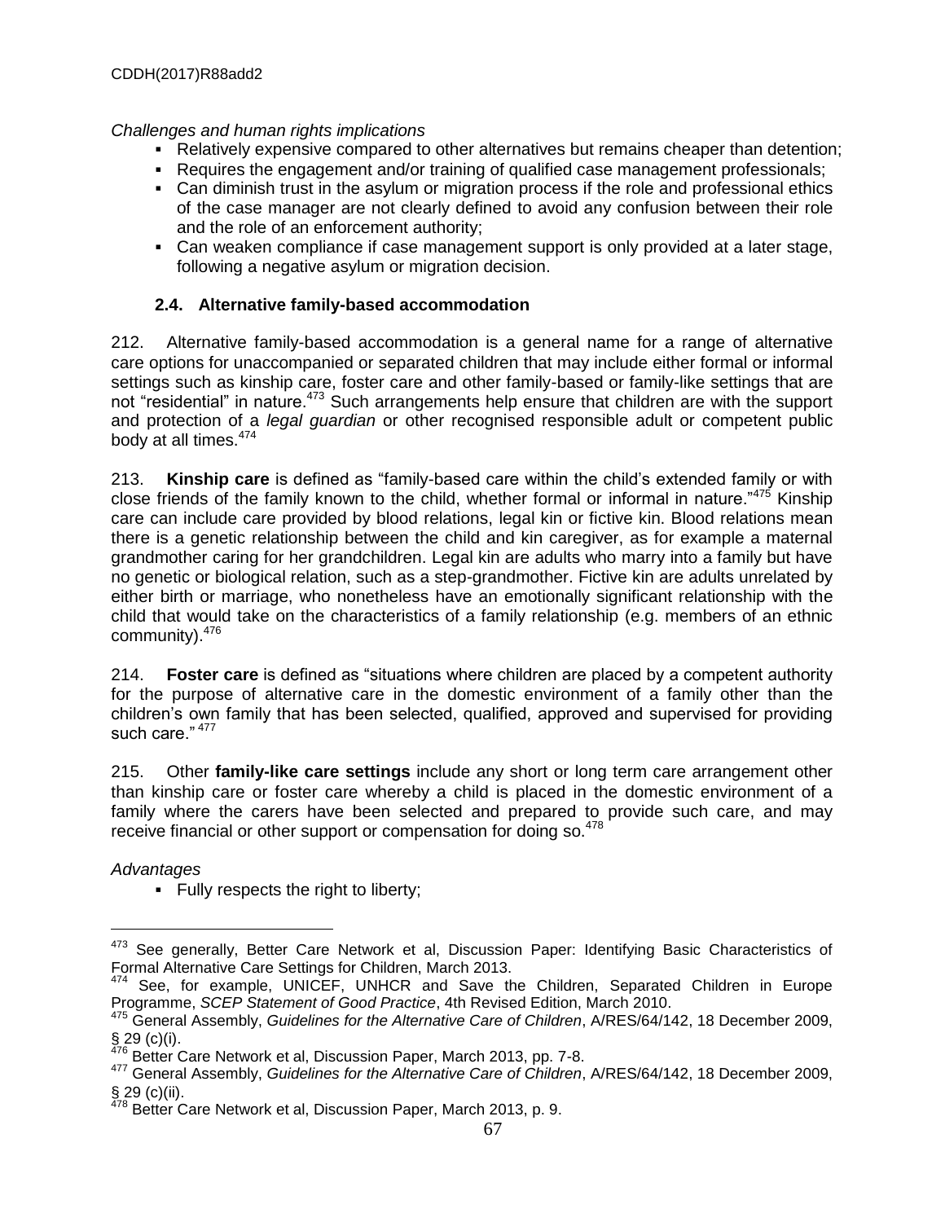*Challenges and human rights implications*

- Relatively expensive compared to other alternatives but remains cheaper than detention;
- Requires the engagement and/or training of qualified case management professionals;
- Can diminish trust in the asylum or migration process if the role and professional ethics of the case manager are not clearly defined to avoid any confusion between their role and the role of an enforcement authority;
- Can weaken compliance if case management support is only provided at a later stage, following a negative asylum or migration decision.

### 2.4. Alternative family-based accommodation

212. Alternative family-based accommodation is a general name for a range of alternative care options for unaccompanied or separated children that may include either formal or informal settings such as kinship care, foster care and other family-based or family-like settings that are not "residential" in nature.[473] Such arrangements help ensure that children are with the support and protection of a *legal guardian* or other recognised responsible adult or competent public body at all times.[474]

213. **Kinship care** is defined as "family-based care within the child's extended family or with close friends of the family known to the child, whether formal or informal in nature."[475] Kinship care can include care provided by blood relations, legal kin or fictive kin. Blood relations mean there is a genetic relationship between the child and kin caregiver, as for example a maternal grandmother caring for her grandchildren. Legal kin are adults who marry into a family but have no genetic or biological relation, such as a step-grandmother. Fictive kin are adults unrelated by either birth or marriage, who nonetheless have an emotionally significant relationship with the child that would take on the characteristics of a family relationship (e.g. members of an ethnic community).[476]

214. **Foster care** is defined as "situations where children are placed by a competent authority for the purpose of alternative care in the domestic environment of a family other than the children's own family that has been selected, qualified, approved and supervised for providing such care."[477]

215. Other **family-like care settings** include any short or long term care arrangement other than kinship care or foster care whereby a child is placed in the domestic environment of a family where the carers have been selected and prepared to provide such care, and may receive financial or other support or compensation for doing so.[478]

*Advantages*

- Fully respects the right to liberty;

---

[473] See generally, Better Care Network et al, Discussion Paper: Identifying Basic Characteristics of Formal Alternative Care Settings for Children, March 2013.

[474] See, for example, UNICEF, UNHCR and Save the Children, Separated Children in Europe Programme, *SCEP Statement of Good Practice*, 4th Revised Edition, March 2010.

[475] General Assembly, *Guidelines for the Alternative Care of Children*, A/RES/64/142, 18 December 2009, § 29 (c)(i).

[476] Better Care Network et al, Discussion Paper, March 2013, pp. 7-8.

[477] General Assembly, *Guidelines for the Alternative Care of Children*, A/RES/64/142, 18 December 2009, § 29 (c)(ii).

[478] Better Care Network et al, Discussion Paper, March 2013, p. 9.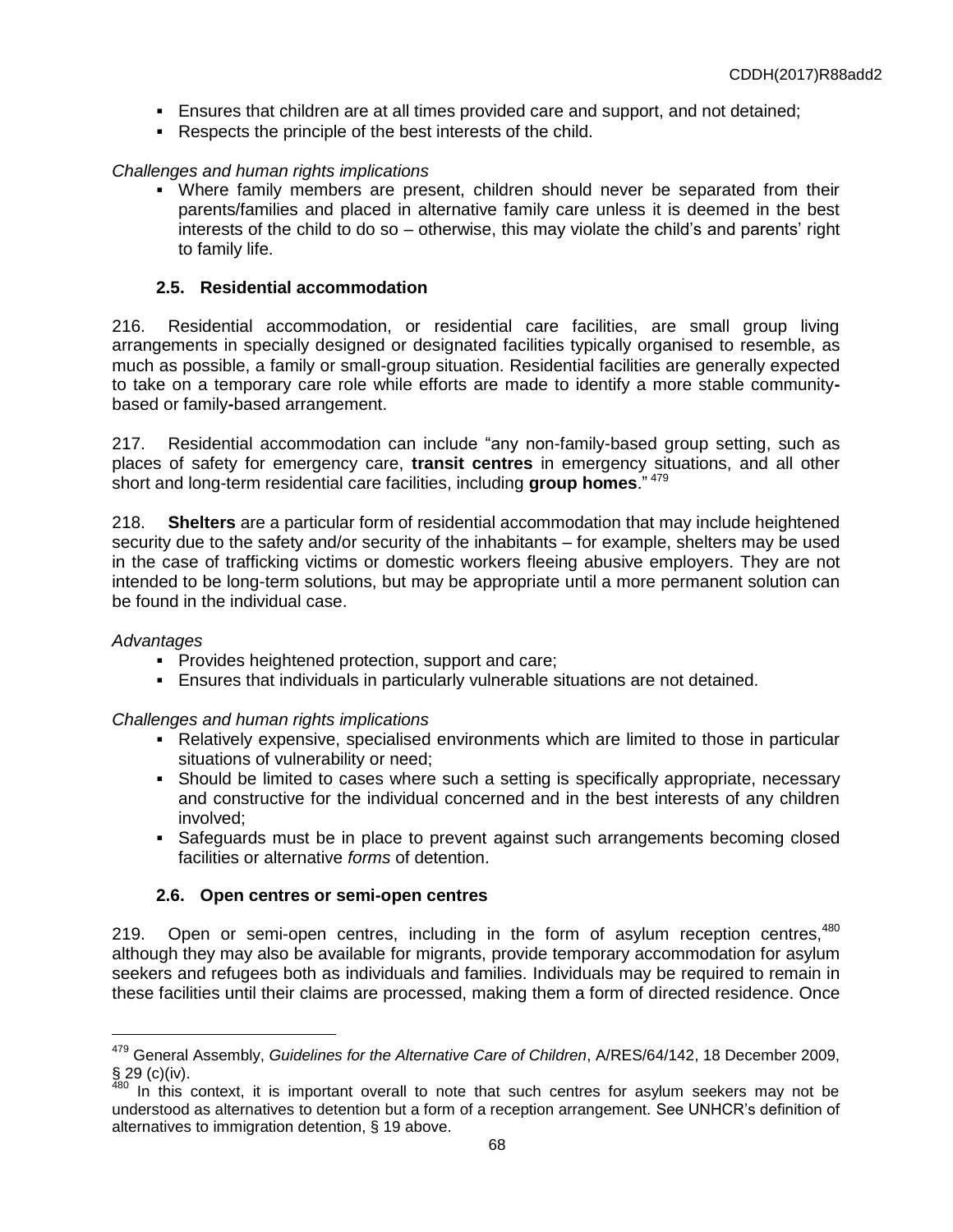- Ensures that children are at all times provided care and support, and not detained;
- Respects the principle of the best interests of the child.

*Challenges and human rights implications*

- Where family members are present, children should never be separated from their parents/families and placed in alternative family care unless it is deemed in the best interests of the child to do so – otherwise, this may violate the child's and parents' right to family life.

### 2.5. Residential accommodation

216. Residential accommodation, or residential care facilities, are small group living arrangements in specially designed or designated facilities typically organised to resemble, as much as possible, a family or small-group situation. Residential facilities are generally expected to take on a temporary care role while efforts are made to identify a more stable community-based or family-based arrangement.

217. Residential accommodation can include "any non-family-based group setting, such as places of safety for emergency care, **transit centres** in emergency situations, and all other short and long-term residential care facilities, including **group homes**." [479]

218. **Shelters** are a particular form of residential accommodation that may include heightened security due to the safety and/or security of the inhabitants – for example, shelters may be used in the case of trafficking victims or domestic workers fleeing abusive employers. They are not intended to be long-term solutions, but may be appropriate until a more permanent solution can be found in the individual case.

*Advantages*

- Provides heightened protection, support and care;
- Ensures that individuals in particularly vulnerable situations are not detained.

*Challenges and human rights implications*

- Relatively expensive, specialised environments which are limited to those in particular situations of vulnerability or need;
- Should be limited to cases where such a setting is specifically appropriate, necessary and constructive for the individual concerned and in the best interests of any children involved;
- Safeguards must be in place to prevent against such arrangements becoming closed facilities or alternative *forms* of detention.

### 2.6. Open centres or semi-open centres

219. Open or semi-open centres, including in the form of asylum reception centres,[480] although they may also be available for migrants, provide temporary accommodation for asylum seekers and refugees both as individuals and families. Individuals may be required to remain in these facilities until their claims are processed, making them a form of directed residence. Once

---

[479] General Assembly, *Guidelines for the Alternative Care of Children*, A/RES/64/142, 18 December 2009, § 29 (c)(iv).

[480] In this context, it is important overall to note that such centres for asylum seekers may not be understood as alternatives to detention but a form of a reception arrangement. See UNHCR's definition of alternatives to immigration detention, § 19 above.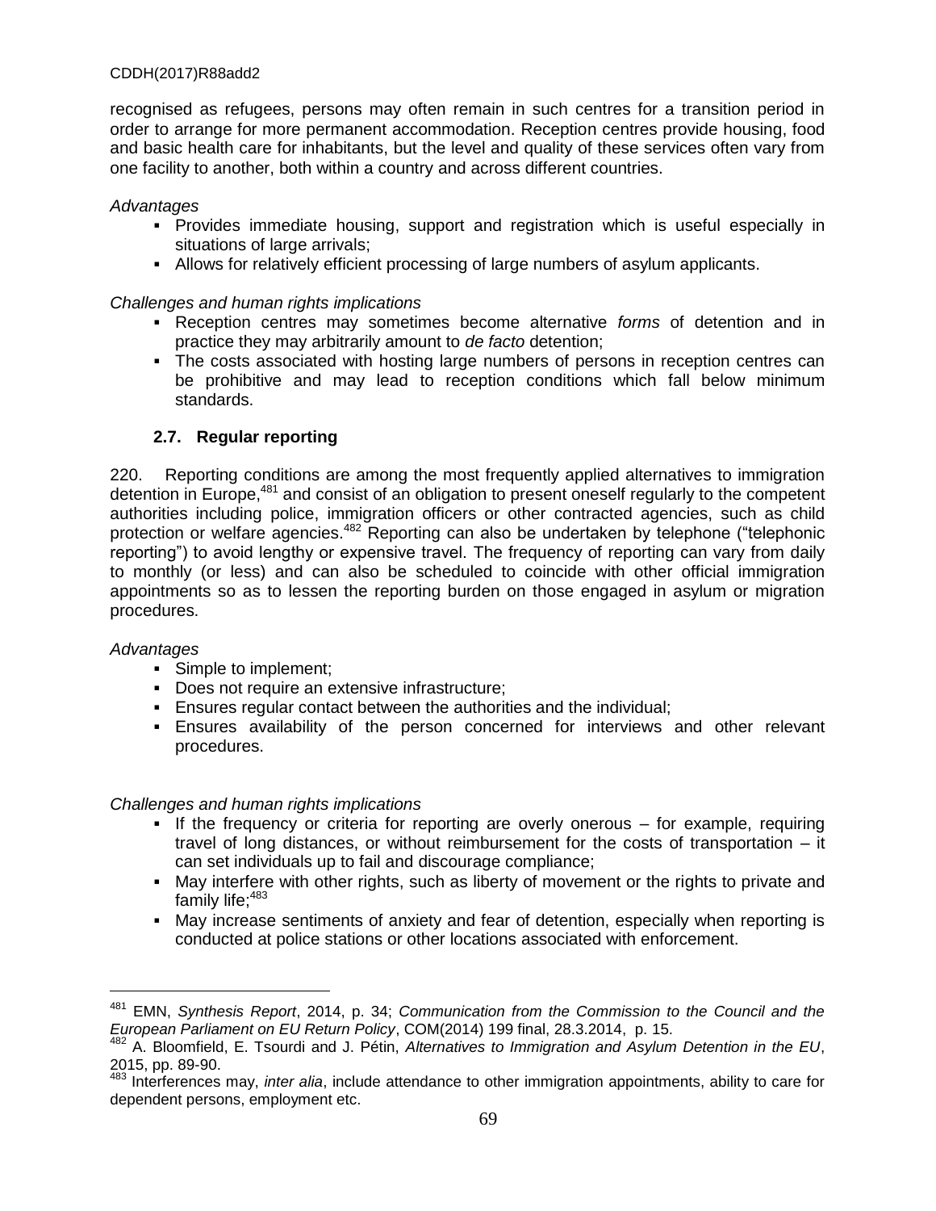recognised as refugees, persons may often remain in such centres for a transition period in order to arrange for more permanent accommodation. Reception centres provide housing, food and basic health care for inhabitants, but the level and quality of these services often vary from one facility to another, both within a country and across different countries.

*Advantages*

- Provides immediate housing, support and registration which is useful especially in situations of large arrivals;
- Allows for relatively efficient processing of large numbers of asylum applicants.

*Challenges and human rights implications*

- Reception centres may sometimes become alternative *forms* of detention and in practice they may arbitrarily amount to *de facto* detention;
- The costs associated with hosting large numbers of persons in reception centres can be prohibitive and may lead to reception conditions which fall below minimum standards.

### 2.7. Regular reporting

220. Reporting conditions are among the most frequently applied alternatives to immigration detention in Europe,[481] and consist of an obligation to present oneself regularly to the competent authorities including police, immigration officers or other contracted agencies, such as child protection or welfare agencies.[482] Reporting can also be undertaken by telephone ("telephonic reporting") to avoid lengthy or expensive travel. The frequency of reporting can vary from daily to monthly (or less) and can also be scheduled to coincide with other official immigration appointments so as to lessen the reporting burden on those engaged in asylum or migration procedures.

*Advantages*

- Simple to implement;
- Does not require an extensive infrastructure;
- Ensures regular contact between the authorities and the individual;
- Ensures availability of the person concerned for interviews and other relevant procedures.

*Challenges and human rights implications*

- If the frequency or criteria for reporting are overly onerous – for example, requiring travel of long distances, or without reimbursement for the costs of transportation – it can set individuals up to fail and discourage compliance;
- May interfere with other rights, such as liberty of movement or the rights to private and family life;[483]
- May increase sentiments of anxiety and fear of detention, especially when reporting is conducted at police stations or other locations associated with enforcement.

---

[481] EMN, *Synthesis Report*, 2014, p. 34; *Communication from the Commission to the Council and the European Parliament on EU Return Policy*, COM(2014) 199 final, 28.3.2014, p. 15.

[482] A. Bloomfield, E. Tsourdi and J. Pétin, *Alternatives to Immigration and Asylum Detention in the EU*, 2015, pp. 89-90.

[483] Interferences may, *inter alia*, include attendance to other immigration appointments, ability to care for dependent persons, employment etc.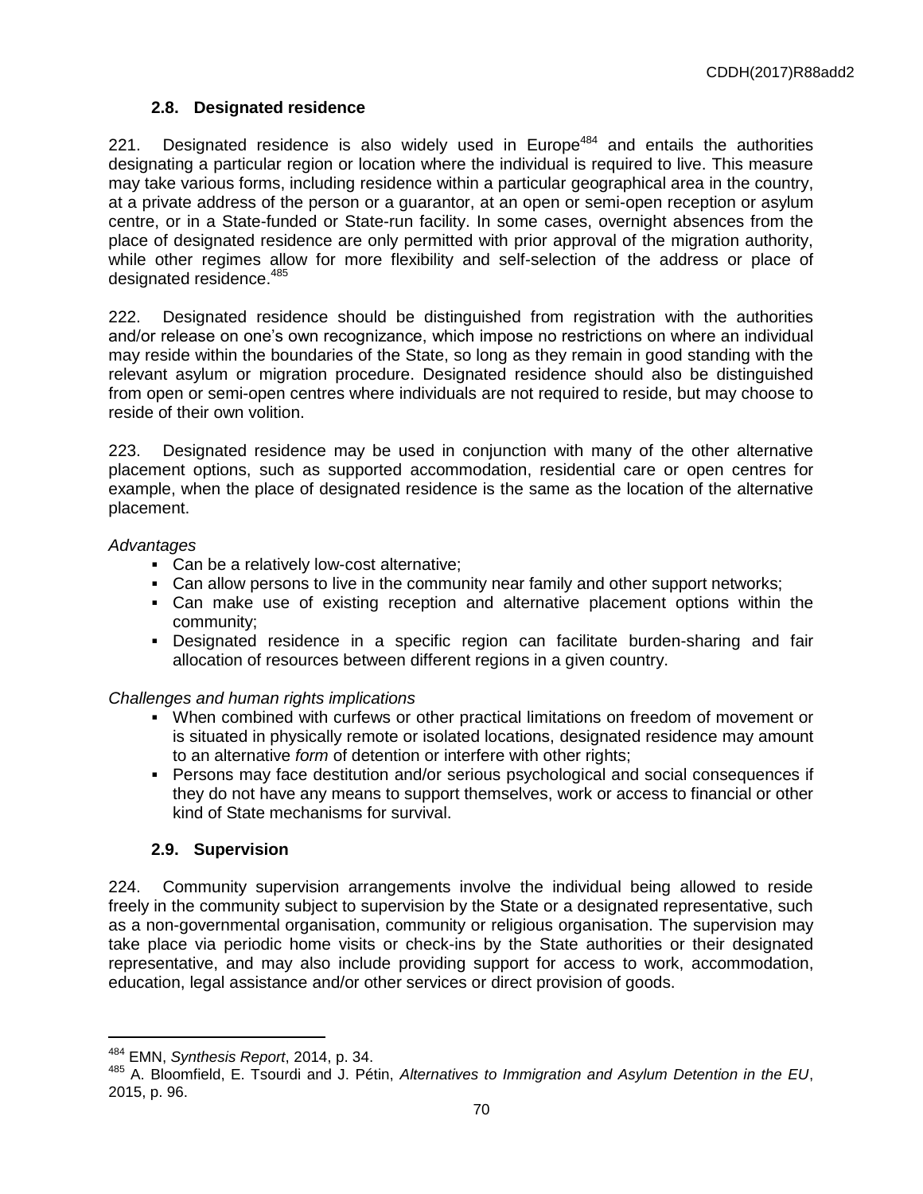### 2.8. Designated residence

221. Designated residence is also widely used in Europe[484] and entails the authorities designating a particular region or location where the individual is required to live. This measure may take various forms, including residence within a particular geographical area in the country, at a private address of the person or a guarantor, at an open or semi-open reception or asylum centre, or in a State-funded or State-run facility. In some cases, overnight absences from the place of designated residence are only permitted with prior approval of the migration authority, while other regimes allow for more flexibility and self-selection of the address or place of designated residence.[485]

222. Designated residence should be distinguished from registration with the authorities and/or release on one's own recognizance, which impose no restrictions on where an individual may reside within the boundaries of the State, so long as they remain in good standing with the relevant asylum or migration procedure. Designated residence should also be distinguished from open or semi-open centres where individuals are not required to reside, but may choose to reside of their own volition.

223. Designated residence may be used in conjunction with many of the other alternative placement options, such as supported accommodation, residential care or open centres for example, when the place of designated residence is the same as the location of the alternative placement.

*Advantages*

- Can be a relatively low-cost alternative;
- Can allow persons to live in the community near family and other support networks;
- Can make use of existing reception and alternative placement options within the community;
- Designated residence in a specific region can facilitate burden-sharing and fair allocation of resources between different regions in a given country.

*Challenges and human rights implications*

- When combined with curfews or other practical limitations on freedom of movement or is situated in physically remote or isolated locations, designated residence may amount to an alternative *form* of detention or interfere with other rights;
- Persons may face destitution and/or serious psychological and social consequences if they do not have any means to support themselves, work or access to financial or other kind of State mechanisms for survival.

### 2.9. Supervision

224. Community supervision arrangements involve the individual being allowed to reside freely in the community subject to supervision by the State or a designated representative, such as a non-governmental organisation, community or religious organisation. The supervision may take place via periodic home visits or check-ins by the State authorities or their designated representative, and may also include providing support for access to work, accommodation, education, legal assistance and/or other services or direct provision of goods.

---

[484] EMN, *Synthesis Report*, 2014, p. 34.

[485] A. Bloomfield, E. Tsourdi and J. Pétin, *Alternatives to Immigration and Asylum Detention in the EU*, 2015, p. 96.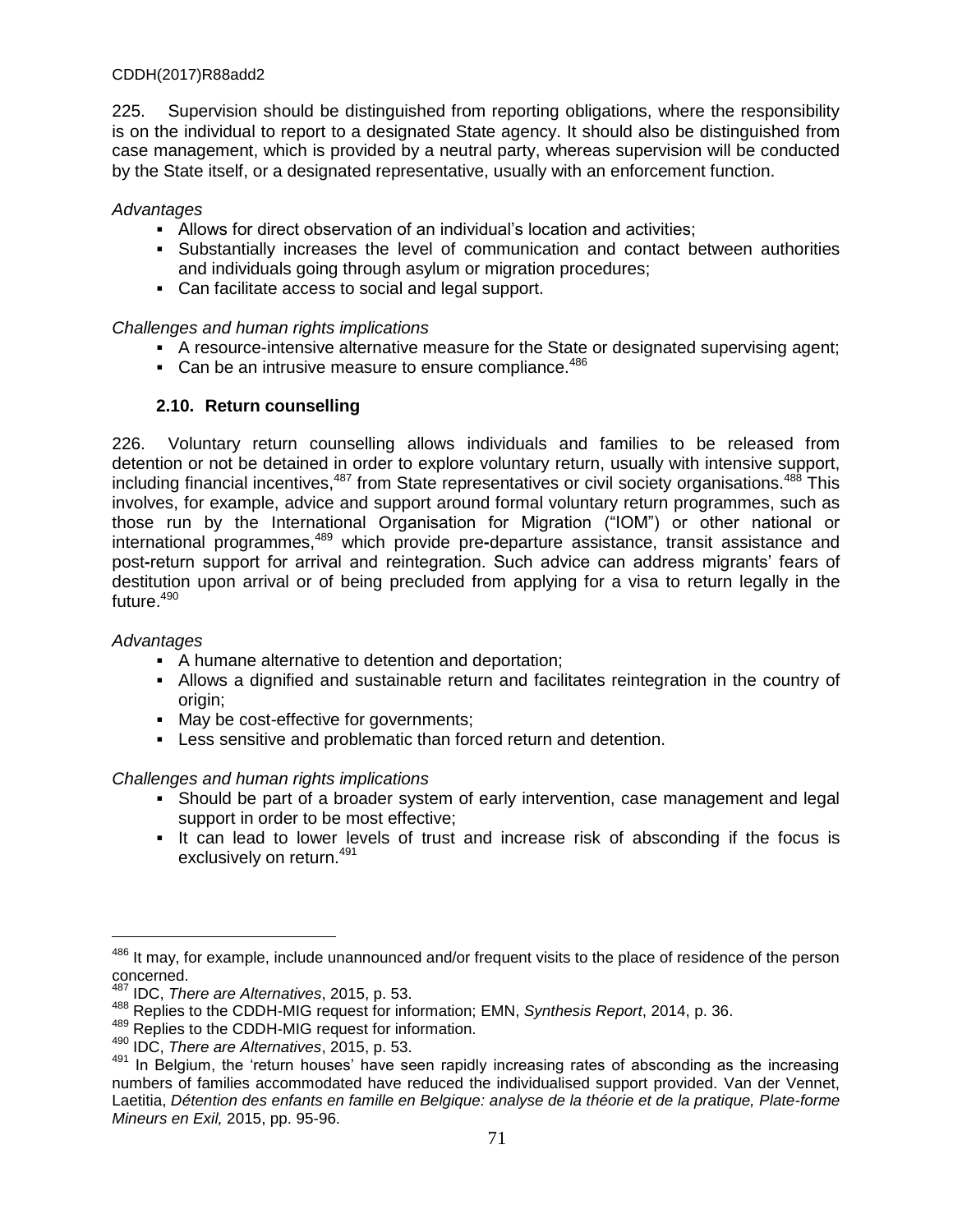225. Supervision should be distinguished from reporting obligations, where the responsibility is on the individual to report to a designated State agency. It should also be distinguished from case management, which is provided by a neutral party, whereas supervision will be conducted by the State itself, or a designated representative, usually with an enforcement function.

*Advantages*

- Allows for direct observation of an individual's location and activities;
- Substantially increases the level of communication and contact between authorities and individuals going through asylum or migration procedures;
- Can facilitate access to social and legal support.

*Challenges and human rights implications*

- A resource-intensive alternative measure for the State or designated supervising agent;
- Can be an intrusive measure to ensure compliance.[486]

### 2.10. Return counselling

226. Voluntary return counselling allows individuals and families to be released from detention or not be detained in order to explore voluntary return, usually with intensive support, including financial incentives,[487] from State representatives or civil society organisations.[488] This involves, for example, advice and support around formal voluntary return programmes, such as those run by the International Organisation for Migration ("IOM") or other national or international programmes,[489] which provide pre-departure assistance, transit assistance and post-return support for arrival and reintegration. Such advice can address migrants' fears of destitution upon arrival or of being precluded from applying for a visa to return legally in the future.[490]

*Advantages*

- A humane alternative to detention and deportation;
- Allows a dignified and sustainable return and facilitates reintegration in the country of origin;
- May be cost-effective for governments;
- Less sensitive and problematic than forced return and detention.

*Challenges and human rights implications*

- Should be part of a broader system of early intervention, case management and legal support in order to be most effective;
- It can lead to lower levels of trust and increase risk of absconding if the focus is exclusively on return.[491]

---

[486] It may, for example, include unannounced and/or frequent visits to the place of residence of the person concerned.

[487] IDC, *There are Alternatives*, 2015, p. 53.

[488] Replies to the CDDH-MIG request for information; EMN, *Synthesis Report*, 2014, p. 36.

[489] Replies to the CDDH-MIG request for information.

[490] IDC, *There are Alternatives*, 2015, p. 53.

[491] In Belgium, the 'return houses' have seen rapidly increasing rates of absconding as the increasing numbers of families accommodated have reduced the individualised support provided. Van der Vennet, Laetitia, *Détention des enfants en famille en Belgique: analyse de la théorie et de la pratique, Plate-forme Mineurs en Exil,* 2015, pp. 95-96.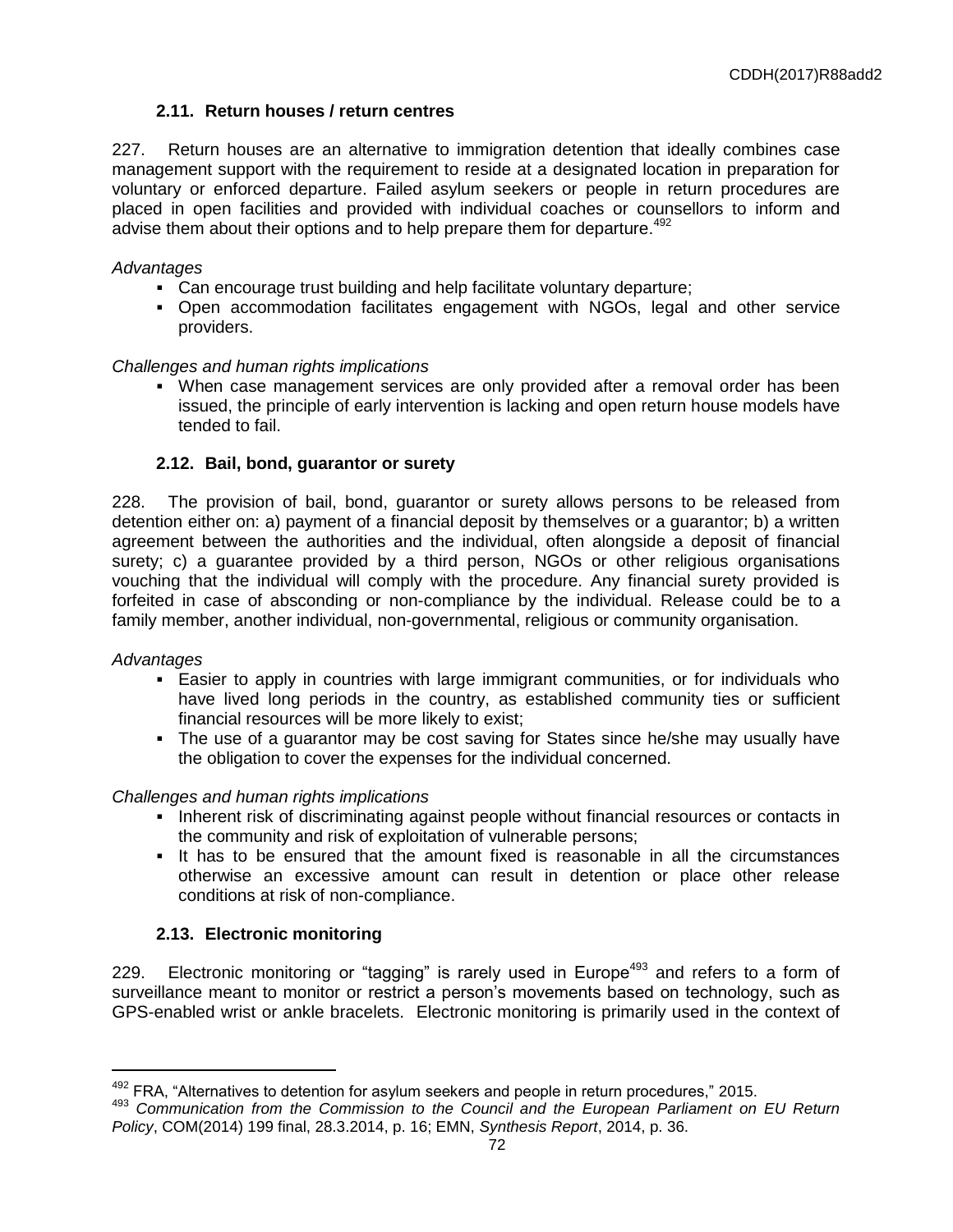### 2.11. Return houses / return centres

227. Return houses are an alternative to immigration detention that ideally combines case management support with the requirement to reside at a designated location in preparation for voluntary or enforced departure. Failed asylum seekers or people in return procedures are placed in open facilities and provided with individual coaches or counsellors to inform and advise them about their options and to help prepare them for departure.[492]

*Advantages*

- Can encourage trust building and help facilitate voluntary departure;
- Open accommodation facilitates engagement with NGOs, legal and other service providers.

*Challenges and human rights implications*

- When case management services are only provided after a removal order has been issued, the principle of early intervention is lacking and open return house models have tended to fail.

### 2.12. Bail, bond, guarantor or surety

228. The provision of bail, bond, guarantor or surety allows persons to be released from detention either on: a) payment of a financial deposit by themselves or a guarantor; b) a written agreement between the authorities and the individual, often alongside a deposit of financial surety; c) a guarantee provided by a third person, NGOs or other religious organisations vouching that the individual will comply with the procedure. Any financial surety provided is forfeited in case of absconding or non-compliance by the individual. Release could be to a family member, another individual, non-governmental, religious or community organisation.

*Advantages*

- Easier to apply in countries with large immigrant communities, or for individuals who have lived long periods in the country, as established community ties or sufficient financial resources will be more likely to exist;
- The use of a guarantor may be cost saving for States since he/she may usually have the obligation to cover the expenses for the individual concerned.

*Challenges and human rights implications*

- Inherent risk of discriminating against people without financial resources or contacts in the community and risk of exploitation of vulnerable persons;
- It has to be ensured that the amount fixed is reasonable in all the circumstances otherwise an excessive amount can result in detention or place other release conditions at risk of non-compliance.

### 2.13. Electronic monitoring

229. Electronic monitoring or "tagging" is rarely used in Europe[493] and refers to a form of surveillance meant to monitor or restrict a person's movements based on technology, such as GPS-enabled wrist or ankle bracelets. Electronic monitoring is primarily used in the context of

---

[492] FRA, "Alternatives to detention for asylum seekers and people in return procedures," 2015.

[493] *Communication from the Commission to the Council and the European Parliament on EU Return Policy*, COM(2014) 199 final, 28.3.2014, p. 16; EMN, *Synthesis Report*, 2014, p. 36.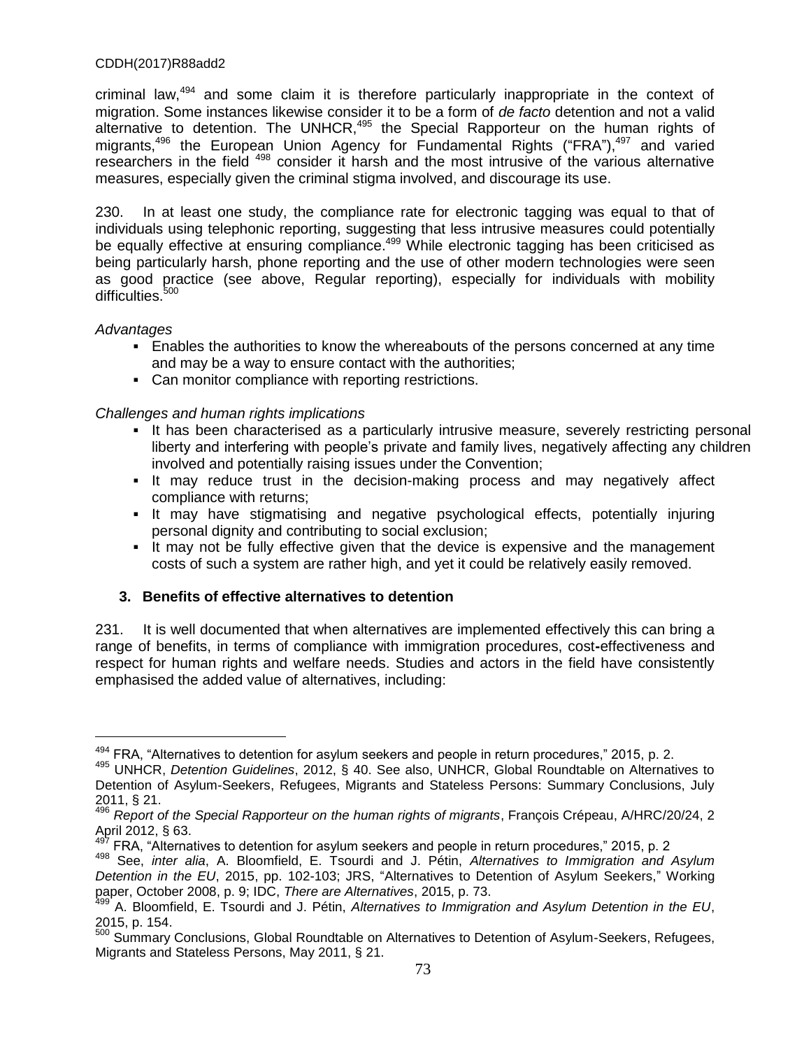criminal law,[494] and some claim it is therefore particularly inappropriate in the context of migration. Some instances likewise consider it to be a form of *de facto* detention and not a valid alternative to detention. The UNHCR,[495] the Special Rapporteur on the human rights of migrants,[496] the European Union Agency for Fundamental Rights ("FRA"),[497] and varied researchers in the field [498] consider it harsh and the most intrusive of the various alternative measures, especially given the criminal stigma involved, and discourage its use.

230. In at least one study, the compliance rate for electronic tagging was equal to that of individuals using telephonic reporting, suggesting that less intrusive measures could potentially be equally effective at ensuring compliance.[499] While electronic tagging has been criticised as being particularly harsh, phone reporting and the use of other modern technologies were seen as good practice (see above, Regular reporting), especially for individuals with mobility difficulties.[500]

*Advantages*

- Enables the authorities to know the whereabouts of the persons concerned at any time and may be a way to ensure contact with the authorities;
- Can monitor compliance with reporting restrictions.

*Challenges and human rights implications*

- It has been characterised as a particularly intrusive measure, severely restricting personal liberty and interfering with people's private and family lives, negatively affecting any children involved and potentially raising issues under the Convention;
- It may reduce trust in the decision-making process and may negatively affect compliance with returns;
- It may have stigmatising and negative psychological effects, potentially injuring personal dignity and contributing to social exclusion;
- It may not be fully effective given that the device is expensive and the management costs of such a system are rather high, and yet it could be relatively easily removed.

### 3. Benefits of effective alternatives to detention

231. It is well documented that when alternatives are implemented effectively this can bring a range of benefits, in terms of compliance with immigration procedures, cost-effectiveness and respect for human rights and welfare needs. Studies and actors in the field have consistently emphasised the added value of alternatives, including:

---

[494] FRA, "Alternatives to detention for asylum seekers and people in return procedures," 2015, p. 2.

[495] UNHCR, *Detention Guidelines*, 2012, § 40. See also, UNHCR, Global Roundtable on Alternatives to Detention of Asylum-Seekers, Refugees, Migrants and Stateless Persons: Summary Conclusions, July 2011, § 21.

[496] *Report of the Special Rapporteur on the human rights of migrants*, François Crépeau, A/HRC/20/24, 2 April 2012, § 63.

[497] FRA, "Alternatives to detention for asylum seekers and people in return procedures," 2015, p. 2

[498] See, *inter alia*, A. Bloomfield, E. Tsourdi and J. Pétin, *Alternatives to Immigration and Asylum Detention in the EU*, 2015, pp. 102-103; JRS, "Alternatives to Detention of Asylum Seekers," Working paper, October 2008, p. 9; IDC, *There are Alternatives*, 2015, p. 73.

[499] A. Bloomfield, E. Tsourdi and J. Pétin, *Alternatives to Immigration and Asylum Detention in the EU*, 2015, p. 154.

[500] Summary Conclusions, Global Roundtable on Alternatives to Detention of Asylum-Seekers, Refugees, Migrants and Stateless Persons, May 2011, § 21.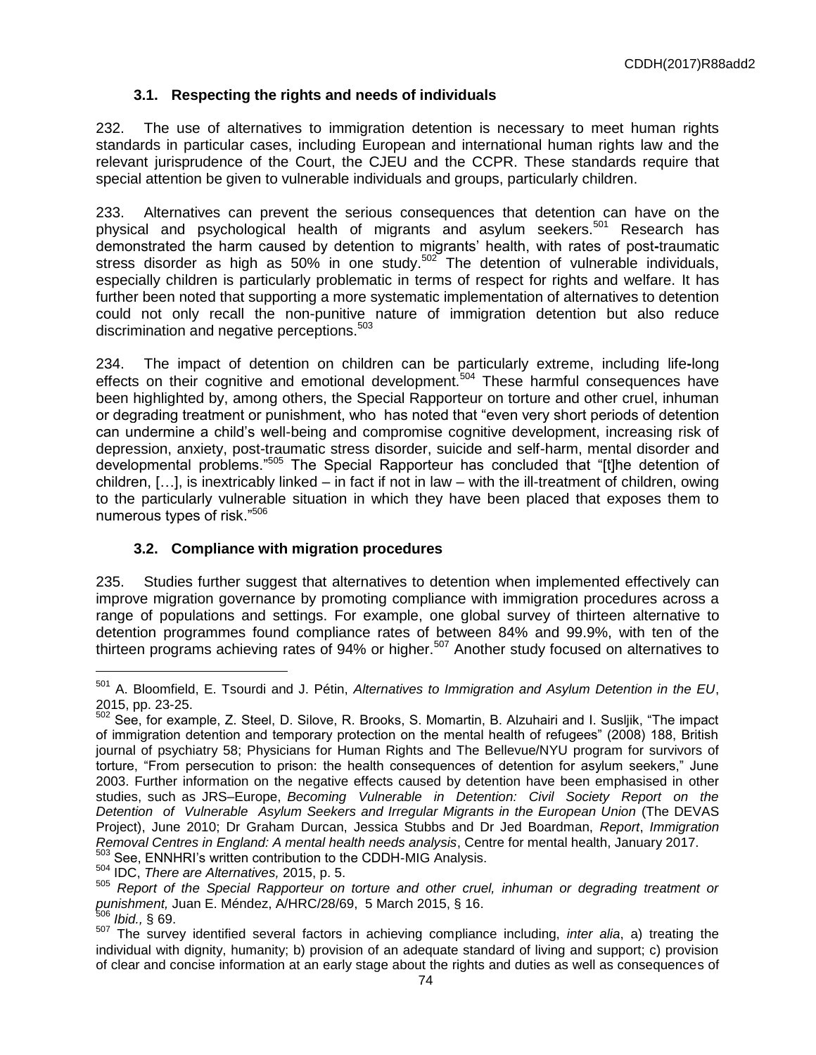### 3.1. Respecting the rights and needs of individuals

232. The use of alternatives to immigration detention is necessary to meet human rights standards in particular cases, including European and international human rights law and the relevant jurisprudence of the Court, the CJEU and the CCPR. These standards require that special attention be given to vulnerable individuals and groups, particularly children.

233. Alternatives can prevent the serious consequences that detention can have on the physical and psychological health of migrants and asylum seekers.[501] Research has demonstrated the harm caused by detention to migrants' health, with rates of post-traumatic stress disorder as high as 50% in one study.[502] The detention of vulnerable individuals, especially children is particularly problematic in terms of respect for rights and welfare. It has further been noted that supporting a more systematic implementation of alternatives to detention could not only recall the non-punitive nature of immigration detention but also reduce discrimination and negative perceptions.[503]

234. The impact of detention on children can be particularly extreme, including life-long effects on their cognitive and emotional development.[504] These harmful consequences have been highlighted by, among others, the Special Rapporteur on torture and other cruel, inhuman or degrading treatment or punishment, who has noted that "even very short periods of detention can undermine a child's well-being and compromise cognitive development, increasing risk of depression, anxiety, post-traumatic stress disorder, suicide and self-harm, mental disorder and developmental problems."[505] The Special Rapporteur has concluded that "[t]he detention of children, […], is inextricably linked – in fact if not in law – with the ill-treatment of children, owing to the particularly vulnerable situation in which they have been placed that exposes them to numerous types of risk."[506]

### 3.2. Compliance with migration procedures

235. Studies further suggest that alternatives to detention when implemented effectively can improve migration governance by promoting compliance with immigration procedures across a range of populations and settings. For example, one global survey of thirteen alternative to detention programmes found compliance rates of between 84% and 99.9%, with ten of the thirteen programs achieving rates of 94% or higher.[507] Another study focused on alternatives to

---

[501] A. Bloomfield, E. Tsourdi and J. Pétin, *Alternatives to Immigration and Asylum Detention in the EU*, 2015, pp. 23-25.

[502] See, for example, Z. Steel, D. Silove, R. Brooks, S. Momartin, B. Alzuhairi and I. Susljik, "The impact of immigration detention and temporary protection on the mental health of refugees" (2008) 188, British journal of psychiatry 58; Physicians for Human Rights and The Bellevue/NYU program for survivors of torture, "From persecution to prison: the health consequences of detention for asylum seekers," June 2003. Further information on the negative effects caused by detention have been emphasised in other studies, such as JRS–Europe, *Becoming Vulnerable in Detention: Civil Society Report on the Detention of Vulnerable Asylum Seekers and Irregular Migrants in the European Union* (The DEVAS Project), June 2010; Dr Graham Durcan, Jessica Stubbs and Dr Jed Boardman, *Report*, *Immigration Removal Centres in England: A mental health needs analysis*, Centre for mental health, January 2017.

[503] See, ENNHRI's written contribution to the CDDH-MIG Analysis.

[504] IDC, *There are Alternatives,* 2015, p. 5.

[505] *Report of the Special Rapporteur on torture and other cruel, inhuman or degrading treatment or punishment,* Juan E. Méndez, A/HRC/28/69, 5 March 2015, § 16.

[506] *Ibid.,* § 69.

[507] The survey identified several factors in achieving compliance including, *inter alia*, a) treating the individual with dignity, humanity; b) provision of an adequate standard of living and support; c) provision of clear and concise information at an early stage about the rights and duties as well as consequences of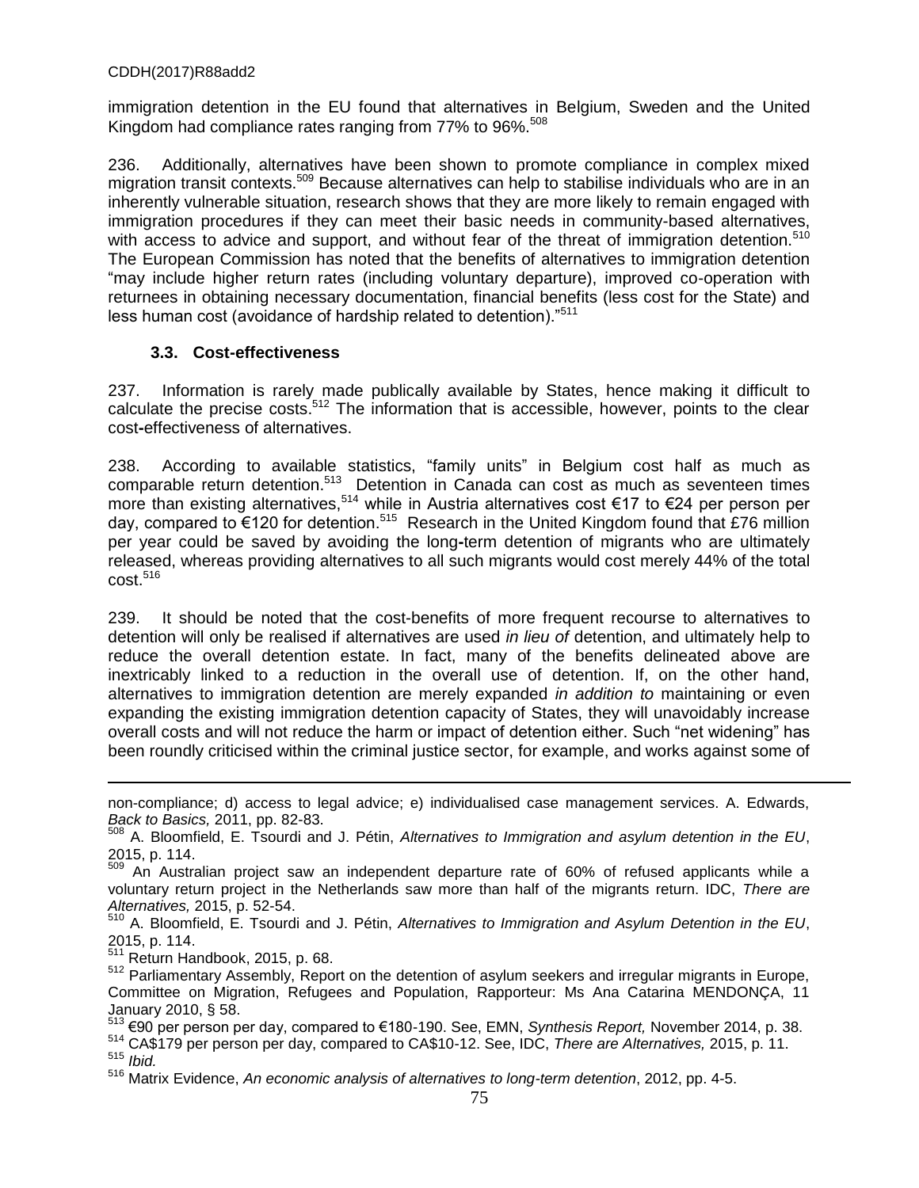immigration detention in the EU found that alternatives in Belgium, Sweden and the United Kingdom had compliance rates ranging from 77% to 96%.[508]

236. Additionally, alternatives have been shown to promote compliance in complex mixed migration transit contexts.[509] Because alternatives can help to stabilise individuals who are in an inherently vulnerable situation, research shows that they are more likely to remain engaged with immigration procedures if they can meet their basic needs in community-based alternatives, with access to advice and support, and without fear of the threat of immigration detention.[510] The European Commission has noted that the benefits of alternatives to immigration detention "may include higher return rates (including voluntary departure), improved co-operation with returnees in obtaining necessary documentation, financial benefits (less cost for the State) and less human cost (avoidance of hardship related to detention)."[511]

### 3.3. Cost-effectiveness

237. Information is rarely made publically available by States, hence making it difficult to calculate the precise costs.[512] The information that is accessible, however, points to the clear cost-effectiveness of alternatives.

238. According to available statistics, "family units" in Belgium cost half as much as comparable return detention.[513] Detention in Canada can cost as much as seventeen times more than existing alternatives,[514] while in Austria alternatives cost €17 to €24 per person per day, compared to €120 for detention.[515] Research in the United Kingdom found that £76 million per year could be saved by avoiding the long-term detention of migrants who are ultimately released, whereas providing alternatives to all such migrants would cost merely 44% of the total cost.[516]

239. It should be noted that the cost-benefits of more frequent recourse to alternatives to detention will only be realised if alternatives are used *in lieu of* detention, and ultimately help to reduce the overall detention estate. In fact, many of the benefits delineated above are inextricably linked to a reduction in the overall use of detention. If, on the other hand, alternatives to immigration detention are merely expanded *in addition to* maintaining or even expanding the existing immigration detention capacity of States, they will unavoidably increase overall costs and will not reduce the harm or impact of detention either. Such "net widening" has been roundly criticised within the criminal justice sector, for example, and works against some of

---

non-compliance; d) access to legal advice; e) individualised case management services. A. Edwards, *Back to Basics,* 2011, pp. 82-83.

[508] A. Bloomfield, E. Tsourdi and J. Pétin, *Alternatives to Immigration and asylum detention in the EU*, 2015, p. 114.

[509] An Australian project saw an independent departure rate of 60% of refused applicants while a voluntary return project in the Netherlands saw more than half of the migrants return. IDC, *There are Alternatives,* 2015, p. 52-54.

[510] A. Bloomfield, E. Tsourdi and J. Pétin, *Alternatives to Immigration and Asylum Detention in the EU*, 2015, p. 114.

[511] Return Handbook, 2015, p. 68.

[512] Parliamentary Assembly, Report on the detention of asylum seekers and irregular migrants in Europe, Committee on Migration, Refugees and Population, Rapporteur: Ms Ana Catarina MENDONÇA, 11 January 2010, § 58.

[513] €90 per person per day, compared to €180-190. See, EMN, *Synthesis Report,* November 2014, p. 38.

[514] CA$179 per person per day, compared to CA$10-12. See, IDC, *There are Alternatives,* 2015, p. 11.

[515] *Ibid.*

[516] Matrix Evidence, *An economic analysis of alternatives to long-term detention*, 2012, pp. 4-5.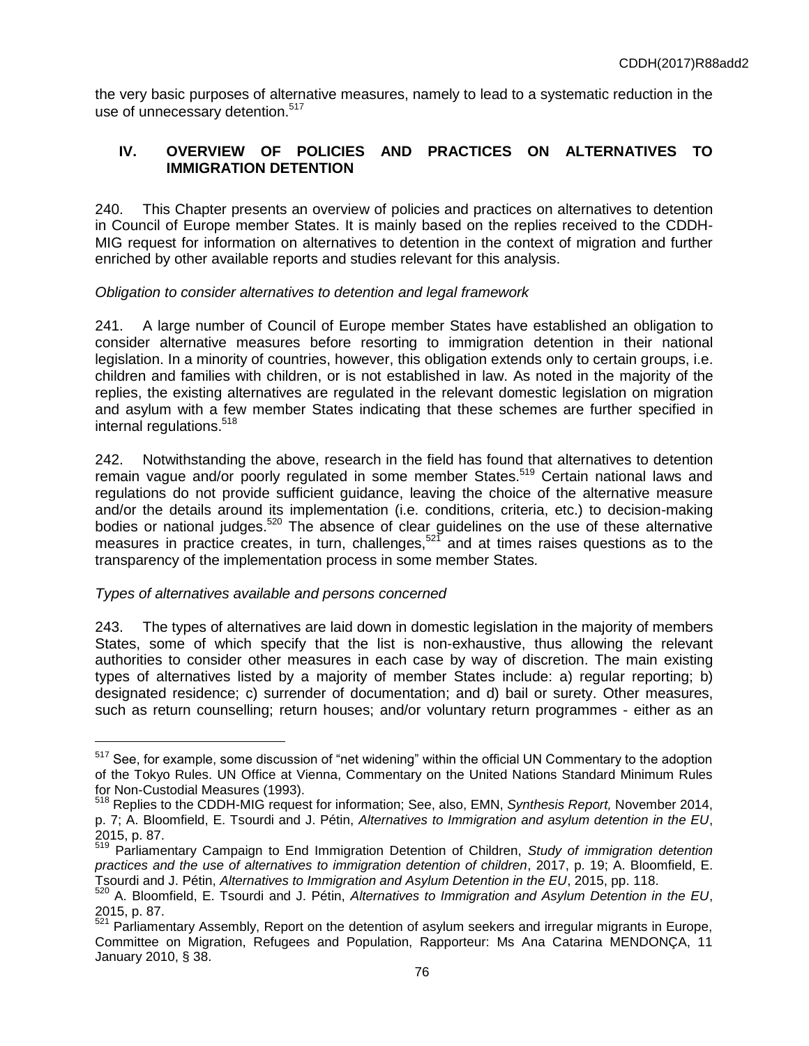the very basic purposes of alternative measures, namely to lead to a systematic reduction in the use of unnecessary detention.[517]

## IV. OVERVIEW OF POLICIES AND PRACTICES ON ALTERNATIVES TO IMMIGRATION DETENTION

240. This Chapter presents an overview of policies and practices on alternatives to detention in Council of Europe member States. It is mainly based on the replies received to the CDDH-MIG request for information on alternatives to detention in the context of migration and further enriched by other available reports and studies relevant for this analysis.

*Obligation to consider alternatives to detention and legal framework*

241. A large number of Council of Europe member States have established an obligation to consider alternative measures before resorting to immigration detention in their national legislation. In a minority of countries, however, this obligation extends only to certain groups, i.e. children and families with children, or is not established in law. As noted in the majority of the replies, the existing alternatives are regulated in the relevant domestic legislation on migration and asylum with a few member States indicating that these schemes are further specified in internal regulations.[518]

242. Notwithstanding the above, research in the field has found that alternatives to detention remain vague and/or poorly regulated in some member States.[519] Certain national laws and regulations do not provide sufficient guidance, leaving the choice of the alternative measure and/or the details around its implementation (i.e. conditions, criteria, etc.) to decision-making bodies or national judges.[520] The absence of clear guidelines on the use of these alternative measures in practice creates, in turn, challenges,[521] and at times raises questions as to the transparency of the implementation process in some member States.

*Types of alternatives available and persons concerned*

243. The types of alternatives are laid down in domestic legislation in the majority of members States, some of which specify that the list is non-exhaustive, thus allowing the relevant authorities to consider other measures in each case by way of discretion. The main existing types of alternatives listed by a majority of member States include: a) regular reporting; b) designated residence; c) surrender of documentation; and d) bail or surety. Other measures, such as return counselling; return houses; and/or voluntary return programmes - either as an

---

[517] See, for example, some discussion of "net widening" within the official UN Commentary to the adoption of the Tokyo Rules. UN Office at Vienna, Commentary on the United Nations Standard Minimum Rules for Non-Custodial Measures (1993).

[518] Replies to the CDDH-MIG request for information; See, also, EMN, *Synthesis Report,* November 2014, p. 7; A. Bloomfield, E. Tsourdi and J. Pétin, *Alternatives to Immigration and asylum detention in the EU*, 2015, p. 87.

[519] Parliamentary Campaign to End Immigration Detention of Children, *Study of immigration detention practices and the use of alternatives to immigration detention of children*, 2017, p. 19; A. Bloomfield, E. Tsourdi and J. Pétin, *Alternatives to Immigration and Asylum Detention in the EU*, 2015, pp. 118.

[520] A. Bloomfield, E. Tsourdi and J. Pétin, *Alternatives to Immigration and Asylum Detention in the EU*, 2015, p. 87.

[521] Parliamentary Assembly, Report on the detention of asylum seekers and irregular migrants in Europe, Committee on Migration, Refugees and Population, Rapporteur: Ms Ana Catarina MENDONÇA, 11 January 2010, § 38.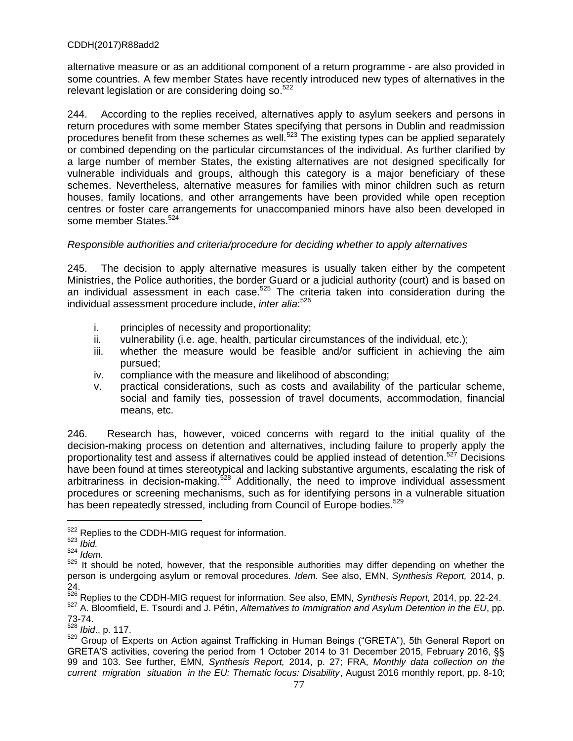alternative measure or as an additional component of a return programme - are also provided in some countries. A few member States have recently introduced new types of alternatives in the relevant legislation or are considering doing so.[522]

244. According to the replies received, alternatives apply to asylum seekers and persons in return procedures with some member States specifying that persons in Dublin and readmission procedures benefit from these schemes as well.[523] The existing types can be applied separately or combined depending on the particular circumstances of the individual. As further clarified by a large number of member States, the existing alternatives are not designed specifically for vulnerable individuals and groups, although this category is a major beneficiary of these schemes. Nevertheless, alternative measures for families with minor children such as return houses, family locations, and other arrangements have been provided while open reception centres or foster care arrangements for unaccompanied minors have also been developed in some member States.[524]

*Responsible authorities and criteria/procedure for deciding whether to apply alternatives*

245. The decision to apply alternative measures is usually taken either by the competent Ministries, the Police authorities, the border Guard or a judicial authority (court) and is based on an individual assessment in each case.[525] The criteria taken into consideration during the individual assessment procedure include, *inter alia*:[526]

i. principles of necessity and proportionality;
ii. vulnerability (i.e. age, health, particular circumstances of the individual, etc.);
iii. whether the measure would be feasible and/or sufficient in achieving the aim pursued;
iv. compliance with the measure and likelihood of absconding;
v. practical considerations, such as costs and availability of the particular scheme, social and family ties, possession of travel documents, accommodation, financial means, etc.

246. Research has, however, voiced concerns with regard to the initial quality of the decision-making process on detention and alternatives, including failure to properly apply the proportionality test and assess if alternatives could be applied instead of detention.[527] Decisions have been found at times stereotypical and lacking substantive arguments, escalating the risk of arbitrariness in decision-making.[528] Additionally, the need to improve individual assessment procedures or screening mechanisms, such as for identifying persons in a vulnerable situation has been repeatedly stressed, including from Council of Europe bodies.[529]

---

[522] Replies to the CDDH-MIG request for information.

[523] *Ibid.*

[524] *Idem.*

[525] It should be noted, however, that the responsible authorities may differ depending on whether the person is undergoing asylum or removal procedures. *Idem.* See also, EMN, *Synthesis Report,* 2014, p. 24.

[526] Replies to the CDDH-MIG request for information. See also, EMN, *Synthesis Report,* 2014, pp. 22-24.

[527] A. Bloomfield, E. Tsourdi and J. Pétin, *Alternatives to Immigration and Asylum Detention in the EU*, pp. 73-74.

[528] *Ibid*., p. 117.

[529] Group of Experts on Action against Trafficking in Human Beings ("GRETA"), 5th General Report on GRETA'S activities, covering the period from 1 October 2014 to 31 December 2015, February 2016, §§ 99 and 103. See further, EMN, *Synthesis Report,* 2014, p. 27; FRA, *Monthly data collection on the current migration situation in the EU: Thematic focus: Disability*, August 2016 monthly report, pp. 8-10;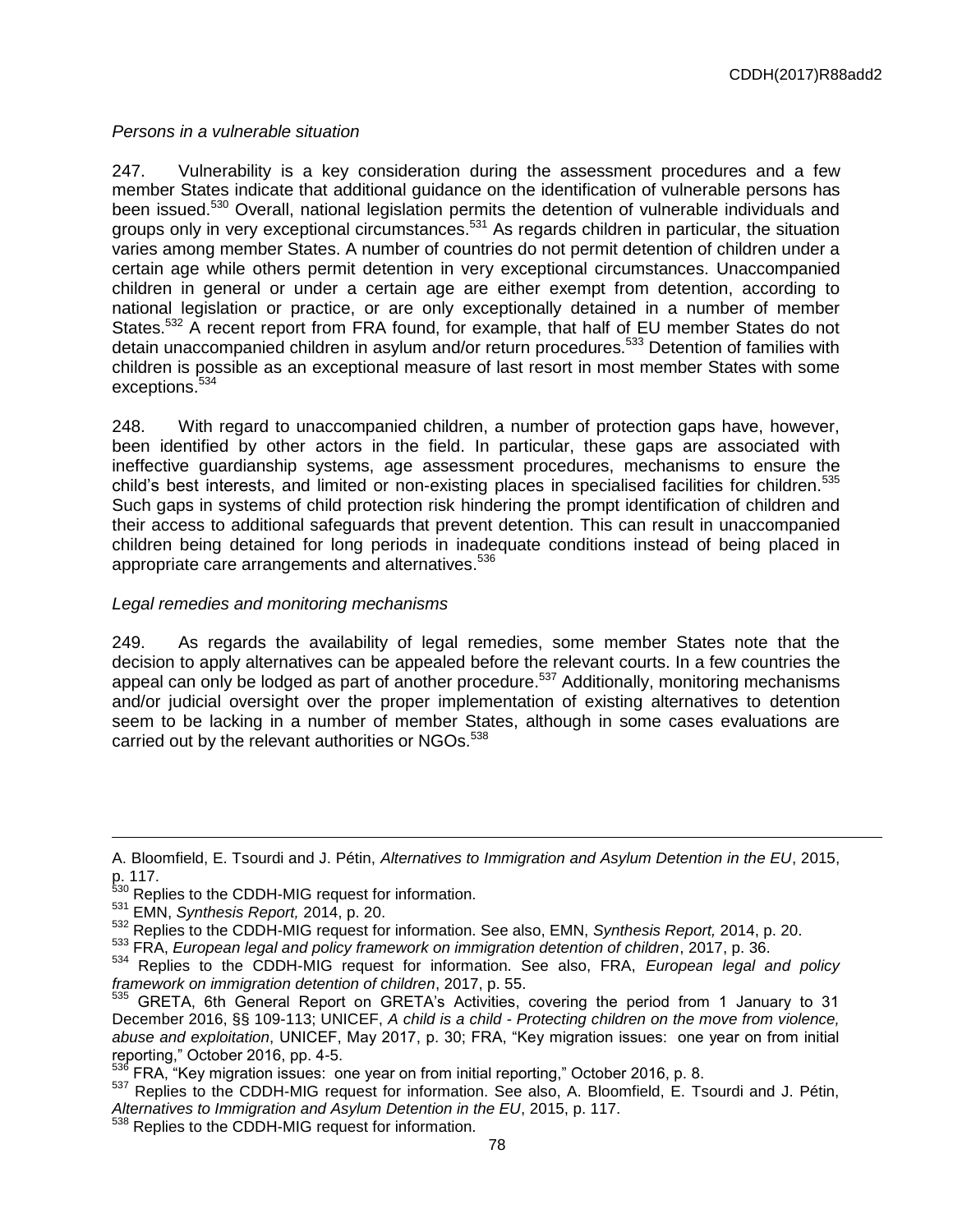*Persons in a vulnerable situation*

247. Vulnerability is a key consideration during the assessment procedures and a few member States indicate that additional guidance on the identification of vulnerable persons has been issued.[530] Overall, national legislation permits the detention of vulnerable individuals and groups only in very exceptional circumstances.[531] As regards children in particular, the situation varies among member States. A number of countries do not permit detention of children under a certain age while others permit detention in very exceptional circumstances. Unaccompanied children in general or under a certain age are either exempt from detention, according to national legislation or practice, or are only exceptionally detained in a number of member States.[532] A recent report from FRA found, for example, that half of EU member States do not detain unaccompanied children in asylum and/or return procedures.[533] Detention of families with children is possible as an exceptional measure of last resort in most member States with some exceptions.[534]

248. With regard to unaccompanied children, a number of protection gaps have, however, been identified by other actors in the field. In particular, these gaps are associated with ineffective guardianship systems, age assessment procedures, mechanisms to ensure the child's best interests, and limited or non-existing places in specialised facilities for children.[535] Such gaps in systems of child protection risk hindering the prompt identification of children and their access to additional safeguards that prevent detention. This can result in unaccompanied children being detained for long periods in inadequate conditions instead of being placed in appropriate care arrangements and alternatives.[536]

*Legal remedies and monitoring mechanisms*

249. As regards the availability of legal remedies, some member States note that the decision to apply alternatives can be appealed before the relevant courts. In a few countries the appeal can only be lodged as part of another procedure.[537] Additionally, monitoring mechanisms and/or judicial oversight over the proper implementation of existing alternatives to detention seem to be lacking in a number of member States, although in some cases evaluations are carried out by the relevant authorities or NGOs.[538]

---

A. Bloomfield, E. Tsourdi and J. Pétin, *Alternatives to Immigration and Asylum Detention in the EU*, 2015, p. 117.

[530] Replies to the CDDH-MIG request for information.

[531] EMN, *Synthesis Report,* 2014, p. 20.

[532] Replies to the CDDH-MIG request for information. See also, EMN, *Synthesis Report,* 2014, p. 20.

[533] FRA, *European legal and policy framework on immigration detention of children*, 2017, p. 36.

[534] Replies to the CDDH-MIG request for information. See also, FRA, *European legal and policy framework on immigration detention of children*, 2017, p. 55.

[535] GRETA, 6th General Report on GRETA's Activities, covering the period from 1 January to 31 December 2016, §§ 109-113; UNICEF, *A child is a child - Protecting children on the move from violence, abuse and exploitation*, UNICEF, May 2017, p. 30; FRA, "Key migration issues: one year on from initial reporting," October 2016, pp. 4-5.

[536] FRA, "Key migration issues: one year on from initial reporting," October 2016, p. 8.

[537] Replies to the CDDH-MIG request for information. See also, A. Bloomfield, E. Tsourdi and J. Pétin, *Alternatives to Immigration and Asylum Detention in the EU*, 2015, p. 117.

[538] Replies to the CDDH-MIG request for information.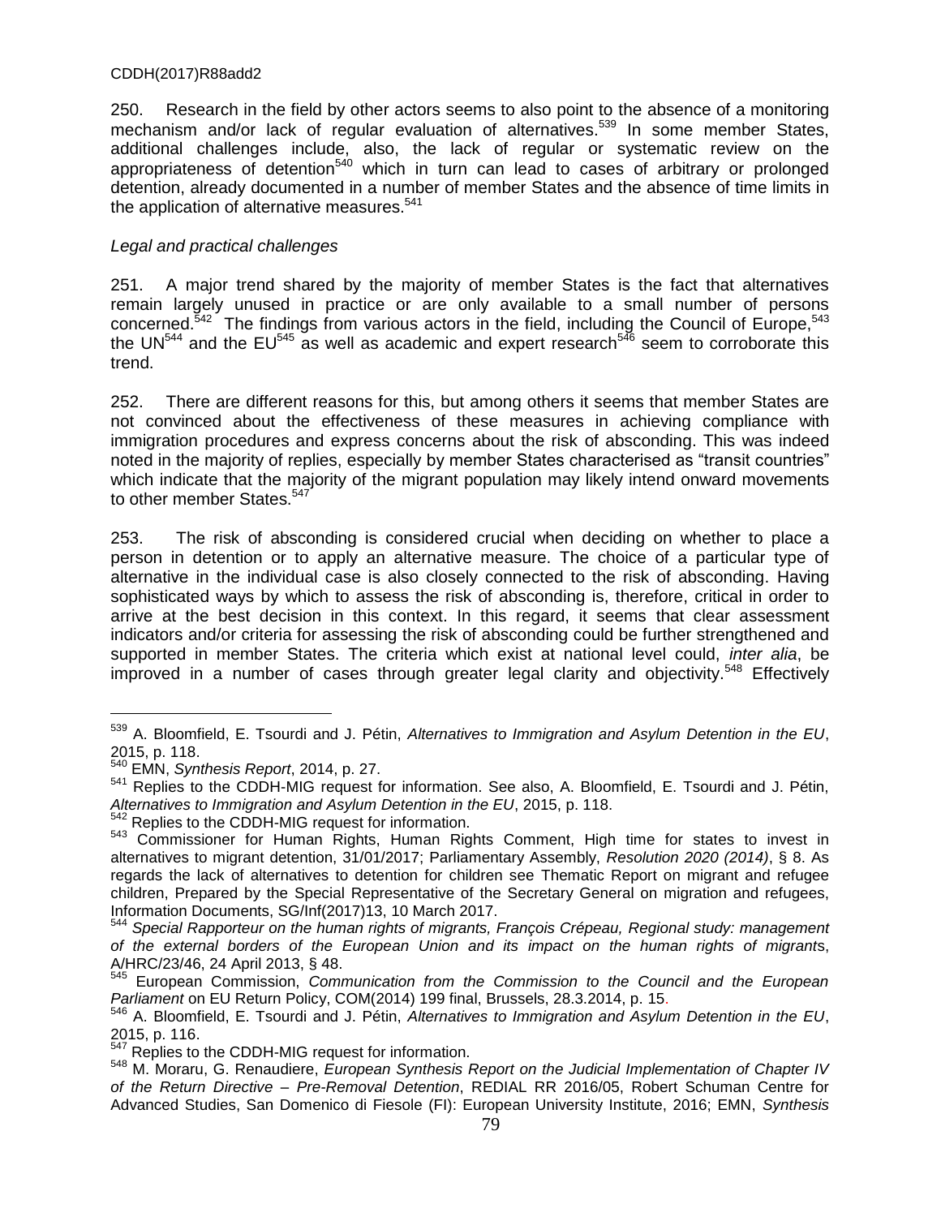250. Research in the field by other actors seems to also point to the absence of a monitoring mechanism and/or lack of regular evaluation of alternatives.[539] In some member States, additional challenges include, also, the lack of regular or systematic review on the appropriateness of detention[540] which in turn can lead to cases of arbitrary or prolonged detention, already documented in a number of member States and the absence of time limits in the application of alternative measures.[541]

*Legal and practical challenges*

251. A major trend shared by the majority of member States is the fact that alternatives remain largely unused in practice or are only available to a small number of persons concerned.[542] The findings from various actors in the field, including the Council of Europe,[543] the UN[544] and the EU[545] as well as academic and expert research[546] seem to corroborate this trend.

252. There are different reasons for this, but among others it seems that member States are not convinced about the effectiveness of these measures in achieving compliance with immigration procedures and express concerns about the risk of absconding. This was indeed noted in the majority of replies, especially by member States characterised as "transit countries" which indicate that the majority of the migrant population may likely intend onward movements to other member States.[547]

253. The risk of absconding is considered crucial when deciding on whether to place a person in detention or to apply an alternative measure. The choice of a particular type of alternative in the individual case is also closely connected to the risk of absconding. Having sophisticated ways by which to assess the risk of absconding is, therefore, critical in order to arrive at the best decision in this context. In this regard, it seems that clear assessment indicators and/or criteria for assessing the risk of absconding could be further strengthened and supported in member States. The criteria which exist at national level could, *inter alia*, be improved in a number of cases through greater legal clarity and objectivity.[548] Effectively

---

[539] A. Bloomfield, E. Tsourdi and J. Pétin, *Alternatives to Immigration and Asylum Detention in the EU*, 2015, p. 118.

[540] EMN, *Synthesis Report*, 2014, p. 27.

[541] Replies to the CDDH-MIG request for information. See also, A. Bloomfield, E. Tsourdi and J. Pétin, *Alternatives to Immigration and Asylum Detention in the EU*, 2015, p. 118.

[542] Replies to the CDDH-MIG request for information.

[543] Commissioner for Human Rights, Human Rights Comment, High time for states to invest in alternatives to migrant detention, 31/01/2017; Parliamentary Assembly, *Resolution 2020 (2014)*, § 8. As regards the lack of alternatives to detention for children see Thematic Report on migrant and refugee children, Prepared by the Special Representative of the Secretary General on migration and refugees, Information Documents, SG/Inf(2017)13, 10 March 2017.

[544] *Special Rapporteur on the human rights of migrants, François Crépeau, Regional study: management of the external borders of the European Union and its impact on the human rights of migrant*s, A/HRC/23/46, 24 April 2013, § 48.

[545] European Commission, *Communication from the Commission to the Council and the European Parliament* on EU Return Policy, COM(2014) 199 final, Brussels, 28.3.2014, p. 15.

[546] A. Bloomfield, E. Tsourdi and J. Pétin, *Alternatives to Immigration and Asylum Detention in the EU*, 2015, p. 116.

[547] Replies to the CDDH-MIG request for information.

[548] M. Moraru, G. Renaudiere, *European Synthesis Report on the Judicial Implementation of Chapter IV of the Return Directive – Pre-Removal Detention*, REDIAL RR 2016/05, Robert Schuman Centre for Advanced Studies, San Domenico di Fiesole (FI): European University Institute, 2016; EMN, *Synthesis*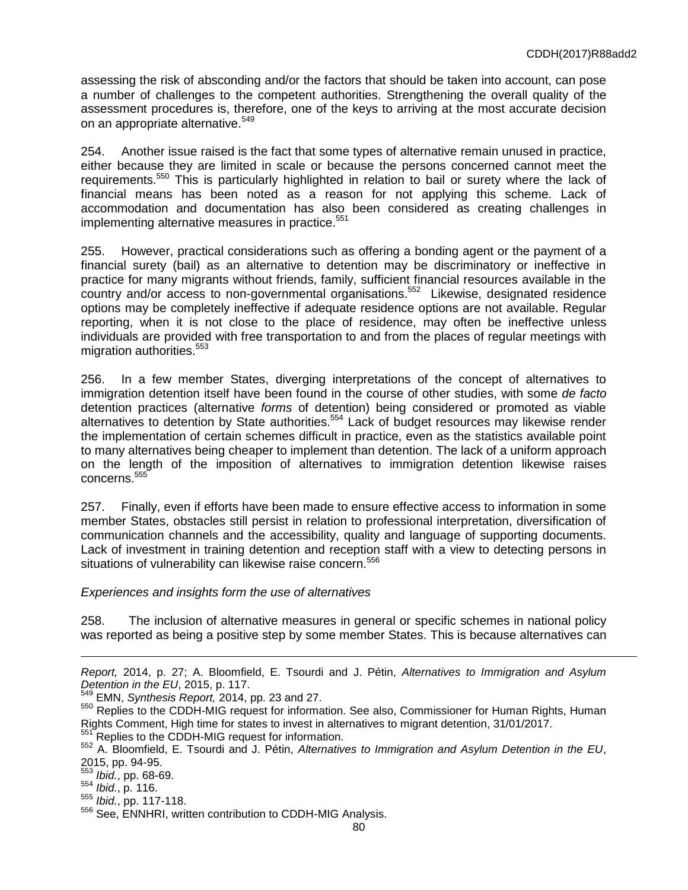assessing the risk of absconding and/or the factors that should be taken into account, can pose a number of challenges to the competent authorities. Strengthening the overall quality of the assessment procedures is, therefore, one of the keys to arriving at the most accurate decision on an appropriate alternative.[549]

254. Another issue raised is the fact that some types of alternative remain unused in practice, either because they are limited in scale or because the persons concerned cannot meet the requirements.[550] This is particularly highlighted in relation to bail or surety where the lack of financial means has been noted as a reason for not applying this scheme. Lack of accommodation and documentation has also been considered as creating challenges in implementing alternative measures in practice.[551]

255. However, practical considerations such as offering a bonding agent or the payment of a financial surety (bail) as an alternative to detention may be discriminatory or ineffective in practice for many migrants without friends, family, sufficient financial resources available in the country and/or access to non-governmental organisations.[552] Likewise, designated residence options may be completely ineffective if adequate residence options are not available. Regular reporting, when it is not close to the place of residence, may often be ineffective unless individuals are provided with free transportation to and from the places of regular meetings with migration authorities.[553]

256. In a few member States, diverging interpretations of the concept of alternatives to immigration detention itself have been found in the course of other studies, with some *de facto* detention practices (alternative *forms* of detention) being considered or promoted as viable alternatives to detention by State authorities.[554] Lack of budget resources may likewise render the implementation of certain schemes difficult in practice, even as the statistics available point to many alternatives being cheaper to implement than detention. The lack of a uniform approach on the length of the imposition of alternatives to immigration detention likewise raises concerns.[555]

257. Finally, even if efforts have been made to ensure effective access to information in some member States, obstacles still persist in relation to professional interpretation, diversification of communication channels and the accessibility, quality and language of supporting documents. Lack of investment in training detention and reception staff with a view to detecting persons in situations of vulnerability can likewise raise concern.[556]

*Experiences and insights form the use of alternatives*

258. The inclusion of alternative measures in general or specific schemes in national policy was reported as being a positive step by some member States. This is because alternatives can

---

*Report,* 2014, p. 27; A. Bloomfield, E. Tsourdi and J. Pétin, *Alternatives to Immigration and Asylum Detention in the EU*, 2015, p. 117.

[549] EMN, *Synthesis Report,* 2014, pp. 23 and 27.

[550] Replies to the CDDH-MIG request for information. See also, Commissioner for Human Rights, Human Rights Comment, High time for states to invest in alternatives to migrant detention, 31/01/2017.

[551] Replies to the CDDH-MIG request for information.

[552] A. Bloomfield, E. Tsourdi and J. Pétin, *Alternatives to Immigration and Asylum Detention in the EU*, 2015, pp. 94-95.

[553] *Ibid.*, pp. 68-69.

[554] *Ibid.*, p. 116.

[555] *Ibid.*, pp. 117-118.

[556] See, ENNHRI, written contribution to CDDH-MIG Analysis.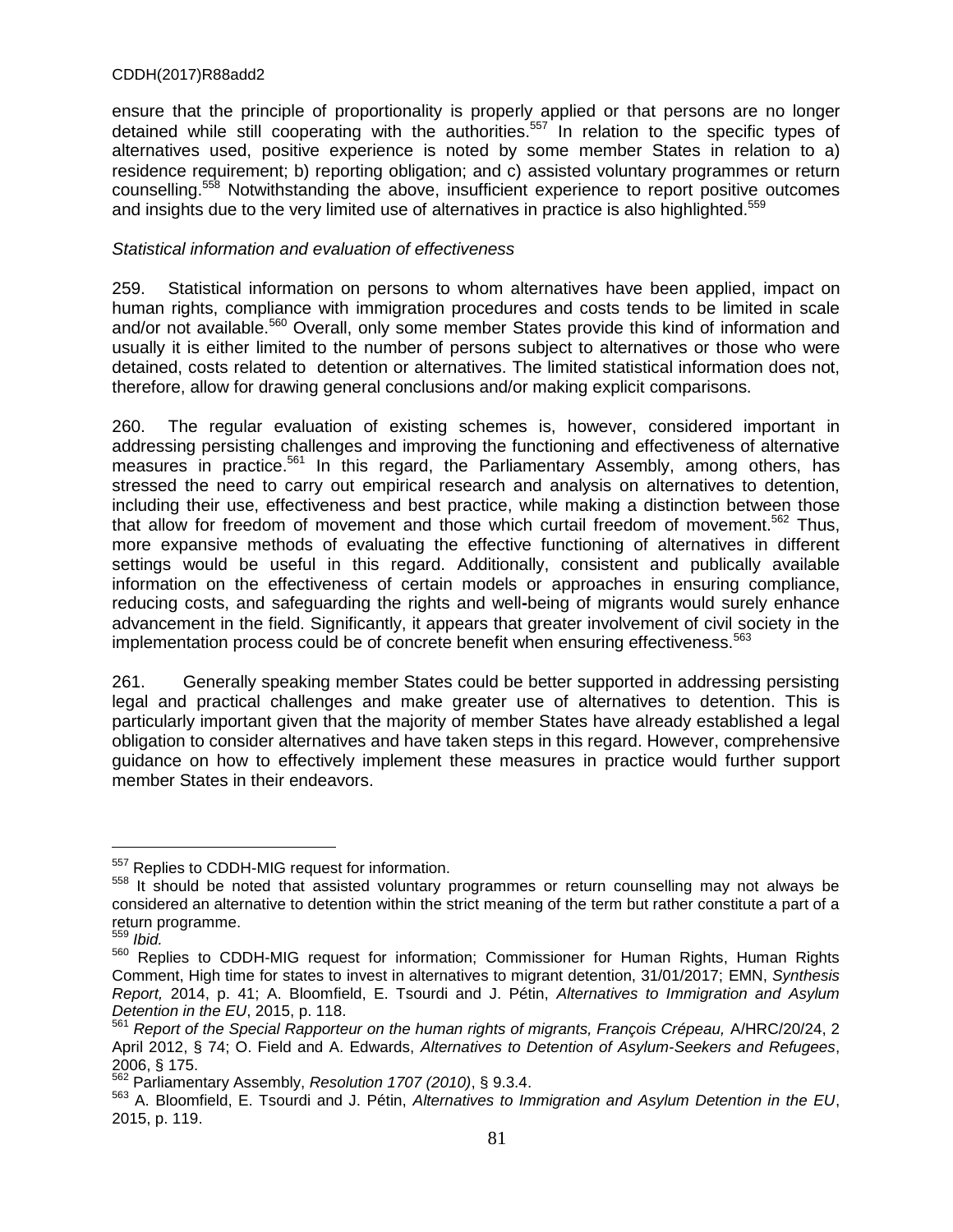ensure that the principle of proportionality is properly applied or that persons are no longer detained while still cooperating with the authorities.[557] In relation to the specific types of alternatives used, positive experience is noted by some member States in relation to a) residence requirement; b) reporting obligation; and c) assisted voluntary programmes or return counselling.[558] Notwithstanding the above, insufficient experience to report positive outcomes and insights due to the very limited use of alternatives in practice is also highlighted.[559]

*Statistical information and evaluation of effectiveness*

259. Statistical information on persons to whom alternatives have been applied, impact on human rights, compliance with immigration procedures and costs tends to be limited in scale and/or not available.[560] Overall, only some member States provide this kind of information and usually it is either limited to the number of persons subject to alternatives or those who were detained, costs related to detention or alternatives. The limited statistical information does not, therefore, allow for drawing general conclusions and/or making explicit comparisons.

260. The regular evaluation of existing schemes is, however, considered important in addressing persisting challenges and improving the functioning and effectiveness of alternative measures in practice.[561] In this regard, the Parliamentary Assembly, among others, has stressed the need to carry out empirical research and analysis on alternatives to detention, including their use, effectiveness and best practice, while making a distinction between those that allow for freedom of movement and those which curtail freedom of movement.[562] Thus, more expansive methods of evaluating the effective functioning of alternatives in different settings would be useful in this regard. Additionally, consistent and publically available information on the effectiveness of certain models or approaches in ensuring compliance, reducing costs, and safeguarding the rights and well-being of migrants would surely enhance advancement in the field. Significantly, it appears that greater involvement of civil society in the implementation process could be of concrete benefit when ensuring effectiveness.[563]

261. Generally speaking member States could be better supported in addressing persisting legal and practical challenges and make greater use of alternatives to detention. This is particularly important given that the majority of member States have already established a legal obligation to consider alternatives and have taken steps in this regard. However, comprehensive guidance on how to effectively implement these measures in practice would further support member States in their endeavors.

---

[557] Replies to CDDH-MIG request for information.

[558] It should be noted that assisted voluntary programmes or return counselling may not always be considered an alternative to detention within the strict meaning of the term but rather constitute a part of a return programme.

[559] *Ibid.*

[560] Replies to CDDH-MIG request for information; Commissioner for Human Rights, Human Rights Comment, High time for states to invest in alternatives to migrant detention, 31/01/2017; EMN, *Synthesis Report,* 2014, p. 41; A. Bloomfield, E. Tsourdi and J. Pétin, *Alternatives to Immigration and Asylum Detention in the EU*, 2015, p. 118.

[561] *Report of the Special Rapporteur on the human rights of migrants, François Crépeau,* A/HRC/20/24, 2 April 2012, § 74; O. Field and A. Edwards, *Alternatives to Detention of Asylum-Seekers and Refugees*, 2006, § 175.

[562] Parliamentary Assembly, *Resolution 1707 (2010)*, § 9.3.4.

[563] A. Bloomfield, E. Tsourdi and J. Pétin, *Alternatives to Immigration and Asylum Detention in the EU*, 2015, p. 119.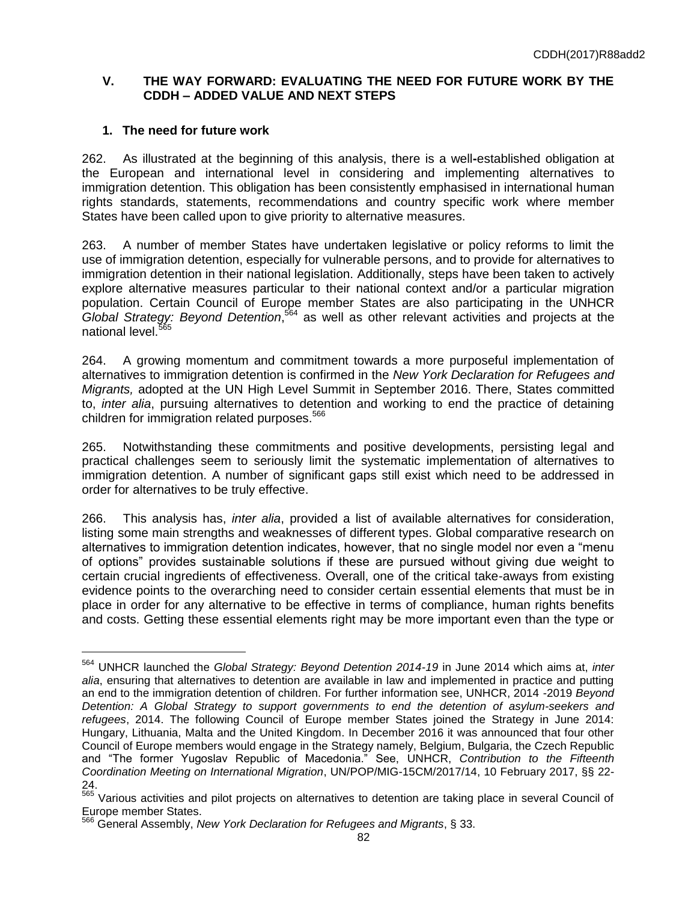## V. THE WAY FORWARD: EVALUATING THE NEED FOR FUTURE WORK BY THE CDDH – ADDED VALUE AND NEXT STEPS

### 1. The need for future work

262. As illustrated at the beginning of this analysis, there is a well-established obligation at the European and international level in considering and implementing alternatives to immigration detention. This obligation has been consistently emphasised in international human rights standards, statements, recommendations and country specific work where member States have been called upon to give priority to alternative measures.

263. A number of member States have undertaken legislative or policy reforms to limit the use of immigration detention, especially for vulnerable persons, and to provide for alternatives to immigration detention in their national legislation. Additionally, steps have been taken to actively explore alternative measures particular to their national context and/or a particular migration population. Certain Council of Europe member States are also participating in the UNHCR *Global Strategy: Beyond Detention*,[564] as well as other relevant activities and projects at the national level.[565]

264. A growing momentum and commitment towards a more purposeful implementation of alternatives to immigration detention is confirmed in the *New York Declaration for Refugees and Migrants,* adopted at the UN High Level Summit in September 2016. There, States committed to, *inter alia*, pursuing alternatives to detention and working to end the practice of detaining children for immigration related purposes.[566]

265. Notwithstanding these commitments and positive developments, persisting legal and practical challenges seem to seriously limit the systematic implementation of alternatives to immigration detention. A number of significant gaps still exist which need to be addressed in order for alternatives to be truly effective.

266. This analysis has, *inter alia*, provided a list of available alternatives for consideration, listing some main strengths and weaknesses of different types. Global comparative research on alternatives to immigration detention indicates, however, that no single model nor even a "menu of options" provides sustainable solutions if these are pursued without giving due weight to certain crucial ingredients of effectiveness. Overall, one of the critical take-aways from existing evidence points to the overarching need to consider certain essential elements that must be in place in order for any alternative to be effective in terms of compliance, human rights benefits and costs. Getting these essential elements right may be more important even than the type or

---

[564] UNHCR launched the *Global Strategy: Beyond Detention 2014-19* in June 2014 which aims at, *inter alia*, ensuring that alternatives to detention are available in law and implemented in practice and putting an end to the immigration detention of children. For further information see, UNHCR, 2014 -2019 *Beyond Detention: A Global Strategy to support governments to end the detention of asylum-seekers and refugees*, 2014. The following Council of Europe member States joined the Strategy in June 2014: Hungary, Lithuania, Malta and the United Kingdom. In December 2016 it was announced that four other Council of Europe members would engage in the Strategy namely, Belgium, Bulgaria, the Czech Republic and "The former Yugoslav Republic of Macedonia." See, UNHCR, *Contribution to the Fifteenth Coordination Meeting on International Migration*, UN/POP/MIG-15CM/2017/14, 10 February 2017, §§ 22-24.

[565] Various activities and pilot projects on alternatives to detention are taking place in several Council of Europe member States.

[566] General Assembly, *New York Declaration for Refugees and Migrants*, § 33.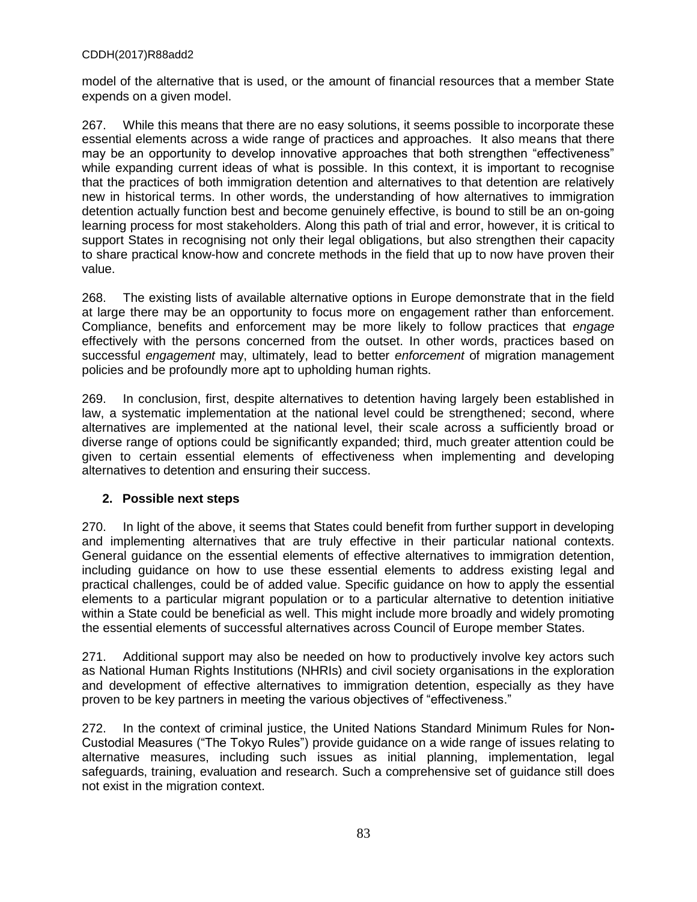model of the alternative that is used, or the amount of financial resources that a member State expends on a given model.

267. While this means that there are no easy solutions, it seems possible to incorporate these essential elements across a wide range of practices and approaches. It also means that there may be an opportunity to develop innovative approaches that both strengthen "effectiveness" while expanding current ideas of what is possible. In this context, it is important to recognise that the practices of both immigration detention and alternatives to that detention are relatively new in historical terms. In other words, the understanding of how alternatives to immigration detention actually function best and become genuinely effective, is bound to still be an on-going learning process for most stakeholders. Along this path of trial and error, however, it is critical to support States in recognising not only their legal obligations, but also strengthen their capacity to share practical know-how and concrete methods in the field that up to now have proven their value.

268. The existing lists of available alternative options in Europe demonstrate that in the field at large there may be an opportunity to focus more on engagement rather than enforcement. Compliance, benefits and enforcement may be more likely to follow practices that *engage* effectively with the persons concerned from the outset. In other words, practices based on successful *engagement* may, ultimately, lead to better *enforcement* of migration management policies and be profoundly more apt to upholding human rights.

269. In conclusion, first, despite alternatives to detention having largely been established in law, a systematic implementation at the national level could be strengthened; second, where alternatives are implemented at the national level, their scale across a sufficiently broad or diverse range of options could be significantly expanded; third, much greater attention could be given to certain essential elements of effectiveness when implementing and developing alternatives to detention and ensuring their success.

## 2. Possible next steps

270. In light of the above, it seems that States could benefit from further support in developing and implementing alternatives that are truly effective in their particular national contexts. General guidance on the essential elements of effective alternatives to immigration detention, including guidance on how to use these essential elements to address existing legal and practical challenges, could be of added value. Specific guidance on how to apply the essential elements to a particular migrant population or to a particular alternative to detention initiative within a State could be beneficial as well. This might include more broadly and widely promoting the essential elements of successful alternatives across Council of Europe member States.

271. Additional support may also be needed on how to productively involve key actors such as National Human Rights Institutions (NHRIs) and civil society organisations in the exploration and development of effective alternatives to immigration detention, especially as they have proven to be key partners in meeting the various objectives of "effectiveness."

272. In the context of criminal justice, the United Nations Standard Minimum Rules for Non-Custodial Measures ("The Tokyo Rules") provide guidance on a wide range of issues relating to alternative measures, including such issues as initial planning, implementation, legal safeguards, training, evaluation and research. Such a comprehensive set of guidance still does not exist in the migration context.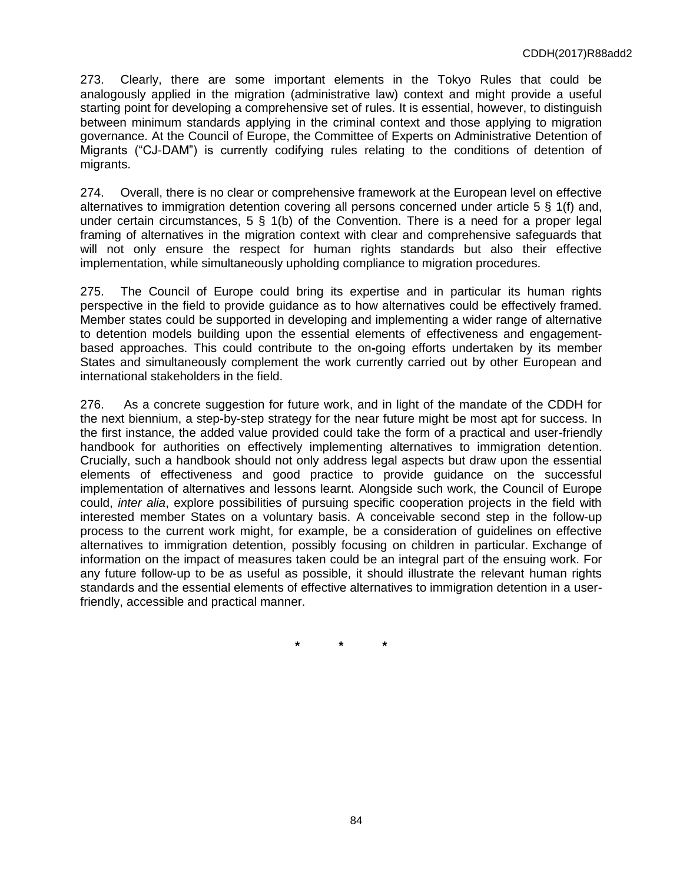273. Clearly, there are some important elements in the Tokyo Rules that could be analogously applied in the migration (administrative law) context and might provide a useful starting point for developing a comprehensive set of rules. It is essential, however, to distinguish between minimum standards applying in the criminal context and those applying to migration governance. At the Council of Europe, the Committee of Experts on Administrative Detention of Migrants ("CJ-DAM") is currently codifying rules relating to the conditions of detention of migrants.

274. Overall, there is no clear or comprehensive framework at the European level on effective alternatives to immigration detention covering all persons concerned under article 5 § 1(f) and, under certain circumstances, 5 § 1(b) of the Convention. There is a need for a proper legal framing of alternatives in the migration context with clear and comprehensive safeguards that will not only ensure the respect for human rights standards but also their effective implementation, while simultaneously upholding compliance to migration procedures.

275. The Council of Europe could bring its expertise and in particular its human rights perspective in the field to provide guidance as to how alternatives could be effectively framed. Member states could be supported in developing and implementing a wider range of alternative to detention models building upon the essential elements of effectiveness and engagement-based approaches. This could contribute to the on-going efforts undertaken by its member States and simultaneously complement the work currently carried out by other European and international stakeholders in the field.

276. As a concrete suggestion for future work, and in light of the mandate of the CDDH for the next biennium, a step-by-step strategy for the near future might be most apt for success. In the first instance, the added value provided could take the form of a practical and user-friendly handbook for authorities on effectively implementing alternatives to immigration detention. Crucially, such a handbook should not only address legal aspects but draw upon the essential elements of effectiveness and good practice to provide guidance on the successful implementation of alternatives and lessons learnt. Alongside such work, the Council of Europe could, *inter alia*, explore possibilities of pursuing specific cooperation projects in the field with interested member States on a voluntary basis. A conceivable second step in the follow-up process to the current work might, for example, be a consideration of guidelines on effective alternatives to immigration detention, possibly focusing on children in particular. Exchange of information on the impact of measures taken could be an integral part of the ensuing work. For any future follow-up to be as useful as possible, it should illustrate the relevant human rights standards and the essential elements of effective alternatives to immigration detention in a user-friendly, accessible and practical manner.

\* \* \*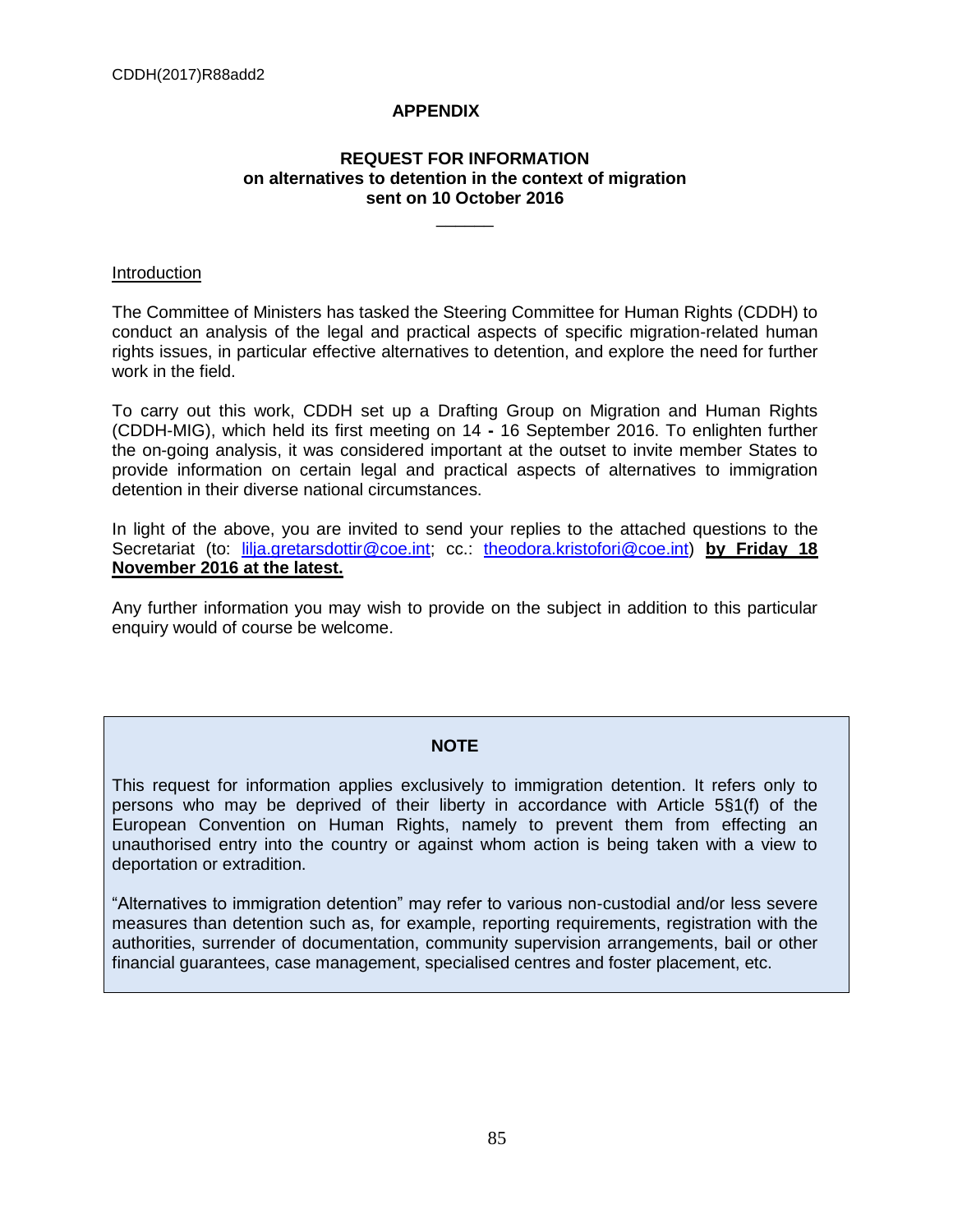## APPENDIX

### REQUEST FOR INFORMATION
### on alternatives to detention in the context of migration
### sent on 10 October 2016

______

Introduction

The Committee of Ministers has tasked the Steering Committee for Human Rights (CDDH) to conduct an analysis of the legal and practical aspects of specific migration-related human rights issues, in particular effective alternatives to detention, and explore the need for further work in the field.

To carry out this work, CDDH set up a Drafting Group on Migration and Human Rights (CDDH-MIG), which held its first meeting on 14 **-** 16 September 2016. To enlighten further the on-going analysis, it was considered important at the outset to invite member States to provide information on certain legal and practical aspects of alternatives to immigration detention in their diverse national circumstances.

In light of the above, you are invited to send your replies to the attached questions to the Secretariat (to: lilja.gretarsdottir@coe.int; cc.: theodora.kristofori@coe.int) **by Friday 18 November 2016 at the latest.**

Any further information you may wish to provide on the subject in addition to this particular enquiry would of course be welcome.

**NOTE**

This request for information applies exclusively to immigration detention. It refers only to persons who may be deprived of their liberty in accordance with Article 5§1(f) of the European Convention on Human Rights, namely to prevent them from effecting an unauthorised entry into the country or against whom action is being taken with a view to deportation or extradition.

"Alternatives to immigration detention" may refer to various non-custodial and/or less severe measures than detention such as, for example, reporting requirements, registration with the authorities, surrender of documentation, community supervision arrangements, bail or other financial guarantees, case management, specialised centres and foster placement, etc.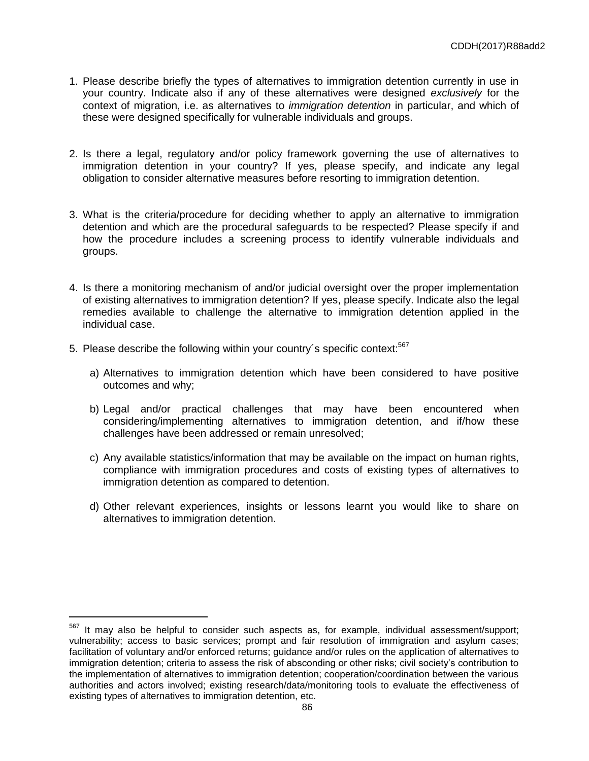1. Please describe briefly the types of alternatives to immigration detention currently in use in your country. Indicate also if any of these alternatives were designed *exclusively* for the context of migration, i.e. as alternatives to *immigration detention* in particular, and which of these were designed specifically for vulnerable individuals and groups.

2. Is there a legal, regulatory and/or policy framework governing the use of alternatives to immigration detention in your country? If yes, please specify, and indicate any legal obligation to consider alternative measures before resorting to immigration detention.

3. What is the criteria/procedure for deciding whether to apply an alternative to immigration detention and which are the procedural safeguards to be respected? Please specify if and how the procedure includes a screening process to identify vulnerable individuals and groups.

4. Is there a monitoring mechanism of and/or judicial oversight over the proper implementation of existing alternatives to immigration detention? If yes, please specify. Indicate also the legal remedies available to challenge the alternative to immigration detention applied in the individual case.

5. Please describe the following within your country´s specific context:[567]

   a) Alternatives to immigration detention which have been considered to have positive outcomes and why;

   b) Legal and/or practical challenges that may have been encountered when considering/implementing alternatives to immigration detention, and if/how these challenges have been addressed or remain unresolved;

   c) Any available statistics/information that may be available on the impact on human rights, compliance with immigration procedures and costs of existing types of alternatives to immigration detention as compared to detention.

   d) Other relevant experiences, insights or lessons learnt you would like to share on alternatives to immigration detention.

---

[567] It may also be helpful to consider such aspects as, for example, individual assessment/support; vulnerability; access to basic services; prompt and fair resolution of immigration and asylum cases; facilitation of voluntary and/or enforced returns; guidance and/or rules on the application of alternatives to immigration detention; criteria to assess the risk of absconding or other risks; civil society's contribution to the implementation of alternatives to immigration detention; cooperation/coordination between the various authorities and actors involved; existing research/data/monitoring tools to evaluate the effectiveness of existing types of alternatives to immigration detention, etc.